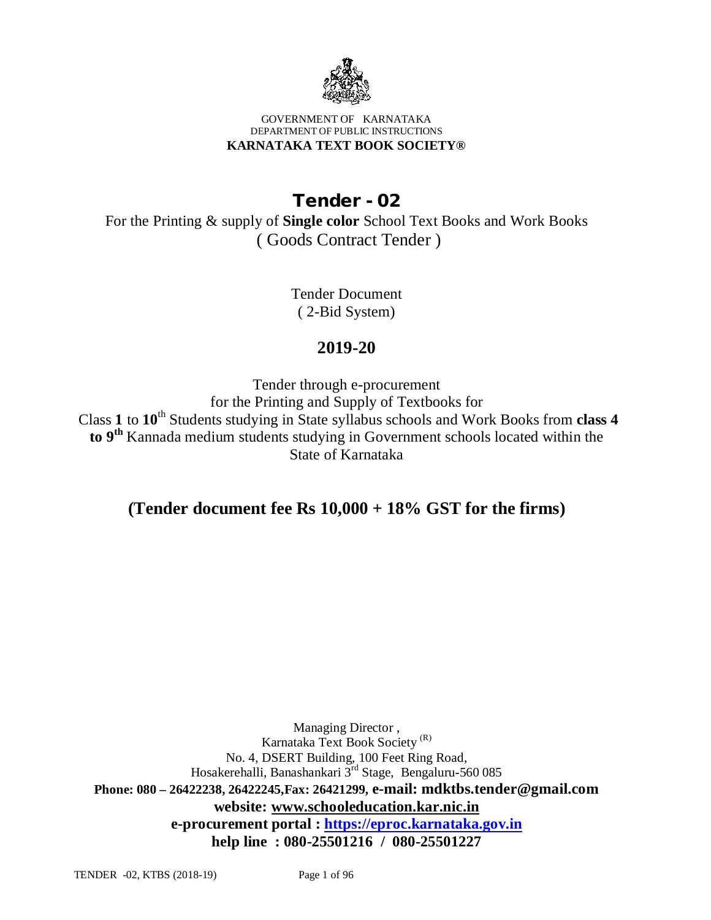GOVERNMENT OF KARNATAKA
DEPARTMENT OF PUBLIC INSTRUCTIONS
**KARNATAKA TEXT BOOK SOCIETY®**

# Tender - 02

For the Printing & supply of **Single color** School Text Books and Work Books
( Goods Contract Tender )

Tender Document
( 2-Bid System)

## 2019-20

Tender through e-procurement
for the Printing and Supply of Textbooks for
Class **1** to **10**th Students studying in State syllabus schools and Work Books from **class 4 to 9th** Kannada medium students studying in Government schools located within the State of Karnataka

## (Tender document fee Rs 10,000 + 18% GST for the firms)

Managing Director ,
Karnataka Text Book Society (R)
No. 4, DSERT Building, 100 Feet Ring Road,
Hosakerehalli, Banashankari 3rd Stage, Bengaluru-560 085
**Phone: 080 – 26422238, 26422245,Fax: 26421299, e-mail: mdktbs.tender@gmail.com**
**website: www.schooleducation.kar.nic.in**
**e-procurement portal : https://eproc.karnataka.gov.in**
**help line : 080-25501216 / 080-25501227**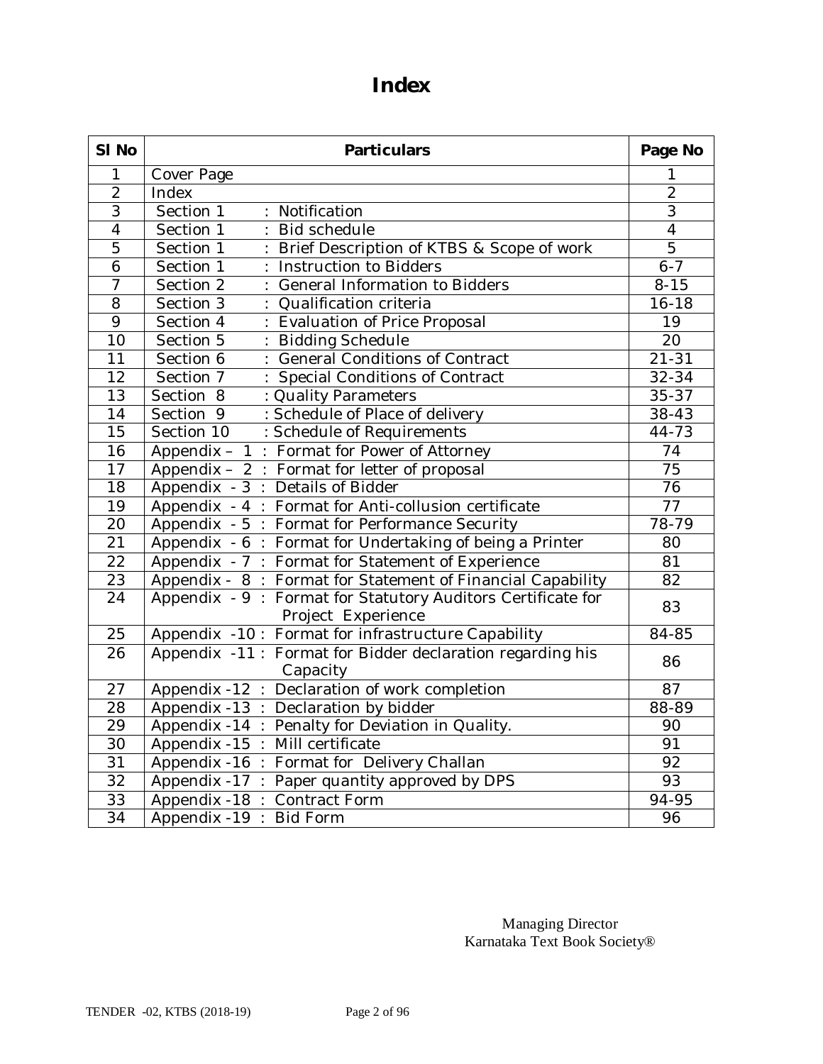# Index

| Sl No | Particulars | Page No |
|---|---|---|
| 1 | Cover Page | 1 |
| 2 | Index | 2 |
| 3 | Section 1 : Notification | 3 |
| 4 | Section 1 : Bid schedule | 4 |
| 5 | Section 1 : Brief Description of KTBS & Scope of work | 5 |
| 6 | Section 1 : Instruction to Bidders | 6-7 |
| 7 | Section 2 : General Information to Bidders | 8-15 |
| 8 | Section 3 : Qualification criteria | 16-18 |
| 9 | Section 4 : Evaluation of Price Proposal | 19 |
| 10 | Section 5 : Bidding Schedule | 20 |
| 11 | Section 6 : General Conditions of Contract | 21-31 |
| 12 | Section 7 : Special Conditions of Contract | 32-34 |
| 13 | Section 8 : Quality Parameters | 35-37 |
| 14 | Section 9 : Schedule of Place of delivery | 38-43 |
| 15 | Section 10 : Schedule of Requirements | 44-73 |
| 16 | Appendix – 1 : Format for Power of Attorney | 74 |
| 17 | Appendix – 2 : Format for letter of proposal | 75 |
| 18 | Appendix - 3 : Details of Bidder | 76 |
| 19 | Appendix - 4 : Format for Anti-collusion certificate | 77 |
| 20 | Appendix - 5 : Format for Performance Security | 78-79 |
| 21 | Appendix - 6 : Format for Undertaking of being a Printer | 80 |
| 22 | Appendix - 7 : Format for Statement of Experience | 81 |
| 23 | Appendix - 8 : Format for Statement of Financial Capability | 82 |
| 24 | Appendix - 9 : Format for Statutory Auditors Certificate for Project Experience | 83 |
| 25 | Appendix -10 : Format for infrastructure Capability | 84-85 |
| 26 | Appendix -11 : Format for Bidder declaration regarding his Capacity | 86 |
| 27 | Appendix -12 : Declaration of work completion | 87 |
| 28 | Appendix -13 : Declaration by bidder | 88-89 |
| 29 | Appendix -14 : Penalty for Deviation in Quality. | 90 |
| 30 | Appendix -15 : Mill certificate | 91 |
| 31 | Appendix -16 : Format for Delivery Challan | 92 |
| 32 | Appendix -17 : Paper quantity approved by DPS | 93 |
| 33 | Appendix -18 : Contract Form | 94-95 |
| 34 | Appendix -19 : Bid Form | 96 |

Managing Director
Karnataka Text Book Society®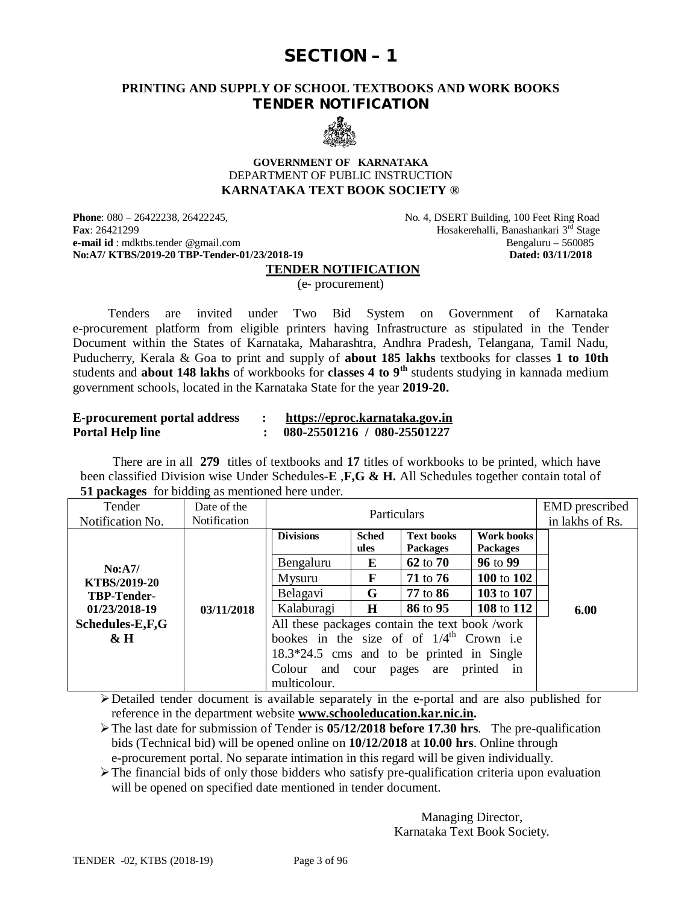# SECTION – 1

## PRINTING AND SUPPLY OF SCHOOL TEXTBOOKS AND WORK BOOKS
## TENDER NOTIFICATION

**GOVERNMENT OF KARNATAKA**
DEPARTMENT OF PUBLIC INSTRUCTION
**KARNATAKA TEXT BOOK SOCIETY ®**

**Phone**: 080 – 26422238, 26422245,
**Fax**: 26421299
**e-mail id** : mdktbs.tender @gmail.com
**No:A7/ KTBS/2019-20 TBP-Tender-01/23/2018-19**

No. 4, DSERT Building, 100 Feet Ring Road
Hosakerehalli, Banashankari 3rd Stage
Bengaluru – 560085
**Dated: 03/11/2018**

**TENDER NOTIFICATION**
(e- procurement)

Tenders are invited under Two Bid System on Government of Karnataka e-procurement platform from eligible printers having Infrastructure as stipulated in the Tender Document within the States of Karnataka, Maharashtra, Andhra Pradesh, Telangana, Tamil Nadu, Puducherry, Kerala & Goa to print and supply of **about 185 lakhs** textbooks for classes **1 to 10th** students and **about 148 lakhs** of workbooks for **classes 4 to 9th** students studying in kannada medium government schools, located in the Karnataka State for the year **2019-20.**

| | | |
|---|---|---|
| **E-procurement portal address** | : | **https://eproc.karnataka.gov.in** |
| **Portal Help line** | : | **080-25501216 / 080-25501227** |

There are in all **279** titles of textbooks and **17** titles of workbooks to be printed, which have been classified Division wise Under Schedules-**E** ,**F,G & H.** All Schedules together contain total of **51 packages** for bidding as mentioned here under.

| Tender Notification No. | Date of the Notification | Particulars | | | | EMD prescribed in lakhs of Rs. |
|---|---|---|---|---|---|---|
| | | **Divisions** | **Schedules** | **Text books Packages** | **Work books Packages** | |
| **No:A7/ KTBS/2019-20 TBP-Tender-01/23/2018-19 Schedules-E,F,G & H** | **03/11/2018** | Bengaluru | **E** | **62** to **70** | **96** to **99** | **6.00** |
| | | Mysuru | **F** | **71** to **76** | **100** to **102** | |
| | | Belagavi | **G** | **77** to **86** | **103** to **107** | |
| | | Kalaburagi | **H** | **86** to **95** | **108** to **112** | |
| | | All these packages contain the text book /work bookes in the size of of 1/4th Crown i.e 18.3*24.5 cms and to be printed in Single Colour and cour pages are printed in multicolour. | | | | |

- Detailed tender document is available separately in the e-portal and are also published for reference in the department website **www.schooleducation.kar.nic.in.**
- The last date for submission of Tender is **05/12/2018 before 17.30 hrs**. The pre-qualification bids (Technical bid) will be opened online on **10/12/2018** at **10.00 hrs**. Online through e-procurement portal. No separate intimation in this regard will be given individually.
- The financial bids of only those bidders who satisfy pre-qualification criteria upon evaluation will be opened on specified date mentioned in tender document.

Managing Director,
Karnataka Text Book Society.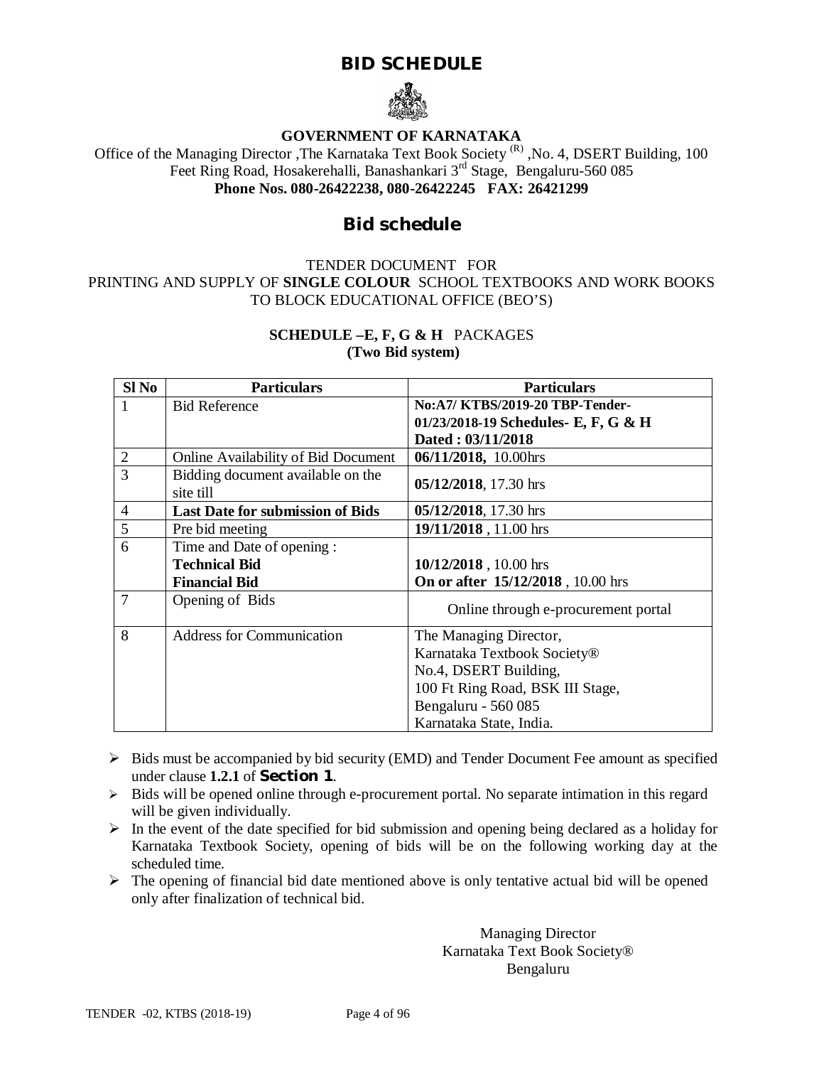# BID SCHEDULE

**GOVERNMENT OF KARNATAKA**

Office of the Managing Director ,The Karnataka Text Book Society [(R)] ,No. 4, DSERT Building, 100 Feet Ring Road, Hosakerehalli, Banashankari 3rd Stage, Bengaluru-560 085

**Phone Nos. 080-26422238, 080-26422245 FAX: 26421299**

## Bid schedule

TENDER DOCUMENT FOR
PRINTING AND SUPPLY OF **SINGLE COLOUR** SCHOOL TEXTBOOKS AND WORK BOOKS TO BLOCK EDUCATIONAL OFFICE (BEO'S)

**SCHEDULE –E, F, G & H** PACKAGES
**(Two Bid system)**

| Sl No | Particulars | Particulars |
|---|---|---|
| 1 | Bid Reference | **No:A7/ KTBS/2019-20 TBP-Tender-01/23/2018-19 Schedules- E, F, G & H Dated : 03/11/2018** |
| 2 | Online Availability of Bid Document | **06/11/2018,** 10.00hrs |
| 3 | Bidding document available on the site till | **05/12/2018**, 17.30 hrs |
| 4 | **Last Date for submission of Bids** | **05/12/2018**, 17.30 hrs |
| 5 | Pre bid meeting | **19/11/2018** , 11.00 hrs |
| 6 | Time and Date of opening :<br>**Technical Bid**<br>**Financial Bid** | <br>**10/12/2018** , 10.00 hrs<br>**On or after 15/12/2018** , 10.00 hrs |
| 7 | Opening of Bids | Online through e-procurement portal |
| 8 | Address for Communication | The Managing Director,<br>Karnataka Textbook Society®<br>No.4, DSERT Building,<br>100 Ft Ring Road, BSK III Stage,<br>Bengaluru - 560 085<br>Karnataka State, India. |

- Bids must be accompanied by bid security (EMD) and Tender Document Fee amount as specified under clause **1.2.1** of **Section 1**.
- Bids will be opened online through e-procurement portal. No separate intimation in this regard will be given individually.
- In the event of the date specified for bid submission and opening being declared as a holiday for Karnataka Textbook Society, opening of bids will be on the following working day at the scheduled time.
- The opening of financial bid date mentioned above is only tentative actual bid will be opened only after finalization of technical bid.

Managing Director
Karnataka Text Book Society®
Bengaluru

TENDER -02, KTBS (2018-19)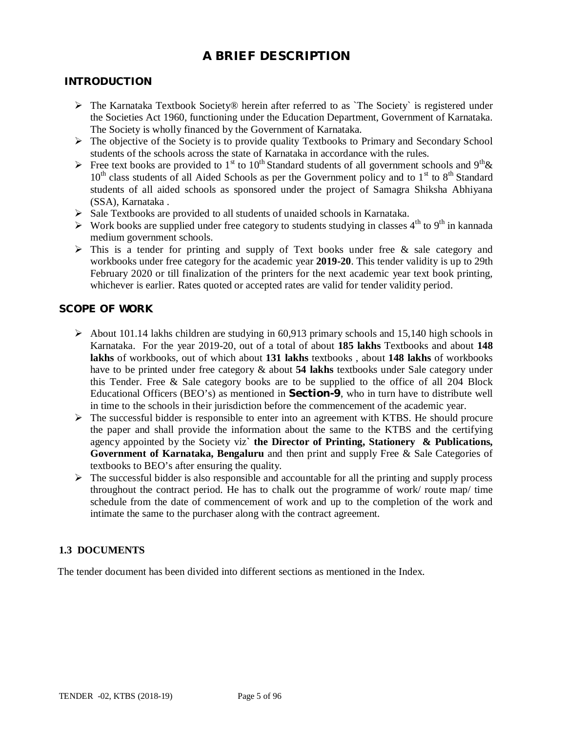# A BRIEF DESCRIPTION

## INTRODUCTION

- The Karnataka Textbook Society® herein after referred to as `The Society` is registered under the Societies Act 1960, functioning under the Education Department, Government of Karnataka. The Society is wholly financed by the Government of Karnataka.
- The objective of the Society is to provide quality Textbooks to Primary and Secondary School students of the schools across the state of Karnataka in accordance with the rules.
- Free text books are provided to 1$^{st}$ to 10$^{th}$ Standard students of all government schools and 9$^{th}$& 10$^{th}$ class students of all Aided Schools as per the Government policy and to 1$^{st}$ to 8$^{th}$ Standard students of all aided schools as sponsored under the project of Samagra Shiksha Abhiyana (SSA), Karnataka .
- Sale Textbooks are provided to all students of unaided schools in Karnataka.
- Work books are supplied under free category to students studying in classes 4$^{th}$ to 9$^{th}$ in kannada medium government schools.
- This is a tender for printing and supply of Text books under free & sale category and workbooks under free category for the academic year **2019-20**. This tender validity is up to 29th February 2020 or till finalization of the printers for the next academic year text book printing, whichever is earlier. Rates quoted or accepted rates are valid for tender validity period.

## SCOPE OF WORK

- About 101.14 lakhs children are studying in 60,913 primary schools and 15,140 high schools in Karnataka. For the year 2019-20, out of a total of about **185 lakhs** Textbooks and about **148 lakhs** of workbooks, out of which about **131 lakhs** textbooks , about **148 lakhs** of workbooks have to be printed under free category & about **54 lakhs** textbooks under Sale category under this Tender. Free & Sale category books are to be supplied to the office of all 204 Block Educational Officers (BEO's) as mentioned in **Section-9**, who in turn have to distribute well in time to the schools in their jurisdiction before the commencement of the academic year.
- The successful bidder is responsible to enter into an agreement with KTBS. He should procure the paper and shall provide the information about the same to the KTBS and the certifying agency appointed by the Society viz` **the Director of Printing, Stationery & Publications, Government of Karnataka, Bengaluru** and then print and supply Free & Sale Categories of textbooks to BEO's after ensuring the quality.
- The successful bidder is also responsible and accountable for all the printing and supply process throughout the contract period. He has to chalk out the programme of work/ route map/ time schedule from the date of commencement of work and up to the completion of the work and intimate the same to the purchaser along with the contract agreement.

### 1.3 DOCUMENTS

The tender document has been divided into different sections as mentioned in the Index.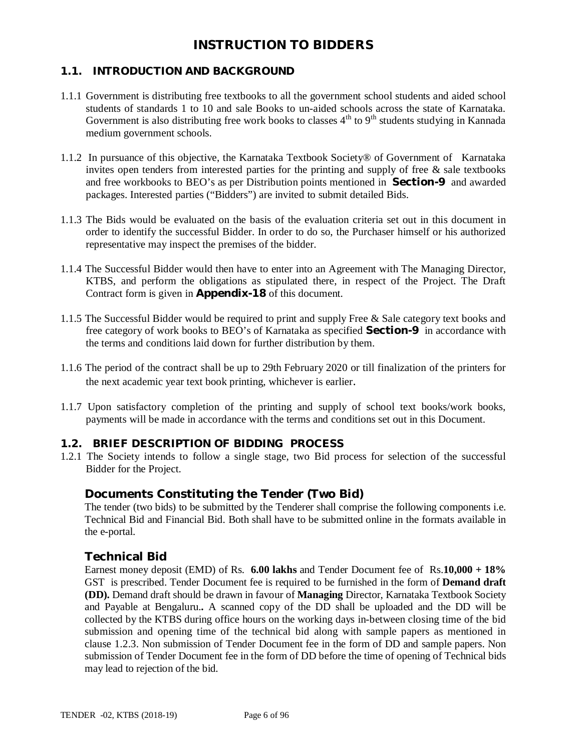# INSTRUCTION TO BIDDERS

## 1.1. INTRODUCTION AND BACKGROUND

1.1.1 Government is distributing free textbooks to all the government school students and aided school students of standards 1 to 10 and sale Books to un-aided schools across the state of Karnataka. Government is also distributing free work books to classes 4$^{th}$ to 9$^{th}$ students studying in Kannada medium government schools.

1.1.2 In pursuance of this objective, the Karnataka Textbook Society® of Government of Karnataka invites open tenders from interested parties for the printing and supply of free & sale textbooks and free workbooks to BEO's as per Distribution points mentioned in **Section-9** and awarded packages. Interested parties ("Bidders") are invited to submit detailed Bids.

1.1.3 The Bids would be evaluated on the basis of the evaluation criteria set out in this document in order to identify the successful Bidder. In order to do so, the Purchaser himself or his authorized representative may inspect the premises of the bidder.

1.1.4 The Successful Bidder would then have to enter into an Agreement with The Managing Director, KTBS, and perform the obligations as stipulated there, in respect of the Project. The Draft Contract form is given in **Appendix-18** of this document.

1.1.5 The Successful Bidder would be required to print and supply Free & Sale category text books and free category of work books to BEO's of Karnataka as specified **Section-9** in accordance with the terms and conditions laid down for further distribution by them.

1.1.6 The period of the contract shall be up to 29th February 2020 or till finalization of the printers for the next academic year text book printing, whichever is earlier.

1.1.7 Upon satisfactory completion of the printing and supply of school text books/work books, payments will be made in accordance with the terms and conditions set out in this Document.

## 1.2. BRIEF DESCRIPTION OF BIDDING PROCESS

1.2.1 The Society intends to follow a single stage, two Bid process for selection of the successful Bidder for the Project.

### Documents Constituting the Tender (Two Bid)

The tender (two bids) to be submitted by the Tenderer shall comprise the following components i.e. Technical Bid and Financial Bid. Both shall have to be submitted online in the formats available in the e-portal.

### Technical Bid

Earnest money deposit (EMD) of Rs. **6.00 lakhs** and Tender Document fee of Rs.**10,000 + 18%** GST is prescribed. Tender Document fee is required to be furnished in the form of **Demand draft (DD).** Demand draft should be drawn in favour of **Managing** Director, Karnataka Textbook Society and Payable at Bengaluru**.** A scanned copy of the DD shall be uploaded and the DD will be collected by the KTBS during office hours on the working days in-between closing time of the bid submission and opening time of the technical bid along with sample papers as mentioned in clause 1.2.3. Non submission of Tender Document fee in the form of DD and sample papers. Non submission of Tender Document fee in the form of DD before the time of opening of Technical bids may lead to rejection of the bid.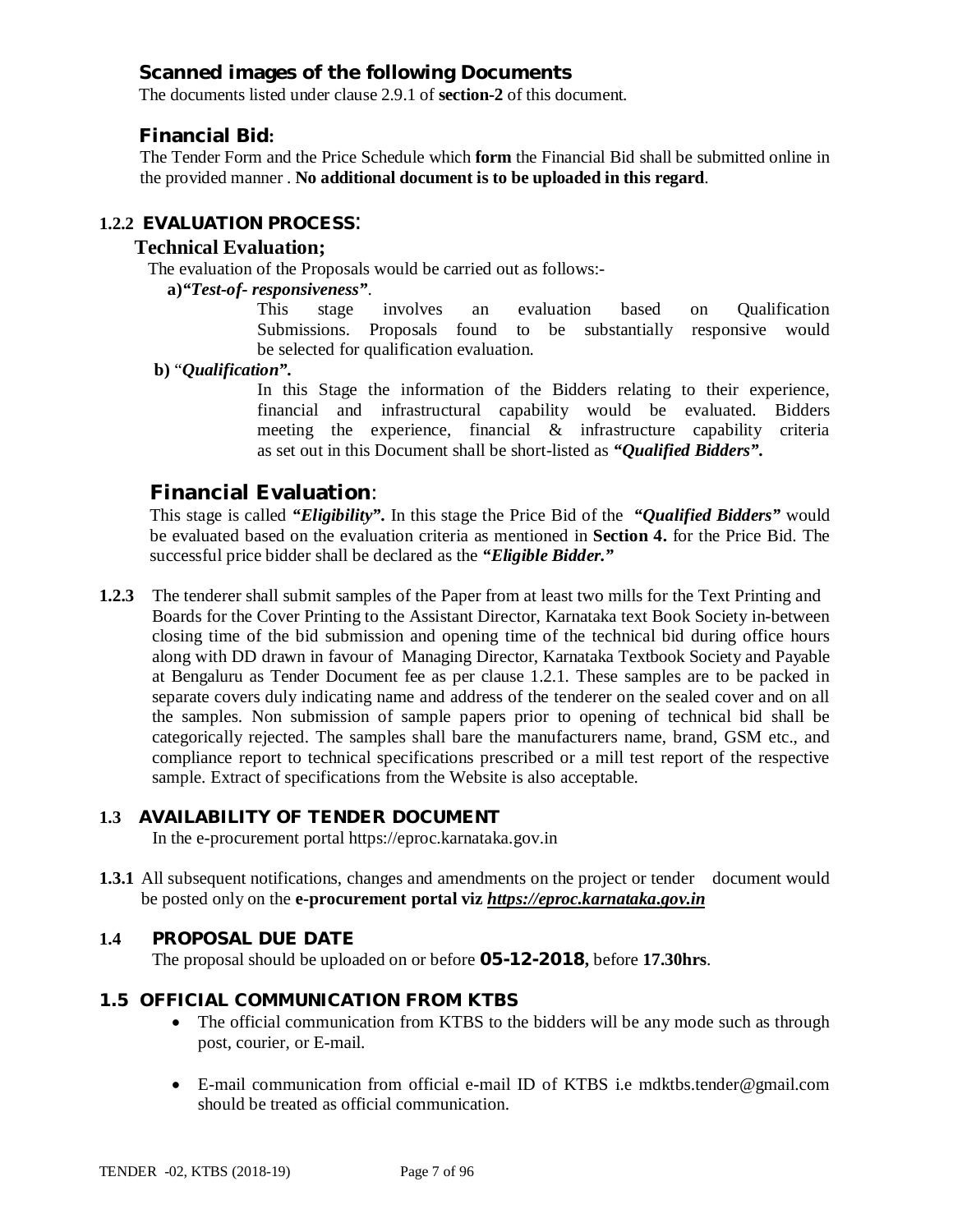### Scanned images of the following Documents

The documents listed under clause 2.9.1 of **section-2** of this document.

### Financial Bid:

The Tender Form and the Price Schedule which **form** the Financial Bid shall be submitted online in the provided manner . **No additional document is to be uploaded in this regard**.

## 1.2.2 EVALUATION PROCESS:

### Technical Evaluation;

The evaluation of the Proposals would be carried out as follows:-

**a)*"Test-of- responsiveness"***.

This stage involves an evaluation based on Qualification Submissions. Proposals found to be substantially responsive would be selected for qualification evaluation.

**b)** "***Qualification".***

In this Stage the information of the Bidders relating to their experience, financial and infrastructural capability would be evaluated. Bidders meeting the experience, financial & infrastructure capability criteria as set out in this Document shall be short-listed as ***"Qualified Bidders".***

### Financial Evaluation:

This stage is called ***"Eligibility".*** In this stage the Price Bid of the ***"Qualified Bidders"*** would be evaluated based on the evaluation criteria as mentioned in **Section 4.** for the Price Bid. The successful price bidder shall be declared as the ***"Eligible Bidder."***

**1.2.3** The tenderer shall submit samples of the Paper from at least two mills for the Text Printing and Boards for the Cover Printing to the Assistant Director, Karnataka text Book Society in-between closing time of the bid submission and opening time of the technical bid during office hours along with DD drawn in favour of Managing Director, Karnataka Textbook Society and Payable at Bengaluru as Tender Document fee as per clause 1.2.1. These samples are to be packed in separate covers duly indicating name and address of the tenderer on the sealed cover and on all the samples. Non submission of sample papers prior to opening of technical bid shall be categorically rejected. The samples shall bare the manufacturers name, brand, GSM etc., and compliance report to technical specifications prescribed or a mill test report of the respective sample. Extract of specifications from the Website is also acceptable.

## 1.3 AVAILABILITY OF TENDER DOCUMENT

In the e-procurement portal https://eproc.karnataka.gov.in

**1.3.1** All subsequent notifications, changes and amendments on the project or tender document would be posted only on the **e-procurement portal viz *https://eproc.karnataka.gov.in***

## 1.4 PROPOSAL DUE DATE

The proposal should be uploaded on or before **05-12-2018,** before **17.30hrs**.

## 1.5 OFFICIAL COMMUNICATION FROM KTBS

- The official communication from KTBS to the bidders will be any mode such as through post, courier, or E-mail.
- E-mail communication from official e-mail ID of KTBS i.e mdktbs.tender@gmail.com should be treated as official communication.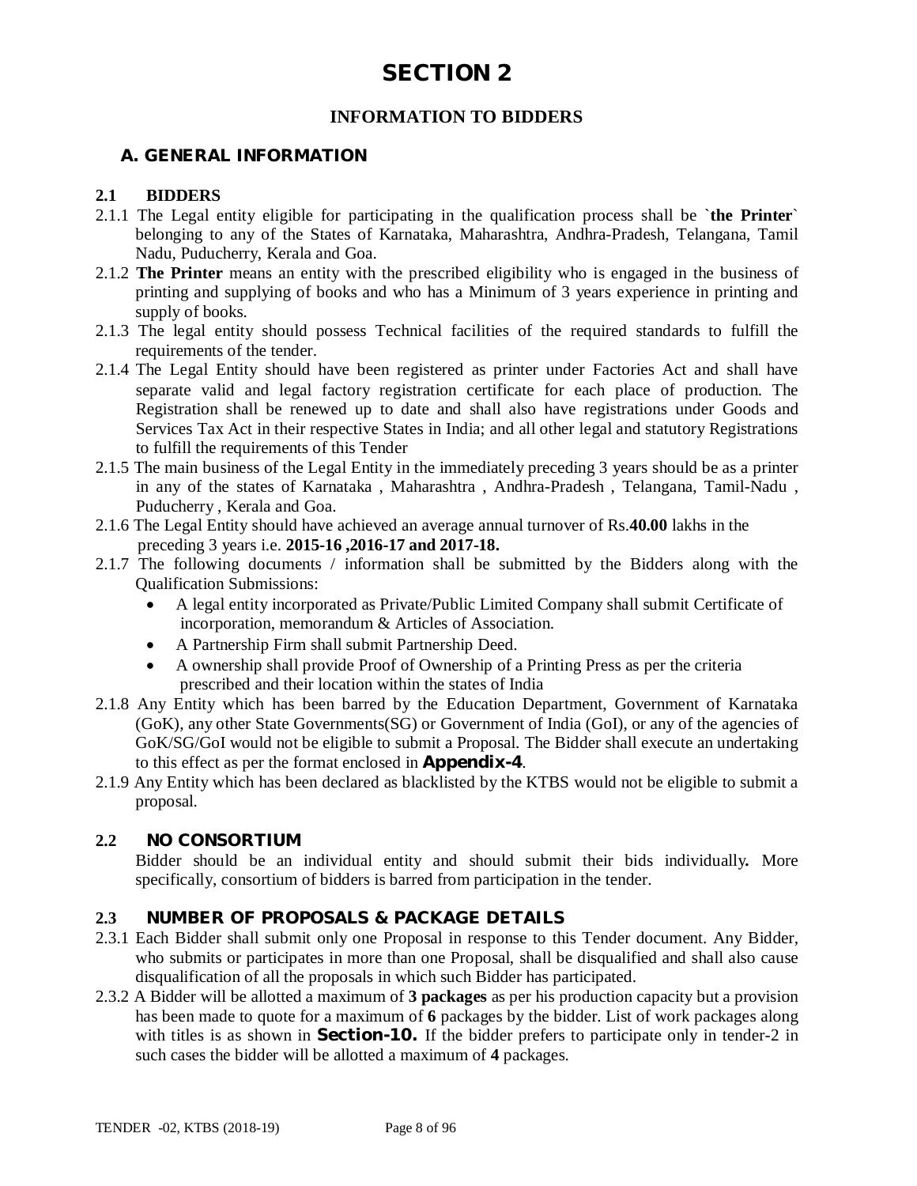# SECTION 2

## INFORMATION TO BIDDERS

### A. GENERAL INFORMATION

**2.1 BIDDERS**

2.1.1 The Legal entity eligible for participating in the qualification process shall be **`the Printer`** belonging to any of the States of Karnataka, Maharashtra, Andhra-Pradesh, Telangana, Tamil Nadu, Puducherry, Kerala and Goa.

2.1.2 **The Printer** means an entity with the prescribed eligibility who is engaged in the business of printing and supplying of books and who has a Minimum of 3 years experience in printing and supply of books.

2.1.3 The legal entity should possess Technical facilities of the required standards to fulfill the requirements of the tender.

2.1.4 The Legal Entity should have been registered as printer under Factories Act and shall have separate valid and legal factory registration certificate for each place of production. The Registration shall be renewed up to date and shall also have registrations under Goods and Services Tax Act in their respective States in India; and all other legal and statutory Registrations to fulfill the requirements of this Tender

2.1.5 The main business of the Legal Entity in the immediately preceding 3 years should be as a printer in any of the states of Karnataka , Maharashtra , Andhra-Pradesh , Telangana, Tamil-Nadu , Puducherry , Kerala and Goa.

2.1.6 The Legal Entity should have achieved an average annual turnover of Rs.**40.00** lakhs in the preceding 3 years i.e. **2015-16 ,2016-17 and 2017-18.**

2.1.7 The following documents / information shall be submitted by the Bidders along with the Qualification Submissions:

- A legal entity incorporated as Private/Public Limited Company shall submit Certificate of incorporation, memorandum & Articles of Association.
- A Partnership Firm shall submit Partnership Deed.
- A ownership shall provide Proof of Ownership of a Printing Press as per the criteria prescribed and their location within the states of India

2.1.8 Any Entity which has been barred by the Education Department, Government of Karnataka (GoK), any other State Governments(SG) or Government of India (GoI), or any of the agencies of GoK/SG/GoI would not be eligible to submit a Proposal. The Bidder shall execute an undertaking to this effect as per the format enclosed in **Appendix-4**.

2.1.9 Any Entity which has been declared as blacklisted by the KTBS would not be eligible to submit a proposal.

**2.2 NO CONSORTIUM**

Bidder should be an individual entity and should submit their bids individually**.** More specifically, consortium of bidders is barred from participation in the tender.

**2.3 NUMBER OF PROPOSALS & PACKAGE DETAILS**

2.3.1 Each Bidder shall submit only one Proposal in response to this Tender document. Any Bidder, who submits or participates in more than one Proposal, shall be disqualified and shall also cause disqualification of all the proposals in which such Bidder has participated.

2.3.2 A Bidder will be allotted a maximum of **3 packages** as per his production capacity but a provision has been made to quote for a maximum of **6** packages by the bidder. List of work packages along with titles is as shown in **Section-10.** If the bidder prefers to participate only in tender-2 in such cases the bidder will be allotted a maximum of **4** packages.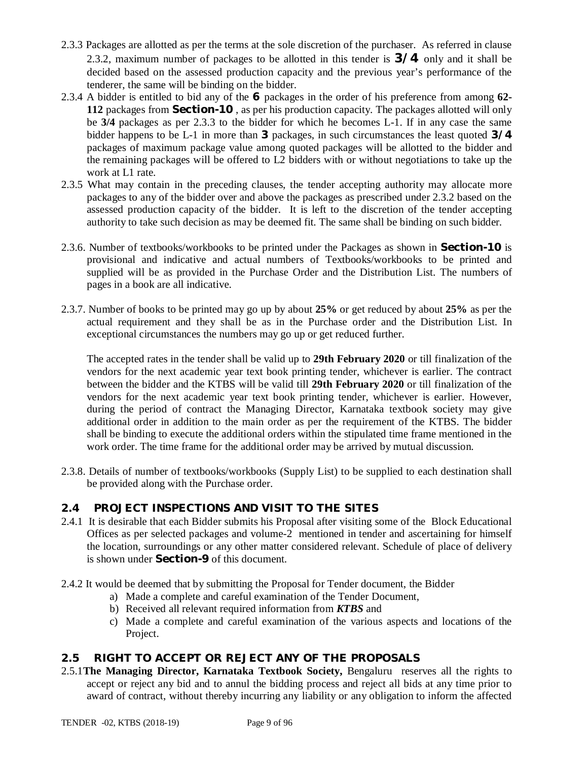2.3.3 Packages are allotted as per the terms at the sole discretion of the purchaser. As referred in clause 2.3.2, maximum number of packages to be allotted in this tender is **3/4** only and it shall be decided based on the assessed production capacity and the previous year's performance of the tenderer, the same will be binding on the bidder.

2.3.4 A bidder is entitled to bid any of the **6** packages in the order of his preference from among **62-112** packages from **Section-10** , as per his production capacity. The packages allotted will only be **3/4** packages as per 2.3.3 to the bidder for which he becomes L-1. If in any case the same bidder happens to be L-1 in more than **3** packages, in such circumstances the least quoted **3/4** packages of maximum package value among quoted packages will be allotted to the bidder and the remaining packages will be offered to L2 bidders with or without negotiations to take up the work at L1 rate.

2.3.5 What may contain in the preceding clauses, the tender accepting authority may allocate more packages to any of the bidder over and above the packages as prescribed under 2.3.2 based on the assessed production capacity of the bidder. It is left to the discretion of the tender accepting authority to take such decision as may be deemed fit. The same shall be binding on such bidder.

2.3.6. Number of textbooks/workbooks to be printed under the Packages as shown in **Section-10** is provisional and indicative and actual numbers of Textbooks/workbooks to be printed and supplied will be as provided in the Purchase Order and the Distribution List. The numbers of pages in a book are all indicative.

2.3.7. Number of books to be printed may go up by about **25%** or get reduced by about **25%** as per the actual requirement and they shall be as in the Purchase order and the Distribution List. In exceptional circumstances the numbers may go up or get reduced further.

The accepted rates in the tender shall be valid up to **29th February 2020** or till finalization of the vendors for the next academic year text book printing tender, whichever is earlier. The contract between the bidder and the KTBS will be valid till **29th February 2020** or till finalization of the vendors for the next academic year text book printing tender, whichever is earlier. However, during the period of contract the Managing Director, Karnataka textbook society may give additional order in addition to the main order as per the requirement of the KTBS. The bidder shall be binding to execute the additional orders within the stipulated time frame mentioned in the work order. The time frame for the additional order may be arrived by mutual discussion.

2.3.8. Details of number of textbooks/workbooks (Supply List) to be supplied to each destination shall be provided along with the Purchase order.

## 2.4 PROJECT INSPECTIONS AND VISIT TO THE SITES

2.4.1 It is desirable that each Bidder submits his Proposal after visiting some of the Block Educational Offices as per selected packages and volume-2 mentioned in tender and ascertaining for himself the location, surroundings or any other matter considered relevant. Schedule of place of delivery is shown under **Section-9** of this document.

2.4.2 It would be deemed that by submitting the Proposal for Tender document, the Bidder

a) Made a complete and careful examination of the Tender Document,
b) Received all relevant required information from ***KTBS*** and
c) Made a complete and careful examination of the various aspects and locations of the Project.

## 2.5 RIGHT TO ACCEPT OR REJECT ANY OF THE PROPOSALS

2.5.1 **The Managing Director, Karnataka Textbook Society,** Bengaluru reserves all the rights to accept or reject any bid and to annul the bidding process and reject all bids at any time prior to award of contract, without thereby incurring any liability or any obligation to inform the affected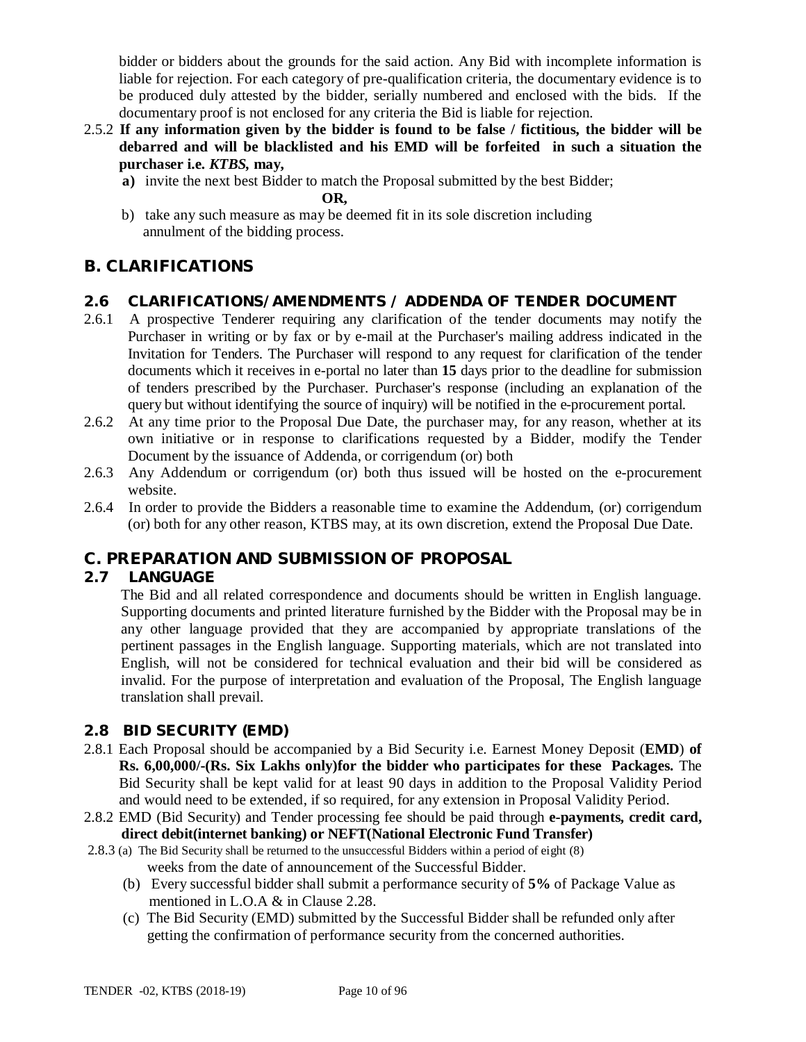bidder or bidders about the grounds for the said action. Any Bid with incomplete information is liable for rejection. For each category of pre-qualification criteria, the documentary evidence is to be produced duly attested by the bidder, serially numbered and enclosed with the bids. If the documentary proof is not enclosed for any criteria the Bid is liable for rejection.

2.5.2 **If any information given by the bidder is found to be false / fictitious, the bidder will be debarred and will be blacklisted and his EMD will be forfeited in such a situation the purchaser i.e. *KTBS*, may,**

**a)** invite the next best Bidder to match the Proposal submitted by the best Bidder;

**OR,**

b) take any such measure as may be deemed fit in its sole discretion including annulment of the bidding process.

## B. CLARIFICATIONS

### 2.6 CLARIFICATIONS/AMENDMENTS / ADDENDA OF TENDER DOCUMENT

2.6.1 A prospective Tenderer requiring any clarification of the tender documents may notify the Purchaser in writing or by fax or by e-mail at the Purchaser's mailing address indicated in the Invitation for Tenders. The Purchaser will respond to any request for clarification of the tender documents which it receives in e-portal no later than **15** days prior to the deadline for submission of tenders prescribed by the Purchaser. Purchaser's response (including an explanation of the query but without identifying the source of inquiry) will be notified in the e-procurement portal.

2.6.2 At any time prior to the Proposal Due Date, the purchaser may, for any reason, whether at its own initiative or in response to clarifications requested by a Bidder, modify the Tender Document by the issuance of Addenda, or corrigendum (or) both

2.6.3 Any Addendum or corrigendum (or) both thus issued will be hosted on the e-procurement website.

2.6.4 In order to provide the Bidders a reasonable time to examine the Addendum, (or) corrigendum (or) both for any other reason, KTBS may, at its own discretion, extend the Proposal Due Date.

## C. PREPARATION AND SUBMISSION OF PROPOSAL

### 2.7 LANGUAGE

The Bid and all related correspondence and documents should be written in English language. Supporting documents and printed literature furnished by the Bidder with the Proposal may be in any other language provided that they are accompanied by appropriate translations of the pertinent passages in the English language. Supporting materials, which are not translated into English, will not be considered for technical evaluation and their bid will be considered as invalid. For the purpose of interpretation and evaluation of the Proposal, The English language translation shall prevail.

### 2.8 BID SECURITY (EMD)

2.8.1 Each Proposal should be accompanied by a Bid Security i.e. Earnest Money Deposit (**EMD**) **of Rs. 6,00,000/-(Rs. Six Lakhs only)for the bidder who participates for these Packages.** The Bid Security shall be kept valid for at least 90 days in addition to the Proposal Validity Period and would need to be extended, if so required, for any extension in Proposal Validity Period.

2.8.2 EMD (Bid Security) and Tender processing fee should be paid through **e-payments, credit card, direct debit(internet banking) or NEFT(National Electronic Fund Transfer)**

2.8.3 (a) The Bid Security shall be returned to the unsuccessful Bidders within a period of eight (8) weeks from the date of announcement of the Successful Bidder.

(b) Every successful bidder shall submit a performance security of **5%** of Package Value as mentioned in L.O.A & in Clause 2.28.

(c) The Bid Security (EMD) submitted by the Successful Bidder shall be refunded only after getting the confirmation of performance security from the concerned authorities.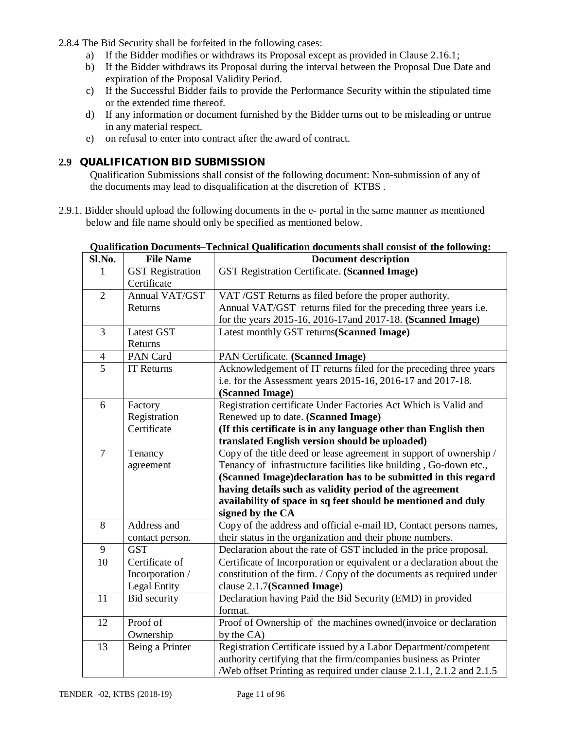2.8.4 The Bid Security shall be forfeited in the following cases:

a) If the Bidder modifies or withdraws its Proposal except as provided in Clause 2.16.1;
b) If the Bidder withdraws its Proposal during the interval between the Proposal Due Date and expiration of the Proposal Validity Period.
c) If the Successful Bidder fails to provide the Performance Security within the stipulated time or the extended time thereof.
d) If any information or document furnished by the Bidder turns out to be misleading or untrue in any material respect.
e) on refusal to enter into contract after the award of contract.

## 2.9 QUALIFICATION BID SUBMISSION

Qualification Submissions shall consist of the following document: Non-submission of any of the documents may lead to disqualification at the discretion of KTBS .

2.9.1. Bidder should upload the following documents in the e- portal in the same manner as mentioned below and file name should only be specified as mentioned below.

**Qualification Documents–Technical Qualification documents shall consist of the following:**

| Sl.No. | File Name | Document description |
|---|---|---|
| 1 | GST Registration Certificate | GST Registration Certificate. **(Scanned Image)** |
| 2 | Annual VAT/GST Returns | VAT /GST Returns as filed before the proper authority. Annual VAT/GST returns filed for the preceding three years i.e. for the years 2015-16, 2016-17and 2017-18. **(Scanned Image)** |
| 3 | Latest GST Returns | Latest monthly GST returns**(Scanned Image)** |
| 4 | PAN Card | PAN Certificate. **(Scanned Image)** |
| 5 | IT Returns | Acknowledgement of IT returns filed for the preceding three years i.e. for the Assessment years 2015-16, 2016-17 and 2017-18. **(Scanned Image)** |
| 6 | Factory Registration Certificate | Registration certificate Under Factories Act Which is Valid and Renewed up to date. **(Scanned Image)** **(If this certificate is in any language other than English then translated English version should be uploaded)** |
| 7 | Tenancy agreement | Copy of the title deed or lease agreement in support of ownership / Tenancy of infrastructure facilities like building , Go-down etc., **(Scanned Image)declaration has to be submitted in this regard having details such as validity period of the agreement availability of space in sq feet should be mentioned and duly signed by the CA** |
| 8 | Address and contact person. | Copy of the address and official e-mail ID, Contact persons names, their status in the organization and their phone numbers. |
| 9 | GST | Declaration about the rate of GST included in the price proposal. |
| 10 | Certificate of Incorporation / Legal Entity | Certificate of Incorporation or equivalent or a declaration about the constitution of the firm. / Copy of the documents as required under clause 2.1.7**(Scanned Image)** |
| 11 | Bid security | Declaration having Paid the Bid Security (EMD) in provided format. |
| 12 | Proof of Ownership | Proof of Ownership of the machines owned(invoice or declaration by the CA) |
| 13 | Being a Printer | Registration Certificate issued by a Labor Department/competent authority certifying that the firm/companies business as Printer /Web offset Printing as required under clause 2.1.1, 2.1.2 and 2.1.5 |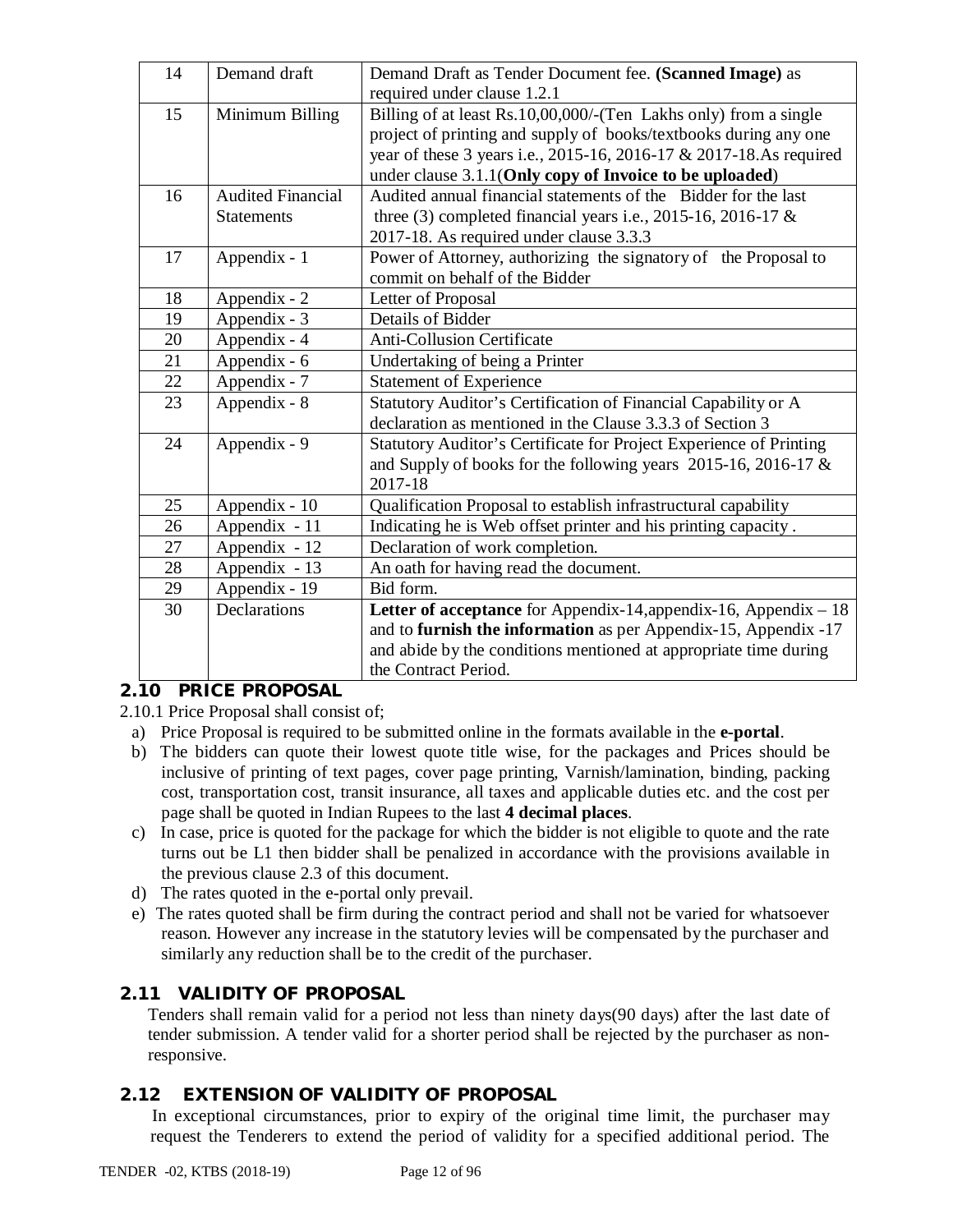| 14 | Demand draft | Demand Draft as Tender Document fee. **(Scanned Image)** as required under clause 1.2.1 |
|---|---|---|
| 15 | Minimum Billing | Billing of at least Rs.10,00,000/-(Ten Lakhs only) from a single project of printing and supply of books/textbooks during any one year of these 3 years i.e., 2015-16, 2016-17 & 2017-18.As required under clause 3.1.1(**Only copy of Invoice to be uploaded**) |
| 16 | Audited Financial Statements | Audited annual financial statements of the Bidder for the last three (3) completed financial years i.e., 2015-16, 2016-17 & 2017-18. As required under clause 3.3.3 |
| 17 | Appendix - 1 | Power of Attorney, authorizing the signatory of the Proposal to commit on behalf of the Bidder |
| 18 | Appendix - 2 | Letter of Proposal |
| 19 | Appendix - 3 | Details of Bidder |
| 20 | Appendix - 4 | Anti-Collusion Certificate |
| 21 | Appendix - 6 | Undertaking of being a Printer |
| 22 | Appendix - 7 | Statement of Experience |
| 23 | Appendix - 8 | Statutory Auditor's Certification of Financial Capability or A declaration as mentioned in the Clause 3.3.3 of Section 3 |
| 24 | Appendix - 9 | Statutory Auditor's Certificate for Project Experience of Printing and Supply of books for the following years 2015-16, 2016-17 & 2017-18 |
| 25 | Appendix - 10 | Qualification Proposal to establish infrastructural capability |
| 26 | Appendix - 11 | Indicating he is Web offset printer and his printing capacity . |
| 27 | Appendix - 12 | Declaration of work completion. |
| 28 | Appendix - 13 | An oath for having read the document. |
| 29 | Appendix - 19 | Bid form. |
| 30 | Declarations | **Letter of acceptance** for Appendix-14,appendix-16, Appendix – 18 and to **furnish the information** as per Appendix-15, Appendix -17 and abide by the conditions mentioned at appropriate time during the Contract Period. |

## 2.10 PRICE PROPOSAL

2.10.1 Price Proposal shall consist of;

a) Price Proposal is required to be submitted online in the formats available in the **e-portal**.

b) The bidders can quote their lowest quote title wise, for the packages and Prices should be inclusive of printing of text pages, cover page printing, Varnish/lamination, binding, packing cost, transportation cost, transit insurance, all taxes and applicable duties etc. and the cost per page shall be quoted in Indian Rupees to the last **4 decimal places**.

c) In case, price is quoted for the package for which the bidder is not eligible to quote and the rate turns out be L1 then bidder shall be penalized in accordance with the provisions available in the previous clause 2.3 of this document.

d) The rates quoted in the e-portal only prevail.

e) The rates quoted shall be firm during the contract period and shall not be varied for whatsoever reason. However any increase in the statutory levies will be compensated by the purchaser and similarly any reduction shall be to the credit of the purchaser.

## 2.11 VALIDITY OF PROPOSAL

Tenders shall remain valid for a period not less than ninety days(90 days) after the last date of tender submission. A tender valid for a shorter period shall be rejected by the purchaser as non-responsive.

## 2.12 EXTENSION OF VALIDITY OF PROPOSAL

In exceptional circumstances, prior to expiry of the original time limit, the purchaser may request the Tenderers to extend the period of validity for a specified additional period. The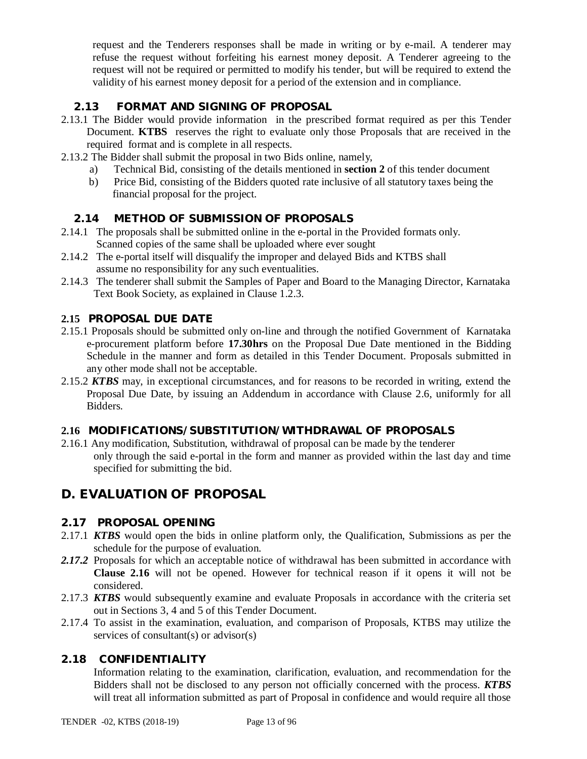request and the Tenderers responses shall be made in writing or by e-mail. A tenderer may refuse the request without forfeiting his earnest money deposit. A Tenderer agreeing to the request will not be required or permitted to modify his tender, but will be required to extend the validity of his earnest money deposit for a period of the extension and in compliance.

### 2.13 FORMAT AND SIGNING OF PROPOSAL

2.13.1 The Bidder would provide information in the prescribed format required as per this Tender Document. **KTBS** reserves the right to evaluate only those Proposals that are received in the required format and is complete in all respects.

2.13.2 The Bidder shall submit the proposal in two Bids online, namely,

a) Technical Bid, consisting of the details mentioned in **section 2** of this tender document

b) Price Bid, consisting of the Bidders quoted rate inclusive of all statutory taxes being the financial proposal for the project.

### 2.14 METHOD OF SUBMISSION OF PROPOSALS

2.14.1 The proposals shall be submitted online in the e-portal in the Provided formats only. Scanned copies of the same shall be uploaded where ever sought

2.14.2 The e-portal itself will disqualify the improper and delayed Bids and KTBS shall assume no responsibility for any such eventualities.

2.14.3 The tenderer shall submit the Samples of Paper and Board to the Managing Director, Karnataka Text Book Society, as explained in Clause 1.2.3.

### 2.15 PROPOSAL DUE DATE

2.15.1 Proposals should be submitted only on-line and through the notified Government of Karnataka e-procurement platform before **17.30hrs** on the Proposal Due Date mentioned in the Bidding Schedule in the manner and form as detailed in this Tender Document. Proposals submitted in any other mode shall not be acceptable.

2.15.2 ***KTBS*** may, in exceptional circumstances, and for reasons to be recorded in writing, extend the Proposal Due Date, by issuing an Addendum in accordance with Clause 2.6, uniformly for all Bidders.

### 2.16 MODIFICATIONS/SUBSTITUTION/WITHDRAWAL OF PROPOSALS

2.16.1 Any modification, Substitution, withdrawal of proposal can be made by the tenderer only through the said e-portal in the form and manner as provided within the last day and time specified for submitting the bid.

## D. EVALUATION OF PROPOSAL

### 2.17 PROPOSAL OPENING

2.17.1 ***KTBS*** would open the bids in online platform only, the Qualification, Submissions as per the schedule for the purpose of evaluation.

***2.17.2*** Proposals for which an acceptable notice of withdrawal has been submitted in accordance with **Clause 2.16** will not be opened. However for technical reason if it opens it will not be considered.

2.17.3 ***KTBS*** would subsequently examine and evaluate Proposals in accordance with the criteria set out in Sections 3, 4 and 5 of this Tender Document.

2.17.4 To assist in the examination, evaluation, and comparison of Proposals, KTBS may utilize the services of consultant(s) or advisor(s)

### 2.18 CONFIDENTIALITY

Information relating to the examination, clarification, evaluation, and recommendation for the Bidders shall not be disclosed to any person not officially concerned with the process. ***KTBS*** will treat all information submitted as part of Proposal in confidence and would require all those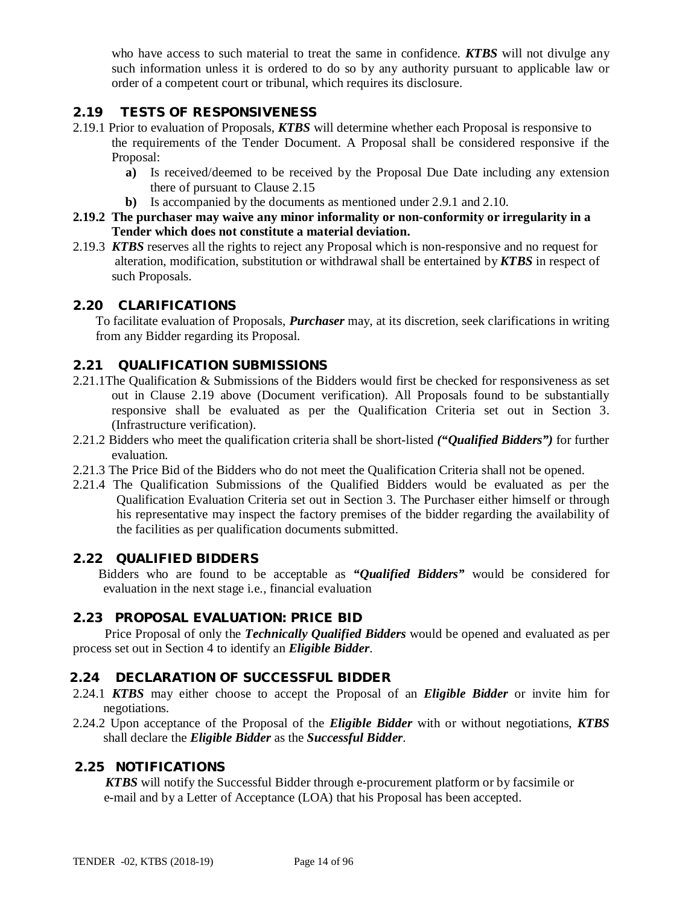who have access to such material to treat the same in confidence. ***KTBS*** will not divulge any such information unless it is ordered to do so by any authority pursuant to applicable law or order of a competent court or tribunal, which requires its disclosure.

## 2.19 TESTS OF RESPONSIVENESS

2.19.1 Prior to evaluation of Proposals, ***KTBS*** will determine whether each Proposal is responsive to the requirements of the Tender Document. A Proposal shall be considered responsive if the Proposal:

- **a)** Is received/deemed to be received by the Proposal Due Date including any extension there of pursuant to Clause 2.15
- **b)** Is accompanied by the documents as mentioned under 2.9.1 and 2.10.

**2.19.2 The purchaser may waive any minor informality or non-conformity or irregularity in a Tender which does not constitute a material deviation.**

2.19.3 ***KTBS*** reserves all the rights to reject any Proposal which is non-responsive and no request for alteration, modification, substitution or withdrawal shall be entertained by ***KTBS*** in respect of such Proposals.

## 2.20 CLARIFICATIONS

To facilitate evaluation of Proposals, ***Purchaser*** may, at its discretion, seek clarifications in writing from any Bidder regarding its Proposal.

## 2.21 QUALIFICATION SUBMISSIONS

2.21.1The Qualification & Submissions of the Bidders would first be checked for responsiveness as set out in Clause 2.19 above (Document verification). All Proposals found to be substantially responsive shall be evaluated as per the Qualification Criteria set out in Section 3. (Infrastructure verification).

2.21.2 Bidders who meet the qualification criteria shall be short-listed ***("Qualified Bidders")*** for further evaluation.

2.21.3 The Price Bid of the Bidders who do not meet the Qualification Criteria shall not be opened.

2.21.4 The Qualification Submissions of the Qualified Bidders would be evaluated as per the Qualification Evaluation Criteria set out in Section 3. The Purchaser either himself or through his representative may inspect the factory premises of the bidder regarding the availability of the facilities as per qualification documents submitted.

## 2.22 QUALIFIED BIDDERS

Bidders who are found to be acceptable as ***"Qualified Bidders"*** would be considered for evaluation in the next stage i.e., financial evaluation

## 2.23 PROPOSAL EVALUATION: PRICE BID

Price Proposal of only the ***Technically Qualified Bidders*** would be opened and evaluated as per process set out in Section 4 to identify an ***Eligible Bidder***.

## 2.24 DECLARATION OF SUCCESSFUL BIDDER

2.24.1 ***KTBS*** may either choose to accept the Proposal of an ***Eligible Bidder*** or invite him for negotiations.

2.24.2 Upon acceptance of the Proposal of the ***Eligible Bidder*** with or without negotiations, ***KTBS*** shall declare the ***Eligible Bidder*** as the ***Successful Bidder***.

## 2.25 NOTIFICATIONS

***KTBS*** will notify the Successful Bidder through e-procurement platform or by facsimile or e-mail and by a Letter of Acceptance (LOA) that his Proposal has been accepted.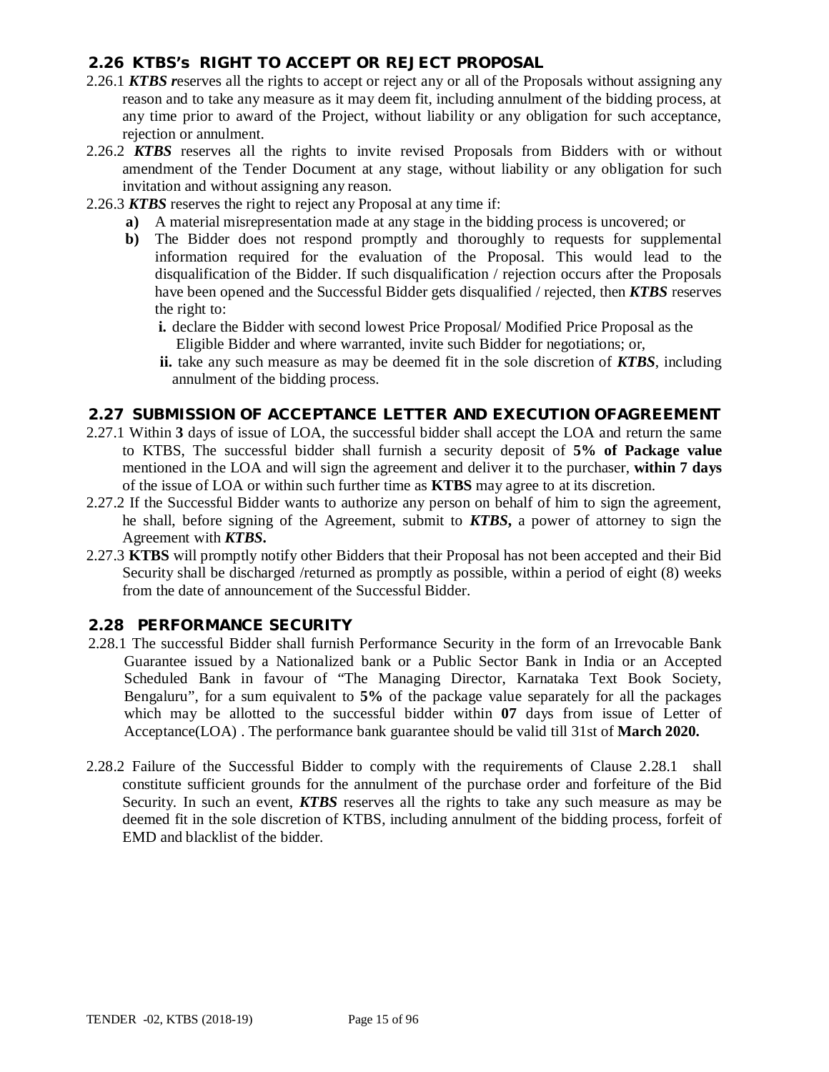## 2.26 KTBS's RIGHT TO ACCEPT OR REJECT PROPOSAL

2.26.1 ***KTBS r***eserves all the rights to accept or reject any or all of the Proposals without assigning any reason and to take any measure as it may deem fit, including annulment of the bidding process, at any time prior to award of the Project, without liability or any obligation for such acceptance, rejection or annulment.

2.26.2 ***KTBS*** reserves all the rights to invite revised Proposals from Bidders with or without amendment of the Tender Document at any stage, without liability or any obligation for such invitation and without assigning any reason.

2.26.3 ***KTBS*** reserves the right to reject any Proposal at any time if:

- **a)** A material misrepresentation made at any stage in the bidding process is uncovered; or
- **b)** The Bidder does not respond promptly and thoroughly to requests for supplemental information required for the evaluation of the Proposal. This would lead to the disqualification of the Bidder. If such disqualification / rejection occurs after the Proposals have been opened and the Successful Bidder gets disqualified / rejected, then ***KTBS*** reserves the right to:
  - **i.** declare the Bidder with second lowest Price Proposal/ Modified Price Proposal as the Eligible Bidder and where warranted, invite such Bidder for negotiations; or,
  - **ii.** take any such measure as may be deemed fit in the sole discretion of ***KTBS***, including annulment of the bidding process.

## 2.27 SUBMISSION OF ACCEPTANCE LETTER AND EXECUTION OFAGREEMENT

2.27.1 Within **3** days of issue of LOA, the successful bidder shall accept the LOA and return the same to KTBS, The successful bidder shall furnish a security deposit of **5% of Package value** mentioned in the LOA and will sign the agreement and deliver it to the purchaser, **within 7 days** of the issue of LOA or within such further time as **KTBS** may agree to at its discretion.

2.27.2 If the Successful Bidder wants to authorize any person on behalf of him to sign the agreement, he shall, before signing of the Agreement, submit to ***KTBS*****,** a power of attorney to sign the Agreement with ***KTBS*****.**

2.27.3 **KTBS** will promptly notify other Bidders that their Proposal has not been accepted and their Bid Security shall be discharged /returned as promptly as possible, within a period of eight (8) weeks from the date of announcement of the Successful Bidder.

## 2.28 PERFORMANCE SECURITY

2.28.1 The successful Bidder shall furnish Performance Security in the form of an Irrevocable Bank Guarantee issued by a Nationalized bank or a Public Sector Bank in India or an Accepted Scheduled Bank in favour of "The Managing Director, Karnataka Text Book Society, Bengaluru", for a sum equivalent to **5%** of the package value separately for all the packages which may be allotted to the successful bidder within **07** days from issue of Letter of Acceptance(LOA) . The performance bank guarantee should be valid till 31st of **March 2020.**

2.28.2 Failure of the Successful Bidder to comply with the requirements of Clause 2.28.1 shall constitute sufficient grounds for the annulment of the purchase order and forfeiture of the Bid Security. In such an event, ***KTBS*** reserves all the rights to take any such measure as may be deemed fit in the sole discretion of KTBS, including annulment of the bidding process, forfeit of EMD and blacklist of the bidder.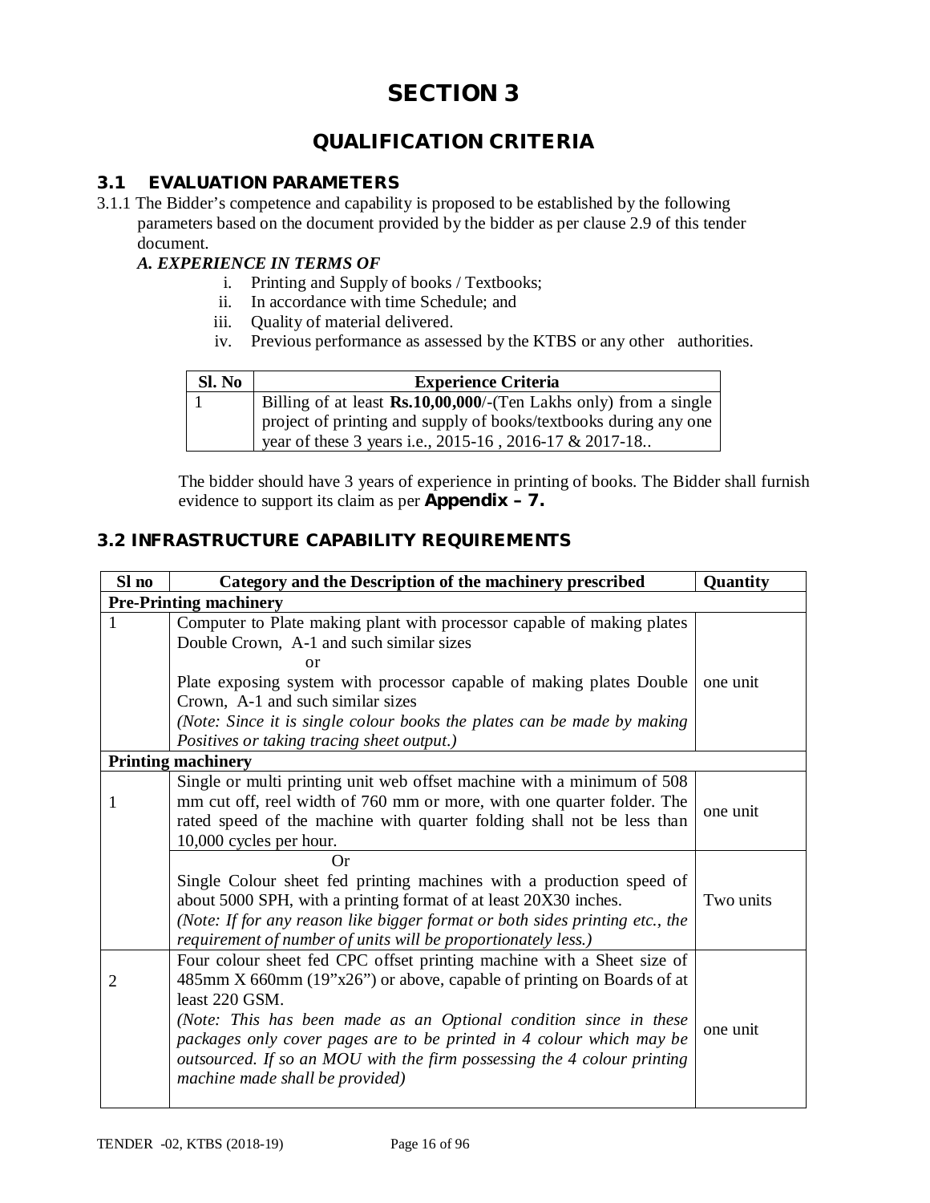# SECTION 3

## QUALIFICATION CRITERIA

### 3.1 EVALUATION PARAMETERS

3.1.1 The Bidder's competence and capability is proposed to be established by the following parameters based on the document provided by the bidder as per clause 2.9 of this tender document.

***A. EXPERIENCE IN TERMS OF***

i. Printing and Supply of books / Textbooks;
ii. In accordance with time Schedule; and
iii. Quality of material delivered.
iv. Previous performance as assessed by the KTBS or any other authorities.

| Sl. No | Experience Criteria |
|---|---|
| 1 | Billing of at least **Rs.10,00,000**/-(Ten Lakhs only) from a single project of printing and supply of books/textbooks during any one year of these 3 years i.e., 2015-16 , 2016-17 & 2017-18.. |

The bidder should have 3 years of experience in printing of books. The Bidder shall furnish evidence to support its claim as per **Appendix – 7.**

### 3.2 INFRASTRUCTURE CAPABILITY REQUIREMENTS

| Sl no | Category and the Description of the machinery prescribed | Quantity |
|---|---|---|
| **Pre-Printing machinery** | | |
| 1 | Computer to Plate making plant with processor capable of making plates Double Crown, A-1 and such similar sizes<br>or<br>Plate exposing system with processor capable of making plates Double Crown, A-1 and such similar sizes<br>*(Note: Since it is single colour books the plates can be made by making Positives or taking tracing sheet output.)* | one unit |
| **Printing machinery** | | |
| 1 | Single or multi printing unit web offset machine with a minimum of 508 mm cut off, reel width of 760 mm or more, with one quarter folder. The rated speed of the machine with quarter folding shall not be less than 10,000 cycles per hour. | one unit |
| | Or<br>Single Colour sheet fed printing machines with a production speed of about 5000 SPH, with a printing format of at least 20X30 inches.<br>*(Note: If for any reason like bigger format or both sides printing etc., the requirement of number of units will be proportionately less.)* | Two units |
| 2 | Four colour sheet fed CPC offset printing machine with a Sheet size of 485mm X 660mm (19"x26") or above, capable of printing on Boards of at least 220 GSM.<br>*(Note: This has been made as an Optional condition since in these packages only cover pages are to be printed in 4 colour which may be outsourced. If so an MOU with the firm possessing the 4 colour printing machine made shall be provided)* | one unit |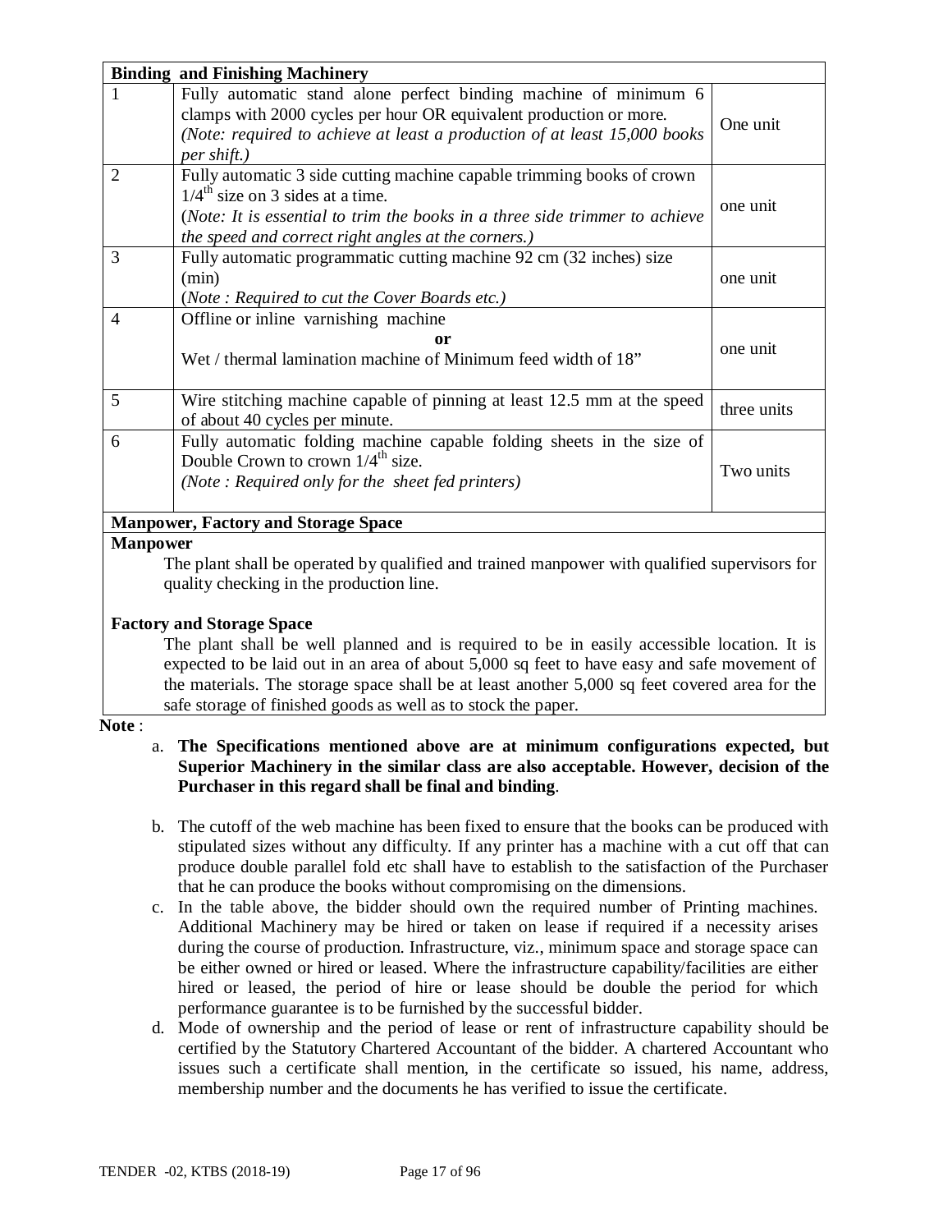| Binding and Finishing Machinery | | |
|---|---|---|
| 1 | Fully automatic stand alone perfect binding machine of minimum 6 clamps with 2000 cycles per hour OR equivalent production or more.<br>*(Note: required to achieve at least a production of at least 15,000 books per shift.)* | One unit |
| 2 | Fully automatic 3 side cutting machine capable trimming books of crown 1/4th size on 3 sides at a time.<br>(*Note: It is essential to trim the books in a three side trimmer to achieve the speed and correct right angles at the corners.)* | one unit |
| 3 | Fully automatic programmatic cutting machine 92 cm (32 inches) size (min)<br>(*Note : Required to cut the Cover Boards etc.)* | one unit |
| 4 | Offline or inline varnishing machine<br>**or**<br>Wet / thermal lamination machine of Minimum feed width of 18" | one unit |
| 5 | Wire stitching machine capable of pinning at least 12.5 mm at the speed of about 40 cycles per minute. | three units |
| 6 | Fully automatic folding machine capable folding sheets in the size of Double Crown to crown 1/4th size.<br>*(Note : Required only for the sheet fed printers)* | Two units |

**Manpower, Factory and Storage Space**

**Manpower**

The plant shall be operated by qualified and trained manpower with qualified supervisors for quality checking in the production line.

**Factory and Storage Space**

The plant shall be well planned and is required to be in easily accessible location. It is expected to be laid out in an area of about 5,000 sq feet to have easy and safe movement of the materials. The storage space shall be at least another 5,000 sq feet covered area for the safe storage of finished goods as well as to stock the paper.

**Note** :

a. **The Specifications mentioned above are at minimum configurations expected, but Superior Machinery in the similar class are also acceptable. However, decision of the Purchaser in this regard shall be final and binding**.

b. The cutoff of the web machine has been fixed to ensure that the books can be produced with stipulated sizes without any difficulty. If any printer has a machine with a cut off that can produce double parallel fold etc shall have to establish to the satisfaction of the Purchaser that he can produce the books without compromising on the dimensions.

c. In the table above, the bidder should own the required number of Printing machines. Additional Machinery may be hired or taken on lease if required if a necessity arises during the course of production. Infrastructure, viz., minimum space and storage space can be either owned or hired or leased. Where the infrastructure capability/facilities are either hired or leased, the period of hire or lease should be double the period for which performance guarantee is to be furnished by the successful bidder.

d. Mode of ownership and the period of lease or rent of infrastructure capability should be certified by the Statutory Chartered Accountant of the bidder. A chartered Accountant who issues such a certificate shall mention, in the certificate so issued, his name, address, membership number and the documents he has verified to issue the certificate.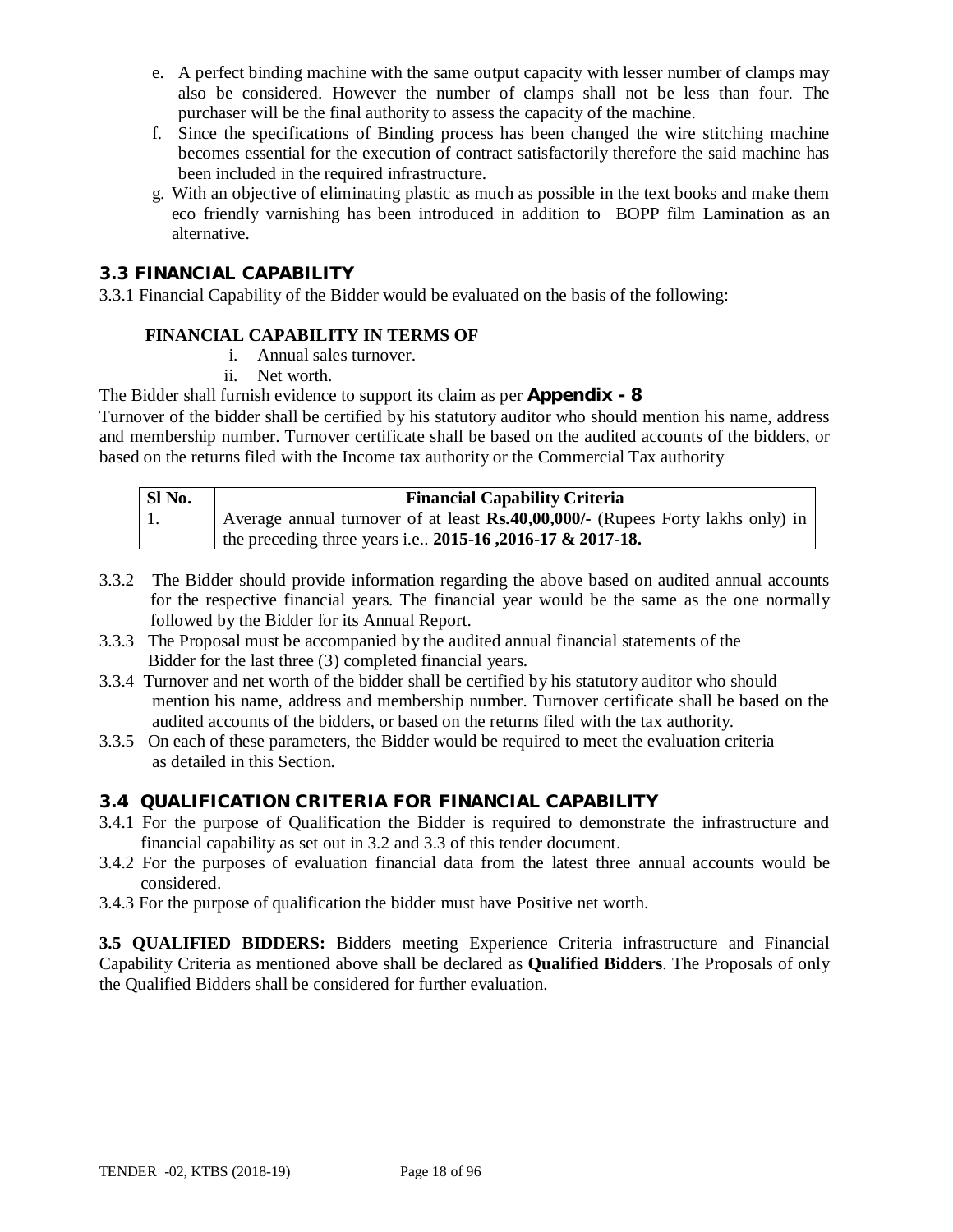e. A perfect binding machine with the same output capacity with lesser number of clamps may also be considered. However the number of clamps shall not be less than four. The purchaser will be the final authority to assess the capacity of the machine.
f. Since the specifications of Binding process has been changed the wire stitching machine becomes essential for the execution of contract satisfactorily therefore the said machine has been included in the required infrastructure.
g. With an objective of eliminating plastic as much as possible in the text books and make them eco friendly varnishing has been introduced in addition to BOPP film Lamination as an alternative.

## 3.3 FINANCIAL CAPABILITY

3.3.1 Financial Capability of the Bidder would be evaluated on the basis of the following:

**FINANCIAL CAPABILITY IN TERMS OF**

i. Annual sales turnover.
ii. Net worth.

The Bidder shall furnish evidence to support its claim as per **Appendix - 8**

Turnover of the bidder shall be certified by his statutory auditor who should mention his name, address and membership number. Turnover certificate shall be based on the audited accounts of the bidders, or based on the returns filed with the Income tax authority or the Commercial Tax authority

| Sl No. | Financial Capability Criteria |
|---|---|
| 1. | Average annual turnover of at least **Rs.40,00,000/-** (Rupees Forty lakhs only) in the preceding three years i.e.. **2015-16 ,2016-17 & 2017-18.** |

3.3.2 The Bidder should provide information regarding the above based on audited annual accounts for the respective financial years. The financial year would be the same as the one normally followed by the Bidder for its Annual Report.

3.3.3 The Proposal must be accompanied by the audited annual financial statements of the Bidder for the last three (3) completed financial years.

3.3.4 Turnover and net worth of the bidder shall be certified by his statutory auditor who should mention his name, address and membership number. Turnover certificate shall be based on the audited accounts of the bidders, or based on the returns filed with the tax authority.

3.3.5 On each of these parameters, the Bidder would be required to meet the evaluation criteria as detailed in this Section.

## 3.4 QUALIFICATION CRITERIA FOR FINANCIAL CAPABILITY

3.4.1 For the purpose of Qualification the Bidder is required to demonstrate the infrastructure and financial capability as set out in 3.2 and 3.3 of this tender document.

3.4.2 For the purposes of evaluation financial data from the latest three annual accounts would be considered.

3.4.3 For the purpose of qualification the bidder must have Positive net worth.

**3.5 QUALIFIED BIDDERS:** Bidders meeting Experience Criteria infrastructure and Financial Capability Criteria as mentioned above shall be declared as **Qualified Bidders**. The Proposals of only the Qualified Bidders shall be considered for further evaluation.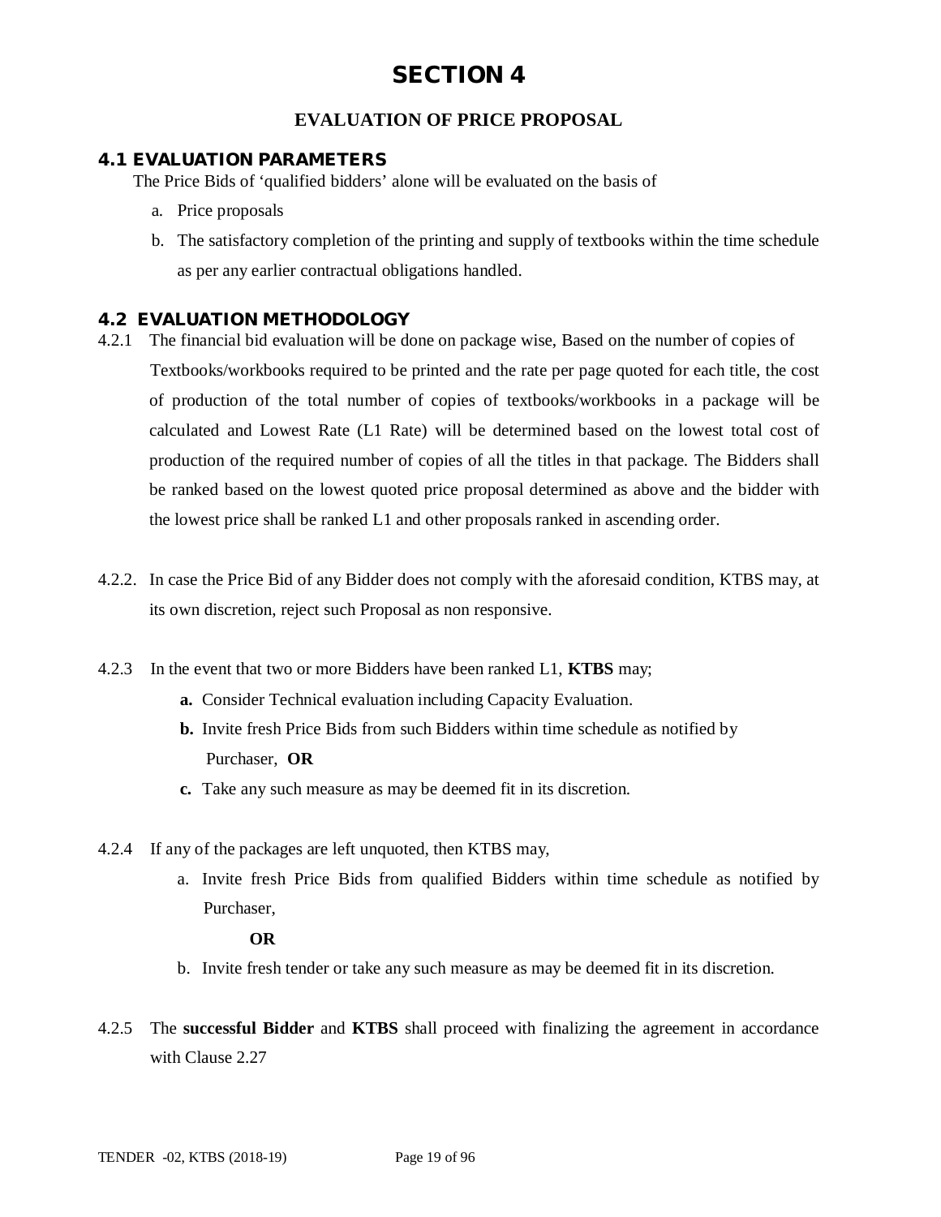# SECTION 4

## EVALUATION OF PRICE PROPOSAL

### 4.1 EVALUATION PARAMETERS

The Price Bids of 'qualified bidders' alone will be evaluated on the basis of

a. Price proposals
b. The satisfactory completion of the printing and supply of textbooks within the time schedule as per any earlier contractual obligations handled.

### 4.2 EVALUATION METHODOLOGY

4.2.1 The financial bid evaluation will be done on package wise, Based on the number of copies of Textbooks/workbooks required to be printed and the rate per page quoted for each title, the cost of production of the total number of copies of textbooks/workbooks in a package will be calculated and Lowest Rate (L1 Rate) will be determined based on the lowest total cost of production of the required number of copies of all the titles in that package. The Bidders shall be ranked based on the lowest quoted price proposal determined as above and the bidder with the lowest price shall be ranked L1 and other proposals ranked in ascending order.

4.2.2. In case the Price Bid of any Bidder does not comply with the aforesaid condition, KTBS may, at its own discretion, reject such Proposal as non responsive.

4.2.3 In the event that two or more Bidders have been ranked L1, **KTBS** may;

**a.** Consider Technical evaluation including Capacity Evaluation.
**b.** Invite fresh Price Bids from such Bidders within time schedule as notified by Purchaser, **OR**
**c.** Take any such measure as may be deemed fit in its discretion.

4.2.4 If any of the packages are left unquoted, then KTBS may,

a. Invite fresh Price Bids from qualified Bidders within time schedule as notified by Purchaser,

**OR**

b. Invite fresh tender or take any such measure as may be deemed fit in its discretion.

4.2.5 The **successful Bidder** and **KTBS** shall proceed with finalizing the agreement in accordance with Clause 2.27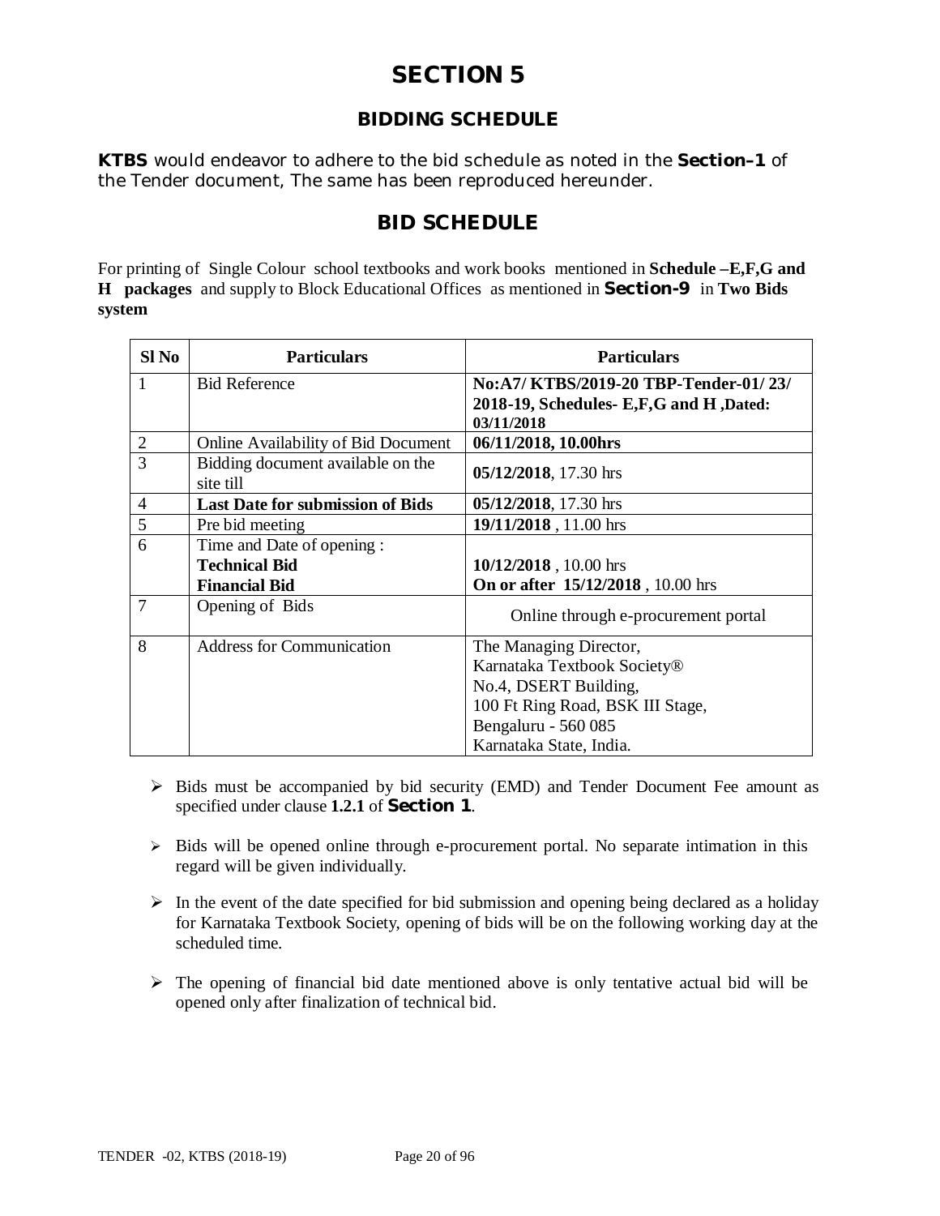# SECTION 5

## BIDDING SCHEDULE

**KTBS** would endeavor to adhere to the bid schedule as noted in the **Section–1** of the Tender document, The same has been reproduced hereunder.

## BID SCHEDULE

For printing of Single Colour school textbooks and work books mentioned in **Schedule –E,F,G and H packages** and supply to Block Educational Offices as mentioned in **Section-9** in **Two Bids system**

| Sl No | Particulars | Particulars |
|---|---|---|
| 1 | Bid Reference | **No:A7/ KTBS/2019-20 TBP-Tender-01/ 23/ 2018-19, Schedules- E,F,G and H ,Dated: 03/11/2018** |
| 2 | Online Availability of Bid Document | **06/11/2018, 10.00hrs** |
| 3 | Bidding document available on the site till | **05/12/2018**, 17.30 hrs |
| 4 | **Last Date for submission of Bids** | **05/12/2018**, 17.30 hrs |
| 5 | Pre bid meeting | **19/11/2018** , 11.00 hrs |
| 6 | Time and Date of opening :<br>**Technical Bid**<br>**Financial Bid** | <br>**10/12/2018** , 10.00 hrs<br>**On or after 15/12/2018** , 10.00 hrs |
| 7 | Opening of Bids | Online through e-procurement portal |
| 8 | Address for Communication | The Managing Director,<br>Karnataka Textbook Society®<br>No.4, DSERT Building,<br>100 Ft Ring Road, BSK III Stage,<br>Bengaluru - 560 085<br>Karnataka State, India. |

- Bids must be accompanied by bid security (EMD) and Tender Document Fee amount as specified under clause **1.2.1** of **Section 1**.
- Bids will be opened online through e-procurement portal. No separate intimation in this regard will be given individually.
- In the event of the date specified for bid submission and opening being declared as a holiday for Karnataka Textbook Society, opening of bids will be on the following working day at the scheduled time.
- The opening of financial bid date mentioned above is only tentative actual bid will be opened only after finalization of technical bid.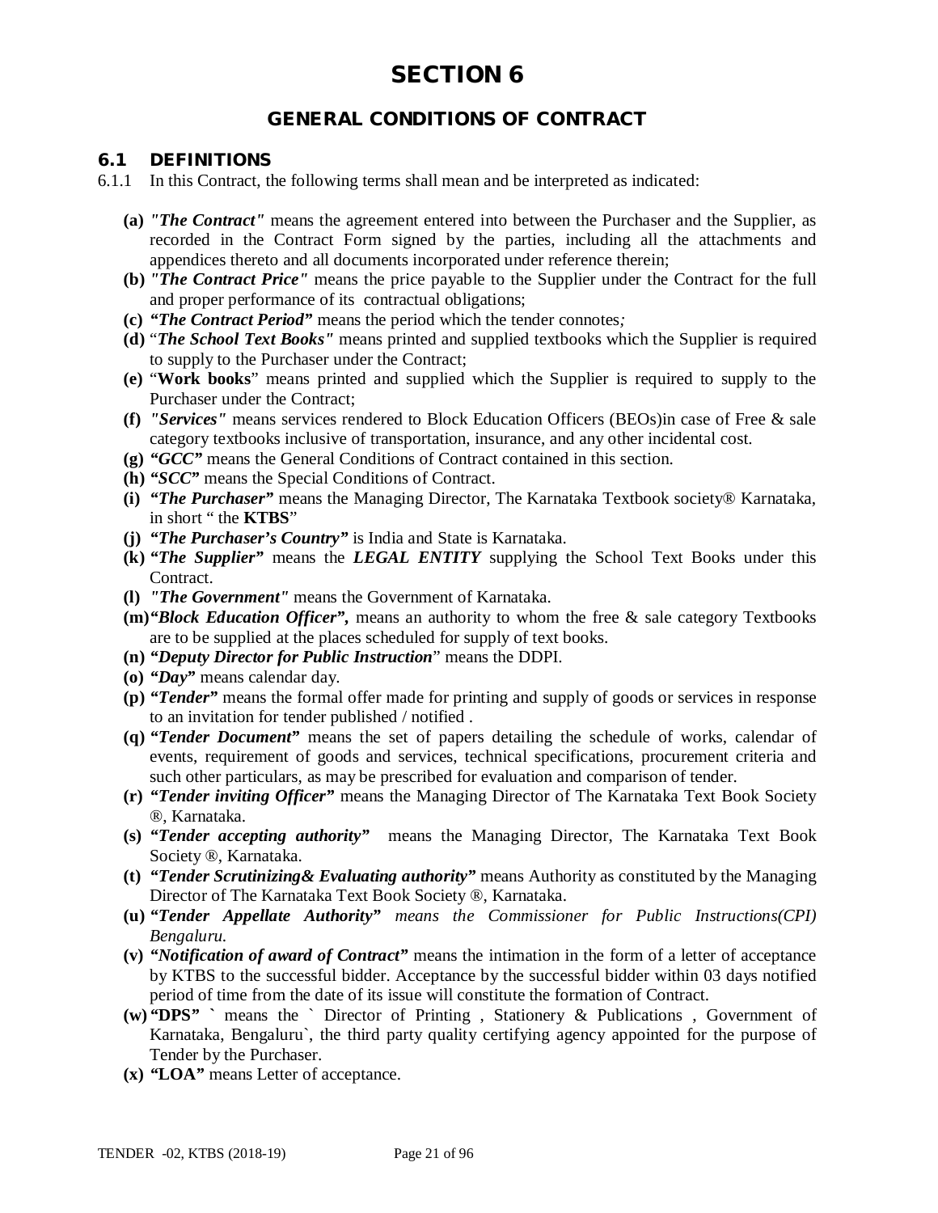# SECTION 6

## GENERAL CONDITIONS OF CONTRACT

### 6.1 DEFINITIONS

6.1.1 In this Contract, the following terms shall mean and be interpreted as indicated:

- **(a)** ***"The Contract"*** means the agreement entered into between the Purchaser and the Supplier, as recorded in the Contract Form signed by the parties, including all the attachments and appendices thereto and all documents incorporated under reference therein;
- **(b)** ***"The Contract Price"*** means the price payable to the Supplier under the Contract for the full and proper performance of its contractual obligations;
- **(c)** ***"The Contract Period"*** means the period which the tender connotes*;*
- **(d)** "***The School Text Books"*** means printed and supplied textbooks which the Supplier is required to supply to the Purchaser under the Contract;
- **(e)** "**Work books**" means printed and supplied which the Supplier is required to supply to the Purchaser under the Contract;
- **(f)** ***"Services"*** means services rendered to Block Education Officers (BEOs)in case of Free & sale category textbooks inclusive of transportation, insurance, and any other incidental cost.
- **(g)** ***"GCC"*** means the General Conditions of Contract contained in this section.
- **(h)** **"*SCC*"** means the Special Conditions of Contract.
- **(i)** ***"The Purchaser"*** means the Managing Director, The Karnataka Textbook society® Karnataka, in short " the **KTBS**"
- **(j)** ***"The Purchaser's Country"*** is India and State is Karnataka.
- **(k)** **"*The Supplier"*** means the ***LEGAL ENTITY*** supplying the School Text Books under this Contract.
- **(l)** ***"The Government"*** means the Government of Karnataka.
- **(m)** ***"Block Education Officer",*** means an authority to whom the free & sale category Textbooks are to be supplied at the places scheduled for supply of text books.
- **(n)** **"*Deputy Director for Public Instruction*"** means the DDPI.
- **(o)** ***"Day"*** means calendar day.
- **(p)** **"*Tender"*** means the formal offer made for printing and supply of goods or services in response to an invitation for tender published / notified .
- **(q)** **"*Tender Document"*** means the set of papers detailing the schedule of works, calendar of events, requirement of goods and services, technical specifications, procurement criteria and such other particulars, as may be prescribed for evaluation and comparison of tender.
- **(r)** ***"Tender inviting Officer"*** means the Managing Director of The Karnataka Text Book Society ®, Karnataka.
- **(s)** ***"Tender accepting authority"*** means the Managing Director, The Karnataka Text Book Society ®, Karnataka.
- **(t)** ***"Tender Scrutinizing& Evaluating authority"*** means Authority as constituted by the Managing Director of The Karnataka Text Book Society ®, Karnataka.
- **(u)** **"*Tender Appellate Authority"*** *means the Commissioner for Public Instructions(CPI) Bengaluru.*
- **(v)** ***"Notification of award of Contract"*** means the intimation in the form of a letter of acceptance by KTBS to the successful bidder. Acceptance by the successful bidder within 03 days notified period of time from the date of its issue will constitute the formation of Contract.
- **(w)** **"DPS" `** means the ` Director of Printing , Stationery & Publications , Government of Karnataka, Bengaluru`, the third party quality certifying agency appointed for the purpose of Tender by the Purchaser.
- **(x)** **"LOA"** means Letter of acceptance.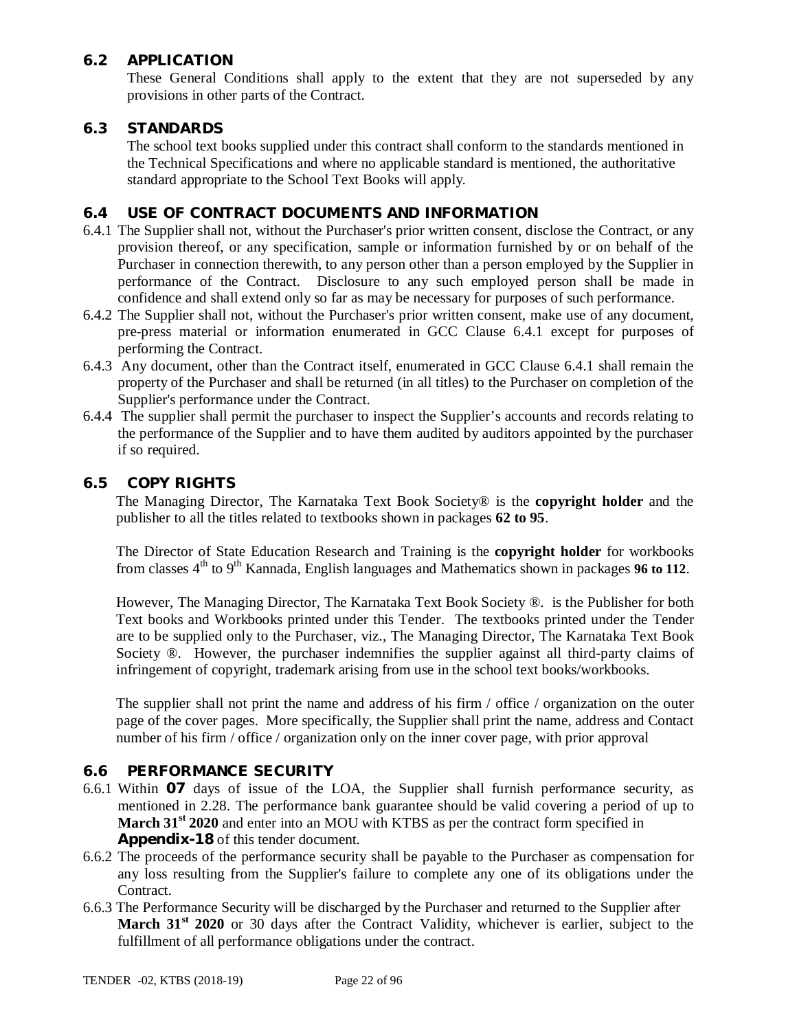## 6.2 APPLICATION

These General Conditions shall apply to the extent that they are not superseded by any provisions in other parts of the Contract.

## 6.3 STANDARDS

The school text books supplied under this contract shall conform to the standards mentioned in the Technical Specifications and where no applicable standard is mentioned, the authoritative standard appropriate to the School Text Books will apply.

## 6.4 USE OF CONTRACT DOCUMENTS AND INFORMATION

6.4.1 The Supplier shall not, without the Purchaser's prior written consent, disclose the Contract, or any provision thereof, or any specification, sample or information furnished by or on behalf of the Purchaser in connection therewith, to any person other than a person employed by the Supplier in performance of the Contract. Disclosure to any such employed person shall be made in confidence and shall extend only so far as may be necessary for purposes of such performance.

6.4.2 The Supplier shall not, without the Purchaser's prior written consent, make use of any document, pre-press material or information enumerated in GCC Clause 6.4.1 except for purposes of performing the Contract.

6.4.3 Any document, other than the Contract itself, enumerated in GCC Clause 6.4.1 shall remain the property of the Purchaser and shall be returned (in all titles) to the Purchaser on completion of the Supplier's performance under the Contract.

6.4.4 The supplier shall permit the purchaser to inspect the Supplier's accounts and records relating to the performance of the Supplier and to have them audited by auditors appointed by the purchaser if so required.

## 6.5 COPY RIGHTS

The Managing Director, The Karnataka Text Book Society® is the **copyright holder** and the publisher to all the titles related to textbooks shown in packages **62 to 95**.

The Director of State Education Research and Training is the **copyright holder** for workbooks from classes 4th to 9th Kannada, English languages and Mathematics shown in packages **96 to 112**.

However, The Managing Director, The Karnataka Text Book Society ®. is the Publisher for both Text books and Workbooks printed under this Tender. The textbooks printed under the Tender are to be supplied only to the Purchaser, viz., The Managing Director, The Karnataka Text Book Society ®. However, the purchaser indemnifies the supplier against all third-party claims of infringement of copyright, trademark arising from use in the school text books/workbooks.

The supplier shall not print the name and address of his firm / office / organization on the outer page of the cover pages. More specifically, the Supplier shall print the name, address and Contact number of his firm / office / organization only on the inner cover page, with prior approval

## 6.6 PERFORMANCE SECURITY

6.6.1 Within **07** days of issue of the LOA, the Supplier shall furnish performance security, as mentioned in 2.28. The performance bank guarantee should be valid covering a period of up to **March 31st 2020** and enter into an MOU with KTBS as per the contract form specified in **Appendix-18** of this tender document.

6.6.2 The proceeds of the performance security shall be payable to the Purchaser as compensation for any loss resulting from the Supplier's failure to complete any one of its obligations under the Contract.

6.6.3 The Performance Security will be discharged by the Purchaser and returned to the Supplier after **March 31st 2020** or 30 days after the Contract Validity, whichever is earlier, subject to the fulfillment of all performance obligations under the contract.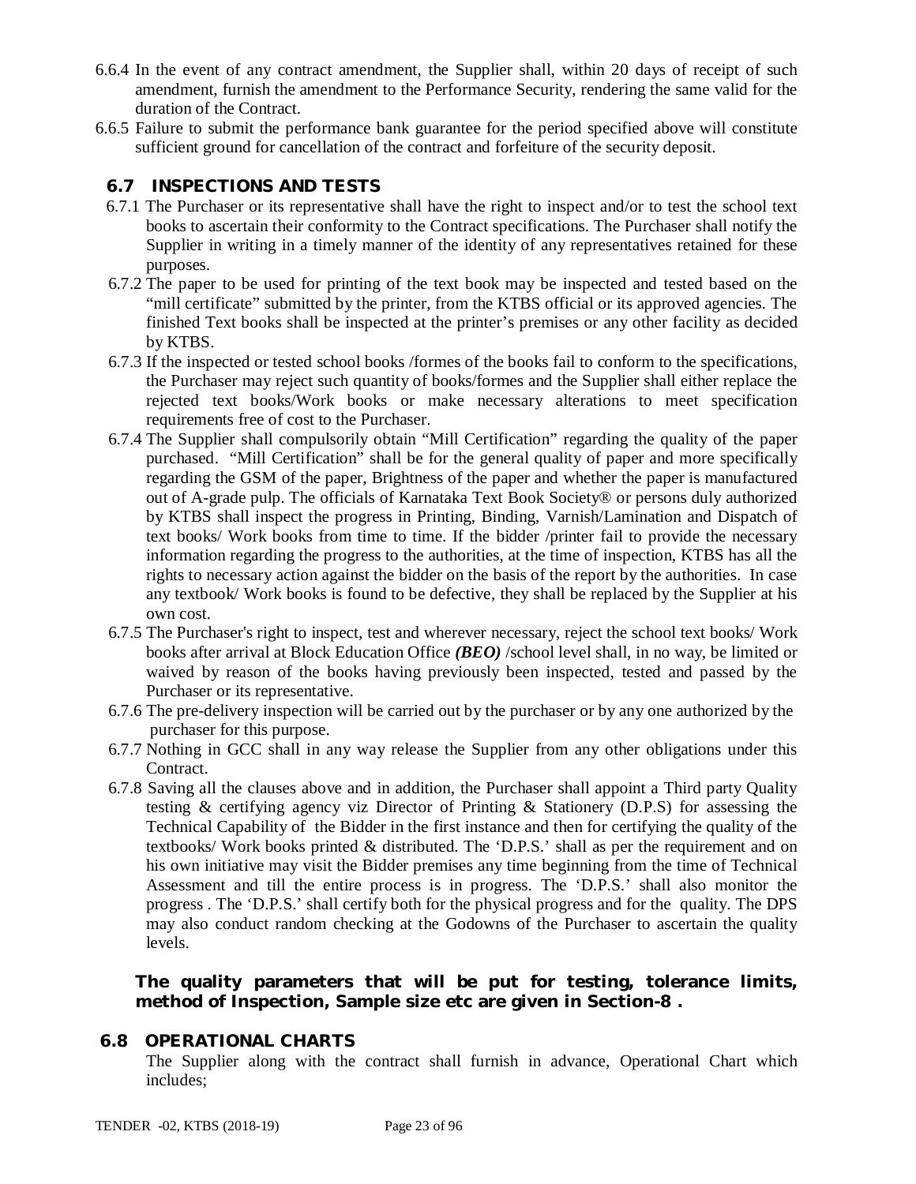6.6.4 In the event of any contract amendment, the Supplier shall, within 20 days of receipt of such amendment, furnish the amendment to the Performance Security, rendering the same valid for the duration of the Contract.

6.6.5 Failure to submit the performance bank guarantee for the period specified above will constitute sufficient ground for cancellation of the contract and forfeiture of the security deposit.

## 6.7 INSPECTIONS AND TESTS

6.7.1 The Purchaser or its representative shall have the right to inspect and/or to test the school text books to ascertain their conformity to the Contract specifications. The Purchaser shall notify the Supplier in writing in a timely manner of the identity of any representatives retained for these purposes.

6.7.2 The paper to be used for printing of the text book may be inspected and tested based on the "mill certificate" submitted by the printer, from the KTBS official or its approved agencies. The finished Text books shall be inspected at the printer's premises or any other facility as decided by KTBS.

6.7.3 If the inspected or tested school books /formes of the books fail to conform to the specifications, the Purchaser may reject such quantity of books/formes and the Supplier shall either replace the rejected text books/Work books or make necessary alterations to meet specification requirements free of cost to the Purchaser.

6.7.4 The Supplier shall compulsorily obtain "Mill Certification" regarding the quality of the paper purchased. "Mill Certification" shall be for the general quality of paper and more specifically regarding the GSM of the paper, Brightness of the paper and whether the paper is manufactured out of A-grade pulp. The officials of Karnataka Text Book Society® or persons duly authorized by KTBS shall inspect the progress in Printing, Binding, Varnish/Lamination and Dispatch of text books/ Work books from time to time. If the bidder /printer fail to provide the necessary information regarding the progress to the authorities, at the time of inspection, KTBS has all the rights to necessary action against the bidder on the basis of the report by the authorities. In case any textbook/ Work books is found to be defective, they shall be replaced by the Supplier at his own cost.

6.7.5 The Purchaser's right to inspect, test and wherever necessary, reject the school text books/ Work books after arrival at Block Education Office ***(BEO)*** /school level shall, in no way, be limited or waived by reason of the books having previously been inspected, tested and passed by the Purchaser or its representative.

6.7.6 The pre-delivery inspection will be carried out by the purchaser or by any one authorized by the purchaser for this purpose.

6.7.7 Nothing in GCC shall in any way release the Supplier from any other obligations under this Contract.

6.7.8 Saving all the clauses above and in addition, the Purchaser shall appoint a Third party Quality testing & certifying agency viz Director of Printing & Stationery (D.P.S) for assessing the Technical Capability of the Bidder in the first instance and then for certifying the quality of the textbooks/ Work books printed & distributed. The 'D.P.S.' shall as per the requirement and on his own initiative may visit the Bidder premises any time beginning from the time of Technical Assessment and till the entire process is in progress. The 'D.P.S.' shall also monitor the progress . The 'D.P.S.' shall certify both for the physical progress and for the quality. The DPS may also conduct random checking at the Godowns of the Purchaser to ascertain the quality levels.

**The quality parameters that will be put for testing, tolerance limits, method of Inspection, Sample size etc are given in Section-8 .**

## 6.8 OPERATIONAL CHARTS

The Supplier along with the contract shall furnish in advance, Operational Chart which includes;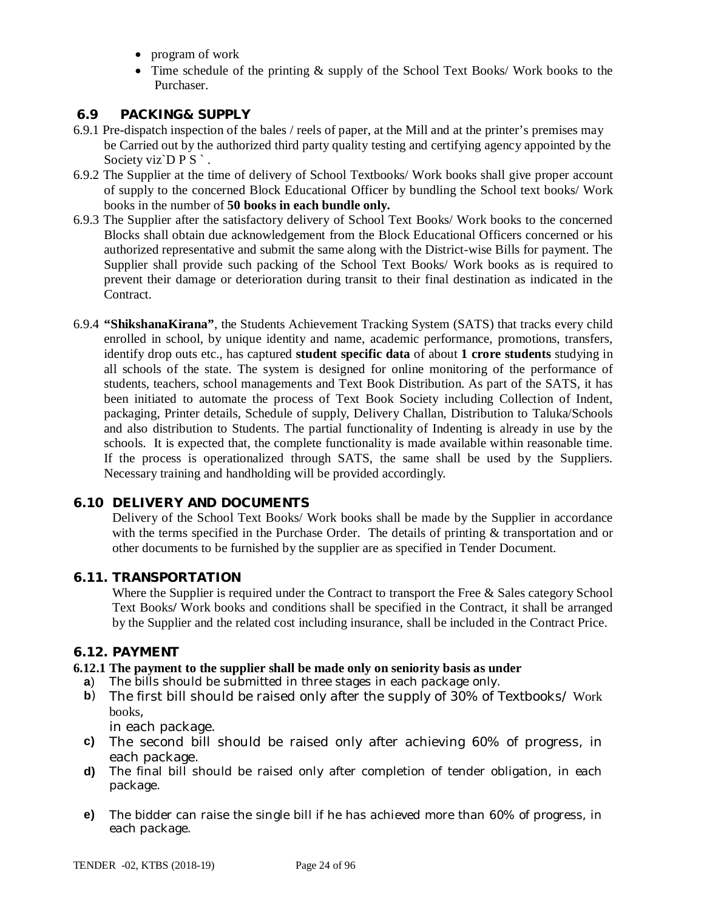- program of work
- Time schedule of the printing & supply of the School Text Books/ Work books to the Purchaser.

## 6.9 PACKING& SUPPLY

6.9.1 Pre-dispatch inspection of the bales / reels of paper, at the Mill and at the printer's premises may be Carried out by the authorized third party quality testing and certifying agency appointed by the Society viz`D P S ` .

6.9.2 The Supplier at the time of delivery of School Textbooks/ Work books shall give proper account of supply to the concerned Block Educational Officer by bundling the School text books/ Work books in the number of **50 books in each bundle only.**

6.9.3 The Supplier after the satisfactory delivery of School Text Books/ Work books to the concerned Blocks shall obtain due acknowledgement from the Block Educational Officers concerned or his authorized representative and submit the same along with the District-wise Bills for payment. The Supplier shall provide such packing of the School Text Books/ Work books as is required to prevent their damage or deterioration during transit to their final destination as indicated in the Contract.

6.9.4 **"ShikshanaKirana"**, the Students Achievement Tracking System (SATS) that tracks every child enrolled in school, by unique identity and name, academic performance, promotions, transfers, identify drop outs etc., has captured **student specific data** of about **1 crore students** studying in all schools of the state. The system is designed for online monitoring of the performance of students, teachers, school managements and Text Book Distribution. As part of the SATS, it has been initiated to automate the process of Text Book Society including Collection of Indent, packaging, Printer details, Schedule of supply, Delivery Challan, Distribution to Taluka/Schools and also distribution to Students. The partial functionality of Indenting is already in use by the schools. It is expected that, the complete functionality is made available within reasonable time. If the process is operationalized through SATS, the same shall be used by the Suppliers. Necessary training and handholding will be provided accordingly.

## 6.10 DELIVERY AND DOCUMENTS

Delivery of the School Text Books/ Work books shall be made by the Supplier in accordance with the terms specified in the Purchase Order. The details of printing & transportation and or other documents to be furnished by the supplier are as specified in Tender Document.

## 6.11. TRANSPORTATION

Where the Supplier is required under the Contract to transport the Free & Sales category School Text Books/ Work books and conditions shall be specified in the Contract, it shall be arranged by the Supplier and the related cost including insurance, shall be included in the Contract Price.

## 6.12. PAYMENT

**6.12.1 The payment to the supplier shall be made only on seniority basis as under**

- **a)** The bills should be submitted in three stages in each package only.
- **b)** The first bill should be raised only after the supply of 30% of Textbooks/ Work books, in each package.
- **c)** The second bill should be raised only after achieving 60% of progress, in each package.
- **d)** The final bill should be raised only after completion of tender obligation, in each package.
- **e)** The bidder can raise the single bill if he has achieved more than 60% of progress, in each package.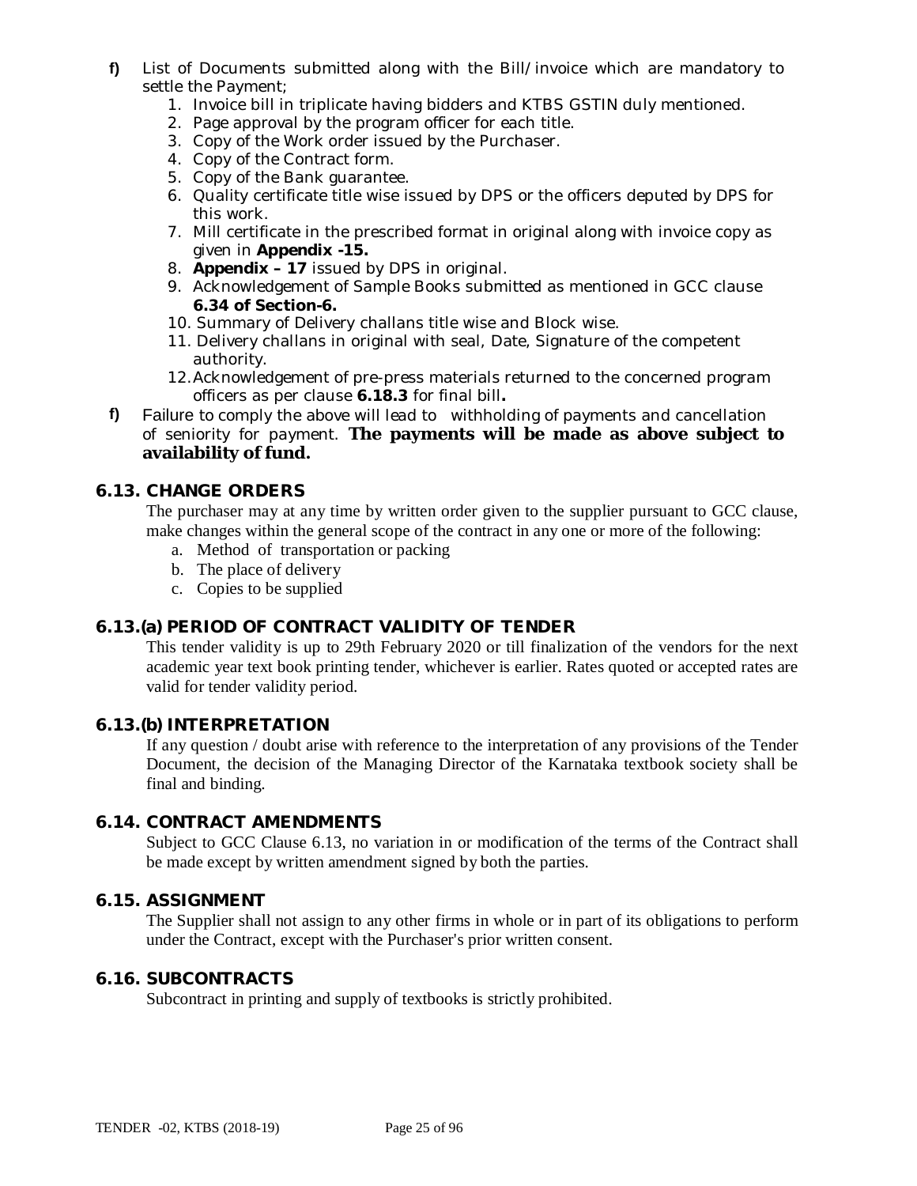f) List of Documents submitted along with the Bill/invoice which are mandatory to settle the Payment;
    1. Invoice bill in triplicate having bidders and KTBS GSTIN duly mentioned.
    2. Page approval by the program officer for each title.
    3. Copy of the Work order issued by the Purchaser.
    4. Copy of the Contract form.
    5. Copy of the Bank guarantee.
    6. Quality certificate title wise issued by DPS or the officers deputed by DPS for this work.
    7. Mill certificate in the prescribed format in original along with invoice copy as given in **Appendix -15.**
    8. **Appendix – 17** issued by DPS in original.
    9. Acknowledgement of Sample Books submitted as mentioned in GCC clause **6.34 of Section-6.**
    10. Summary of Delivery challans title wise and Block wise.
    11. Delivery challans in original with seal, Date, Signature of the competent authority.
    12. Acknowledgement of pre-press materials returned to the concerned program officers as per clause **6.18.3** for final bill**.**

f) Failure to comply the above will lead to withholding of payments and cancellation of seniority for payment. **The payments will be made as above subject to availability of fund.**

## 6.13. CHANGE ORDERS

The purchaser may at any time by written order given to the supplier pursuant to GCC clause, make changes within the general scope of the contract in any one or more of the following:

a. Method of transportation or packing
b. The place of delivery
c. Copies to be supplied

## 6.13.(a) PERIOD OF CONTRACT VALIDITY OF TENDER

This tender validity is up to 29th February 2020 or till finalization of the vendors for the next academic year text book printing tender, whichever is earlier. Rates quoted or accepted rates are valid for tender validity period.

## 6.13.(b) INTERPRETATION

If any question / doubt arise with reference to the interpretation of any provisions of the Tender Document, the decision of the Managing Director of the Karnataka textbook society shall be final and binding.

## 6.14. CONTRACT AMENDMENTS

Subject to GCC Clause 6.13, no variation in or modification of the terms of the Contract shall be made except by written amendment signed by both the parties.

## 6.15. ASSIGNMENT

The Supplier shall not assign to any other firms in whole or in part of its obligations to perform under the Contract, except with the Purchaser's prior written consent.

## 6.16. SUBCONTRACTS

Subcontract in printing and supply of textbooks is strictly prohibited.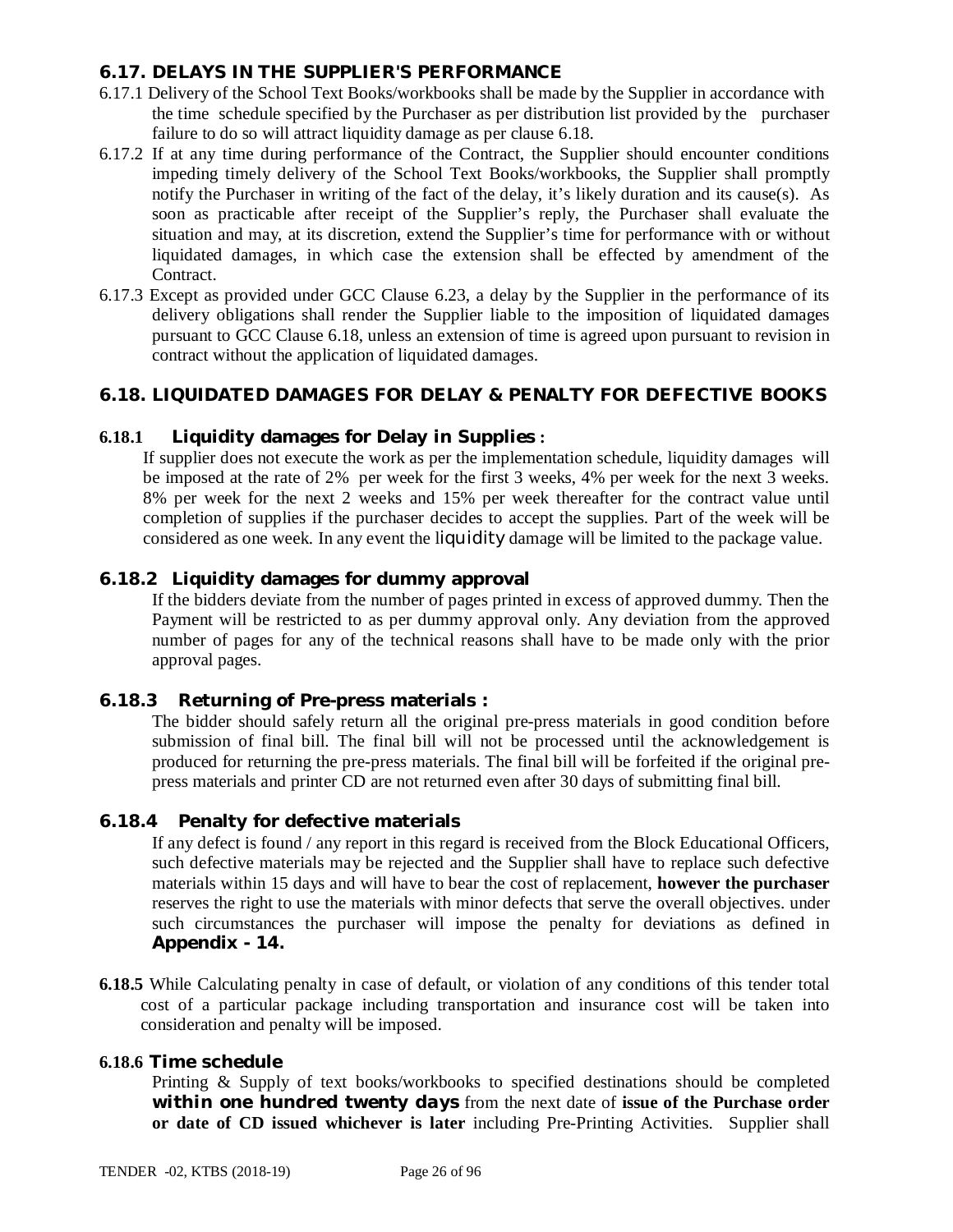## 6.17. DELAYS IN THE SUPPLIER'S PERFORMANCE

6.17.1 Delivery of the School Text Books/workbooks shall be made by the Supplier in accordance with the time schedule specified by the Purchaser as per distribution list provided by the purchaser failure to do so will attract liquidity damage as per clause 6.18.

6.17.2 If at any time during performance of the Contract, the Supplier should encounter conditions impeding timely delivery of the School Text Books/workbooks, the Supplier shall promptly notify the Purchaser in writing of the fact of the delay, it's likely duration and its cause(s). As soon as practicable after receipt of the Supplier's reply, the Purchaser shall evaluate the situation and may, at its discretion, extend the Supplier's time for performance with or without liquidated damages, in which case the extension shall be effected by amendment of the Contract.

6.17.3 Except as provided under GCC Clause 6.23, a delay by the Supplier in the performance of its delivery obligations shall render the Supplier liable to the imposition of liquidated damages pursuant to GCC Clause 6.18, unless an extension of time is agreed upon pursuant to revision in contract without the application of liquidated damages.

## 6.18. LIQUIDATED DAMAGES FOR DELAY & PENALTY FOR DEFECTIVE BOOKS

### 6.18.1 Liquidity damages for Delay in Supplies :

If supplier does not execute the work as per the implementation schedule, liquidity damages will be imposed at the rate of 2% per week for the first 3 weeks, 4% per week for the next 3 weeks. 8% per week for the next 2 weeks and 15% per week thereafter for the contract value until completion of supplies if the purchaser decides to accept the supplies. Part of the week will be considered as one week. In any event the liquidity damage will be limited to the package value.

### 6.18.2 Liquidity damages for dummy approval

If the bidders deviate from the number of pages printed in excess of approved dummy. Then the Payment will be restricted to as per dummy approval only. Any deviation from the approved number of pages for any of the technical reasons shall have to be made only with the prior approval pages.

### 6.18.3 Returning of Pre-press materials :

The bidder should safely return all the original pre-press materials in good condition before submission of final bill. The final bill will not be processed until the acknowledgement is produced for returning the pre-press materials. The final bill will be forfeited if the original pre-press materials and printer CD are not returned even after 30 days of submitting final bill.

### 6.18.4 Penalty for defective materials

If any defect is found / any report in this regard is received from the Block Educational Officers, such defective materials may be rejected and the Supplier shall have to replace such defective materials within 15 days and will have to bear the cost of replacement, **however the purchaser** reserves the right to use the materials with minor defects that serve the overall objectives. under such circumstances the purchaser will impose the penalty for deviations as defined in **Appendix - 14.**

**6.18.5** While Calculating penalty in case of default, or violation of any conditions of this tender total cost of a particular package including transportation and insurance cost will be taken into consideration and penalty will be imposed.

### 6.18.6 Time schedule

Printing & Supply of text books/workbooks to specified destinations should be completed **within one hundred twenty days** from the next date of **issue of the Purchase order or date of CD issued whichever is later** including Pre-Printing Activities. Supplier shall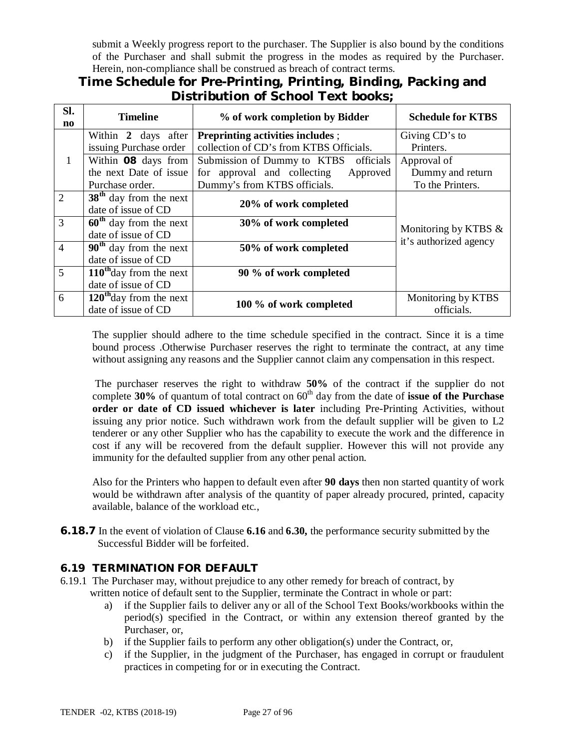submit a Weekly progress report to the purchaser. The Supplier is also bound by the conditions of the Purchaser and shall submit the progress in the modes as required by the Purchaser. Herein, non-compliance shall be construed as breach of contract terms.

## Time Schedule for Pre-Printing, Printing, Binding, Packing and Distribution of School Text books;

| Sl. no | Timeline | % of work completion by Bidder | Schedule for KTBS |
|---|---|---|---|
| 1 | Within **2** days after issuing Purchase order | **Preprinting activities includes** ; collection of CD's from KTBS Officials. | Giving CD's to Printers. |
| | Within **08** days from the next Date of issue Purchase order. | Submission of Dummy to KTBS officials for approval and collecting Approved Dummy's from KTBS officials. | Approval of Dummy and return To the Printers. |
| 2 | **38th** day from the next date of issue of CD | **20% of work completed** | Monitoring by KTBS & it's authorized agency |
| 3 | **60th** day from the next date of issue of CD | **30% of work completed** | |
| 4 | **90th** day from the next date of issue of CD | **50% of work completed** | |
| 5 | **110th** day from the next date of issue of CD | **90 % of work completed** | |
| 6 | **120th** day from the next date of issue of CD | **100 % of work completed** | Monitoring by KTBS officials. |

The supplier should adhere to the time schedule specified in the contract. Since it is a time bound process .Otherwise Purchaser reserves the right to terminate the contract, at any time without assigning any reasons and the Supplier cannot claim any compensation in this respect.

The purchaser reserves the right to withdraw **50%** of the contract if the supplier do not complete **30%** of quantum of total contract on 60th day from the date of **issue of the Purchase order or date of CD issued whichever is later** including Pre-Printing Activities, without issuing any prior notice. Such withdrawn work from the default supplier will be given to L2 tenderer or any other Supplier who has the capability to execute the work and the difference in cost if any will be recovered from the default supplier. However this will not provide any immunity for the defaulted supplier from any other penal action.

Also for the Printers who happen to default even after **90 days** then non started quantity of work would be withdrawn after analysis of the quantity of paper already procured, printed, capacity available, balance of the workload etc.,

**6.18.7** In the event of violation of Clause **6.16** and **6.30,** the performance security submitted by the Successful Bidder will be forfeited.

### 6.19 TERMINATION FOR DEFAULT

6.19.1 The Purchaser may, without prejudice to any other remedy for breach of contract, by written notice of default sent to the Supplier, terminate the Contract in whole or part:

a) if the Supplier fails to deliver any or all of the School Text Books/workbooks within the period(s) specified in the Contract, or within any extension thereof granted by the Purchaser, or,

b) if the Supplier fails to perform any other obligation(s) under the Contract, or,

c) if the Supplier, in the judgment of the Purchaser, has engaged in corrupt or fraudulent practices in competing for or in executing the Contract.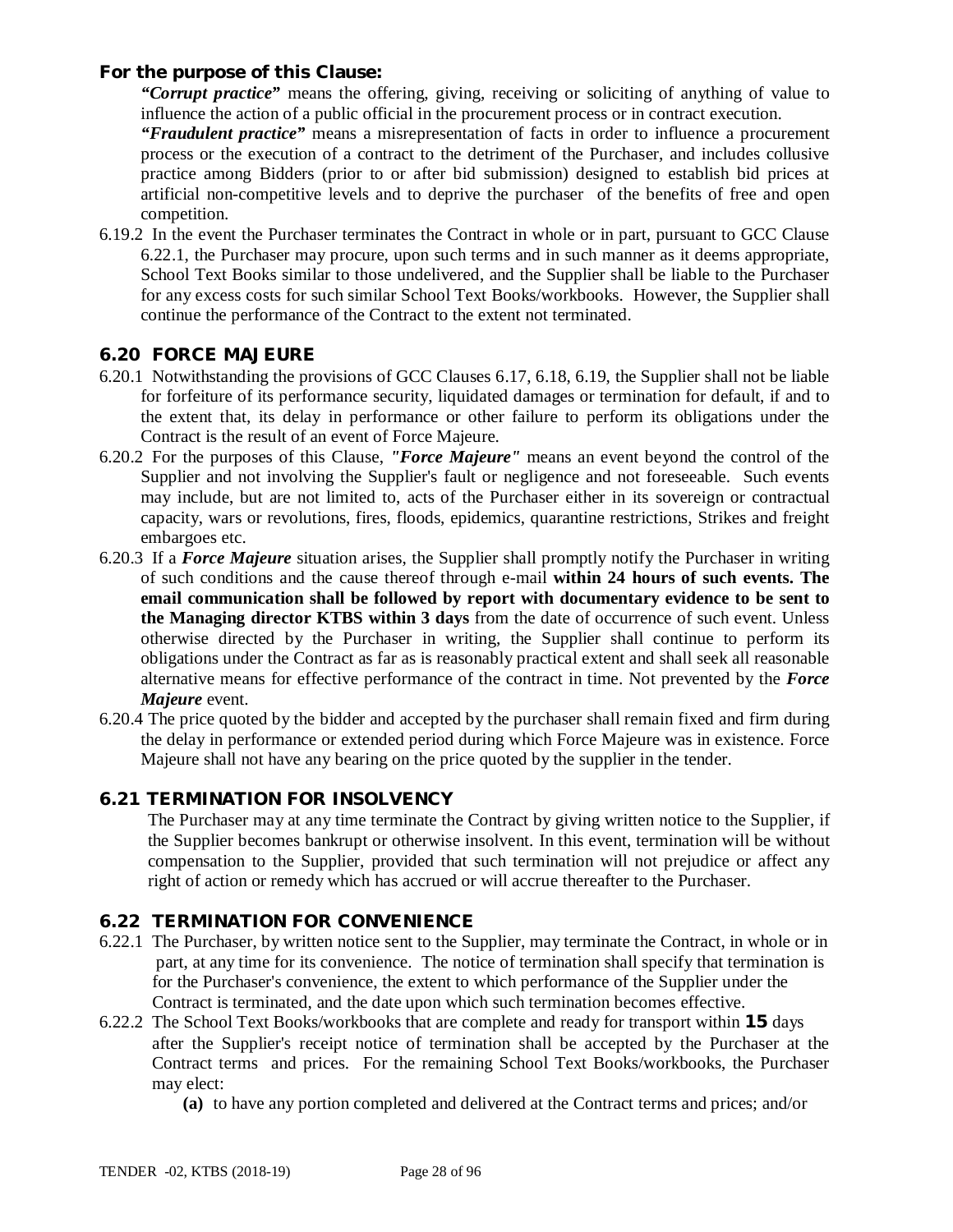**For the purpose of this Clause:**

***"Corrupt practice"*** means the offering, giving, receiving or soliciting of anything of value to influence the action of a public official in the procurement process or in contract execution.

***"Fraudulent practice"*** means a misrepresentation of facts in order to influence a procurement process or the execution of a contract to the detriment of the Purchaser, and includes collusive practice among Bidders (prior to or after bid submission) designed to establish bid prices at artificial non-competitive levels and to deprive the purchaser of the benefits of free and open competition.

6.19.2 In the event the Purchaser terminates the Contract in whole or in part, pursuant to GCC Clause 6.22.1, the Purchaser may procure, upon such terms and in such manner as it deems appropriate, School Text Books similar to those undelivered, and the Supplier shall be liable to the Purchaser for any excess costs for such similar School Text Books/workbooks. However, the Supplier shall continue the performance of the Contract to the extent not terminated.

## 6.20 FORCE MAJEURE

6.20.1 Notwithstanding the provisions of GCC Clauses 6.17, 6.18, 6.19, the Supplier shall not be liable for forfeiture of its performance security, liquidated damages or termination for default, if and to the extent that, its delay in performance or other failure to perform its obligations under the Contract is the result of an event of Force Majeure.

6.20.2 For the purposes of this Clause, ***"Force Majeure"*** means an event beyond the control of the Supplier and not involving the Supplier's fault or negligence and not foreseeable. Such events may include, but are not limited to, acts of the Purchaser either in its sovereign or contractual capacity, wars or revolutions, fires, floods, epidemics, quarantine restrictions, Strikes and freight embargoes etc.

6.20.3 If a ***Force Majeure*** situation arises, the Supplier shall promptly notify the Purchaser in writing of such conditions and the cause thereof through e-mail **within 24 hours of such events. The email communication shall be followed by report with documentary evidence to be sent to the Managing director KTBS within 3 days** from the date of occurrence of such event. Unless otherwise directed by the Purchaser in writing, the Supplier shall continue to perform its obligations under the Contract as far as is reasonably practical extent and shall seek all reasonable alternative means for effective performance of the contract in time. Not prevented by the ***Force Majeure*** event.

6.20.4 The price quoted by the bidder and accepted by the purchaser shall remain fixed and firm during the delay in performance or extended period during which Force Majeure was in existence. Force Majeure shall not have any bearing on the price quoted by the supplier in the tender.

## 6.21 TERMINATION FOR INSOLVENCY

The Purchaser may at any time terminate the Contract by giving written notice to the Supplier, if the Supplier becomes bankrupt or otherwise insolvent. In this event, termination will be without compensation to the Supplier, provided that such termination will not prejudice or affect any right of action or remedy which has accrued or will accrue thereafter to the Purchaser.

## 6.22 TERMINATION FOR CONVENIENCE

6.22.1 The Purchaser, by written notice sent to the Supplier, may terminate the Contract, in whole or in part, at any time for its convenience. The notice of termination shall specify that termination is for the Purchaser's convenience, the extent to which performance of the Supplier under the Contract is terminated, and the date upon which such termination becomes effective.

6.22.2 The School Text Books/workbooks that are complete and ready for transport within **15** days after the Supplier's receipt notice of termination shall be accepted by the Purchaser at the Contract terms and prices. For the remaining School Text Books/workbooks, the Purchaser may elect:

**(a)** to have any portion completed and delivered at the Contract terms and prices; and/or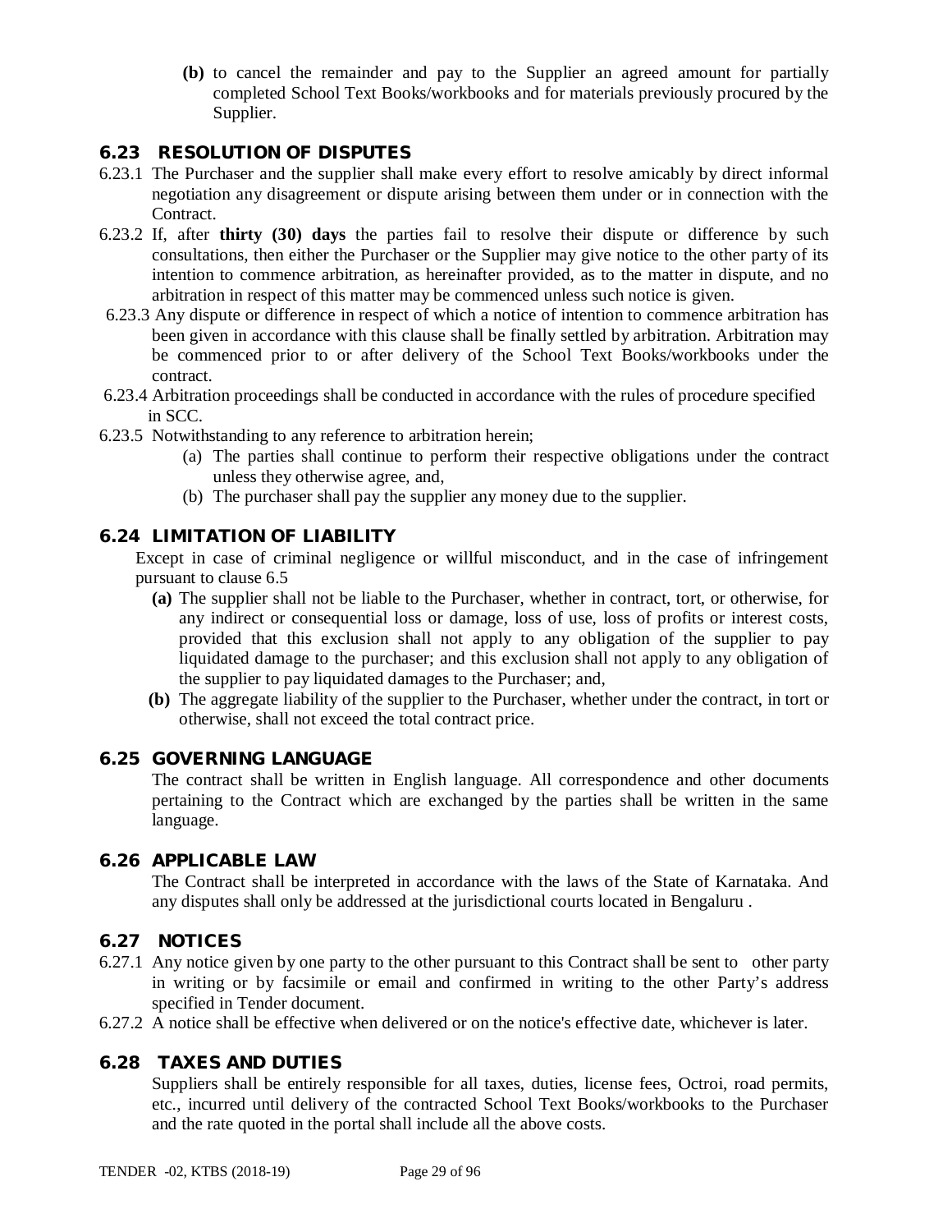**(b)** to cancel the remainder and pay to the Supplier an agreed amount for partially completed School Text Books/workbooks and for materials previously procured by the Supplier.

## 6.23 RESOLUTION OF DISPUTES

6.23.1 The Purchaser and the supplier shall make every effort to resolve amicably by direct informal negotiation any disagreement or dispute arising between them under or in connection with the Contract.

6.23.2 If, after **thirty (30) days** the parties fail to resolve their dispute or difference by such consultations, then either the Purchaser or the Supplier may give notice to the other party of its intention to commence arbitration, as hereinafter provided, as to the matter in dispute, and no arbitration in respect of this matter may be commenced unless such notice is given.

6.23.3 Any dispute or difference in respect of which a notice of intention to commence arbitration has been given in accordance with this clause shall be finally settled by arbitration. Arbitration may be commenced prior to or after delivery of the School Text Books/workbooks under the contract.

6.23.4 Arbitration proceedings shall be conducted in accordance with the rules of procedure specified in SCC.

6.23.5 Notwithstanding to any reference to arbitration herein;

(a) The parties shall continue to perform their respective obligations under the contract unless they otherwise agree, and,

(b) The purchaser shall pay the supplier any money due to the supplier.

## 6.24 LIMITATION OF LIABILITY

Except in case of criminal negligence or willful misconduct, and in the case of infringement pursuant to clause 6.5

**(a)** The supplier shall not be liable to the Purchaser, whether in contract, tort, or otherwise, for any indirect or consequential loss or damage, loss of use, loss of profits or interest costs, provided that this exclusion shall not apply to any obligation of the supplier to pay liquidated damage to the purchaser; and this exclusion shall not apply to any obligation of the supplier to pay liquidated damages to the Purchaser; and,

**(b)** The aggregate liability of the supplier to the Purchaser, whether under the contract, in tort or otherwise, shall not exceed the total contract price.

## 6.25 GOVERNING LANGUAGE

The contract shall be written in English language. All correspondence and other documents pertaining to the Contract which are exchanged by the parties shall be written in the same language.

## 6.26 APPLICABLE LAW

The Contract shall be interpreted in accordance with the laws of the State of Karnataka. And any disputes shall only be addressed at the jurisdictional courts located in Bengaluru .

## 6.27 NOTICES

6.27.1 Any notice given by one party to the other pursuant to this Contract shall be sent to other party in writing or by facsimile or email and confirmed in writing to the other Party's address specified in Tender document.

6.27.2 A notice shall be effective when delivered or on the notice's effective date, whichever is later.

## 6.28 TAXES AND DUTIES

Suppliers shall be entirely responsible for all taxes, duties, license fees, Octroi, road permits, etc., incurred until delivery of the contracted School Text Books/workbooks to the Purchaser and the rate quoted in the portal shall include all the above costs.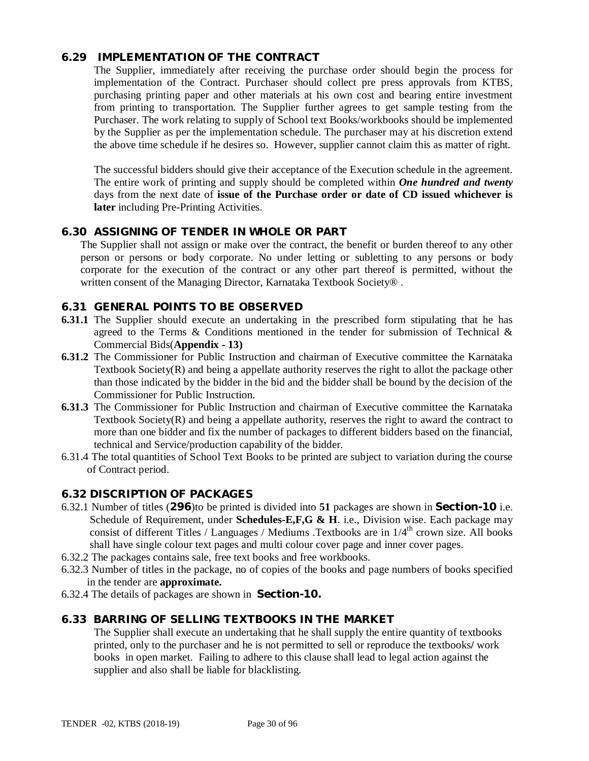## 6.29 IMPLEMENTATION OF THE CONTRACT

The Supplier, immediately after receiving the purchase order should begin the process for implementation of the Contract. Purchaser should collect pre press approvals from KTBS, purchasing printing paper and other materials at his own cost and bearing entire investment from printing to transportation. The Supplier further agrees to get sample testing from the Purchaser. The work relating to supply of School text Books/workbooks should be implemented by the Supplier as per the implementation schedule. The purchaser may at his discretion extend the above time schedule if he desires so. However, supplier cannot claim this as matter of right.

The successful bidders should give their acceptance of the Execution schedule in the agreement. The entire work of printing and supply should be completed within ***One hundred and twenty*** days from the next date of **issue of the Purchase order or date of CD issued whichever is later** including Pre-Printing Activities.

## 6.30 ASSIGNING OF TENDER IN WHOLE OR PART

The Supplier shall not assign or make over the contract, the benefit or burden thereof to any other person or persons or body corporate. No under letting or subletting to any persons or body corporate for the execution of the contract or any other part thereof is permitted, without the written consent of the Managing Director, Karnataka Textbook Society® .

## 6.31 GENERAL POINTS TO BE OBSERVED

**6.31.1** The Supplier should execute an undertaking in the prescribed form stipulating that he has agreed to the Terms & Conditions mentioned in the tender for submission of Technical & Commercial Bids(**Appendix - 13)**

**6.31.2** The Commissioner for Public Instruction and chairman of Executive committee the Karnataka Textbook Society(R) and being a appellate authority reserves the right to allot the package other than those indicated by the bidder in the bid and the bidder shall be bound by the decision of the Commissioner for Public Instruction.

**6.31.3** The Commissioner for Public Instruction and chairman of Executive committee the Karnataka Textbook Society(R) and being a appellate authority, reserves the right to award the contract to more than one bidder and fix the number of packages to different bidders based on the financial, technical and Service/production capability of the bidder.

6.31.4 The total quantities of School Text Books to be printed are subject to variation during the course of Contract period.

## 6.32 DISCRIPTION OF PACKAGES

6.32.1 Number of titles (**296**)to be printed is divided into **51** packages are shown in **Section-10** i.e. Schedule of Requirement, under **Schedules-E,F,G & H**. i.e., Division wise. Each package may consist of different Titles / Languages / Mediums .Textbooks are in $1/4^{th}$ crown size. All books shall have single colour text pages and multi colour cover page and inner cover pages.

6.32.2 The packages contains sale, free text books and free workbooks.

6.32.3 Number of titles in the package, no of copies of the books and page numbers of books specified in the tender are **approximate.**

6.32.4 The details of packages are shown in **Section-10.**

## 6.33 BARRING OF SELLING TEXTBOOKS IN THE MARKET

The Supplier shall execute an undertaking that he shall supply the entire quantity of textbooks printed, only to the purchaser and he is not permitted to sell or reproduce the textbooks/ work books in open market. Failing to adhere to this clause shall lead to legal action against the supplier and also shall be liable for blacklisting.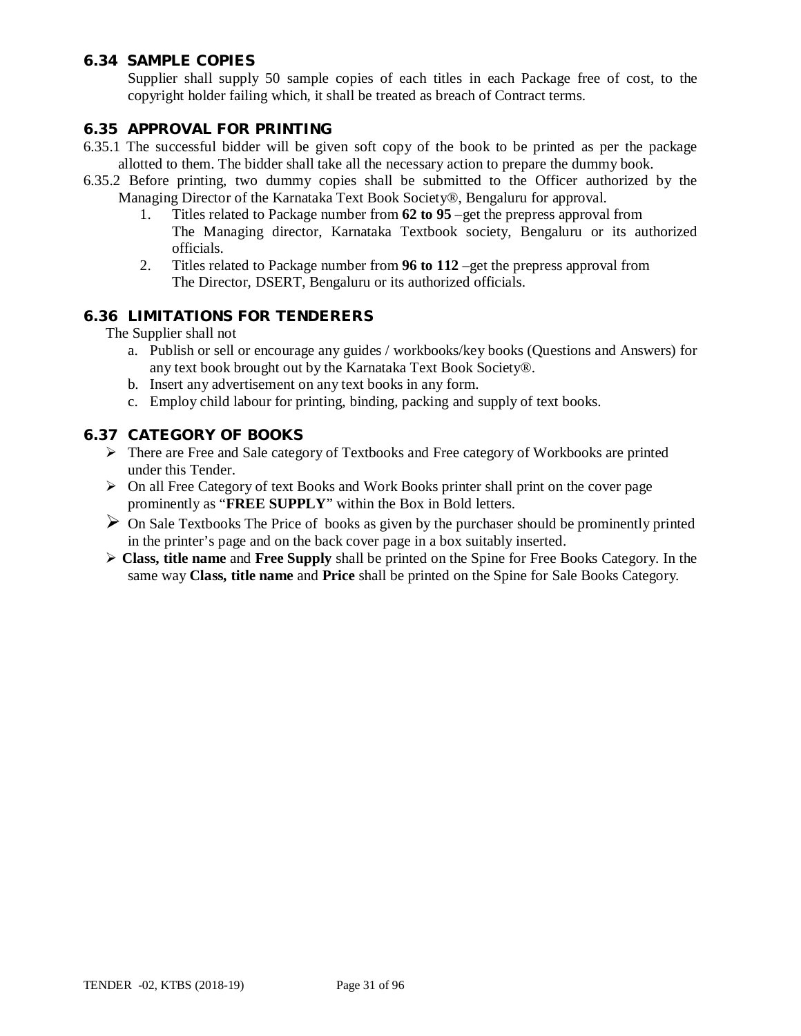## 6.34 SAMPLE COPIES

Supplier shall supply 50 sample copies of each titles in each Package free of cost, to the copyright holder failing which, it shall be treated as breach of Contract terms.

## 6.35 APPROVAL FOR PRINTING

6.35.1 The successful bidder will be given soft copy of the book to be printed as per the package allotted to them. The bidder shall take all the necessary action to prepare the dummy book.

6.35.2 Before printing, two dummy copies shall be submitted to the Officer authorized by the Managing Director of the Karnataka Text Book Society®, Bengaluru for approval.

1. Titles related to Package number from **62 to 95** –get the prepress approval from The Managing director, Karnataka Textbook society, Bengaluru or its authorized officials.
2. Titles related to Package number from **96 to 112** –get the prepress approval from The Director, DSERT, Bengaluru or its authorized officials.

## 6.36 LIMITATIONS FOR TENDERERS

The Supplier shall not

a. Publish or sell or encourage any guides / workbooks/key books (Questions and Answers) for any text book brought out by the Karnataka Text Book Society®.
b. Insert any advertisement on any text books in any form.
c. Employ child labour for printing, binding, packing and supply of text books.

## 6.37 CATEGORY OF BOOKS

- There are Free and Sale category of Textbooks and Free category of Workbooks are printed under this Tender.
- On all Free Category of text Books and Work Books printer shall print on the cover page prominently as "**FREE SUPPLY**" within the Box in Bold letters.
- On Sale Textbooks The Price of books as given by the purchaser should be prominently printed in the printer's page and on the back cover page in a box suitably inserted.
- **Class, title name** and **Free Supply** shall be printed on the Spine for Free Books Category. In the same way **Class, title name** and **Price** shall be printed on the Spine for Sale Books Category.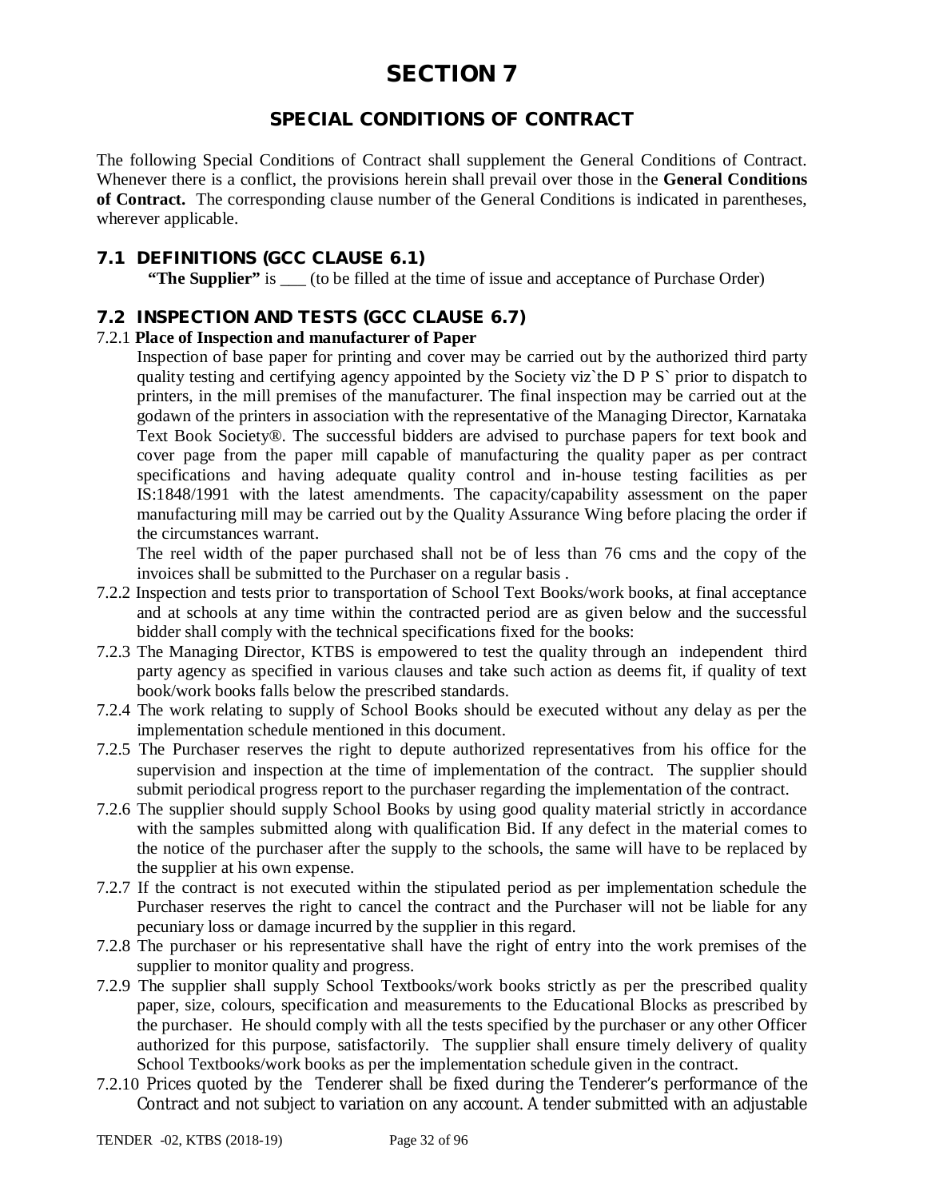# SECTION 7

## SPECIAL CONDITIONS OF CONTRACT

The following Special Conditions of Contract shall supplement the General Conditions of Contract. Whenever there is a conflict, the provisions herein shall prevail over those in the **General Conditions of Contract.** The corresponding clause number of the General Conditions is indicated in parentheses, wherever applicable.

### 7.1 DEFINITIONS (GCC CLAUSE 6.1)

**"The Supplier"** is ___ (to be filled at the time of issue and acceptance of Purchase Order)

### 7.2 INSPECTION AND TESTS (GCC CLAUSE 6.7)

7.2.1 **Place of Inspection and manufacturer of Paper**

Inspection of base paper for printing and cover may be carried out by the authorized third party quality testing and certifying agency appointed by the Society viz`the D P S` prior to dispatch to printers, in the mill premises of the manufacturer. The final inspection may be carried out at the godawn of the printers in association with the representative of the Managing Director, Karnataka Text Book Society®. The successful bidders are advised to purchase papers for text book and cover page from the paper mill capable of manufacturing the quality paper as per contract specifications and having adequate quality control and in-house testing facilities as per IS:1848/1991 with the latest amendments. The capacity/capability assessment on the paper manufacturing mill may be carried out by the Quality Assurance Wing before placing the order if the circumstances warrant.

The reel width of the paper purchased shall not be of less than 76 cms and the copy of the invoices shall be submitted to the Purchaser on a regular basis .

7.2.2 Inspection and tests prior to transportation of School Text Books/work books, at final acceptance and at schools at any time within the contracted period are as given below and the successful bidder shall comply with the technical specifications fixed for the books:

7.2.3 The Managing Director, KTBS is empowered to test the quality through an independent third party agency as specified in various clauses and take such action as deems fit, if quality of text book/work books falls below the prescribed standards.

7.2.4 The work relating to supply of School Books should be executed without any delay as per the implementation schedule mentioned in this document.

7.2.5 The Purchaser reserves the right to depute authorized representatives from his office for the supervision and inspection at the time of implementation of the contract. The supplier should submit periodical progress report to the purchaser regarding the implementation of the contract.

7.2.6 The supplier should supply School Books by using good quality material strictly in accordance with the samples submitted along with qualification Bid. If any defect in the material comes to the notice of the purchaser after the supply to the schools, the same will have to be replaced by the supplier at his own expense.

7.2.7 If the contract is not executed within the stipulated period as per implementation schedule the Purchaser reserves the right to cancel the contract and the Purchaser will not be liable for any pecuniary loss or damage incurred by the supplier in this regard.

7.2.8 The purchaser or his representative shall have the right of entry into the work premises of the supplier to monitor quality and progress.

7.2.9 The supplier shall supply School Textbooks/work books strictly as per the prescribed quality paper, size, colours, specification and measurements to the Educational Blocks as prescribed by the purchaser. He should comply with all the tests specified by the purchaser or any other Officer authorized for this purpose, satisfactorily. The supplier shall ensure timely delivery of quality School Textbooks/work books as per the implementation schedule given in the contract.

7.2.10 Prices quoted by the Tenderer shall be fixed during the Tenderer's performance of the Contract and not subject to variation on any account. A tender submitted with an adjustable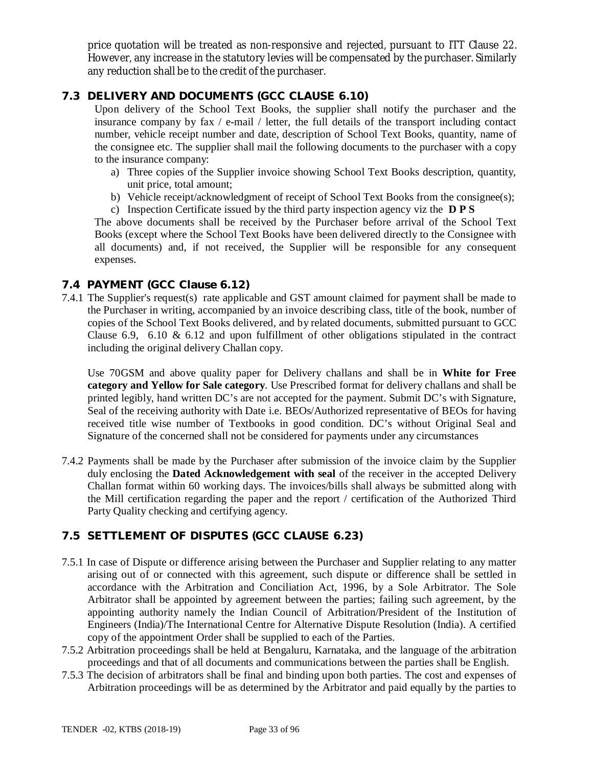price quotation will be treated as non-responsive and rejected, pursuant to ITT Clause 22. However, any increase in the statutory levies will be compensated by the purchaser. Similarly any reduction shall be to the credit of the purchaser.

## 7.3 DELIVERY AND DOCUMENTS (GCC CLAUSE 6.10)

Upon delivery of the School Text Books, the supplier shall notify the purchaser and the insurance company by fax / e-mail / letter, the full details of the transport including contact number, vehicle receipt number and date, description of School Text Books, quantity, name of the consignee etc. The supplier shall mail the following documents to the purchaser with a copy to the insurance company:

a) Three copies of the Supplier invoice showing School Text Books description, quantity, unit price, total amount;
b) Vehicle receipt/acknowledgment of receipt of School Text Books from the consignee(s);
c) Inspection Certificate issued by the third party inspection agency viz the **D P S**

The above documents shall be received by the Purchaser before arrival of the School Text Books (except where the School Text Books have been delivered directly to the Consignee with all documents) and, if not received, the Supplier will be responsible for any consequent expenses.

## 7.4 PAYMENT (GCC Clause 6.12)

7.4.1 The Supplier's request(s) rate applicable and GST amount claimed for payment shall be made to the Purchaser in writing, accompanied by an invoice describing class, title of the book, number of copies of the School Text Books delivered, and by related documents, submitted pursuant to GCC Clause 6.9, 6.10 & 6.12 and upon fulfillment of other obligations stipulated in the contract including the original delivery Challan copy.

Use 70GSM and above quality paper for Delivery challans and shall be in **White for Free category and Yellow for Sale category**. Use Prescribed format for delivery challans and shall be printed legibly, hand written DC's are not accepted for the payment. Submit DC's with Signature, Seal of the receiving authority with Date i.e. BEOs/Authorized representative of BEOs for having received title wise number of Textbooks in good condition. DC's without Original Seal and Signature of the concerned shall not be considered for payments under any circumstances

7.4.2 Payments shall be made by the Purchaser after submission of the invoice claim by the Supplier duly enclosing the **Dated Acknowledgement with seal** of the receiver in the accepted Delivery Challan format within 60 working days. The invoices/bills shall always be submitted along with the Mill certification regarding the paper and the report / certification of the Authorized Third Party Quality checking and certifying agency.

## 7.5 SETTLEMENT OF DISPUTES (GCC CLAUSE 6.23)

7.5.1 In case of Dispute or difference arising between the Purchaser and Supplier relating to any matter arising out of or connected with this agreement, such dispute or difference shall be settled in accordance with the Arbitration and Conciliation Act, 1996, by a Sole Arbitrator. The Sole Arbitrator shall be appointed by agreement between the parties; failing such agreement, by the appointing authority namely the Indian Council of Arbitration/President of the Institution of Engineers (India)/The International Centre for Alternative Dispute Resolution (India). A certified copy of the appointment Order shall be supplied to each of the Parties.

7.5.2 Arbitration proceedings shall be held at Bengaluru, Karnataka, and the language of the arbitration proceedings and that of all documents and communications between the parties shall be English.

7.5.3 The decision of arbitrators shall be final and binding upon both parties. The cost and expenses of Arbitration proceedings will be as determined by the Arbitrator and paid equally by the parties to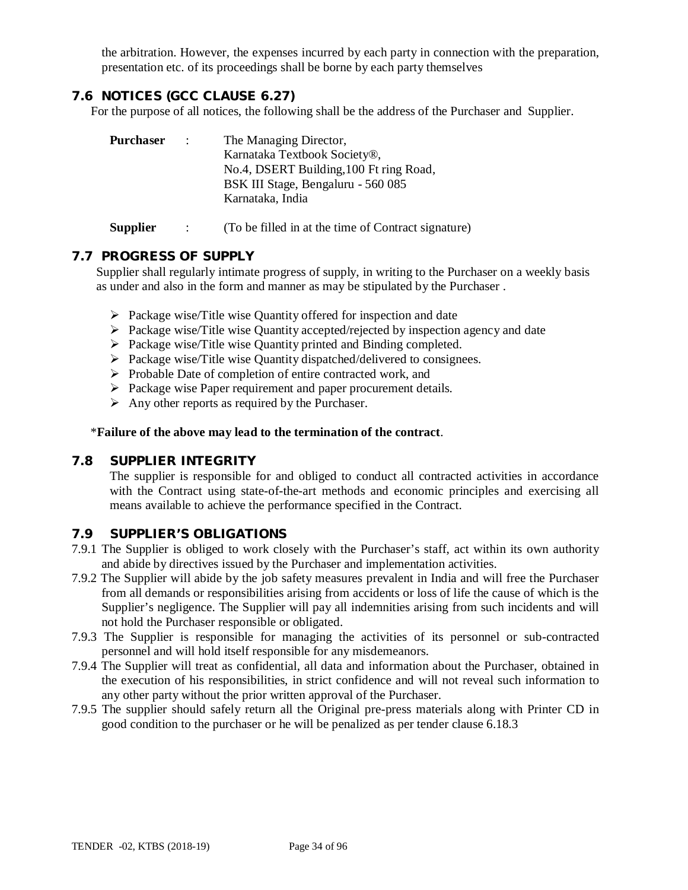the arbitration. However, the expenses incurred by each party in connection with the preparation, presentation etc. of its proceedings shall be borne by each party themselves

## 7.6 NOTICES (GCC CLAUSE 6.27)

For the purpose of all notices, the following shall be the address of the Purchaser and Supplier.

**Purchaser** : The Managing Director,
Karnataka Textbook Society®,
No.4, DSERT Building,100 Ft ring Road,
BSK III Stage, Bengaluru - 560 085
Karnataka, India

**Supplier** : (To be filled in at the time of Contract signature)

## 7.7 PROGRESS OF SUPPLY

Supplier shall regularly intimate progress of supply, in writing to the Purchaser on a weekly basis as under and also in the form and manner as may be stipulated by the Purchaser .

- Package wise/Title wise Quantity offered for inspection and date
- Package wise/Title wise Quantity accepted/rejected by inspection agency and date
- Package wise/Title wise Quantity printed and Binding completed.
- Package wise/Title wise Quantity dispatched/delivered to consignees.
- Probable Date of completion of entire contracted work, and
- Package wise Paper requirement and paper procurement details.
- Any other reports as required by the Purchaser.

*__Failure of the above may lead to the termination of the contract__.

## 7.8 SUPPLIER INTEGRITY

The supplier is responsible for and obliged to conduct all contracted activities in accordance with the Contract using state-of-the-art methods and economic principles and exercising all means available to achieve the performance specified in the Contract.

## 7.9 SUPPLIER'S OBLIGATIONS

7.9.1 The Supplier is obliged to work closely with the Purchaser's staff, act within its own authority and abide by directives issued by the Purchaser and implementation activities.

7.9.2 The Supplier will abide by the job safety measures prevalent in India and will free the Purchaser from all demands or responsibilities arising from accidents or loss of life the cause of which is the Supplier's negligence. The Supplier will pay all indemnities arising from such incidents and will not hold the Purchaser responsible or obligated.

7.9.3 The Supplier is responsible for managing the activities of its personnel or sub-contracted personnel and will hold itself responsible for any misdemeanors.

7.9.4 The Supplier will treat as confidential, all data and information about the Purchaser, obtained in the execution of his responsibilities, in strict confidence and will not reveal such information to any other party without the prior written approval of the Purchaser.

7.9.5 The supplier should safely return all the Original pre-press materials along with Printer CD in good condition to the purchaser or he will be penalized as per tender clause 6.18.3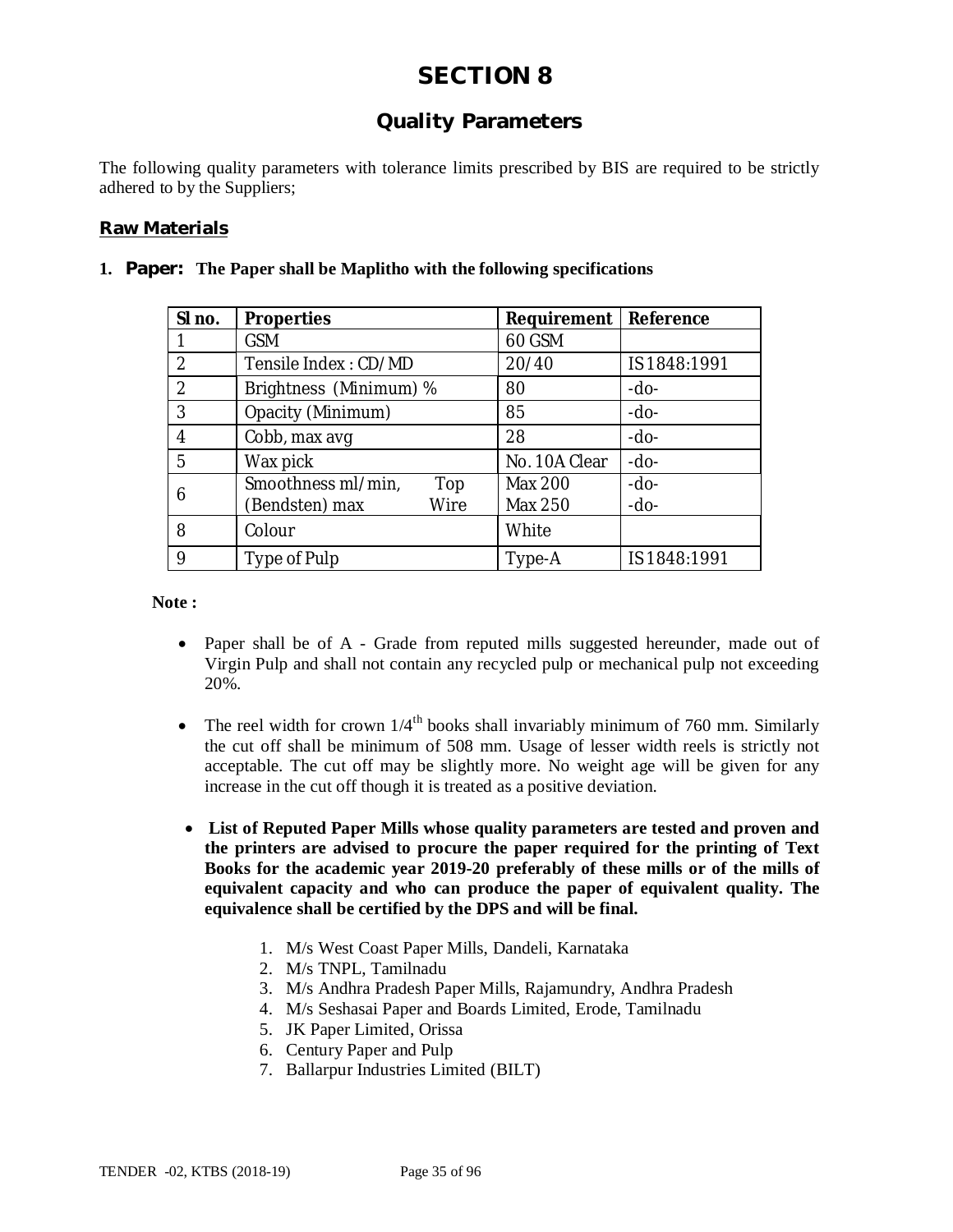# SECTION 8

## Quality Parameters

The following quality parameters with tolerance limits prescribed by BIS are required to be strictly adhered to by the Suppliers;

### Raw Materials

**1. Paper: The Paper shall be Maplitho with the following specifications**

| Sl no. | Properties | Requirement | Reference |
|---|---|---|---|
| 1 | GSM | 60 GSM | |
| 2 | Tensile Index : CD/MD | 20/40 | IS1848:1991 |
| 2 | Brightness (Minimum) % | 80 | -do- |
| 3 | Opacity (Minimum) | 85 | -do- |
| 4 | Cobb, max avg | 28 | -do- |
| 5 | Wax pick | No. 10A Clear | -do- |
| 6 | Smoothness ml/min, (Bendsten) max Top<br>Wire | Max 200<br>Max 250 | -do-<br>-do- |
| 8 | Colour | White | |
| 9 | Type of Pulp | Type-A | IS1848:1991 |

**Note :**

- Paper shall be of A - Grade from reputed mills suggested hereunder, made out of Virgin Pulp and shall not contain any recycled pulp or mechanical pulp not exceeding 20%.
- The reel width for crown 1/4th books shall invariably minimum of 760 mm. Similarly the cut off shall be minimum of 508 mm. Usage of lesser width reels is strictly not acceptable. The cut off may be slightly more. No weight age will be given for any increase in the cut off though it is treated as a positive deviation.
- **List of Reputed Paper Mills whose quality parameters are tested and proven and the printers are advised to procure the paper required for the printing of Text Books for the academic year 2019-20 preferably of these mills or of the mills of equivalent capacity and who can produce the paper of equivalent quality. The equivalence shall be certified by the DPS and will be final.**

  1. M/s West Coast Paper Mills, Dandeli, Karnataka
  2. M/s TNPL, Tamilnadu
  3. M/s Andhra Pradesh Paper Mills, Rajamundry, Andhra Pradesh
  4. M/s Seshasai Paper and Boards Limited, Erode, Tamilnadu
  5. JK Paper Limited, Orissa
  6. Century Paper and Pulp
  7. Ballarpur Industries Limited (BILT)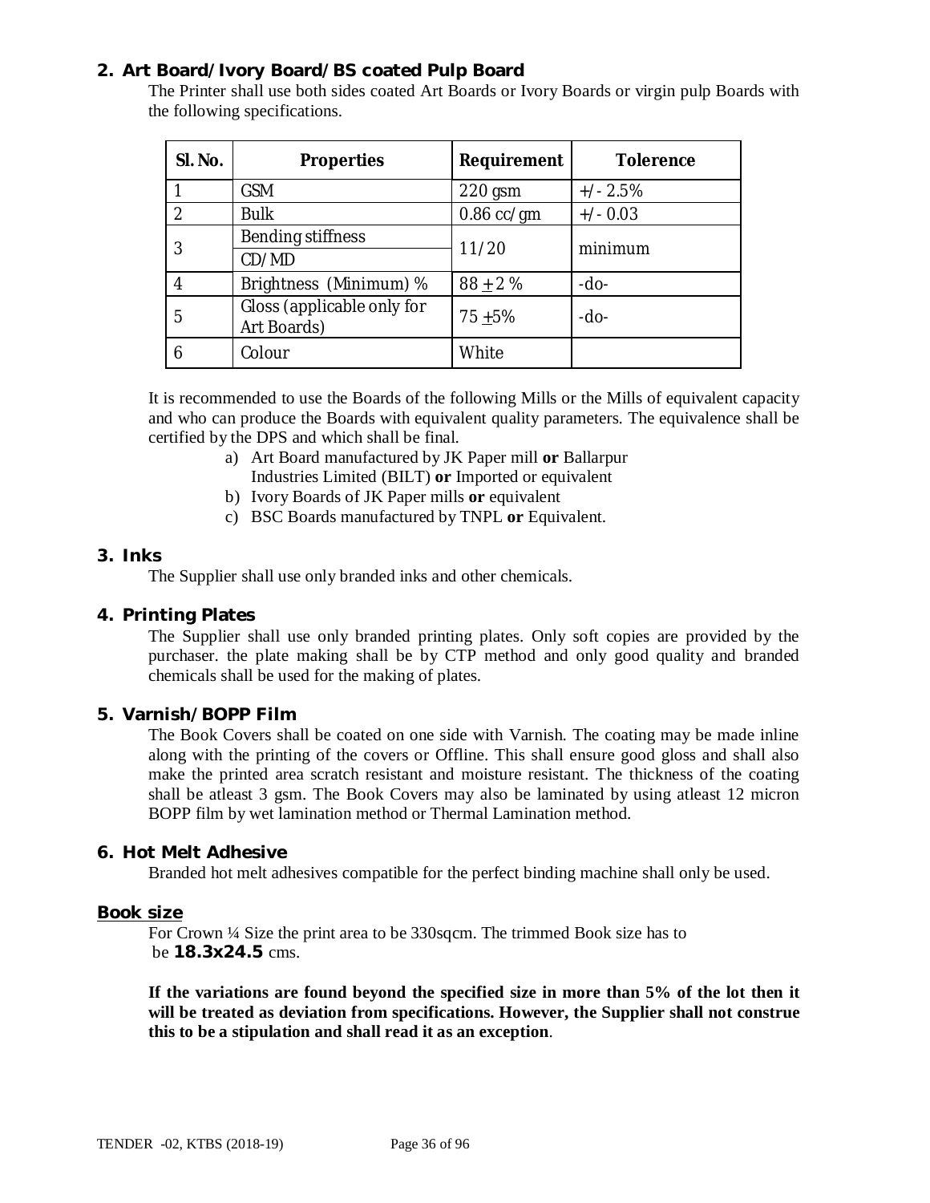## 2. Art Board/Ivory Board/BS coated Pulp Board

The Printer shall use both sides coated Art Boards or Ivory Boards or virgin pulp Boards with the following specifications.

| Sl. No. | Properties | Requirement | Tolerence |
|---|---|---|---|
| 1 | GSM | 220 gsm | +/- 2.5% |
| 2 | Bulk | 0.86 cc/gm | +/- 0.03 |
| 3 | Bending stiffness CD/MD | 11/20 | minimum |
| 4 | Brightness (Minimum) % | 88 ± 2 % | -do- |
| 5 | Gloss (applicable only for Art Boards) | 75 ±5% | -do- |
| 6 | Colour | White | |

It is recommended to use the Boards of the following Mills or the Mills of equivalent capacity and who can produce the Boards with equivalent quality parameters. The equivalence shall be certified by the DPS and which shall be final.

a) Art Board manufactured by JK Paper mill **or** Ballarpur Industries Limited (BILT) **or** Imported or equivalent
b) Ivory Boards of JK Paper mills **or** equivalent
c) BSC Boards manufactured by TNPL **or** Equivalent.

## 3. Inks

The Supplier shall use only branded inks and other chemicals.

## 4. Printing Plates

The Supplier shall use only branded printing plates. Only soft copies are provided by the purchaser. the plate making shall be by CTP method and only good quality and branded chemicals shall be used for the making of plates.

## 5. Varnish/BOPP Film

The Book Covers shall be coated on one side with Varnish. The coating may be made inline along with the printing of the covers or Offline. This shall ensure good gloss and shall also make the printed area scratch resistant and moisture resistant. The thickness of the coating shall be atleast 3 gsm. The Book Covers may also be laminated by using atleast 12 micron BOPP film by wet lamination method or Thermal Lamination method.

## 6. Hot Melt Adhesive

Branded hot melt adhesives compatible for the perfect binding machine shall only be used.

## Book size

For Crown ¼ Size the print area to be 330sqcm. The trimmed Book size has to be **18.3x24.5** cms.

**If the variations are found beyond the specified size in more than 5% of the lot then it will be treated as deviation from specifications. However, the Supplier shall not construe this to be a stipulation and shall read it as an exception**.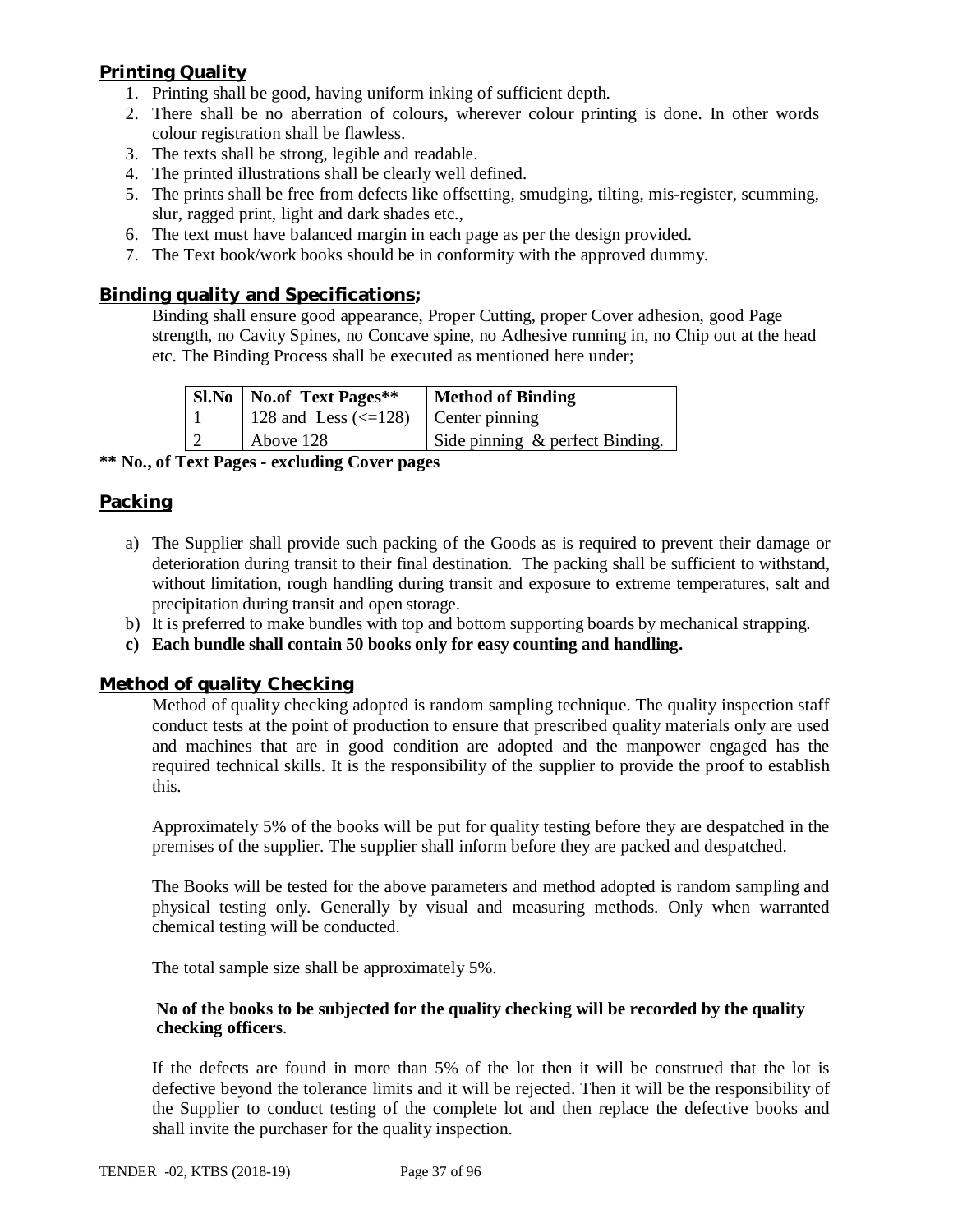## Printing Quality

1. Printing shall be good, having uniform inking of sufficient depth.
2. There shall be no aberration of colours, wherever colour printing is done. In other words colour registration shall be flawless.
3. The texts shall be strong, legible and readable.
4. The printed illustrations shall be clearly well defined.
5. The prints shall be free from defects like offsetting, smudging, tilting, mis-register, scumming, slur, ragged print, light and dark shades etc.,
6. The text must have balanced margin in each page as per the design provided.
7. The Text book/work books should be in conformity with the approved dummy.

## Binding quality and Specifications;

Binding shall ensure good appearance, Proper Cutting, proper Cover adhesion, good Page strength, no Cavity Spines, no Concave spine, no Adhesive running in, no Chip out at the head etc. The Binding Process shall be executed as mentioned here under;

| Sl.No | No.of Text Pages** | Method of Binding |
|---|---|---|
| 1 | 128 and Less (<=128) | Center pinning |
| 2 | Above 128 | Side pinning & perfect Binding. |

**** No., of Text Pages - excluding Cover pages**

## Packing

a) The Supplier shall provide such packing of the Goods as is required to prevent their damage or deterioration during transit to their final destination. The packing shall be sufficient to withstand, without limitation, rough handling during transit and exposure to extreme temperatures, salt and precipitation during transit and open storage.
b) It is preferred to make bundles with top and bottom supporting boards by mechanical strapping.
c) **Each bundle shall contain 50 books only for easy counting and handling.**

## Method of quality Checking

Method of quality checking adopted is random sampling technique. The quality inspection staff conduct tests at the point of production to ensure that prescribed quality materials only are used and machines that are in good condition are adopted and the manpower engaged has the required technical skills. It is the responsibility of the supplier to provide the proof to establish this.

Approximately 5% of the books will be put for quality testing before they are despatched in the premises of the supplier. The supplier shall inform before they are packed and despatched.

The Books will be tested for the above parameters and method adopted is random sampling and physical testing only. Generally by visual and measuring methods. Only when warranted chemical testing will be conducted.

The total sample size shall be approximately 5%.

**No of the books to be subjected for the quality checking will be recorded by the quality checking officers**.

If the defects are found in more than 5% of the lot then it will be construed that the lot is defective beyond the tolerance limits and it will be rejected. Then it will be the responsibility of the Supplier to conduct testing of the complete lot and then replace the defective books and shall invite the purchaser for the quality inspection.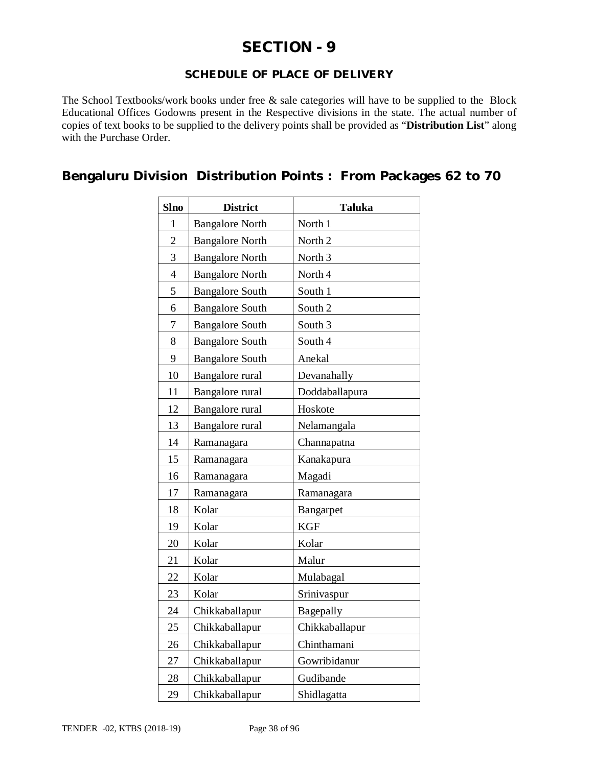# SECTION - 9

## SCHEDULE OF PLACE OF DELIVERY

The School Textbooks/work books under free & sale categories will have to be supplied to the Block Educational Offices Godowns present in the Respective divisions in the state. The actual number of copies of text books to be supplied to the delivery points shall be provided as "**Distribution List**" along with the Purchase Order.

## Bengaluru Division Distribution Points : From Packages 62 to 70

| Slno | District | Taluka |
|---|---|---|
| 1 | Bangalore North | North 1 |
| 2 | Bangalore North | North 2 |
| 3 | Bangalore North | North 3 |
| 4 | Bangalore North | North 4 |
| 5 | Bangalore South | South 1 |
| 6 | Bangalore South | South 2 |
| 7 | Bangalore South | South 3 |
| 8 | Bangalore South | South 4 |
| 9 | Bangalore South | Anekal |
| 10 | Bangalore rural | Devanahally |
| 11 | Bangalore rural | Doddaballapura |
| 12 | Bangalore rural | Hoskote |
| 13 | Bangalore rural | Nelamangala |
| 14 | Ramanagara | Channapatna |
| 15 | Ramanagara | Kanakapura |
| 16 | Ramanagara | Magadi |
| 17 | Ramanagara | Ramanagara |
| 18 | Kolar | Bangarpet |
| 19 | Kolar | KGF |
| 20 | Kolar | Kolar |
| 21 | Kolar | Malur |
| 22 | Kolar | Mulabagal |
| 23 | Kolar | Srinivaspur |
| 24 | Chikkaballapur | Bagepally |
| 25 | Chikkaballapur | Chikkaballapur |
| 26 | Chikkaballapur | Chinthamani |
| 27 | Chikkaballapur | Gowribidanur |
| 28 | Chikkaballapur | Gudibande |
| 29 | Chikkaballapur | Shidlagatta |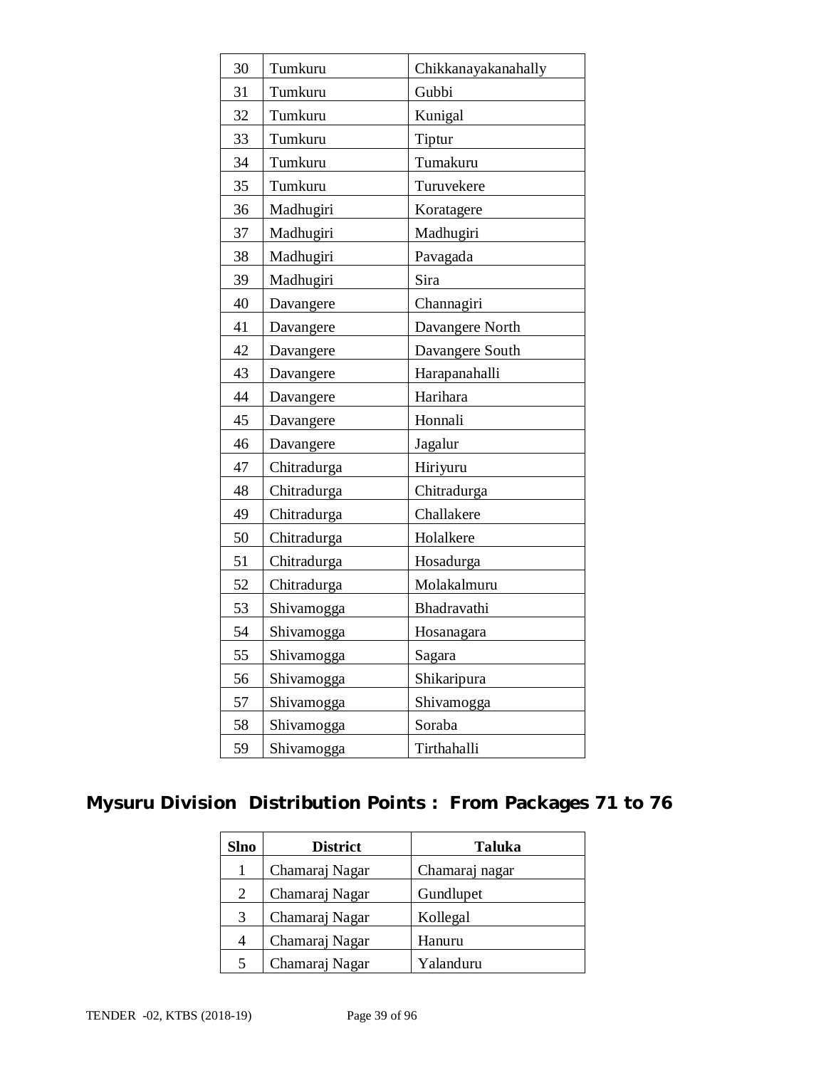| | | |
|---|---|---|
| 30 | Tumkuru | Chikkanayakanahally |
| 31 | Tumkuru | Gubbi |
| 32 | Tumkuru | Kunigal |
| 33 | Tumkuru | Tiptur |
| 34 | Tumkuru | Tumakuru |
| 35 | Tumkuru | Turuvekere |
| 36 | Madhugiri | Koratagere |
| 37 | Madhugiri | Madhugiri |
| 38 | Madhugiri | Pavagada |
| 39 | Madhugiri | Sira |
| 40 | Davangere | Channagiri |
| 41 | Davangere | Davangere North |
| 42 | Davangere | Davangere South |
| 43 | Davangere | Harapanahalli |
| 44 | Davangere | Harihara |
| 45 | Davangere | Honnali |
| 46 | Davangere | Jagalur |
| 47 | Chitradurga | Hiriyuru |
| 48 | Chitradurga | Chitradurga |
| 49 | Chitradurga | Challakere |
| 50 | Chitradurga | Holalkere |
| 51 | Chitradurga | Hosadurga |
| 52 | Chitradurga | Molakalmuru |
| 53 | Shivamogga | Bhadravathi |
| 54 | Shivamogga | Hosanagara |
| 55 | Shivamogga | Sagara |
| 56 | Shivamogga | Shikaripura |
| 57 | Shivamogga | Shivamogga |
| 58 | Shivamogga | Soraba |
| 59 | Shivamogga | Tirthahalli |

## Mysuru Division Distribution Points : From Packages 71 to 76

| Slno | District | Taluka |
|---|---|---|
| 1 | Chamaraj Nagar | Chamaraj nagar |
| 2 | Chamaraj Nagar | Gundlupet |
| 3 | Chamaraj Nagar | Kollegal |
| 4 | Chamaraj Nagar | Hanuru |
| 5 | Chamaraj Nagar | Yalanduru |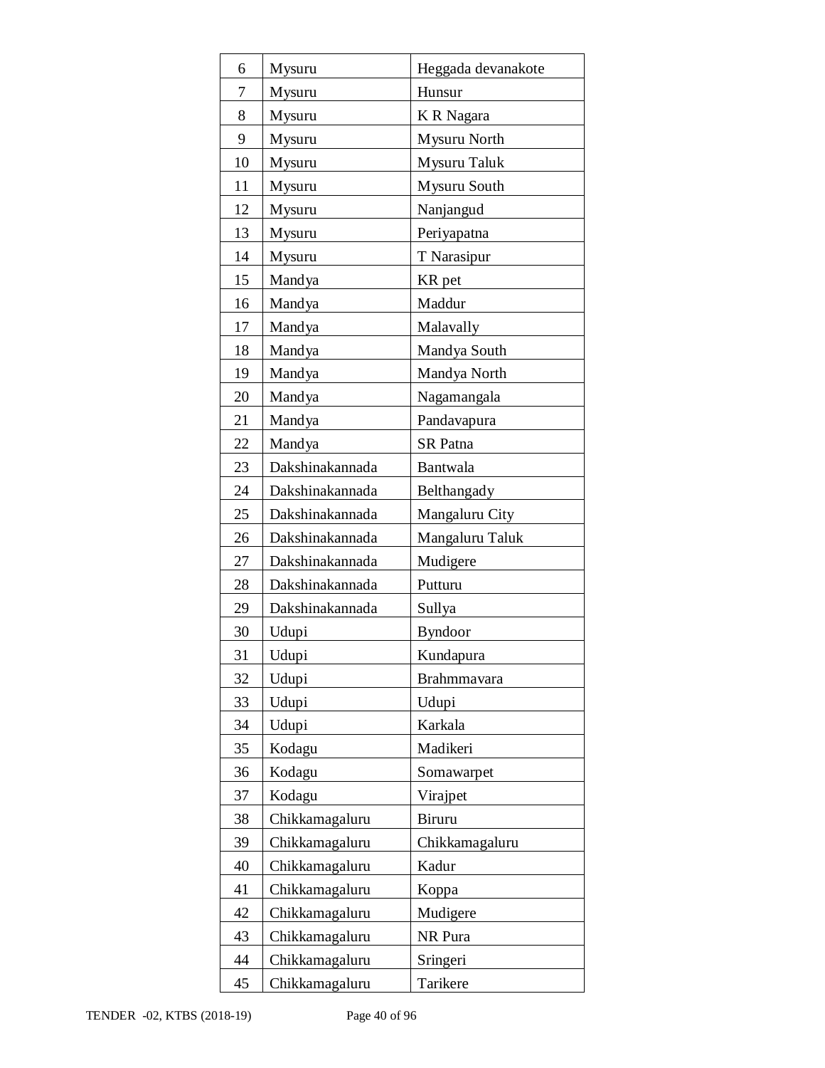| 6 | Mysuru | Heggada devanakote |
|---|---|---|
| 7 | Mysuru | Hunsur |
| 8 | Mysuru | K R Nagara |
| 9 | Mysuru | Mysuru North |
| 10 | Mysuru | Mysuru Taluk |
| 11 | Mysuru | Mysuru South |
| 12 | Mysuru | Nanjangud |
| 13 | Mysuru | Periyapatna |
| 14 | Mysuru | T Narasipur |
| 15 | Mandya | KR pet |
| 16 | Mandya | Maddur |
| 17 | Mandya | Malavally |
| 18 | Mandya | Mandya South |
| 19 | Mandya | Mandya North |
| 20 | Mandya | Nagamangala |
| 21 | Mandya | Pandavapura |
| 22 | Mandya | SR Patna |
| 23 | Dakshinakannada | Bantwala |
| 24 | Dakshinakannada | Belthangady |
| 25 | Dakshinakannada | Mangaluru City |
| 26 | Dakshinakannada | Mangaluru Taluk |
| 27 | Dakshinakannada | Mudigere |
| 28 | Dakshinakannada | Putturu |
| 29 | Dakshinakannada | Sullya |
| 30 | Udupi | Byndoor |
| 31 | Udupi | Kundapura |
| 32 | Udupi | Brahmmavara |
| 33 | Udupi | Udupi |
| 34 | Udupi | Karkala |
| 35 | Kodagu | Madikeri |
| 36 | Kodagu | Somawarpet |
| 37 | Kodagu | Virajpet |
| 38 | Chikkamagaluru | Biruru |
| 39 | Chikkamagaluru | Chikkamagaluru |
| 40 | Chikkamagaluru | Kadur |
| 41 | Chikkamagaluru | Koppa |
| 42 | Chikkamagaluru | Mudigere |
| 43 | Chikkamagaluru | NR Pura |
| 44 | Chikkamagaluru | Sringeri |
| 45 | Chikkamagaluru | Tarikere |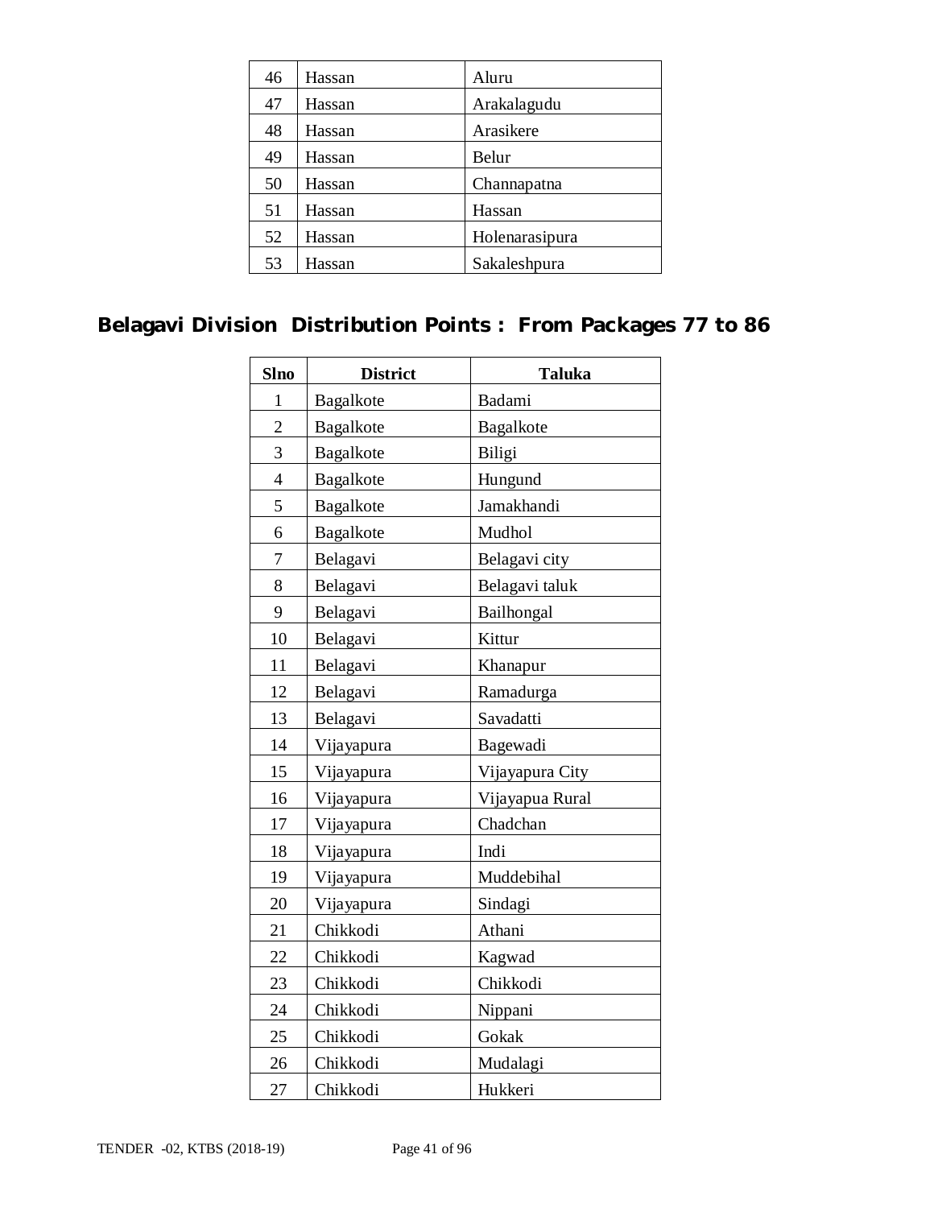| | | |
|---|---|---|
| 46 | Hassan | Aluru |
| 47 | Hassan | Arakalagudu |
| 48 | Hassan | Arasikere |
| 49 | Hassan | Belur |
| 50 | Hassan | Channapatna |
| 51 | Hassan | Hassan |
| 52 | Hassan | Holenarasipura |
| 53 | Hassan | Sakaleshpura |

## Belagavi Division Distribution Points : From Packages 77 to 86

| Slno | District | Taluka |
|---|---|---|
| 1 | Bagalkote | Badami |
| 2 | Bagalkote | Bagalkote |
| 3 | Bagalkote | Biligi |
| 4 | Bagalkote | Hungund |
| 5 | Bagalkote | Jamakhandi |
| 6 | Bagalkote | Mudhol |
| 7 | Belagavi | Belagavi city |
| 8 | Belagavi | Belagavi taluk |
| 9 | Belagavi | Bailhongal |
| 10 | Belagavi | Kittur |
| 11 | Belagavi | Khanapur |
| 12 | Belagavi | Ramadurga |
| 13 | Belagavi | Savadatti |
| 14 | Vijayapura | Bagewadi |
| 15 | Vijayapura | Vijayapura City |
| 16 | Vijayapura | Vijayapua Rural |
| 17 | Vijayapura | Chadchan |
| 18 | Vijayapura | Indi |
| 19 | Vijayapura | Muddebihal |
| 20 | Vijayapura | Sindagi |
| 21 | Chikkodi | Athani |
| 22 | Chikkodi | Kagwad |
| 23 | Chikkodi | Chikkodi |
| 24 | Chikkodi | Nippani |
| 25 | Chikkodi | Gokak |
| 26 | Chikkodi | Mudalagi |
| 27 | Chikkodi | Hukkeri |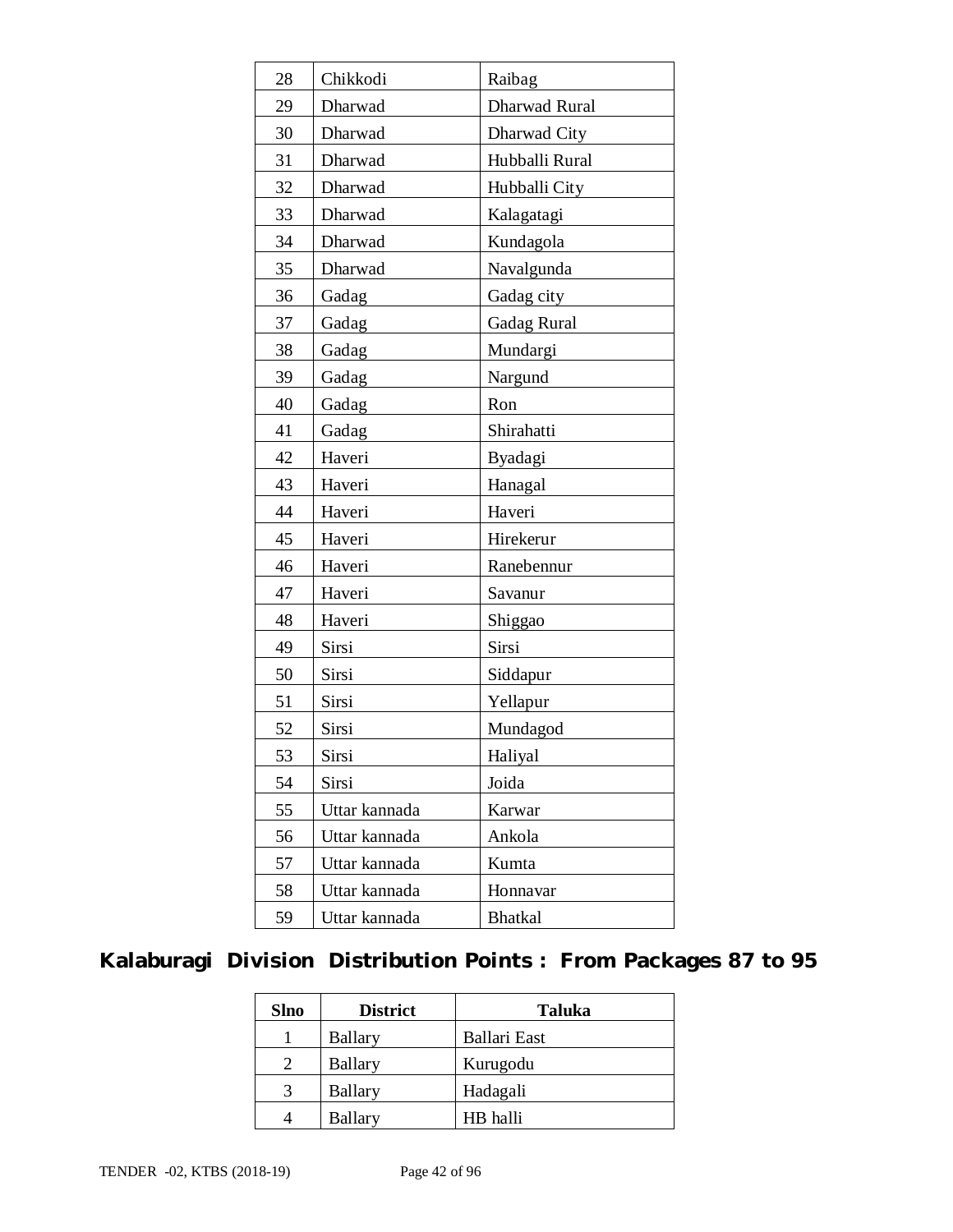| 28 | Chikkodi | Raibag |
|---|---|---|
| 29 | Dharwad | Dharwad Rural |
| 30 | Dharwad | Dharwad City |
| 31 | Dharwad | Hubballi Rural |
| 32 | Dharwad | Hubballi City |
| 33 | Dharwad | Kalagatagi |
| 34 | Dharwad | Kundagola |
| 35 | Dharwad | Navalgunda |
| 36 | Gadag | Gadag city |
| 37 | Gadag | Gadag Rural |
| 38 | Gadag | Mundargi |
| 39 | Gadag | Nargund |
| 40 | Gadag | Ron |
| 41 | Gadag | Shirahatti |
| 42 | Haveri | Byadagi |
| 43 | Haveri | Hanagal |
| 44 | Haveri | Haveri |
| 45 | Haveri | Hirekerur |
| 46 | Haveri | Ranebennur |
| 47 | Haveri | Savanur |
| 48 | Haveri | Shiggao |
| 49 | Sirsi | Sirsi |
| 50 | Sirsi | Siddapur |
| 51 | Sirsi | Yellapur |
| 52 | Sirsi | Mundagod |
| 53 | Sirsi | Haliyal |
| 54 | Sirsi | Joida |
| 55 | Uttar kannada | Karwar |
| 56 | Uttar kannada | Ankola |
| 57 | Uttar kannada | Kumta |
| 58 | Uttar kannada | Honnavar |
| 59 | Uttar kannada | Bhatkal |

## Kalaburagi Division Distribution Points : From Packages 87 to 95

| Slno | District | Taluka |
|---|---|---|
| 1 | Ballary | Ballari East |
| 2 | Ballary | Kurugodu |
| 3 | Ballary | Hadagali |
| 4 | Ballary | HB halli |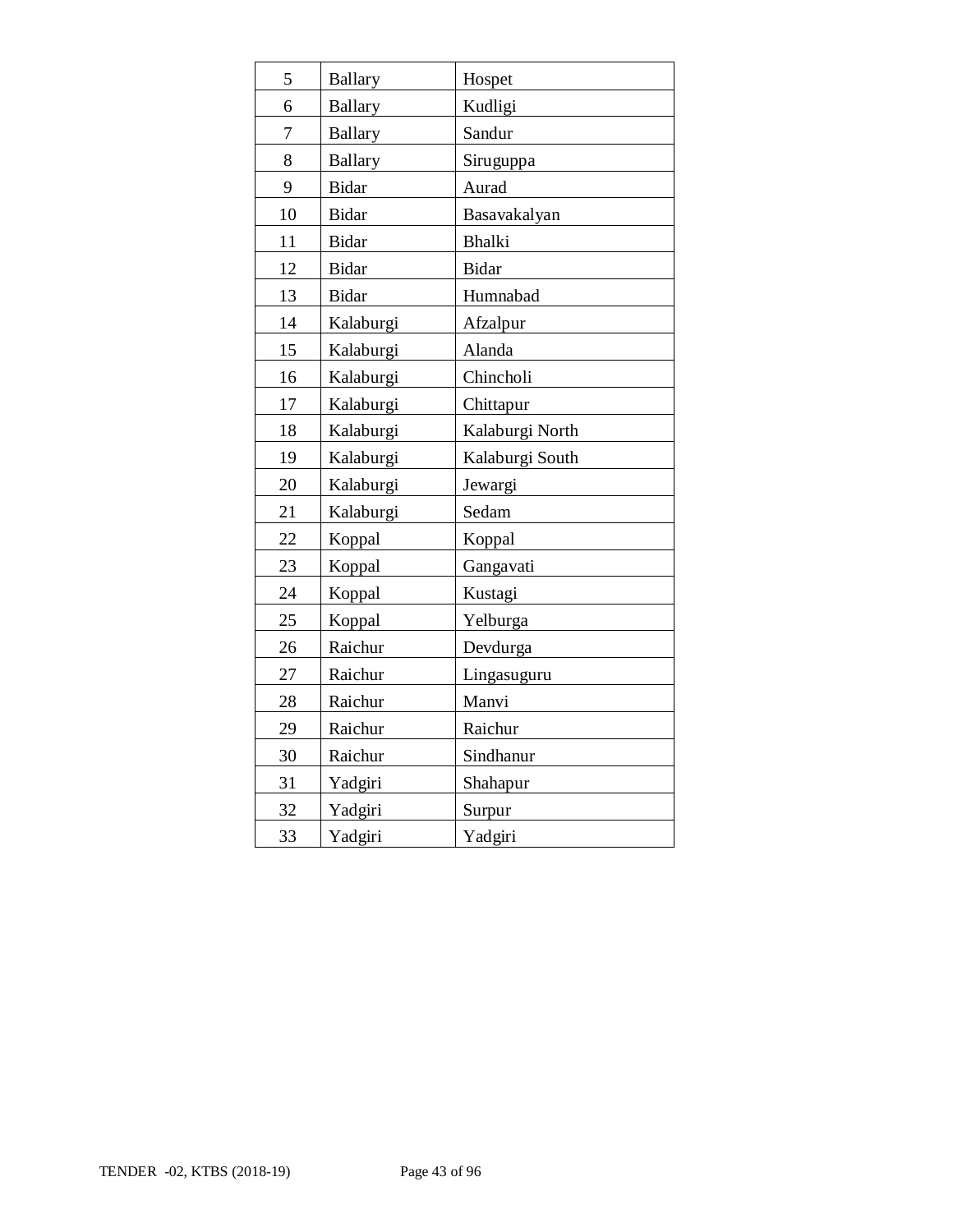| 5 | Ballary | Hospet |
|---|---|---|
| 6 | Ballary | Kudligi |
| 7 | Ballary | Sandur |
| 8 | Ballary | Siruguppa |
| 9 | Bidar | Aurad |
| 10 | Bidar | Basavakalyan |
| 11 | Bidar | Bhalki |
| 12 | Bidar | Bidar |
| 13 | Bidar | Humnabad |
| 14 | Kalaburgi | Afzalpur |
| 15 | Kalaburgi | Alanda |
| 16 | Kalaburgi | Chincholi |
| 17 | Kalaburgi | Chittapur |
| 18 | Kalaburgi | Kalaburgi North |
| 19 | Kalaburgi | Kalaburgi South |
| 20 | Kalaburgi | Jewargi |
| 21 | Kalaburgi | Sedam |
| 22 | Koppal | Koppal |
| 23 | Koppal | Gangavati |
| 24 | Koppal | Kustagi |
| 25 | Koppal | Yelburga |
| 26 | Raichur | Devdurga |
| 27 | Raichur | Lingasuguru |
| 28 | Raichur | Manvi |
| 29 | Raichur | Raichur |
| 30 | Raichur | Sindhanur |
| 31 | Yadgiri | Shahapur |
| 32 | Yadgiri | Surpur |
| 33 | Yadgiri | Yadgiri |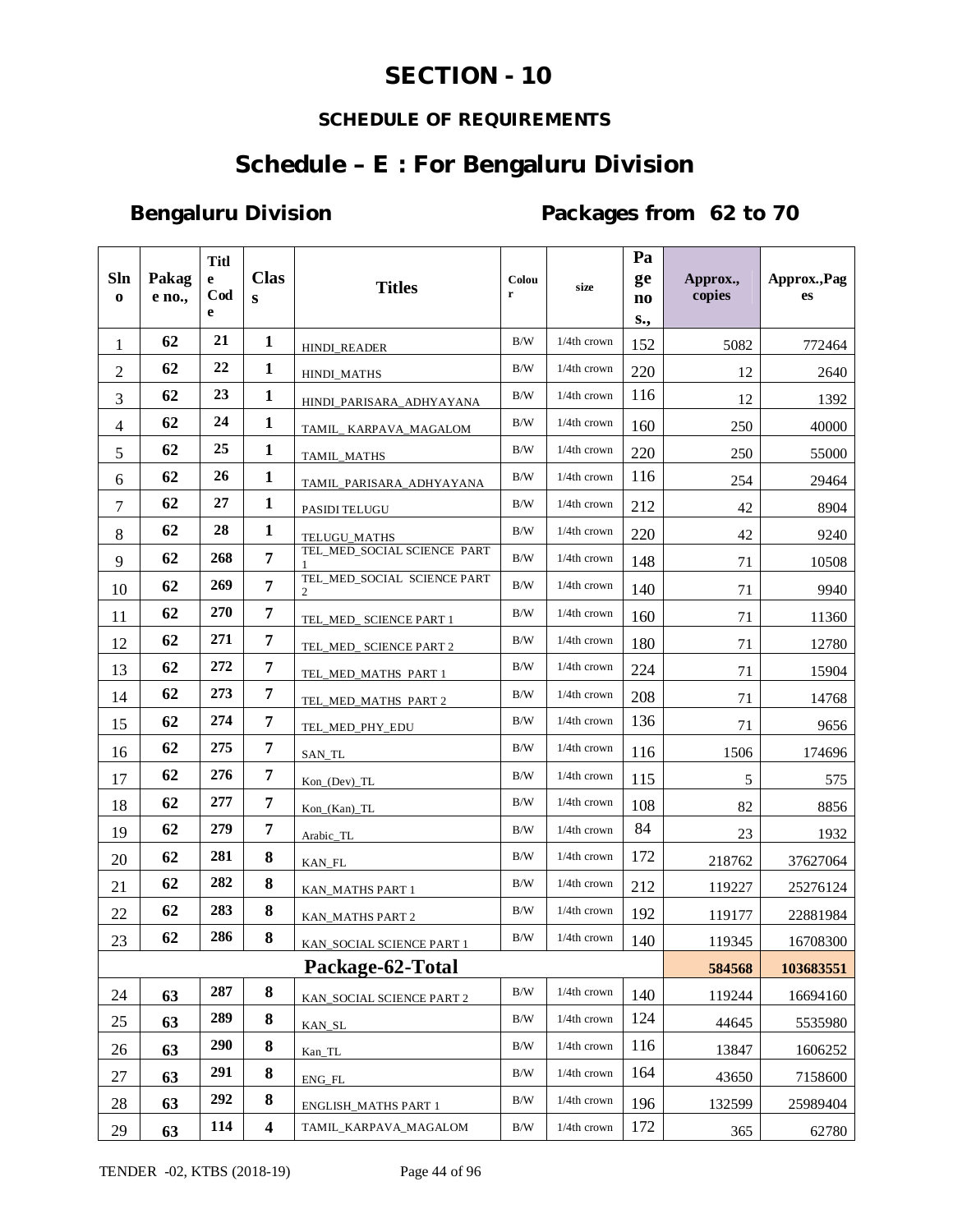# SECTION - 10

## SCHEDULE OF REQUIREMENTS

# Schedule – E : For Bengaluru Division

### Bengaluru Division　　　　　Packages from 62 to 70

| Slno | Package no., | Title Code | Class | Titles | Colour | size | Page nos., | Approx., copies | Approx.,Pages |
|---|---|---|---|---|---|---|---|---|---|
| 1 | 62 | 21 | 1 | HINDI_READER | B/W | 1/4th crown | 152 | 5082 | 772464 |
| 2 | 62 | 22 | 1 | HINDI_MATHS | B/W | 1/4th crown | 220 | 12 | 2640 |
| 3 | 62 | 23 | 1 | HINDI_PARISARA_ADHYAYANA | B/W | 1/4th crown | 116 | 12 | 1392 |
| 4 | 62 | 24 | 1 | TAMIL_ KARPAVA_MAGALOM | B/W | 1/4th crown | 160 | 250 | 40000 |
| 5 | 62 | 25 | 1 | TAMIL_MATHS | B/W | 1/4th crown | 220 | 250 | 55000 |
| 6 | 62 | 26 | 1 | TAMIL_PARISARA_ADHYAYANA | B/W | 1/4th crown | 116 | 254 | 29464 |
| 7 | 62 | 27 | 1 | PASIDI TELUGU | B/W | 1/4th crown | 212 | 42 | 8904 |
| 8 | 62 | 28 | 1 | TELUGU_MATHS | B/W | 1/4th crown | 220 | 42 | 9240 |
| 9 | 62 | 268 | 7 | TEL_MED_SOCIAL SCIENCE PART 1 | B/W | 1/4th crown | 148 | 71 | 10508 |
| 10 | 62 | 269 | 7 | TEL_MED_SOCIAL SCIENCE PART 2 | B/W | 1/4th crown | 140 | 71 | 9940 |
| 11 | 62 | 270 | 7 | TEL_MED_ SCIENCE PART 1 | B/W | 1/4th crown | 160 | 71 | 11360 |
| 12 | 62 | 271 | 7 | TEL_MED_ SCIENCE PART 2 | B/W | 1/4th crown | 180 | 71 | 12780 |
| 13 | 62 | 272 | 7 | TEL_MED_MATHS PART 1 | B/W | 1/4th crown | 224 | 71 | 15904 |
| 14 | 62 | 273 | 7 | TEL_MED_MATHS PART 2 | B/W | 1/4th crown | 208 | 71 | 14768 |
| 15 | 62 | 274 | 7 | TEL_MED_PHY_EDU | B/W | 1/4th crown | 136 | 71 | 9656 |
| 16 | 62 | 275 | 7 | SAN_TL | B/W | 1/4th crown | 116 | 1506 | 174696 |
| 17 | 62 | 276 | 7 | Kon_(Dev)_TL | B/W | 1/4th crown | 115 | 5 | 575 |
| 18 | 62 | 277 | 7 | Kon_(Kan)_TL | B/W | 1/4th crown | 108 | 82 | 8856 |
| 19 | 62 | 279 | 7 | Arabic_TL | B/W | 1/4th crown | 84 | 23 | 1932 |
| 20 | 62 | 281 | 8 | KAN_FL | B/W | 1/4th crown | 172 | 218762 | 37627064 |
| 21 | 62 | 282 | 8 | KAN_MATHS PART 1 | B/W | 1/4th crown | 212 | 119227 | 25276124 |
| 22 | 62 | 283 | 8 | KAN_MATHS PART 2 | B/W | 1/4th crown | 192 | 119177 | 22881984 |
| 23 | 62 | 286 | 8 | KAN_SOCIAL SCIENCE PART 1 | B/W | 1/4th crown | 140 | 119345 | 16708300 |
| | | | | **Package-62-Total** | | | | **584568** | **103683551** |
| 24 | 63 | 287 | 8 | KAN_SOCIAL SCIENCE PART 2 | B/W | 1/4th crown | 140 | 119244 | 16694160 |
| 25 | 63 | 289 | 8 | KAN_SL | B/W | 1/4th crown | 124 | 44645 | 5535980 |
| 26 | 63 | 290 | 8 | Kan_TL | B/W | 1/4th crown | 116 | 13847 | 1606252 |
| 27 | 63 | 291 | 8 | ENG_FL | B/W | 1/4th crown | 164 | 43650 | 7158600 |
| 28 | 63 | 292 | 8 | ENGLISH_MATHS PART 1 | B/W | 1/4th crown | 196 | 132599 | 25989404 |
| 29 | 63 | 114 | 4 | TAMIL_KARPAVA_MAGALOM | B/W | 1/4th crown | 172 | 365 | 62780 |

TENDER -02, KTBS (2018-19)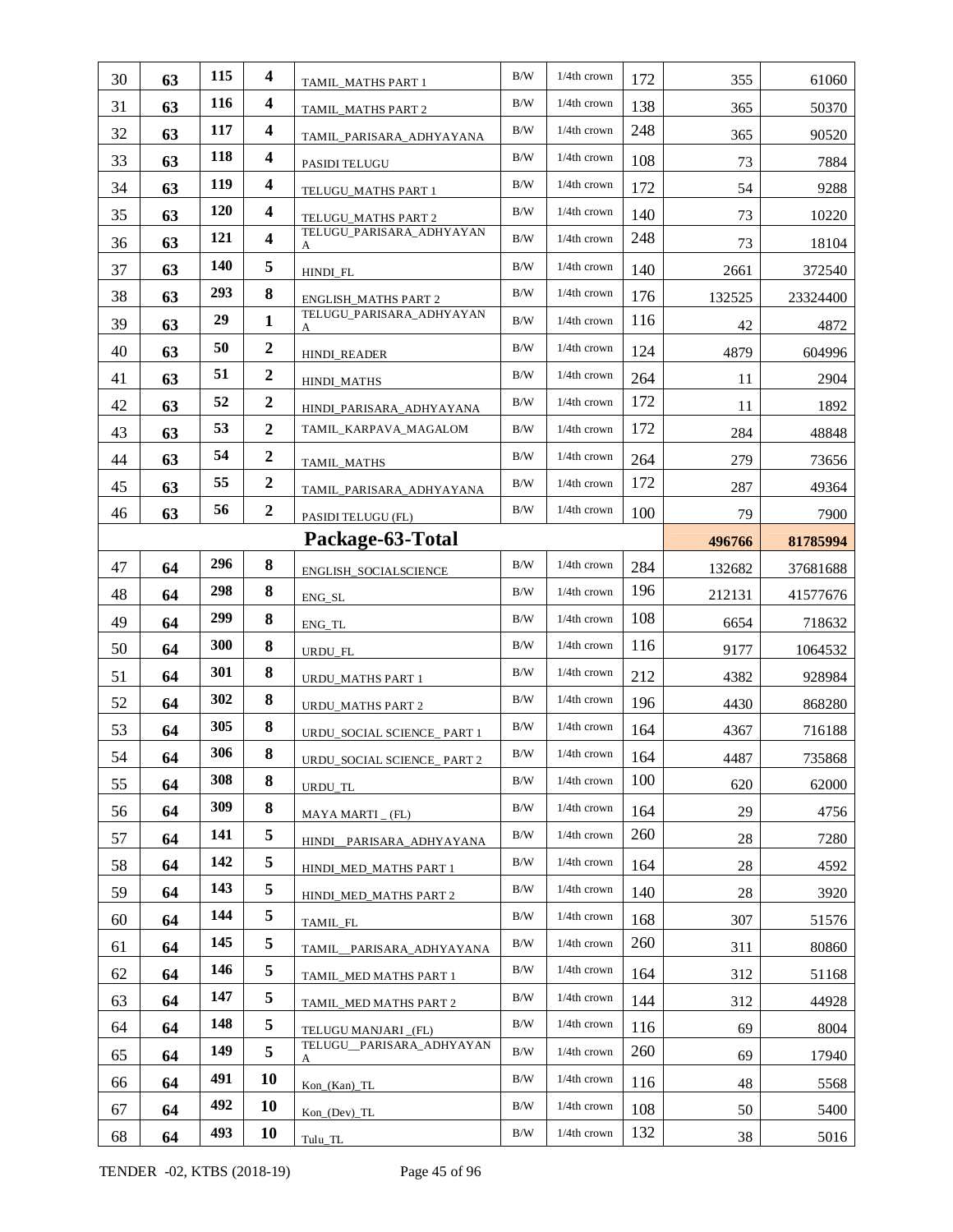| | | | | | | | | | |
|---|---|---|---|---|---|---|---|---|---|
| 30 | **63** | **115** | **4** | TAMIL_MATHS PART 1 | B/W | 1/4th crown | 172 | 355 | 61060 |
| 31 | **63** | **116** | **4** | TAMIL_MATHS PART 2 | B/W | 1/4th crown | 138 | 365 | 50370 |
| 32 | **63** | **117** | **4** | TAMIL_PARISARA_ADHYAYANA | B/W | 1/4th crown | 248 | 365 | 90520 |
| 33 | **63** | **118** | **4** | PASIDI TELUGU | B/W | 1/4th crown | 108 | 73 | 7884 |
| 34 | **63** | **119** | **4** | TELUGU_MATHS PART 1 | B/W | 1/4th crown | 172 | 54 | 9288 |
| 35 | **63** | **120** | **4** | TELUGU_MATHS PART 2 | B/W | 1/4th crown | 140 | 73 | 10220 |
| 36 | **63** | **121** | **4** | TELUGU_PARISARA_ADHYAYANA | B/W | 1/4th crown | 248 | 73 | 18104 |
| 37 | **63** | **140** | **5** | HINDI_FL | B/W | 1/4th crown | 140 | 2661 | 372540 |
| 38 | **63** | **293** | **8** | ENGLISH_MATHS PART 2 | B/W | 1/4th crown | 176 | 132525 | 23324400 |
| 39 | **63** | **29** | **1** | TELUGU_PARISARA_ADHYAYANA | B/W | 1/4th crown | 116 | 42 | 4872 |
| 40 | **63** | **50** | **2** | HINDI_READER | B/W | 1/4th crown | 124 | 4879 | 604996 |
| 41 | **63** | **51** | **2** | HINDI_MATHS | B/W | 1/4th crown | 264 | 11 | 2904 |
| 42 | **63** | **52** | **2** | HINDI_PARISARA_ADHYAYANA | B/W | 1/4th crown | 172 | 11 | 1892 |
| 43 | **63** | **53** | **2** | TAMIL_KARPAVA_MAGALOM | B/W | 1/4th crown | 172 | 284 | 48848 |
| 44 | **63** | **54** | **2** | TAMIL_MATHS | B/W | 1/4th crown | 264 | 279 | 73656 |
| 45 | **63** | **55** | **2** | TAMIL_PARISARA_ADHYAYANA | B/W | 1/4th crown | 172 | 287 | 49364 |
| 46 | **63** | **56** | **2** | PASIDI TELUGU (FL) | B/W | 1/4th crown | 100 | 79 | 7900 |
| | | | | **Package-63-Total** | | | | **496766** | **81785994** |
| 47 | **64** | **296** | **8** | ENGLISH_SOCIALSCIENCE | B/W | 1/4th crown | 284 | 132682 | 37681688 |
| 48 | **64** | **298** | **8** | ENG_SL | B/W | 1/4th crown | 196 | 212131 | 41577676 |
| 49 | **64** | **299** | **8** | ENG_TL | B/W | 1/4th crown | 108 | 6654 | 718632 |
| 50 | **64** | **300** | **8** | URDU_FL | B/W | 1/4th crown | 116 | 9177 | 1064532 |
| 51 | **64** | **301** | **8** | URDU_MATHS PART 1 | B/W | 1/4th crown | 212 | 4382 | 928984 |
| 52 | **64** | **302** | **8** | URDU_MATHS PART 2 | B/W | 1/4th crown | 196 | 4430 | 868280 |
| 53 | **64** | **305** | **8** | URDU_SOCIAL SCIENCE_ PART 1 | B/W | 1/4th crown | 164 | 4367 | 716188 |
| 54 | **64** | **306** | **8** | URDU_SOCIAL SCIENCE_ PART 2 | B/W | 1/4th crown | 164 | 4487 | 735868 |
| 55 | **64** | **308** | **8** | URDU_TL | B/W | 1/4th crown | 100 | 620 | 62000 |
| 56 | **64** | **309** | **8** | MAYA MARTI _ (FL) | B/W | 1/4th crown | 164 | 29 | 4756 |
| 57 | **64** | **141** | **5** | HINDI__PARISARA_ADHYAYANA | B/W | 1/4th crown | 260 | 28 | 7280 |
| 58 | **64** | **142** | **5** | HINDI_MED_MATHS PART 1 | B/W | 1/4th crown | 164 | 28 | 4592 |
| 59 | **64** | **143** | **5** | HINDI_MED_MATHS PART 2 | B/W | 1/4th crown | 140 | 28 | 3920 |
| 60 | **64** | **144** | **5** | TAMIL_FL | B/W | 1/4th crown | 168 | 307 | 51576 |
| 61 | **64** | **145** | **5** | TAMIL__PARISARA_ADHYAYANA | B/W | 1/4th crown | 260 | 311 | 80860 |
| 62 | **64** | **146** | **5** | TAMIL_MED MATHS PART 1 | B/W | 1/4th crown | 164 | 312 | 51168 |
| 63 | **64** | **147** | **5** | TAMIL_MED MATHS PART 2 | B/W | 1/4th crown | 144 | 312 | 44928 |
| 64 | **64** | **148** | **5** | TELUGU MANJARI _(FL) | B/W | 1/4th crown | 116 | 69 | 8004 |
| 65 | **64** | **149** | **5** | TELUGU__PARISARA_ADHYAYANA | B/W | 1/4th crown | 260 | 69 | 17940 |
| 66 | **64** | **491** | **10** | Kon_(Kan)_TL | B/W | 1/4th crown | 116 | 48 | 5568 |
| 67 | **64** | **492** | **10** | Kon_(Dev)_TL | B/W | 1/4th crown | 108 | 50 | 5400 |
| 68 | **64** | **493** | **10** | Tulu_TL | B/W | 1/4th crown | 132 | 38 | 5016 |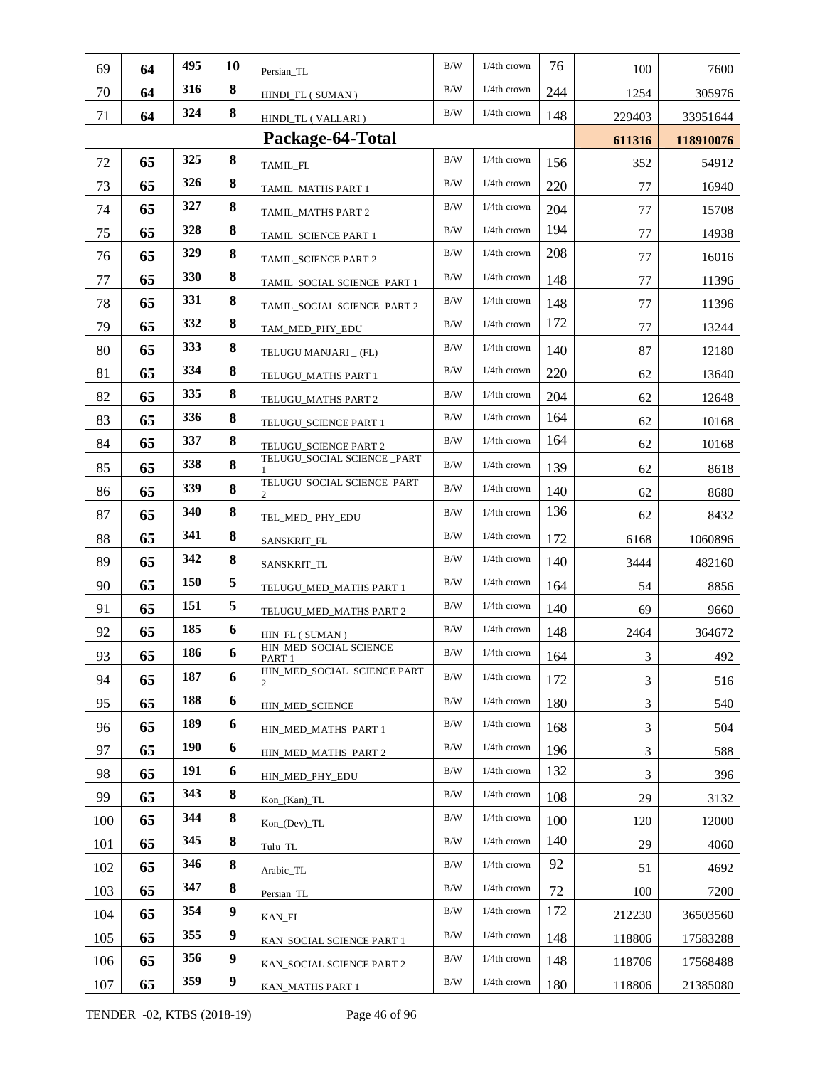| | | | | | | | | | |
|---|---|---|---|---|---|---|---|---|---|
| 69 | **64** | **495** | **10** | Persian_TL | B/W | 1/4th crown | 76 | 100 | 7600 |
| 70 | **64** | **316** | **8** | HINDI_FL ( SUMAN ) | B/W | 1/4th crown | 244 | 1254 | 305976 |
| 71 | **64** | **324** | **8** | HINDI_TL ( VALLARI ) | B/W | 1/4th crown | 148 | 229403 | 33951644 |
| | | | | **Package-64-Total** | | | | **611316** | **118910076** |
| 72 | **65** | **325** | **8** | TAMIL_FL | B/W | 1/4th crown | 156 | 352 | 54912 |
| 73 | **65** | **326** | **8** | TAMIL_MATHS PART 1 | B/W | 1/4th crown | 220 | 77 | 16940 |
| 74 | **65** | **327** | **8** | TAMIL_MATHS PART 2 | B/W | 1/4th crown | 204 | 77 | 15708 |
| 75 | **65** | **328** | **8** | TAMIL_SCIENCE PART 1 | B/W | 1/4th crown | 194 | 77 | 14938 |
| 76 | **65** | **329** | **8** | TAMIL_SCIENCE PART 2 | B/W | 1/4th crown | 208 | 77 | 16016 |
| 77 | **65** | **330** | **8** | TAMIL_SOCIAL SCIENCE PART 1 | B/W | 1/4th crown | 148 | 77 | 11396 |
| 78 | **65** | **331** | **8** | TAMIL_SOCIAL SCIENCE PART 2 | B/W | 1/4th crown | 148 | 77 | 11396 |
| 79 | **65** | **332** | **8** | TAM_MED_PHY_EDU | B/W | 1/4th crown | 172 | 77 | 13244 |
| 80 | **65** | **333** | **8** | TELUGU MANJARI _ (FL) | B/W | 1/4th crown | 140 | 87 | 12180 |
| 81 | **65** | **334** | **8** | TELUGU_MATHS PART 1 | B/W | 1/4th crown | 220 | 62 | 13640 |
| 82 | **65** | **335** | **8** | TELUGU_MATHS PART 2 | B/W | 1/4th crown | 204 | 62 | 12648 |
| 83 | **65** | **336** | **8** | TELUGU_SCIENCE PART 1 | B/W | 1/4th crown | 164 | 62 | 10168 |
| 84 | **65** | **337** | **8** | TELUGU_SCIENCE PART 2 | B/W | 1/4th crown | 164 | 62 | 10168 |
| 85 | **65** | **338** | **8** | TELUGU_SOCIAL SCIENCE _PART 1 | B/W | 1/4th crown | 139 | 62 | 8618 |
| 86 | **65** | **339** | **8** | TELUGU_SOCIAL SCIENCE_PART 2 | B/W | 1/4th crown | 140 | 62 | 8680 |
| 87 | **65** | **340** | **8** | TEL_MED_ PHY_EDU | B/W | 1/4th crown | 136 | 62 | 8432 |
| 88 | **65** | **341** | **8** | SANSKRIT_FL | B/W | 1/4th crown | 172 | 6168 | 1060896 |
| 89 | **65** | **342** | **8** | SANSKRIT_TL | B/W | 1/4th crown | 140 | 3444 | 482160 |
| 90 | **65** | **150** | **5** | TELUGU_MED_MATHS PART 1 | B/W | 1/4th crown | 164 | 54 | 8856 |
| 91 | **65** | **151** | **5** | TELUGU_MED_MATHS PART 2 | B/W | 1/4th crown | 140 | 69 | 9660 |
| 92 | **65** | **185** | **6** | HIN_FL ( SUMAN ) | B/W | 1/4th crown | 148 | 2464 | 364672 |
| 93 | **65** | **186** | **6** | HIN_MED_SOCIAL SCIENCE PART 1 | B/W | 1/4th crown | 164 | 3 | 492 |
| 94 | **65** | **187** | **6** | HIN_MED_SOCIAL SCIENCE PART 2 | B/W | 1/4th crown | 172 | 3 | 516 |
| 95 | **65** | **188** | **6** | HIN_MED_SCIENCE | B/W | 1/4th crown | 180 | 3 | 540 |
| 96 | **65** | **189** | **6** | HIN_MED_MATHS PART 1 | B/W | 1/4th crown | 168 | 3 | 504 |
| 97 | **65** | **190** | **6** | HIN_MED_MATHS PART 2 | B/W | 1/4th crown | 196 | 3 | 588 |
| 98 | **65** | **191** | **6** | HIN_MED_PHY_EDU | B/W | 1/4th crown | 132 | 3 | 396 |
| 99 | **65** | **343** | **8** | Kon_(Kan)_TL | B/W | 1/4th crown | 108 | 29 | 3132 |
| 100 | **65** | **344** | **8** | Kon_(Dev)_TL | B/W | 1/4th crown | 100 | 120 | 12000 |
| 101 | **65** | **345** | **8** | Tulu_TL | B/W | 1/4th crown | 140 | 29 | 4060 |
| 102 | **65** | **346** | **8** | Arabic_TL | B/W | 1/4th crown | 92 | 51 | 4692 |
| 103 | **65** | **347** | **8** | Persian_TL | B/W | 1/4th crown | 72 | 100 | 7200 |
| 104 | **65** | **354** | **9** | KAN_FL | B/W | 1/4th crown | 172 | 212230 | 36503560 |
| 105 | **65** | **355** | **9** | KAN_SOCIAL SCIENCE PART 1 | B/W | 1/4th crown | 148 | 118806 | 17583288 |
| 106 | **65** | **356** | **9** | KAN_SOCIAL SCIENCE PART 2 | B/W | 1/4th crown | 148 | 118706 | 17568488 |
| 107 | **65** | **359** | **9** | KAN_MATHS PART 1 | B/W | 1/4th crown | 180 | 118806 | 21385080 |

TENDER -02, KTBS (2018-19)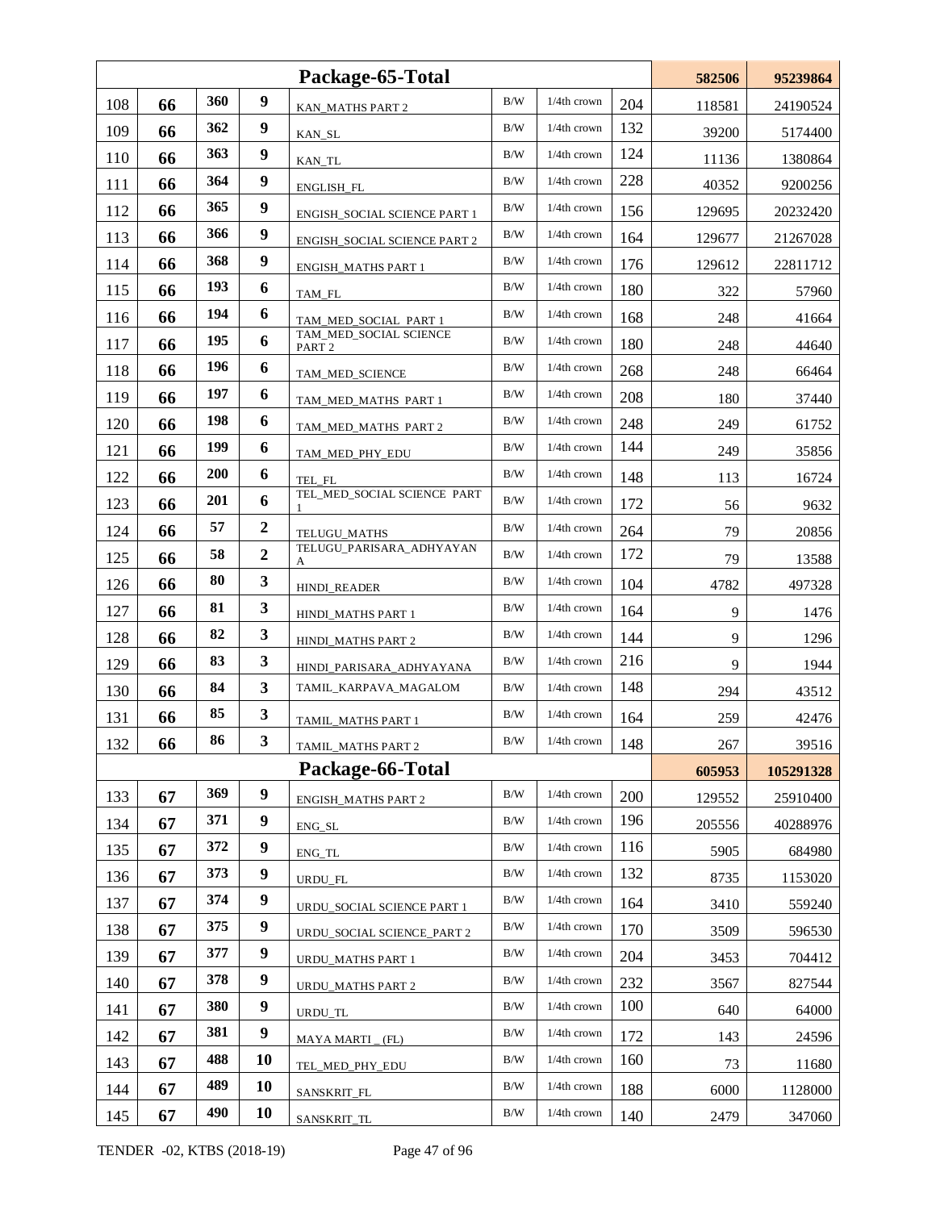| | | | | Package-65-Total | | | | 582506 | 95239864 |
|---|---|---|---|---|---|---|---|---|---|
| 108 | 66 | 360 | 9 | KAN_MATHS PART 2 | B/W | 1/4th crown | 204 | 118581 | 24190524 |
| 109 | 66 | 362 | 9 | KAN_SL | B/W | 1/4th crown | 132 | 39200 | 5174400 |
| 110 | 66 | 363 | 9 | KAN_TL | B/W | 1/4th crown | 124 | 11136 | 1380864 |
| 111 | 66 | 364 | 9 | ENGLISH_FL | B/W | 1/4th crown | 228 | 40352 | 9200256 |
| 112 | 66 | 365 | 9 | ENGISH_SOCIAL SCIENCE PART 1 | B/W | 1/4th crown | 156 | 129695 | 20232420 |
| 113 | 66 | 366 | 9 | ENGISH_SOCIAL SCIENCE PART 2 | B/W | 1/4th crown | 164 | 129677 | 21267028 |
| 114 | 66 | 368 | 9 | ENGISH_MATHS PART 1 | B/W | 1/4th crown | 176 | 129612 | 22811712 |
| 115 | 66 | 193 | 6 | TAM_FL | B/W | 1/4th crown | 180 | 322 | 57960 |
| 116 | 66 | 194 | 6 | TAM_MED_SOCIAL PART 1 | B/W | 1/4th crown | 168 | 248 | 41664 |
| 117 | 66 | 195 | 6 | TAM_MED_SOCIAL SCIENCE PART 2 | B/W | 1/4th crown | 180 | 248 | 44640 |
| 118 | 66 | 196 | 6 | TAM_MED_SCIENCE | B/W | 1/4th crown | 268 | 248 | 66464 |
| 119 | 66 | 197 | 6 | TAM_MED_MATHS PART 1 | B/W | 1/4th crown | 208 | 180 | 37440 |
| 120 | 66 | 198 | 6 | TAM_MED_MATHS PART 2 | B/W | 1/4th crown | 248 | 249 | 61752 |
| 121 | 66 | 199 | 6 | TAM_MED_PHY_EDU | B/W | 1/4th crown | 144 | 249 | 35856 |
| 122 | 66 | 200 | 6 | TEL_FL | B/W | 1/4th crown | 148 | 113 | 16724 |
| 123 | 66 | 201 | 6 | TEL_MED_SOCIAL SCIENCE PART 1 | B/W | 1/4th crown | 172 | 56 | 9632 |
| 124 | 66 | 57 | 2 | TELUGU_MATHS | B/W | 1/4th crown | 264 | 79 | 20856 |
| 125 | 66 | 58 | 2 | TELUGU_PARISARA_ADHYAYANA | B/W | 1/4th crown | 172 | 79 | 13588 |
| 126 | 66 | 80 | 3 | HINDI_READER | B/W | 1/4th crown | 104 | 4782 | 497328 |
| 127 | 66 | 81 | 3 | HINDI_MATHS PART 1 | B/W | 1/4th crown | 164 | 9 | 1476 |
| 128 | 66 | 82 | 3 | HINDI_MATHS PART 2 | B/W | 1/4th crown | 144 | 9 | 1296 |
| 129 | 66 | 83 | 3 | HINDI_PARISARA_ADHYAYANA | B/W | 1/4th crown | 216 | 9 | 1944 |
| 130 | 66 | 84 | 3 | TAMIL_KARPAVA_MAGALOM | B/W | 1/4th crown | 148 | 294 | 43512 |
| 131 | 66 | 85 | 3 | TAMIL_MATHS PART 1 | B/W | 1/4th crown | 164 | 259 | 42476 |
| 132 | 66 | 86 | 3 | TAMIL_MATHS PART 2 | B/W | 1/4th crown | 148 | 267 | 39516 |
| | | | | Package-66-Total | | | | 605953 | 105291328 |
| 133 | 67 | 369 | 9 | ENGISH_MATHS PART 2 | B/W | 1/4th crown | 200 | 129552 | 25910400 |
| 134 | 67 | 371 | 9 | ENG_SL | B/W | 1/4th crown | 196 | 205556 | 40288976 |
| 135 | 67 | 372 | 9 | ENG_TL | B/W | 1/4th crown | 116 | 5905 | 684980 |
| 136 | 67 | 373 | 9 | URDU_FL | B/W | 1/4th crown | 132 | 8735 | 1153020 |
| 137 | 67 | 374 | 9 | URDU_SOCIAL SCIENCE PART 1 | B/W | 1/4th crown | 164 | 3410 | 559240 |
| 138 | 67 | 375 | 9 | URDU_SOCIAL SCIENCE_PART 2 | B/W | 1/4th crown | 170 | 3509 | 596530 |
| 139 | 67 | 377 | 9 | URDU_MATHS PART 1 | B/W | 1/4th crown | 204 | 3453 | 704412 |
| 140 | 67 | 378 | 9 | URDU_MATHS PART 2 | B/W | 1/4th crown | 232 | 3567 | 827544 |
| 141 | 67 | 380 | 9 | URDU_TL | B/W | 1/4th crown | 100 | 640 | 64000 |
| 142 | 67 | 381 | 9 | MAYA MARTI _ (FL) | B/W | 1/4th crown | 172 | 143 | 24596 |
| 143 | 67 | 488 | 10 | TEL_MED_PHY_EDU | B/W | 1/4th crown | 160 | 73 | 11680 |
| 144 | 67 | 489 | 10 | SANSKRIT_FL | B/W | 1/4th crown | 188 | 6000 | 1128000 |
| 145 | 67 | 490 | 10 | SANSKRIT_TL | B/W | 1/4th crown | 140 | 2479 | 347060 |

TENDER -02, KTBS (2018-19)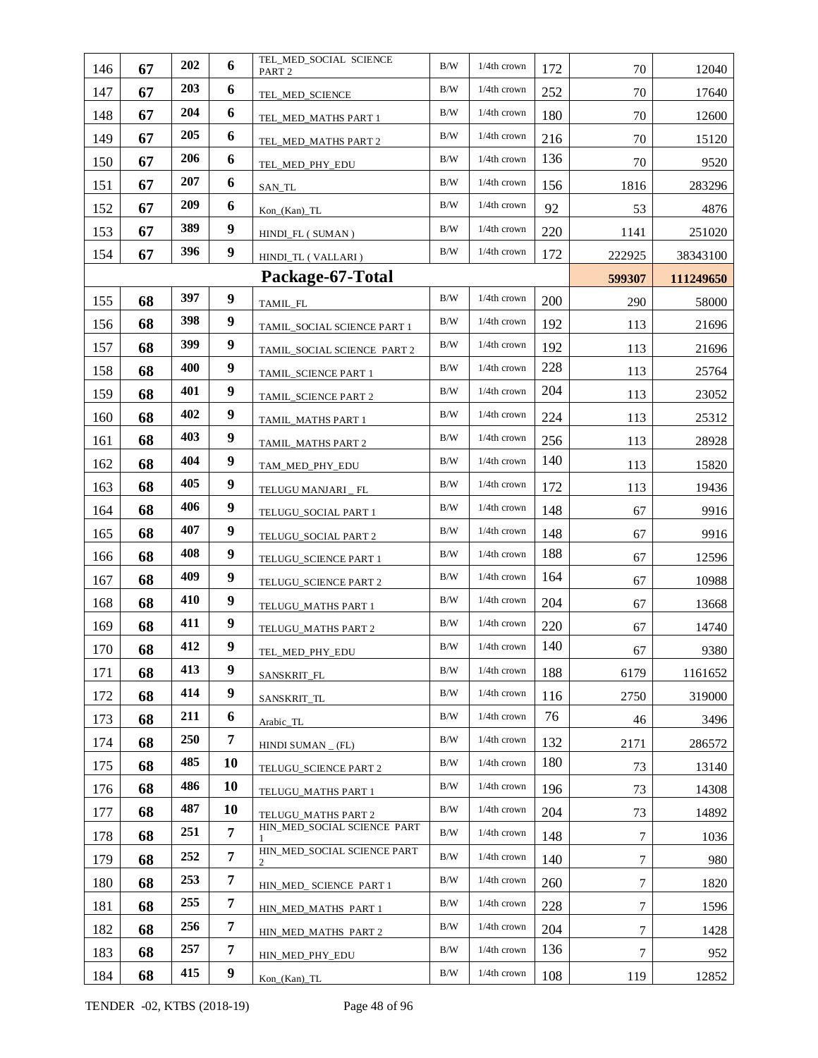| | | | | | | | | | |
|---|---|---|---|---|---|---|---|---|---|
| 146 | **67** | **202** | **6** | TEL_MED_SOCIAL SCIENCE PART 2 | B/W | 1/4th crown | 172 | 70 | 12040 |
| 147 | **67** | **203** | **6** | TEL_MED_SCIENCE | B/W | 1/4th crown | 252 | 70 | 17640 |
| 148 | **67** | **204** | **6** | TEL_MED_MATHS PART 1 | B/W | 1/4th crown | 180 | 70 | 12600 |
| 149 | **67** | **205** | **6** | TEL_MED_MATHS PART 2 | B/W | 1/4th crown | 216 | 70 | 15120 |
| 150 | **67** | **206** | **6** | TEL_MED_PHY_EDU | B/W | 1/4th crown | 136 | 70 | 9520 |
| 151 | **67** | **207** | **6** | SAN_TL | B/W | 1/4th crown | 156 | 1816 | 283296 |
| 152 | **67** | **209** | **6** | Kon_(Kan)_TL | B/W | 1/4th crown | 92 | 53 | 4876 |
| 153 | **67** | **389** | **9** | HINDI_FL ( SUMAN ) | B/W | 1/4th crown | 220 | 1141 | 251020 |
| 154 | **67** | **396** | **9** | HINDI_TL ( VALLARI ) | B/W | 1/4th crown | 172 | 222925 | 38343100 |
| | | | | **Package-67-Total** | | | | **599307** | **111249650** |
| 155 | **68** | **397** | **9** | TAMIL_FL | B/W | 1/4th crown | 200 | 290 | 58000 |
| 156 | **68** | **398** | **9** | TAMIL_SOCIAL SCIENCE PART 1 | B/W | 1/4th crown | 192 | 113 | 21696 |
| 157 | **68** | **399** | **9** | TAMIL_SOCIAL SCIENCE PART 2 | B/W | 1/4th crown | 192 | 113 | 21696 |
| 158 | **68** | **400** | **9** | TAMIL_SCIENCE PART 1 | B/W | 1/4th crown | 228 | 113 | 25764 |
| 159 | **68** | **401** | **9** | TAMIL_SCIENCE PART 2 | B/W | 1/4th crown | 204 | 113 | 23052 |
| 160 | **68** | **402** | **9** | TAMIL_MATHS PART 1 | B/W | 1/4th crown | 224 | 113 | 25312 |
| 161 | **68** | **403** | **9** | TAMIL_MATHS PART 2 | B/W | 1/4th crown | 256 | 113 | 28928 |
| 162 | **68** | **404** | **9** | TAM_MED_PHY_EDU | B/W | 1/4th crown | 140 | 113 | 15820 |
| 163 | **68** | **405** | **9** | TELUGU MANJARI _ FL | B/W | 1/4th crown | 172 | 113 | 19436 |
| 164 | **68** | **406** | **9** | TELUGU_SOCIAL PART 1 | B/W | 1/4th crown | 148 | 67 | 9916 |
| 165 | **68** | **407** | **9** | TELUGU_SOCIAL PART 2 | B/W | 1/4th crown | 148 | 67 | 9916 |
| 166 | **68** | **408** | **9** | TELUGU_SCIENCE PART 1 | B/W | 1/4th crown | 188 | 67 | 12596 |
| 167 | **68** | **409** | **9** | TELUGU_SCIENCE PART 2 | B/W | 1/4th crown | 164 | 67 | 10988 |
| 168 | **68** | **410** | **9** | TELUGU_MATHS PART 1 | B/W | 1/4th crown | 204 | 67 | 13668 |
| 169 | **68** | **411** | **9** | TELUGU_MATHS PART 2 | B/W | 1/4th crown | 220 | 67 | 14740 |
| 170 | **68** | **412** | **9** | TEL_MED_PHY_EDU | B/W | 1/4th crown | 140 | 67 | 9380 |
| 171 | **68** | **413** | **9** | SANSKRIT_FL | B/W | 1/4th crown | 188 | 6179 | 1161652 |
| 172 | **68** | **414** | **9** | SANSKRIT_TL | B/W | 1/4th crown | 116 | 2750 | 319000 |
| 173 | **68** | **211** | **6** | Arabic_TL | B/W | 1/4th crown | 76 | 46 | 3496 |
| 174 | **68** | **250** | **7** | HINDI SUMAN _ (FL) | B/W | 1/4th crown | 132 | 2171 | 286572 |
| 175 | **68** | **485** | **10** | TELUGU_SCIENCE PART 2 | B/W | 1/4th crown | 180 | 73 | 13140 |
| 176 | **68** | **486** | **10** | TELUGU_MATHS PART 1 | B/W | 1/4th crown | 196 | 73 | 14308 |
| 177 | **68** | **487** | **10** | TELUGU_MATHS PART 2 | B/W | 1/4th crown | 204 | 73 | 14892 |
| 178 | **68** | **251** | **7** | HIN_MED_SOCIAL SCIENCE PART 1 | B/W | 1/4th crown | 148 | 7 | 1036 |
| 179 | **68** | **252** | **7** | HIN_MED_SOCIAL SCIENCE PART 2 | B/W | 1/4th crown | 140 | 7 | 980 |
| 180 | **68** | **253** | **7** | HIN_MED_ SCIENCE PART 1 | B/W | 1/4th crown | 260 | 7 | 1820 |
| 181 | **68** | **255** | **7** | HIN_MED_MATHS PART 1 | B/W | 1/4th crown | 228 | 7 | 1596 |
| 182 | **68** | **256** | **7** | HIN_MED_MATHS PART 2 | B/W | 1/4th crown | 204 | 7 | 1428 |
| 183 | **68** | **257** | **7** | HIN_MED_PHY_EDU | B/W | 1/4th crown | 136 | 7 | 952 |
| 184 | **68** | **415** | **9** | Kon_(Kan)_TL | B/W | 1/4th crown | 108 | 119 | 12852 |

TENDER -02, KTBS (2018-19)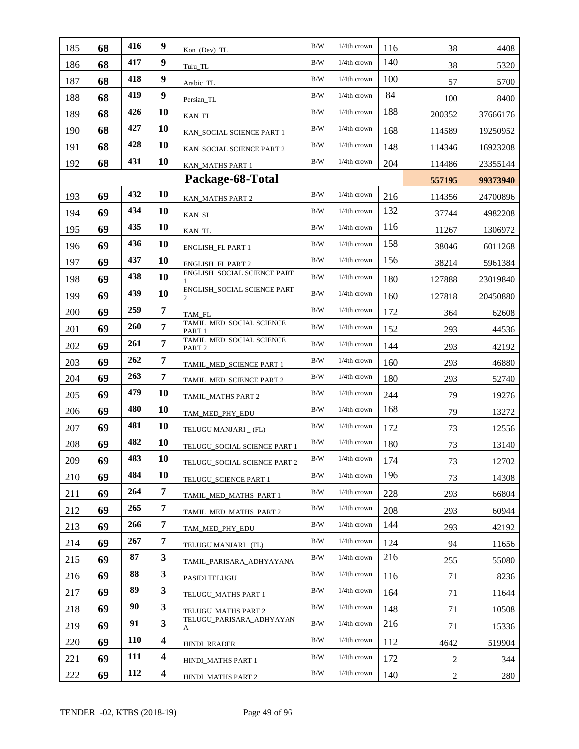| 185 | 68 | 416 | 9 | Kon_(Dev)_TL | B/W | 1/4th crown | 116 | 38 | 4408 |
|---|---|---|---|---|---|---|---|---|---|
| 186 | 68 | 417 | 9 | Tulu_TL | B/W | 1/4th crown | 140 | 38 | 5320 |
| 187 | 68 | 418 | 9 | Arabic_TL | B/W | 1/4th crown | 100 | 57 | 5700 |
| 188 | 68 | 419 | 9 | Persian_TL | B/W | 1/4th crown | 84 | 100 | 8400 |
| 189 | 68 | 426 | 10 | KAN_FL | B/W | 1/4th crown | 188 | 200352 | 37666176 |
| 190 | 68 | 427 | 10 | KAN_SOCIAL SCIENCE PART 1 | B/W | 1/4th crown | 168 | 114589 | 19250952 |
| 191 | 68 | 428 | 10 | KAN_SOCIAL SCIENCE PART 2 | B/W | 1/4th crown | 148 | 114346 | 16923208 |
| 192 | 68 | 431 | 10 | KAN_MATHS PART 1 | B/W | 1/4th crown | 204 | 114486 | 23355144 |
| **Package-68-Total** | | | | | | | | **557195** | **99373940** |
| 193 | 69 | 432 | 10 | KAN_MATHS PART 2 | B/W | 1/4th crown | 216 | 114356 | 24700896 |
| 194 | 69 | 434 | 10 | KAN_SL | B/W | 1/4th crown | 132 | 37744 | 4982208 |
| 195 | 69 | 435 | 10 | KAN_TL | B/W | 1/4th crown | 116 | 11267 | 1306972 |
| 196 | 69 | 436 | 10 | ENGLISH_FL PART 1 | B/W | 1/4th crown | 158 | 38046 | 6011268 |
| 197 | 69 | 437 | 10 | ENGLISH_FL PART 2 | B/W | 1/4th crown | 156 | 38214 | 5961384 |
| 198 | 69 | 438 | 10 | ENGLISH_SOCIAL SCIENCE PART 1 | B/W | 1/4th crown | 180 | 127888 | 23019840 |
| 199 | 69 | 439 | 10 | ENGLISH_SOCIAL SCIENCE PART 2 | B/W | 1/4th crown | 160 | 127818 | 20450880 |
| 200 | 69 | 259 | 7 | TAM_FL | B/W | 1/4th crown | 172 | 364 | 62608 |
| 201 | 69 | 260 | 7 | TAMIL_MED_SOCIAL SCIENCE PART 1 | B/W | 1/4th crown | 152 | 293 | 44536 |
| 202 | 69 | 261 | 7 | TAMIL_MED_SOCIAL SCIENCE PART 2 | B/W | 1/4th crown | 144 | 293 | 42192 |
| 203 | 69 | 262 | 7 | TAMIL_MED_SCIENCE PART 1 | B/W | 1/4th crown | 160 | 293 | 46880 |
| 204 | 69 | 263 | 7 | TAMIL_MED_SCIENCE PART 2 | B/W | 1/4th crown | 180 | 293 | 52740 |
| 205 | 69 | 479 | 10 | TAMIL_MATHS PART 2 | B/W | 1/4th crown | 244 | 79 | 19276 |
| 206 | 69 | 480 | 10 | TAM_MED_PHY_EDU | B/W | 1/4th crown | 168 | 79 | 13272 |
| 207 | 69 | 481 | 10 | TELUGU MANJARI _ (FL) | B/W | 1/4th crown | 172 | 73 | 12556 |
| 208 | 69 | 482 | 10 | TELUGU_SOCIAL SCIENCE PART 1 | B/W | 1/4th crown | 180 | 73 | 13140 |
| 209 | 69 | 483 | 10 | TELUGU_SOCIAL SCIENCE PART 2 | B/W | 1/4th crown | 174 | 73 | 12702 |
| 210 | 69 | 484 | 10 | TELUGU_SCIENCE PART 1 | B/W | 1/4th crown | 196 | 73 | 14308 |
| 211 | 69 | 264 | 7 | TAMIL_MED_MATHS PART 1 | B/W | 1/4th crown | 228 | 293 | 66804 |
| 212 | 69 | 265 | 7 | TAMIL_MED_MATHS PART 2 | B/W | 1/4th crown | 208 | 293 | 60944 |
| 213 | 69 | 266 | 7 | TAM_MED_PHY_EDU | B/W | 1/4th crown | 144 | 293 | 42192 |
| 214 | 69 | 267 | 7 | TELUGU MANJARI _(FL) | B/W | 1/4th crown | 124 | 94 | 11656 |
| 215 | 69 | 87 | 3 | TAMIL_PARISARA_ADHYAYANA | B/W | 1/4th crown | 216 | 255 | 55080 |
| 216 | 69 | 88 | 3 | PASIDI TELUGU | B/W | 1/4th crown | 116 | 71 | 8236 |
| 217 | 69 | 89 | 3 | TELUGU_MATHS PART 1 | B/W | 1/4th crown | 164 | 71 | 11644 |
| 218 | 69 | 90 | 3 | TELUGU_MATHS PART 2 | B/W | 1/4th crown | 148 | 71 | 10508 |
| 219 | 69 | 91 | 3 | TELUGU_PARISARA_ADHYAYANA | B/W | 1/4th crown | 216 | 71 | 15336 |
| 220 | 69 | 110 | 4 | HINDI_READER | B/W | 1/4th crown | 112 | 4642 | 519904 |
| 221 | 69 | 111 | 4 | HINDI_MATHS PART 1 | B/W | 1/4th crown | 172 | 2 | 344 |
| 222 | 69 | 112 | 4 | HINDI_MATHS PART 2 | B/W | 1/4th crown | 140 | 2 | 280 |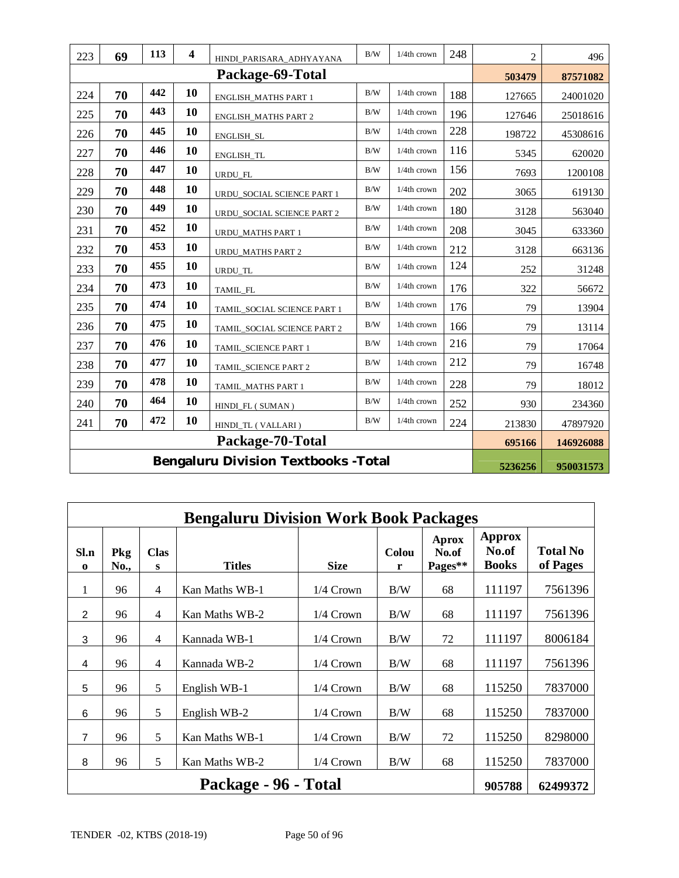| 223 | 69 | 113 | 4 | HINDI_PARISARA_ADHYAYANA | B/W | 1/4th crown | 248 | 2 | 496 |
|---|---|---|---|---|---|---|---|---|---|
| **Package-69-Total** | | | | | | | | **503479** | **87571082** |
| 224 | 70 | 442 | 10 | ENGLISH_MATHS PART 1 | B/W | 1/4th crown | 188 | 127665 | 24001020 |
| 225 | 70 | 443 | 10 | ENGLISH_MATHS PART 2 | B/W | 1/4th crown | 196 | 127646 | 25018616 |
| 226 | 70 | 445 | 10 | ENGLISH_SL | B/W | 1/4th crown | 228 | 198722 | 45308616 |
| 227 | 70 | 446 | 10 | ENGLISH_TL | B/W | 1/4th crown | 116 | 5345 | 620020 |
| 228 | 70 | 447 | 10 | URDU_FL | B/W | 1/4th crown | 156 | 7693 | 1200108 |
| 229 | 70 | 448 | 10 | URDU_SOCIAL SCIENCE PART 1 | B/W | 1/4th crown | 202 | 3065 | 619130 |
| 230 | 70 | 449 | 10 | URDU_SOCIAL SCIENCE PART 2 | B/W | 1/4th crown | 180 | 3128 | 563040 |
| 231 | 70 | 452 | 10 | URDU_MATHS PART 1 | B/W | 1/4th crown | 208 | 3045 | 633360 |
| 232 | 70 | 453 | 10 | URDU_MATHS PART 2 | B/W | 1/4th crown | 212 | 3128 | 663136 |
| 233 | 70 | 455 | 10 | URDU_TL | B/W | 1/4th crown | 124 | 252 | 31248 |
| 234 | 70 | 473 | 10 | TAMIL_FL | B/W | 1/4th crown | 176 | 322 | 56672 |
| 235 | 70 | 474 | 10 | TAMIL_SOCIAL SCIENCE PART 1 | B/W | 1/4th crown | 176 | 79 | 13904 |
| 236 | 70 | 475 | 10 | TAMIL_SOCIAL SCIENCE PART 2 | B/W | 1/4th crown | 166 | 79 | 13114 |
| 237 | 70 | 476 | 10 | TAMIL_SCIENCE PART 1 | B/W | 1/4th crown | 216 | 79 | 17064 |
| 238 | 70 | 477 | 10 | TAMIL_SCIENCE PART 2 | B/W | 1/4th crown | 212 | 79 | 16748 |
| 239 | 70 | 478 | 10 | TAMIL_MATHS PART 1 | B/W | 1/4th crown | 228 | 79 | 18012 |
| 240 | 70 | 464 | 10 | HINDI_FL ( SUMAN ) | B/W | 1/4th crown | 252 | 930 | 234360 |
| 241 | 70 | 472 | 10 | HINDI_TL ( VALLARI ) | B/W | 1/4th crown | 224 | 213830 | 47897920 |
| **Package-70-Total** | | | | | | | | **695166** | **146926088** |
| **Bengaluru Division Textbooks -Total** | | | | | | | | **5236256** | **950031573** |

## Bengaluru Division Work Book Packages

| Sl.no | Pkg No., | Class | Titles | Size | Colour | Aprox No.of Pages** | Approx No.of Books | Total No of Pages |
|---|---|---|---|---|---|---|---|---|
| 1 | 96 | 4 | Kan Maths WB-1 | 1/4 Crown | B/W | 68 | 111197 | 7561396 |
| 2 | 96 | 4 | Kan Maths WB-2 | 1/4 Crown | B/W | 68 | 111197 | 7561396 |
| 3 | 96 | 4 | Kannada WB-1 | 1/4 Crown | B/W | 72 | 111197 | 8006184 |
| 4 | 96 | 4 | Kannada WB-2 | 1/4 Crown | B/W | 68 | 111197 | 7561396 |
| 5 | 96 | 5 | English WB-1 | 1/4 Crown | B/W | 68 | 115250 | 7837000 |
| 6 | 96 | 5 | English WB-2 | 1/4 Crown | B/W | 68 | 115250 | 7837000 |
| 7 | 96 | 5 | Kan Maths WB-1 | 1/4 Crown | B/W | 72 | 115250 | 8298000 |
| 8 | 96 | 5 | Kan Maths WB-2 | 1/4 Crown | B/W | 68 | 115250 | 7837000 |
| **Package - 96 - Total** | | | | | | | **905788** | **62499372** |

TENDER -02, KTBS (2018-19)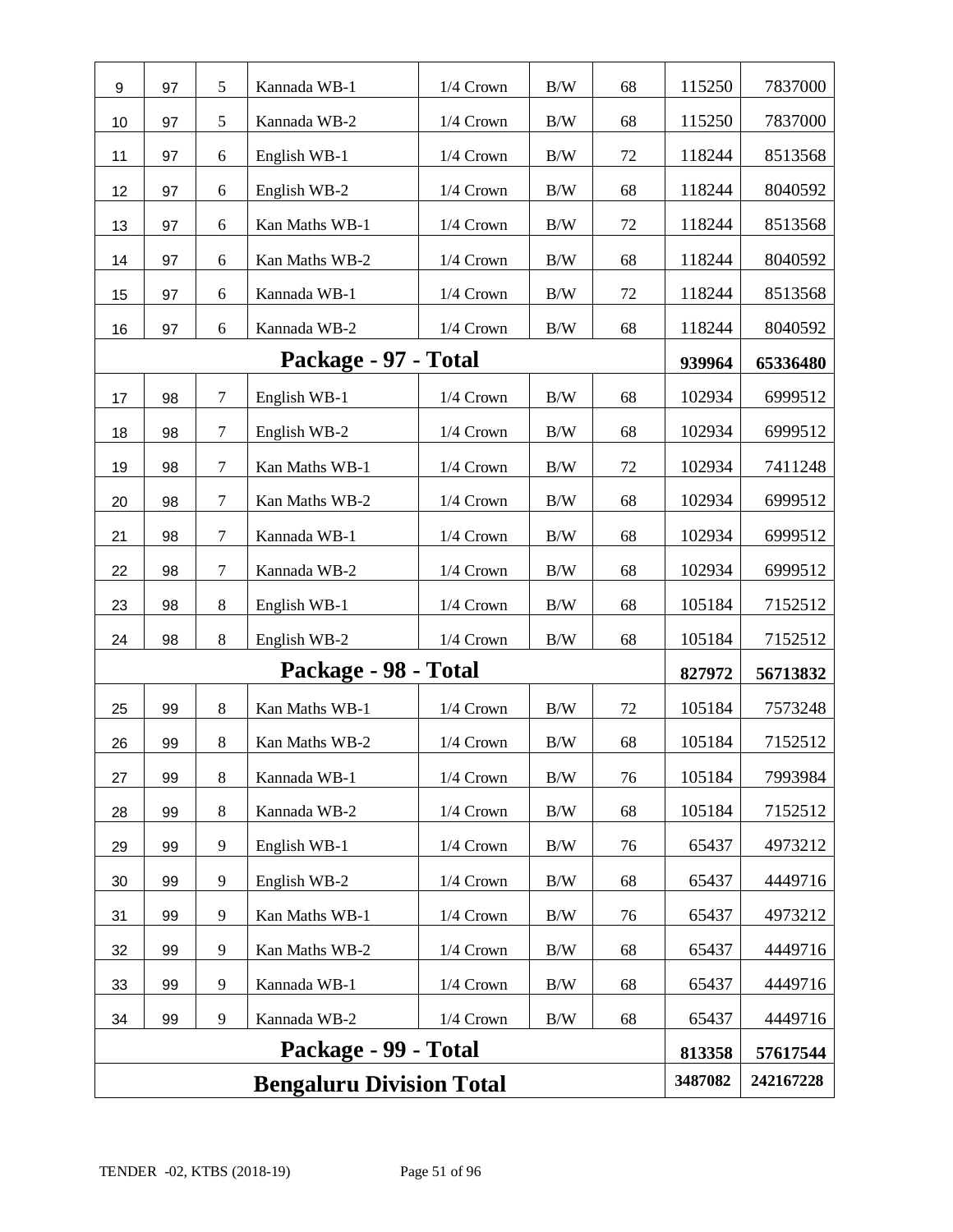| | | | | | | | | |
|---|---|---|---|---|---|---|---|---|
| 9 | 97 | 5 | Kannada WB-1 | 1/4 Crown | B/W | 68 | 115250 | 7837000 |
| 10 | 97 | 5 | Kannada WB-2 | 1/4 Crown | B/W | 68 | 115250 | 7837000 |
| 11 | 97 | 6 | English WB-1 | 1/4 Crown | B/W | 72 | 118244 | 8513568 |
| 12 | 97 | 6 | English WB-2 | 1/4 Crown | B/W | 68 | 118244 | 8040592 |
| 13 | 97 | 6 | Kan Maths WB-1 | 1/4 Crown | B/W | 72 | 118244 | 8513568 |
| 14 | 97 | 6 | Kan Maths WB-2 | 1/4 Crown | B/W | 68 | 118244 | 8040592 |
| 15 | 97 | 6 | Kannada WB-1 | 1/4 Crown | B/W | 72 | 118244 | 8513568 |
| 16 | 97 | 6 | Kannada WB-2 | 1/4 Crown | B/W | 68 | 118244 | 8040592 |
| **Package - 97 - Total** | | | | | | | **939964** | **65336480** |
| 17 | 98 | 7 | English WB-1 | 1/4 Crown | B/W | 68 | 102934 | 6999512 |
| 18 | 98 | 7 | English WB-2 | 1/4 Crown | B/W | 68 | 102934 | 6999512 |
| 19 | 98 | 7 | Kan Maths WB-1 | 1/4 Crown | B/W | 72 | 102934 | 7411248 |
| 20 | 98 | 7 | Kan Maths WB-2 | 1/4 Crown | B/W | 68 | 102934 | 6999512 |
| 21 | 98 | 7 | Kannada WB-1 | 1/4 Crown | B/W | 68 | 102934 | 6999512 |
| 22 | 98 | 7 | Kannada WB-2 | 1/4 Crown | B/W | 68 | 102934 | 6999512 |
| 23 | 98 | 8 | English WB-1 | 1/4 Crown | B/W | 68 | 105184 | 7152512 |
| 24 | 98 | 8 | English WB-2 | 1/4 Crown | B/W | 68 | 105184 | 7152512 |
| **Package - 98 - Total** | | | | | | | **827972** | **56713832** |
| 25 | 99 | 8 | Kan Maths WB-1 | 1/4 Crown | B/W | 72 | 105184 | 7573248 |
| 26 | 99 | 8 | Kan Maths WB-2 | 1/4 Crown | B/W | 68 | 105184 | 7152512 |
| 27 | 99 | 8 | Kannada WB-1 | 1/4 Crown | B/W | 76 | 105184 | 7993984 |
| 28 | 99 | 8 | Kannada WB-2 | 1/4 Crown | B/W | 68 | 105184 | 7152512 |
| 29 | 99 | 9 | English WB-1 | 1/4 Crown | B/W | 76 | 65437 | 4973212 |
| 30 | 99 | 9 | English WB-2 | 1/4 Crown | B/W | 68 | 65437 | 4449716 |
| 31 | 99 | 9 | Kan Maths WB-1 | 1/4 Crown | B/W | 76 | 65437 | 4973212 |
| 32 | 99 | 9 | Kan Maths WB-2 | 1/4 Crown | B/W | 68 | 65437 | 4449716 |
| 33 | 99 | 9 | Kannada WB-1 | 1/4 Crown | B/W | 68 | 65437 | 4449716 |
| 34 | 99 | 9 | Kannada WB-2 | 1/4 Crown | B/W | 68 | 65437 | 4449716 |
| **Package - 99 - Total** | | | | | | | **813358** | **57617544** |
| **Bengaluru Division Total** | | | | | | | **3487082** | **242167228** |

TENDER -02, KTBS (2018-19)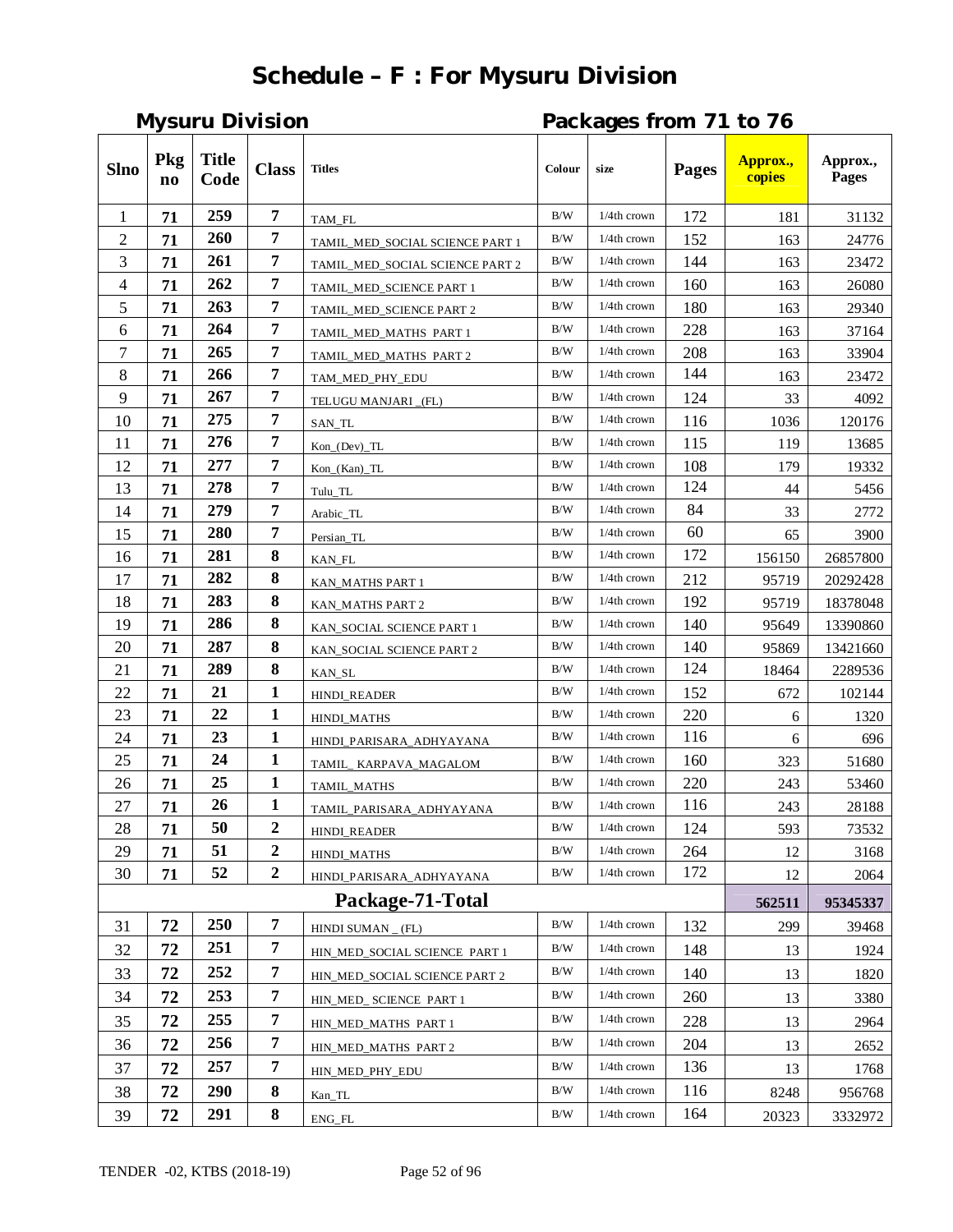# Schedule – F : For Mysuru Division

**Mysuru Division** | **Packages from 71 to 76**

| Slno | Pkg no | Title Code | Class | Titles | Colour | size | Pages | Approx., copies | Approx., Pages |
|---|---|---|---|---|---|---|---|---|---|
| 1 | 71 | 259 | 7 | TAM_FL | B/W | 1/4th crown | 172 | 181 | 31132 |
| 2 | 71 | 260 | 7 | TAMIL_MED_SOCIAL SCIENCE PART 1 | B/W | 1/4th crown | 152 | 163 | 24776 |
| 3 | 71 | 261 | 7 | TAMIL_MED_SOCIAL SCIENCE PART 2 | B/W | 1/4th crown | 144 | 163 | 23472 |
| 4 | 71 | 262 | 7 | TAMIL_MED_SCIENCE PART 1 | B/W | 1/4th crown | 160 | 163 | 26080 |
| 5 | 71 | 263 | 7 | TAMIL_MED_SCIENCE PART 2 | B/W | 1/4th crown | 180 | 163 | 29340 |
| 6 | 71 | 264 | 7 | TAMIL_MED_MATHS PART 1 | B/W | 1/4th crown | 228 | 163 | 37164 |
| 7 | 71 | 265 | 7 | TAMIL_MED_MATHS PART 2 | B/W | 1/4th crown | 208 | 163 | 33904 |
| 8 | 71 | 266 | 7 | TAM_MED_PHY_EDU | B/W | 1/4th crown | 144 | 163 | 23472 |
| 9 | 71 | 267 | 7 | TELUGU MANJARI _(FL) | B/W | 1/4th crown | 124 | 33 | 4092 |
| 10 | 71 | 275 | 7 | SAN_TL | B/W | 1/4th crown | 116 | 1036 | 120176 |
| 11 | 71 | 276 | 7 | Kon_(Dev)_TL | B/W | 1/4th crown | 115 | 119 | 13685 |
| 12 | 71 | 277 | 7 | Kon_(Kan)_TL | B/W | 1/4th crown | 108 | 179 | 19332 |
| 13 | 71 | 278 | 7 | Tulu_TL | B/W | 1/4th crown | 124 | 44 | 5456 |
| 14 | 71 | 279 | 7 | Arabic_TL | B/W | 1/4th crown | 84 | 33 | 2772 |
| 15 | 71 | 280 | 7 | Persian_TL | B/W | 1/4th crown | 60 | 65 | 3900 |
| 16 | 71 | 281 | 8 | KAN_FL | B/W | 1/4th crown | 172 | 156150 | 26857800 |
| 17 | 71 | 282 | 8 | KAN_MATHS PART 1 | B/W | 1/4th crown | 212 | 95719 | 20292428 |
| 18 | 71 | 283 | 8 | KAN_MATHS PART 2 | B/W | 1/4th crown | 192 | 95719 | 18378048 |
| 19 | 71 | 286 | 8 | KAN_SOCIAL SCIENCE PART 1 | B/W | 1/4th crown | 140 | 95649 | 13390860 |
| 20 | 71 | 287 | 8 | KAN_SOCIAL SCIENCE PART 2 | B/W | 1/4th crown | 140 | 95869 | 13421660 |
| 21 | 71 | 289 | 8 | KAN_SL | B/W | 1/4th crown | 124 | 18464 | 2289536 |
| 22 | 71 | 21 | 1 | HINDI_READER | B/W | 1/4th crown | 152 | 672 | 102144 |
| 23 | 71 | 22 | 1 | HINDI_MATHS | B/W | 1/4th crown | 220 | 6 | 1320 |
| 24 | 71 | 23 | 1 | HINDI_PARISARA_ADHYAYANA | B/W | 1/4th crown | 116 | 6 | 696 |
| 25 | 71 | 24 | 1 | TAMIL_ KARPAVA_MAGALOM | B/W | 1/4th crown | 160 | 323 | 51680 |
| 26 | 71 | 25 | 1 | TAMIL_MATHS | B/W | 1/4th crown | 220 | 243 | 53460 |
| 27 | 71 | 26 | 1 | TAMIL_PARISARA_ADHYAYANA | B/W | 1/4th crown | 116 | 243 | 28188 |
| 28 | 71 | 50 | 2 | HINDI_READER | B/W | 1/4th crown | 124 | 593 | 73532 |
| 29 | 71 | 51 | 2 | HINDI_MATHS | B/W | 1/4th crown | 264 | 12 | 3168 |
| 30 | 71 | 52 | 2 | HINDI_PARISARA_ADHYAYANA | B/W | 1/4th crown | 172 | 12 | 2064 |
| | | | | **Package-71-Total** | | | | **562511** | **95345337** |
| 31 | 72 | 250 | 7 | HINDI SUMAN _ (FL) | B/W | 1/4th crown | 132 | 299 | 39468 |
| 32 | 72 | 251 | 7 | HIN_MED_SOCIAL SCIENCE PART 1 | B/W | 1/4th crown | 148 | 13 | 1924 |
| 33 | 72 | 252 | 7 | HIN_MED_SOCIAL SCIENCE PART 2 | B/W | 1/4th crown | 140 | 13 | 1820 |
| 34 | 72 | 253 | 7 | HIN_MED_ SCIENCE PART 1 | B/W | 1/4th crown | 260 | 13 | 3380 |
| 35 | 72 | 255 | 7 | HIN_MED_MATHS PART 1 | B/W | 1/4th crown | 228 | 13 | 2964 |
| 36 | 72 | 256 | 7 | HIN_MED_MATHS PART 2 | B/W | 1/4th crown | 204 | 13 | 2652 |
| 37 | 72 | 257 | 7 | HIN_MED_PHY_EDU | B/W | 1/4th crown | 136 | 13 | 1768 |
| 38 | 72 | 290 | 8 | Kan_TL | B/W | 1/4th crown | 116 | 8248 | 956768 |
| 39 | 72 | 291 | 8 | ENG_FL | B/W | 1/4th crown | 164 | 20323 | 3332972 |

TENDER -02, KTBS (2018-19)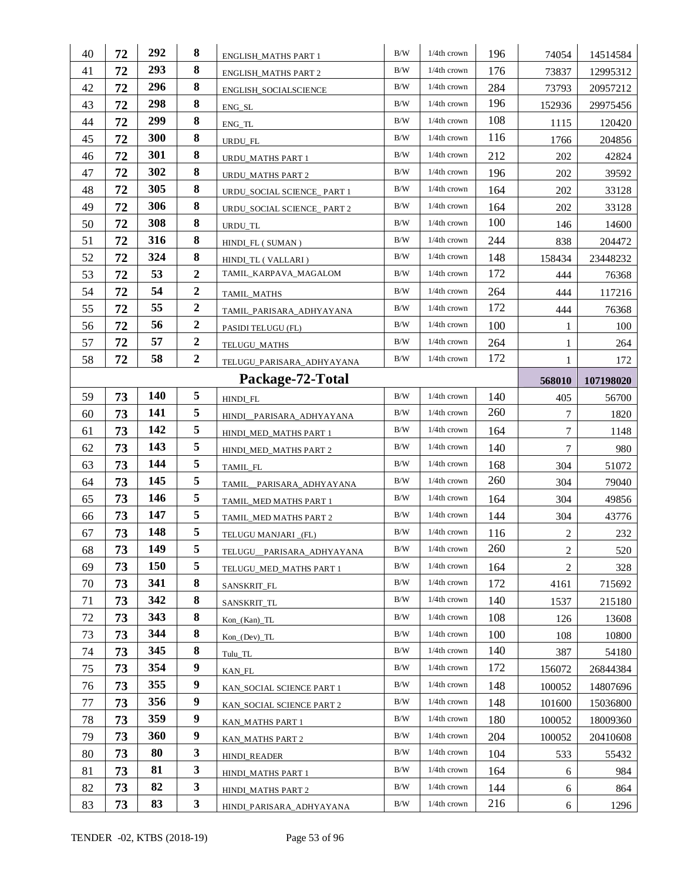| | | | | | | | | | |
|---|---|---|---|---|---|---|---|---|---|
| 40 | **72** | **292** | **8** | ENGLISH_MATHS PART 1 | B/W | 1/4th crown | 196 | 74054 | 14514584 |
| 41 | **72** | **293** | **8** | ENGLISH_MATHS PART 2 | B/W | 1/4th crown | 176 | 73837 | 12995312 |
| 42 | **72** | **296** | **8** | ENGLISH_SOCIALSCIENCE | B/W | 1/4th crown | 284 | 73793 | 20957212 |
| 43 | **72** | **298** | **8** | ENG_SL | B/W | 1/4th crown | 196 | 152936 | 29975456 |
| 44 | **72** | **299** | **8** | ENG_TL | B/W | 1/4th crown | 108 | 1115 | 120420 |
| 45 | **72** | **300** | **8** | URDU_FL | B/W | 1/4th crown | 116 | 1766 | 204856 |
| 46 | **72** | **301** | **8** | URDU_MATHS PART 1 | B/W | 1/4th crown | 212 | 202 | 42824 |
| 47 | **72** | **302** | **8** | URDU_MATHS PART 2 | B/W | 1/4th crown | 196 | 202 | 39592 |
| 48 | **72** | **305** | **8** | URDU_SOCIAL SCIENCE_ PART 1 | B/W | 1/4th crown | 164 | 202 | 33128 |
| 49 | **72** | **306** | **8** | URDU_SOCIAL SCIENCE_ PART 2 | B/W | 1/4th crown | 164 | 202 | 33128 |
| 50 | **72** | **308** | **8** | URDU_TL | B/W | 1/4th crown | 100 | 146 | 14600 |
| 51 | **72** | **316** | **8** | HINDI_FL ( SUMAN ) | B/W | 1/4th crown | 244 | 838 | 204472 |
| 52 | **72** | **324** | **8** | HINDI_TL ( VALLARI ) | B/W | 1/4th crown | 148 | 158434 | 23448232 |
| 53 | **72** | **53** | **2** | TAMIL_KARPAVA_MAGALOM | B/W | 1/4th crown | 172 | 444 | 76368 |
| 54 | **72** | **54** | **2** | TAMIL_MATHS | B/W | 1/4th crown | 264 | 444 | 117216 |
| 55 | **72** | **55** | **2** | TAMIL_PARISARA_ADHYAYANA | B/W | 1/4th crown | 172 | 444 | 76368 |
| 56 | **72** | **56** | **2** | PASIDI TELUGU (FL) | B/W | 1/4th crown | 100 | 1 | 100 |
| 57 | **72** | **57** | **2** | TELUGU_MATHS | B/W | 1/4th crown | 264 | 1 | 264 |
| 58 | **72** | **58** | **2** | TELUGU_PARISARA_ADHYAYANA | B/W | 1/4th crown | 172 | 1 | 172 |
| | | | | **Package-72-Total** | | | | **568010** | **107198020** |
| 59 | **73** | **140** | **5** | HINDI_FL | B/W | 1/4th crown | 140 | 405 | 56700 |
| 60 | **73** | **141** | **5** | HINDI__PARISARA_ADHYAYANA | B/W | 1/4th crown | 260 | 7 | 1820 |
| 61 | **73** | **142** | **5** | HINDI_MED_MATHS PART 1 | B/W | 1/4th crown | 164 | 7 | 1148 |
| 62 | **73** | **143** | **5** | HINDI_MED_MATHS PART 2 | B/W | 1/4th crown | 140 | 7 | 980 |
| 63 | **73** | **144** | **5** | TAMIL_FL | B/W | 1/4th crown | 168 | 304 | 51072 |
| 64 | **73** | **145** | **5** | TAMIL__PARISARA_ADHYAYANA | B/W | 1/4th crown | 260 | 304 | 79040 |
| 65 | **73** | **146** | **5** | TAMIL_MED MATHS PART 1 | B/W | 1/4th crown | 164 | 304 | 49856 |
| 66 | **73** | **147** | **5** | TAMIL_MED MATHS PART 2 | B/W | 1/4th crown | 144 | 304 | 43776 |
| 67 | **73** | **148** | **5** | TELUGU MANJARI _(FL) | B/W | 1/4th crown | 116 | 2 | 232 |
| 68 | **73** | **149** | **5** | TELUGU__PARISARA_ADHYAYANA | B/W | 1/4th crown | 260 | 2 | 520 |
| 69 | **73** | **150** | **5** | TELUGU_MED_MATHS PART 1 | B/W | 1/4th crown | 164 | 2 | 328 |
| 70 | **73** | **341** | **8** | SANSKRIT_FL | B/W | 1/4th crown | 172 | 4161 | 715692 |
| 71 | **73** | **342** | **8** | SANSKRIT_TL | B/W | 1/4th crown | 140 | 1537 | 215180 |
| 72 | **73** | **343** | **8** | Kon_(Kan)_TL | B/W | 1/4th crown | 108 | 126 | 13608 |
| 73 | **73** | **344** | **8** | Kon_(Dev)_TL | B/W | 1/4th crown | 100 | 108 | 10800 |
| 74 | **73** | **345** | **8** | Tulu_TL | B/W | 1/4th crown | 140 | 387 | 54180 |
| 75 | **73** | **354** | **9** | KAN_FL | B/W | 1/4th crown | 172 | 156072 | 26844384 |
| 76 | **73** | **355** | **9** | KAN_SOCIAL SCIENCE PART 1 | B/W | 1/4th crown | 148 | 100052 | 14807696 |
| 77 | **73** | **356** | **9** | KAN_SOCIAL SCIENCE PART 2 | B/W | 1/4th crown | 148 | 101600 | 15036800 |
| 78 | **73** | **359** | **9** | KAN_MATHS PART 1 | B/W | 1/4th crown | 180 | 100052 | 18009360 |
| 79 | **73** | **360** | **9** | KAN_MATHS PART 2 | B/W | 1/4th crown | 204 | 100052 | 20410608 |
| 80 | **73** | **80** | **3** | HINDI_READER | B/W | 1/4th crown | 104 | 533 | 55432 |
| 81 | **73** | **81** | **3** | HINDI_MATHS PART 1 | B/W | 1/4th crown | 164 | 6 | 984 |
| 82 | **73** | **82** | **3** | HINDI_MATHS PART 2 | B/W | 1/4th crown | 144 | 6 | 864 |
| 83 | **73** | **83** | **3** | HINDI_PARISARA_ADHYAYANA | B/W | 1/4th crown | 216 | 6 | 1296 |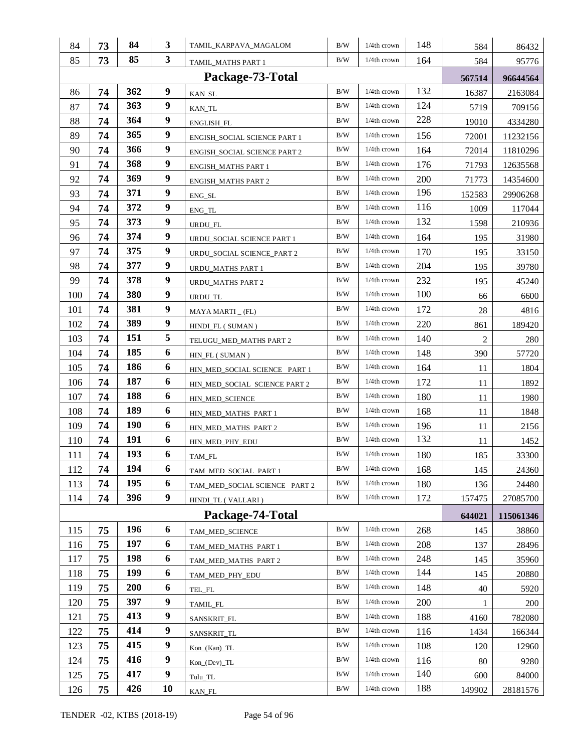| | | | | | | | | | |
|---|---|---|---|---|---|---|---|---|---|
| 84 | **73** | **84** | **3** | TAMIL_KARPAVA_MAGALOM | B/W | 1/4th crown | 148 | 584 | 86432 |
| 85 | **73** | **85** | **3** | TAMIL_MATHS PART 1 | B/W | 1/4th crown | 164 | 584 | 95776 |
| **Package-73-Total** | | | | | | | | **567514** | **96644564** |
| 86 | **74** | **362** | **9** | KAN_SL | B/W | 1/4th crown | 132 | 16387 | 2163084 |
| 87 | **74** | **363** | **9** | KAN_TL | B/W | 1/4th crown | 124 | 5719 | 709156 |
| 88 | **74** | **364** | **9** | ENGLISH_FL | B/W | 1/4th crown | 228 | 19010 | 4334280 |
| 89 | **74** | **365** | **9** | ENGISH_SOCIAL SCIENCE PART 1 | B/W | 1/4th crown | 156 | 72001 | 11232156 |
| 90 | **74** | **366** | **9** | ENGISH_SOCIAL SCIENCE PART 2 | B/W | 1/4th crown | 164 | 72014 | 11810296 |
| 91 | **74** | **368** | **9** | ENGISH_MATHS PART 1 | B/W | 1/4th crown | 176 | 71793 | 12635568 |
| 92 | **74** | **369** | **9** | ENGISH_MATHS PART 2 | B/W | 1/4th crown | 200 | 71773 | 14354600 |
| 93 | **74** | **371** | **9** | ENG_SL | B/W | 1/4th crown | 196 | 152583 | 29906268 |
| 94 | **74** | **372** | **9** | ENG_TL | B/W | 1/4th crown | 116 | 1009 | 117044 |
| 95 | **74** | **373** | **9** | URDU_FL | B/W | 1/4th crown | 132 | 1598 | 210936 |
| 96 | **74** | **374** | **9** | URDU_SOCIAL SCIENCE PART 1 | B/W | 1/4th crown | 164 | 195 | 31980 |
| 97 | **74** | **375** | **9** | URDU_SOCIAL SCIENCE_PART 2 | B/W | 1/4th crown | 170 | 195 | 33150 |
| 98 | **74** | **377** | **9** | URDU_MATHS PART 1 | B/W | 1/4th crown | 204 | 195 | 39780 |
| 99 | **74** | **378** | **9** | URDU_MATHS PART 2 | B/W | 1/4th crown | 232 | 195 | 45240 |
| 100 | **74** | **380** | **9** | URDU_TL | B/W | 1/4th crown | 100 | 66 | 6600 |
| 101 | **74** | **381** | **9** | MAYA MARTI _ (FL) | B/W | 1/4th crown | 172 | 28 | 4816 |
| 102 | **74** | **389** | **9** | HINDI_FL ( SUMAN ) | B/W | 1/4th crown | 220 | 861 | 189420 |
| 103 | **74** | **151** | **5** | TELUGU_MED_MATHS PART 2 | B/W | 1/4th crown | 140 | 2 | 280 |
| 104 | **74** | **185** | **6** | HIN_FL ( SUMAN ) | B/W | 1/4th crown | 148 | 390 | 57720 |
| 105 | **74** | **186** | **6** | HIN_MED_SOCIAL SCIENCE PART 1 | B/W | 1/4th crown | 164 | 11 | 1804 |
| 106 | **74** | **187** | **6** | HIN_MED_SOCIAL SCIENCE PART 2 | B/W | 1/4th crown | 172 | 11 | 1892 |
| 107 | **74** | **188** | **6** | HIN_MED_SCIENCE | B/W | 1/4th crown | 180 | 11 | 1980 |
| 108 | **74** | **189** | **6** | HIN_MED_MATHS PART 1 | B/W | 1/4th crown | 168 | 11 | 1848 |
| 109 | **74** | **190** | **6** | HIN_MED_MATHS PART 2 | B/W | 1/4th crown | 196 | 11 | 2156 |
| 110 | **74** | **191** | **6** | HIN_MED_PHY_EDU | B/W | 1/4th crown | 132 | 11 | 1452 |
| 111 | **74** | **193** | **6** | TAM_FL | B/W | 1/4th crown | 180 | 185 | 33300 |
| 112 | **74** | **194** | **6** | TAM_MED_SOCIAL PART 1 | B/W | 1/4th crown | 168 | 145 | 24360 |
| 113 | **74** | **195** | **6** | TAM_MED_SOCIAL SCIENCE PART 2 | B/W | 1/4th crown | 180 | 136 | 24480 |
| 114 | **74** | **396** | **9** | HINDI_TL ( VALLARI ) | B/W | 1/4th crown | 172 | 157475 | 27085700 |
| **Package-74-Total** | | | | | | | | **644021** | **115061346** |
| 115 | **75** | **196** | **6** | TAM_MED_SCIENCE | B/W | 1/4th crown | 268 | 145 | 38860 |
| 116 | **75** | **197** | **6** | TAM_MED_MATHS PART 1 | B/W | 1/4th crown | 208 | 137 | 28496 |
| 117 | **75** | **198** | **6** | TAM_MED_MATHS PART 2 | B/W | 1/4th crown | 248 | 145 | 35960 |
| 118 | **75** | **199** | **6** | TAM_MED_PHY_EDU | B/W | 1/4th crown | 144 | 145 | 20880 |
| 119 | **75** | **200** | **6** | TEL_FL | B/W | 1/4th crown | 148 | 40 | 5920 |
| 120 | **75** | **397** | **9** | TAMIL_FL | B/W | 1/4th crown | 200 | 1 | 200 |
| 121 | **75** | **413** | **9** | SANSKRIT_FL | B/W | 1/4th crown | 188 | 4160 | 782080 |
| 122 | **75** | **414** | **9** | SANSKRIT_TL | B/W | 1/4th crown | 116 | 1434 | 166344 |
| 123 | **75** | **415** | **9** | Kon_(Kan)_TL | B/W | 1/4th crown | 108 | 120 | 12960 |
| 124 | **75** | **416** | **9** | Kon_(Dev)_TL | B/W | 1/4th crown | 116 | 80 | 9280 |
| 125 | **75** | **417** | **9** | Tulu_TL | B/W | 1/4th crown | 140 | 600 | 84000 |
| 126 | **75** | **426** | **10** | KAN_FL | B/W | 1/4th crown | 188 | 149902 | 28181576 |

TENDER -02, KTBS (2018-19)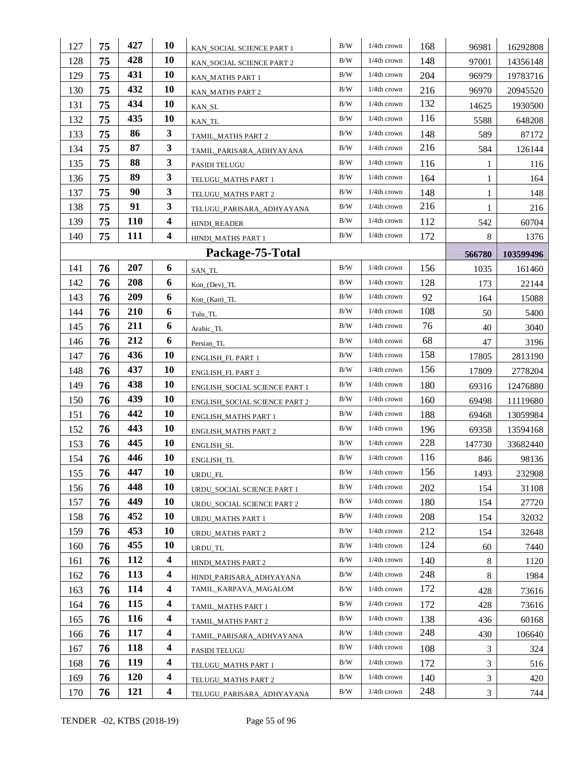| 127 | 75 | 427 | 10 | KAN_SOCIAL SCIENCE PART 1 | B/W | 1/4th crown | 168 | 96981 | 16292808 |
|---|---|---|---|---|---|---|---|---|---|
| 128 | 75 | 428 | 10 | KAN_SOCIAL SCIENCE PART 2 | B/W | 1/4th crown | 148 | 97001 | 14356148 |
| 129 | 75 | 431 | 10 | KAN_MATHS PART 1 | B/W | 1/4th crown | 204 | 96979 | 19783716 |
| 130 | 75 | 432 | 10 | KAN_MATHS PART 2 | B/W | 1/4th crown | 216 | 96970 | 20945520 |
| 131 | 75 | 434 | 10 | KAN_SL | B/W | 1/4th crown | 132 | 14625 | 1930500 |
| 132 | 75 | 435 | 10 | KAN_TL | B/W | 1/4th crown | 116 | 5588 | 648208 |
| 133 | 75 | 86 | 3 | TAMIL_MATHS PART 2 | B/W | 1/4th crown | 148 | 589 | 87172 |
| 134 | 75 | 87 | 3 | TAMIL_PARISARA_ADHYAYANA | B/W | 1/4th crown | 216 | 584 | 126144 |
| 135 | 75 | 88 | 3 | PASIDI TELUGU | B/W | 1/4th crown | 116 | 1 | 116 |
| 136 | 75 | 89 | 3 | TELUGU_MATHS PART 1 | B/W | 1/4th crown | 164 | 1 | 164 |
| 137 | 75 | 90 | 3 | TELUGU_MATHS PART 2 | B/W | 1/4th crown | 148 | 1 | 148 |
| 138 | 75 | 91 | 3 | TELUGU_PARISARA_ADHYAYANA | B/W | 1/4th crown | 216 | 1 | 216 |
| 139 | 75 | 110 | 4 | HINDI_READER | B/W | 1/4th crown | 112 | 542 | 60704 |
| 140 | 75 | 111 | 4 | HINDI_MATHS PART 1 | B/W | 1/4th crown | 172 | 8 | 1376 |
| | | | | **Package-75-Total** | | | | **566780** | **103599496** |
| 141 | 76 | 207 | 6 | SAN_TL | B/W | 1/4th crown | 156 | 1035 | 161460 |
| 142 | 76 | 208 | 6 | Kon_(Dev)_TL | B/W | 1/4th crown | 128 | 173 | 22144 |
| 143 | 76 | 209 | 6 | Kon_(Kan)_TL | B/W | 1/4th crown | 92 | 164 | 15088 |
| 144 | 76 | 210 | 6 | Tulu_TL | B/W | 1/4th crown | 108 | 50 | 5400 |
| 145 | 76 | 211 | 6 | Arabic_TL | B/W | 1/4th crown | 76 | 40 | 3040 |
| 146 | 76 | 212 | 6 | Persian_TL | B/W | 1/4th crown | 68 | 47 | 3196 |
| 147 | 76 | 436 | 10 | ENGLISH_FL PART 1 | B/W | 1/4th crown | 158 | 17805 | 2813190 |
| 148 | 76 | 437 | 10 | ENGLISH_FL PART 2 | B/W | 1/4th crown | 156 | 17809 | 2778204 |
| 149 | 76 | 438 | 10 | ENGLISH_SOCIAL SCIENCE PART 1 | B/W | 1/4th crown | 180 | 69316 | 12476880 |
| 150 | 76 | 439 | 10 | ENGLISH_SOCIAL SCIENCE PART 2 | B/W | 1/4th crown | 160 | 69498 | 11119680 |
| 151 | 76 | 442 | 10 | ENGLISH_MATHS PART 1 | B/W | 1/4th crown | 188 | 69468 | 13059984 |
| 152 | 76 | 443 | 10 | ENGLISH_MATHS PART 2 | B/W | 1/4th crown | 196 | 69358 | 13594168 |
| 153 | 76 | 445 | 10 | ENGLISH_SL | B/W | 1/4th crown | 228 | 147730 | 33682440 |
| 154 | 76 | 446 | 10 | ENGLISH_TL | B/W | 1/4th crown | 116 | 846 | 98136 |
| 155 | 76 | 447 | 10 | URDU_FL | B/W | 1/4th crown | 156 | 1493 | 232908 |
| 156 | 76 | 448 | 10 | URDU_SOCIAL SCIENCE PART 1 | B/W | 1/4th crown | 202 | 154 | 31108 |
| 157 | 76 | 449 | 10 | URDU_SOCIAL SCIENCE PART 2 | B/W | 1/4th crown | 180 | 154 | 27720 |
| 158 | 76 | 452 | 10 | URDU_MATHS PART 1 | B/W | 1/4th crown | 208 | 154 | 32032 |
| 159 | 76 | 453 | 10 | URDU_MATHS PART 2 | B/W | 1/4th crown | 212 | 154 | 32648 |
| 160 | 76 | 455 | 10 | URDU_TL | B/W | 1/4th crown | 124 | 60 | 7440 |
| 161 | 76 | 112 | 4 | HINDI_MATHS PART 2 | B/W | 1/4th crown | 140 | 8 | 1120 |
| 162 | 76 | 113 | 4 | HINDI_PARISARA_ADHYAYANA | B/W | 1/4th crown | 248 | 8 | 1984 |
| 163 | 76 | 114 | 4 | TAMIL_KARPAVA_MAGALOM | B/W | 1/4th crown | 172 | 428 | 73616 |
| 164 | 76 | 115 | 4 | TAMIL_MATHS PART 1 | B/W | 1/4th crown | 172 | 428 | 73616 |
| 165 | 76 | 116 | 4 | TAMIL_MATHS PART 2 | B/W | 1/4th crown | 138 | 436 | 60168 |
| 166 | 76 | 117 | 4 | TAMIL_PARISARA_ADHYAYANA | B/W | 1/4th crown | 248 | 430 | 106640 |
| 167 | 76 | 118 | 4 | PASIDI TELUGU | B/W | 1/4th crown | 108 | 3 | 324 |
| 168 | 76 | 119 | 4 | TELUGU_MATHS PART 1 | B/W | 1/4th crown | 172 | 3 | 516 |
| 169 | 76 | 120 | 4 | TELUGU_MATHS PART 2 | B/W | 1/4th crown | 140 | 3 | 420 |
| 170 | 76 | 121 | 4 | TELUGU_PARISARA_ADHYAYANA | B/W | 1/4th crown | 248 | 3 | 744 |

TENDER -02, KTBS (2018-19)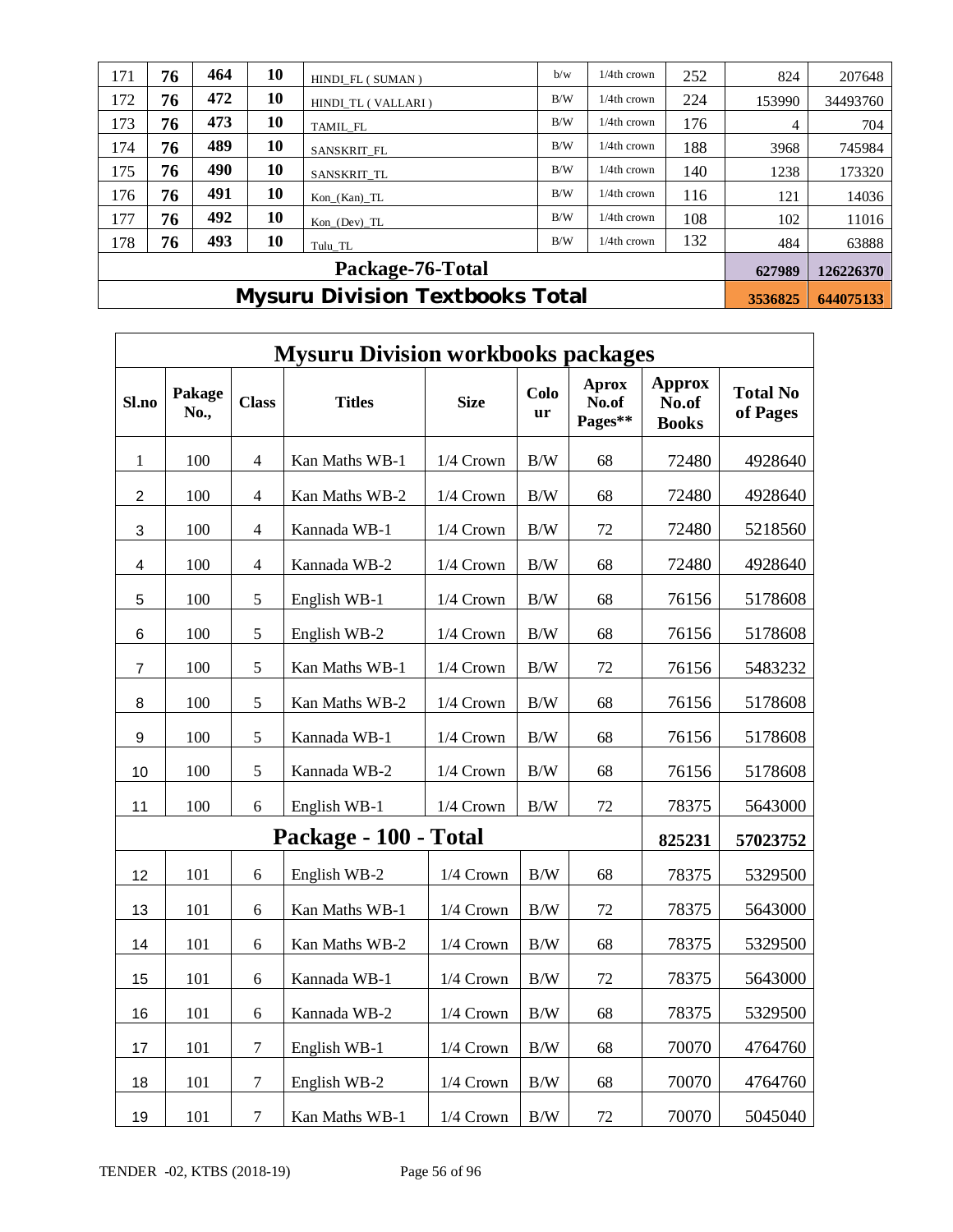| 171 | 76 | 464 | 10 | HINDI_FL ( SUMAN ) | b/w | 1/4th crown | 252 | 824 | 207648 |
|---|---|---|---|---|---|---|---|---|---|
| 172 | 76 | 472 | 10 | HINDI_TL ( VALLARI ) | B/W | 1/4th crown | 224 | 153990 | 34493760 |
| 173 | 76 | 473 | 10 | TAMIL_FL | B/W | 1/4th crown | 176 | 4 | 704 |
| 174 | 76 | 489 | 10 | SANSKRIT_FL | B/W | 1/4th crown | 188 | 3968 | 745984 |
| 175 | 76 | 490 | 10 | SANSKRIT_TL | B/W | 1/4th crown | 140 | 1238 | 173320 |
| 176 | 76 | 491 | 10 | Kon_(Kan)_TL | B/W | 1/4th crown | 116 | 121 | 14036 |
| 177 | 76 | 492 | 10 | Kon_(Dev)_TL | B/W | 1/4th crown | 108 | 102 | 11016 |
| 178 | 76 | 493 | 10 | Tulu_TL | B/W | 1/4th crown | 132 | 484 | 63888 |
| **Package-76-Total** | | | | | | | | **627989** | **126226370** |
| **Mysuru Division Textbooks Total** | | | | | | | | **3536825** | **644075133** |

## Mysuru Division workbooks packages

| Sl.no | Pakage No., | Class | Titles | Size | Colour | Aprox No.of Pages** | Approx No.of Books | Total No of Pages |
|---|---|---|---|---|---|---|---|---|
| 1 | 100 | 4 | Kan Maths WB-1 | 1/4 Crown | B/W | 68 | 72480 | 4928640 |
| 2 | 100 | 4 | Kan Maths WB-2 | 1/4 Crown | B/W | 68 | 72480 | 4928640 |
| 3 | 100 | 4 | Kannada WB-1 | 1/4 Crown | B/W | 72 | 72480 | 5218560 |
| 4 | 100 | 4 | Kannada WB-2 | 1/4 Crown | B/W | 68 | 72480 | 4928640 |
| 5 | 100 | 5 | English WB-1 | 1/4 Crown | B/W | 68 | 76156 | 5178608 |
| 6 | 100 | 5 | English WB-2 | 1/4 Crown | B/W | 68 | 76156 | 5178608 |
| 7 | 100 | 5 | Kan Maths WB-1 | 1/4 Crown | B/W | 72 | 76156 | 5483232 |
| 8 | 100 | 5 | Kan Maths WB-2 | 1/4 Crown | B/W | 68 | 76156 | 5178608 |
| 9 | 100 | 5 | Kannada WB-1 | 1/4 Crown | B/W | 68 | 76156 | 5178608 |
| 10 | 100 | 5 | Kannada WB-2 | 1/4 Crown | B/W | 68 | 76156 | 5178608 |
| 11 | 100 | 6 | English WB-1 | 1/4 Crown | B/W | 72 | 78375 | 5643000 |
| **Package - 100 - Total** | | | | | | | **825231** | **57023752** |
| 12 | 101 | 6 | English WB-2 | 1/4 Crown | B/W | 68 | 78375 | 5329500 |
| 13 | 101 | 6 | Kan Maths WB-1 | 1/4 Crown | B/W | 72 | 78375 | 5643000 |
| 14 | 101 | 6 | Kan Maths WB-2 | 1/4 Crown | B/W | 68 | 78375 | 5329500 |
| 15 | 101 | 6 | Kannada WB-1 | 1/4 Crown | B/W | 72 | 78375 | 5643000 |
| 16 | 101 | 6 | Kannada WB-2 | 1/4 Crown | B/W | 68 | 78375 | 5329500 |
| 17 | 101 | 7 | English WB-1 | 1/4 Crown | B/W | 68 | 70070 | 4764760 |
| 18 | 101 | 7 | English WB-2 | 1/4 Crown | B/W | 68 | 70070 | 4764760 |
| 19 | 101 | 7 | Kan Maths WB-1 | 1/4 Crown | B/W | 72 | 70070 | 5045040 |

TENDER -02, KTBS (2018-19)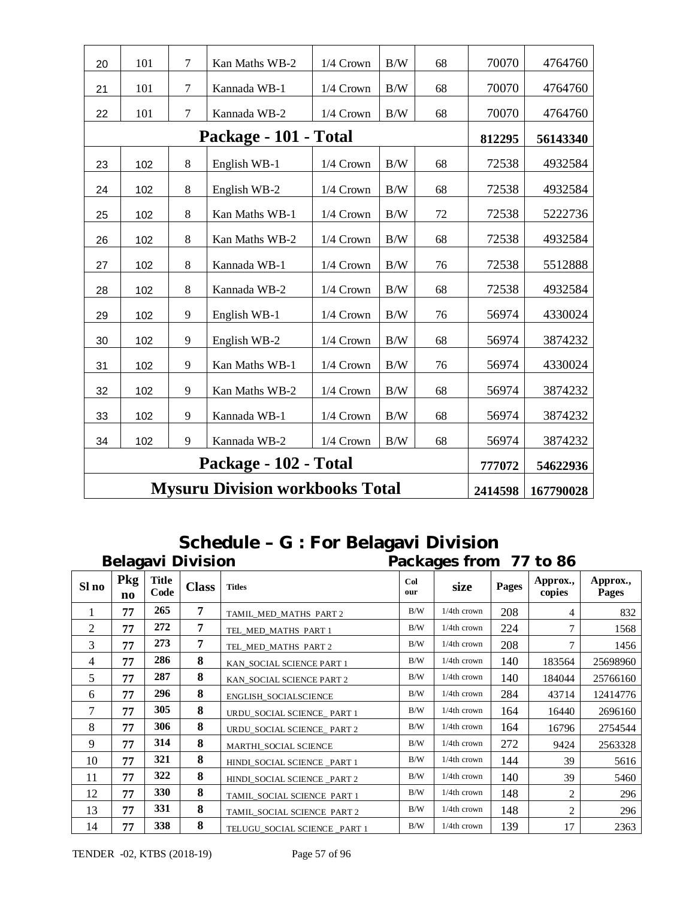| 20 | 101 | 7 | Kan Maths WB-2 | 1/4 Crown | B/W | 68 | 70070 | 4764760 |
|---|---|---|---|---|---|---|---|---|
| 21 | 101 | 7 | Kannada WB-1 | 1/4 Crown | B/W | 68 | 70070 | 4764760 |
| 22 | 101 | 7 | Kannada WB-2 | 1/4 Crown | B/W | 68 | 70070 | 4764760 |
| **Package - 101 - Total** | | | | | | | **812295** | **56143340** |
| 23 | 102 | 8 | English WB-1 | 1/4 Crown | B/W | 68 | 72538 | 4932584 |
| 24 | 102 | 8 | English WB-2 | 1/4 Crown | B/W | 68 | 72538 | 4932584 |
| 25 | 102 | 8 | Kan Maths WB-1 | 1/4 Crown | B/W | 72 | 72538 | 5222736 |
| 26 | 102 | 8 | Kan Maths WB-2 | 1/4 Crown | B/W | 68 | 72538 | 4932584 |
| 27 | 102 | 8 | Kannada WB-1 | 1/4 Crown | B/W | 76 | 72538 | 5512888 |
| 28 | 102 | 8 | Kannada WB-2 | 1/4 Crown | B/W | 68 | 72538 | 4932584 |
| 29 | 102 | 9 | English WB-1 | 1/4 Crown | B/W | 76 | 56974 | 4330024 |
| 30 | 102 | 9 | English WB-2 | 1/4 Crown | B/W | 68 | 56974 | 3874232 |
| 31 | 102 | 9 | Kan Maths WB-1 | 1/4 Crown | B/W | 76 | 56974 | 4330024 |
| 32 | 102 | 9 | Kan Maths WB-2 | 1/4 Crown | B/W | 68 | 56974 | 3874232 |
| 33 | 102 | 9 | Kannada WB-1 | 1/4 Crown | B/W | 68 | 56974 | 3874232 |
| 34 | 102 | 9 | Kannada WB-2 | 1/4 Crown | B/W | 68 | 56974 | 3874232 |
| **Package - 102 - Total** | | | | | | | **777072** | **54622936** |
| **Mysuru Division workbooks Total** | | | | | | | **2414598** | **167790028** |

## Schedule – G : For Belagavi Division

**Belagavi Division** — **Packages from 77 to 86**

| Sl no | Pkg no | Title Code | Class | Titles | Colour | size | Pages | Approx., copies | Approx., Pages |
|---|---|---|---|---|---|---|---|---|---|
| 1 | 77 | 265 | 7 | TAMIL_MED_MATHS PART 2 | B/W | 1/4th crown | 208 | 4 | 832 |
| 2 | 77 | 272 | 7 | TEL_MED_MATHS PART 1 | B/W | 1/4th crown | 224 | 7 | 1568 |
| 3 | 77 | 273 | 7 | TEL_MED_MATHS PART 2 | B/W | 1/4th crown | 208 | 7 | 1456 |
| 4 | 77 | 286 | 8 | KAN_SOCIAL SCIENCE PART 1 | B/W | 1/4th crown | 140 | 183564 | 25698960 |
| 5 | 77 | 287 | 8 | KAN_SOCIAL SCIENCE PART 2 | B/W | 1/4th crown | 140 | 184044 | 25766160 |
| 6 | 77 | 296 | 8 | ENGLISH_SOCIALSCIENCE | B/W | 1/4th crown | 284 | 43714 | 12414776 |
| 7 | 77 | 305 | 8 | URDU_SOCIAL SCIENCE_ PART 1 | B/W | 1/4th crown | 164 | 16440 | 2696160 |
| 8 | 77 | 306 | 8 | URDU_SOCIAL SCIENCE_ PART 2 | B/W | 1/4th crown | 164 | 16796 | 2754544 |
| 9 | 77 | 314 | 8 | MARTHI_SOCIAL SCIENCE | B/W | 1/4th crown | 272 | 9424 | 2563328 |
| 10 | 77 | 321 | 8 | HINDI_SOCIAL SCIENCE _PART 1 | B/W | 1/4th crown | 144 | 39 | 5616 |
| 11 | 77 | 322 | 8 | HINDI_SOCIAL SCIENCE _PART 2 | B/W | 1/4th crown | 140 | 39 | 5460 |
| 12 | 77 | 330 | 8 | TAMIL_SOCIAL SCIENCE PART 1 | B/W | 1/4th crown | 148 | 2 | 296 |
| 13 | 77 | 331 | 8 | TAMIL_SOCIAL SCIENCE PART 2 | B/W | 1/4th crown | 148 | 2 | 296 |
| 14 | 77 | 338 | 8 | TELUGU_SOCIAL SCIENCE _PART 1 | B/W | 1/4th crown | 139 | 17 | 2363 |

TENDER -02, KTBS (2018-19)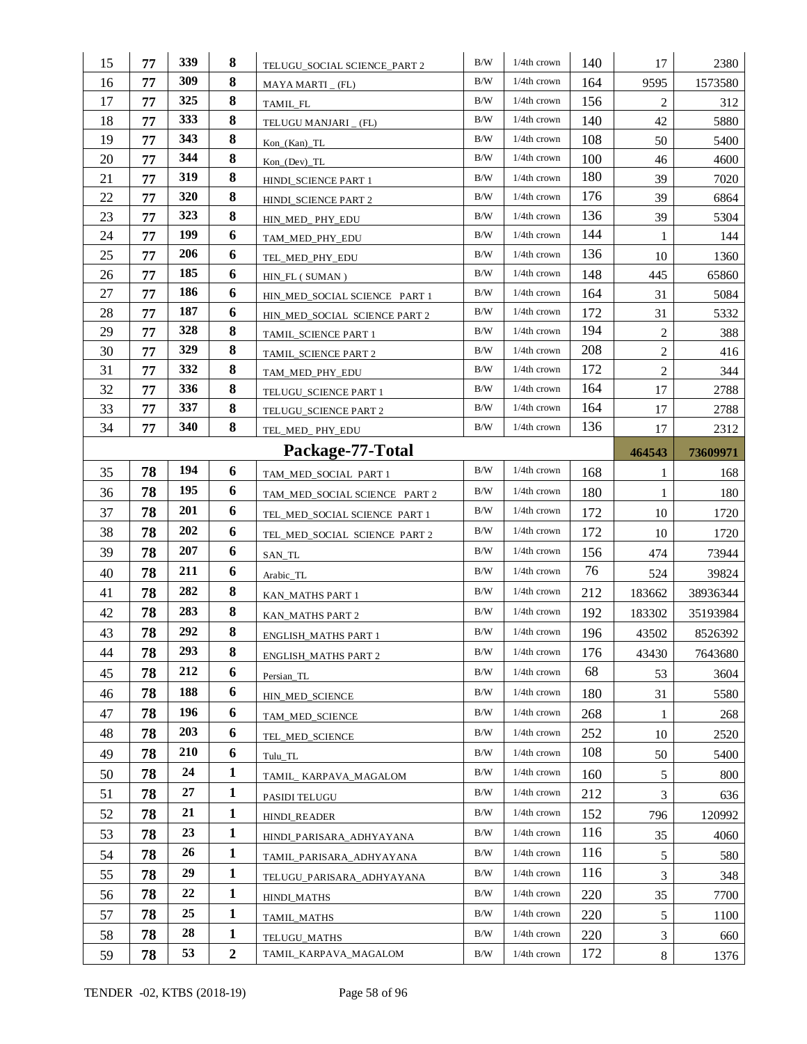| | | | | | | | | | |
|---|---|---|---|---|---|---|---|---|---|
| 15 | **77** | **339** | **8** | TELUGU_SOCIAL SCIENCE_PART 2 | B/W | 1/4th crown | 140 | 17 | 2380 |
| 16 | **77** | **309** | **8** | MAYA MARTI _ (FL) | B/W | 1/4th crown | 164 | 9595 | 1573580 |
| 17 | **77** | **325** | **8** | TAMIL_FL | B/W | 1/4th crown | 156 | 2 | 312 |
| 18 | **77** | **333** | **8** | TELUGU MANJARI _ (FL) | B/W | 1/4th crown | 140 | 42 | 5880 |
| 19 | **77** | **343** | **8** | Kon_(Kan)_TL | B/W | 1/4th crown | 108 | 50 | 5400 |
| 20 | **77** | **344** | **8** | Kon_(Dev)_TL | B/W | 1/4th crown | 100 | 46 | 4600 |
| 21 | **77** | **319** | **8** | HINDI_SCIENCE PART 1 | B/W | 1/4th crown | 180 | 39 | 7020 |
| 22 | **77** | **320** | **8** | HINDI_SCIENCE PART 2 | B/W | 1/4th crown | 176 | 39 | 6864 |
| 23 | **77** | **323** | **8** | HIN_MED_ PHY_EDU | B/W | 1/4th crown | 136 | 39 | 5304 |
| 24 | **77** | **199** | **6** | TAM_MED_PHY_EDU | B/W | 1/4th crown | 144 | 1 | 144 |
| 25 | **77** | **206** | **6** | TEL_MED_PHY_EDU | B/W | 1/4th crown | 136 | 10 | 1360 |
| 26 | **77** | **185** | **6** | HIN_FL ( SUMAN ) | B/W | 1/4th crown | 148 | 445 | 65860 |
| 27 | **77** | **186** | **6** | HIN_MED_SOCIAL SCIENCE PART 1 | B/W | 1/4th crown | 164 | 31 | 5084 |
| 28 | **77** | **187** | **6** | HIN_MED_SOCIAL SCIENCE PART 2 | B/W | 1/4th crown | 172 | 31 | 5332 |
| 29 | **77** | **328** | **8** | TAMIL_SCIENCE PART 1 | B/W | 1/4th crown | 194 | 2 | 388 |
| 30 | **77** | **329** | **8** | TAMIL_SCIENCE PART 2 | B/W | 1/4th crown | 208 | 2 | 416 |
| 31 | **77** | **332** | **8** | TAM_MED_PHY_EDU | B/W | 1/4th crown | 172 | 2 | 344 |
| 32 | **77** | **336** | **8** | TELUGU_SCIENCE PART 1 | B/W | 1/4th crown | 164 | 17 | 2788 |
| 33 | **77** | **337** | **8** | TELUGU_SCIENCE PART 2 | B/W | 1/4th crown | 164 | 17 | 2788 |
| 34 | **77** | **340** | **8** | TEL_MED_ PHY_EDU | B/W | 1/4th crown | 136 | 17 | 2312 |
| | | | | **Package-77-Total** | | | | **464543** | **73609971** |
| 35 | **78** | **194** | **6** | TAM_MED_SOCIAL PART 1 | B/W | 1/4th crown | 168 | 1 | 168 |
| 36 | **78** | **195** | **6** | TAM_MED_SOCIAL SCIENCE PART 2 | B/W | 1/4th crown | 180 | 1 | 180 |
| 37 | **78** | **201** | **6** | TEL_MED_SOCIAL SCIENCE PART 1 | B/W | 1/4th crown | 172 | 10 | 1720 |
| 38 | **78** | **202** | **6** | TEL_MED_SOCIAL SCIENCE PART 2 | B/W | 1/4th crown | 172 | 10 | 1720 |
| 39 | **78** | **207** | **6** | SAN_TL | B/W | 1/4th crown | 156 | 474 | 73944 |
| 40 | **78** | **211** | **6** | Arabic_TL | B/W | 1/4th crown | 76 | 524 | 39824 |
| 41 | **78** | **282** | **8** | KAN_MATHS PART 1 | B/W | 1/4th crown | 212 | 183662 | 38936344 |
| 42 | **78** | **283** | **8** | KAN_MATHS PART 2 | B/W | 1/4th crown | 192 | 183302 | 35193984 |
| 43 | **78** | **292** | **8** | ENGLISH_MATHS PART 1 | B/W | 1/4th crown | 196 | 43502 | 8526392 |
| 44 | **78** | **293** | **8** | ENGLISH_MATHS PART 2 | B/W | 1/4th crown | 176 | 43430 | 7643680 |
| 45 | **78** | **212** | **6** | Persian_TL | B/W | 1/4th crown | 68 | 53 | 3604 |
| 46 | **78** | **188** | **6** | HIN_MED_SCIENCE | B/W | 1/4th crown | 180 | 31 | 5580 |
| 47 | **78** | **196** | **6** | TAM_MED_SCIENCE | B/W | 1/4th crown | 268 | 1 | 268 |
| 48 | **78** | **203** | **6** | TEL_MED_SCIENCE | B/W | 1/4th crown | 252 | 10 | 2520 |
| 49 | **78** | **210** | **6** | Tulu_TL | B/W | 1/4th crown | 108 | 50 | 5400 |
| 50 | **78** | **24** | **1** | TAMIL_ KARPAVA_MAGALOM | B/W | 1/4th crown | 160 | 5 | 800 |
| 51 | **78** | **27** | **1** | PASIDI TELUGU | B/W | 1/4th crown | 212 | 3 | 636 |
| 52 | **78** | **21** | **1** | HINDI_READER | B/W | 1/4th crown | 152 | 796 | 120992 |
| 53 | **78** | **23** | **1** | HINDI_PARISARA_ADHYAYANA | B/W | 1/4th crown | 116 | 35 | 4060 |
| 54 | **78** | **26** | **1** | TAMIL_PARISARA_ADHYAYANA | B/W | 1/4th crown | 116 | 5 | 580 |
| 55 | **78** | **29** | **1** | TELUGU_PARISARA_ADHYAYANA | B/W | 1/4th crown | 116 | 3 | 348 |
| 56 | **78** | **22** | **1** | HINDI_MATHS | B/W | 1/4th crown | 220 | 35 | 7700 |
| 57 | **78** | **25** | **1** | TAMIL_MATHS | B/W | 1/4th crown | 220 | 5 | 1100 |
| 58 | **78** | **28** | **1** | TELUGU_MATHS | B/W | 1/4th crown | 220 | 3 | 660 |
| 59 | **78** | **53** | **2** | TAMIL_KARPAVA_MAGALOM | B/W | 1/4th crown | 172 | 8 | 1376 |

TENDER -02, KTBS (2018-19)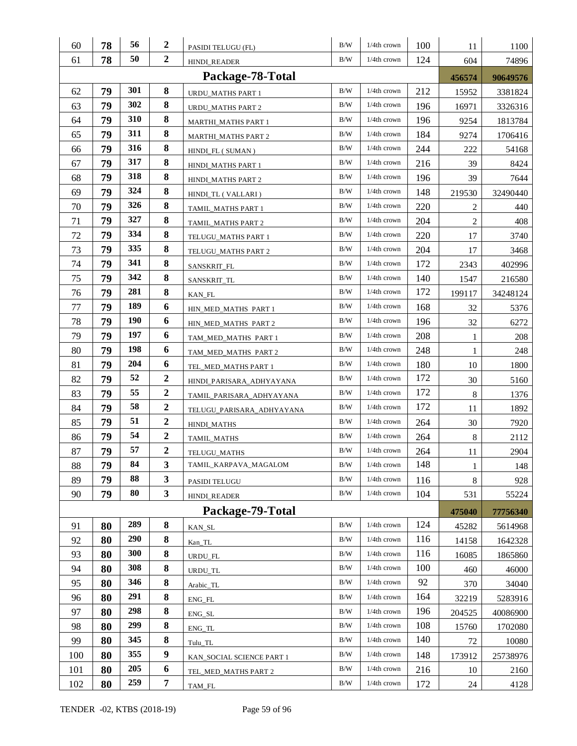| 60 | 78 | 56 | 2 | PASIDI TELUGU (FL) | B/W | 1/4th crown | 100 | 11 | 1100 |
|---|---|---|---|---|---|---|---|---|---|
| 61 | 78 | 50 | 2 | HINDI_READER | B/W | 1/4th crown | 124 | 604 | 74896 |
| | | | | **Package-78-Total** | | | | **456574** | **90649576** |
| 62 | 79 | 301 | 8 | URDU_MATHS PART 1 | B/W | 1/4th crown | 212 | 15952 | 3381824 |
| 63 | 79 | 302 | 8 | URDU_MATHS PART 2 | B/W | 1/4th crown | 196 | 16971 | 3326316 |
| 64 | 79 | 310 | 8 | MARTHI_MATHS PART 1 | B/W | 1/4th crown | 196 | 9254 | 1813784 |
| 65 | 79 | 311 | 8 | MARTHI_MATHS PART 2 | B/W | 1/4th crown | 184 | 9274 | 1706416 |
| 66 | 79 | 316 | 8 | HINDI_FL ( SUMAN ) | B/W | 1/4th crown | 244 | 222 | 54168 |
| 67 | 79 | 317 | 8 | HINDI_MATHS PART 1 | B/W | 1/4th crown | 216 | 39 | 8424 |
| 68 | 79 | 318 | 8 | HINDI_MATHS PART 2 | B/W | 1/4th crown | 196 | 39 | 7644 |
| 69 | 79 | 324 | 8 | HINDI_TL ( VALLARI ) | B/W | 1/4th crown | 148 | 219530 | 32490440 |
| 70 | 79 | 326 | 8 | TAMIL_MATHS PART 1 | B/W | 1/4th crown | 220 | 2 | 440 |
| 71 | 79 | 327 | 8 | TAMIL_MATHS PART 2 | B/W | 1/4th crown | 204 | 2 | 408 |
| 72 | 79 | 334 | 8 | TELUGU_MATHS PART 1 | B/W | 1/4th crown | 220 | 17 | 3740 |
| 73 | 79 | 335 | 8 | TELUGU_MATHS PART 2 | B/W | 1/4th crown | 204 | 17 | 3468 |
| 74 | 79 | 341 | 8 | SANSKRIT_FL | B/W | 1/4th crown | 172 | 2343 | 402996 |
| 75 | 79 | 342 | 8 | SANSKRIT_TL | B/W | 1/4th crown | 140 | 1547 | 216580 |
| 76 | 79 | 281 | 8 | KAN_FL | B/W | 1/4th crown | 172 | 199117 | 34248124 |
| 77 | 79 | 189 | 6 | HIN_MED_MATHS PART 1 | B/W | 1/4th crown | 168 | 32 | 5376 |
| 78 | 79 | 190 | 6 | HIN_MED_MATHS PART 2 | B/W | 1/4th crown | 196 | 32 | 6272 |
| 79 | 79 | 197 | 6 | TAM_MED_MATHS PART 1 | B/W | 1/4th crown | 208 | 1 | 208 |
| 80 | 79 | 198 | 6 | TAM_MED_MATHS PART 2 | B/W | 1/4th crown | 248 | 1 | 248 |
| 81 | 79 | 204 | 6 | TEL_MED_MATHS PART 1 | B/W | 1/4th crown | 180 | 10 | 1800 |
| 82 | 79 | 52 | 2 | HINDI_PARISARA_ADHYAYANA | B/W | 1/4th crown | 172 | 30 | 5160 |
| 83 | 79 | 55 | 2 | TAMIL_PARISARA_ADHYAYANA | B/W | 1/4th crown | 172 | 8 | 1376 |
| 84 | 79 | 58 | 2 | TELUGU_PARISARA_ADHYAYANA | B/W | 1/4th crown | 172 | 11 | 1892 |
| 85 | 79 | 51 | 2 | HINDI_MATHS | B/W | 1/4th crown | 264 | 30 | 7920 |
| 86 | 79 | 54 | 2 | TAMIL_MATHS | B/W | 1/4th crown | 264 | 8 | 2112 |
| 87 | 79 | 57 | 2 | TELUGU_MATHS | B/W | 1/4th crown | 264 | 11 | 2904 |
| 88 | 79 | 84 | 3 | TAMIL_KARPAVA_MAGALOM | B/W | 1/4th crown | 148 | 1 | 148 |
| 89 | 79 | 88 | 3 | PASIDI TELUGU | B/W | 1/4th crown | 116 | 8 | 928 |
| 90 | 79 | 80 | 3 | HINDI_READER | B/W | 1/4th crown | 104 | 531 | 55224 |
| | | | | **Package-79-Total** | | | | **475040** | **77756340** |
| 91 | 80 | 289 | 8 | KAN_SL | B/W | 1/4th crown | 124 | 45282 | 5614968 |
| 92 | 80 | 290 | 8 | Kan_TL | B/W | 1/4th crown | 116 | 14158 | 1642328 |
| 93 | 80 | 300 | 8 | URDU_FL | B/W | 1/4th crown | 116 | 16085 | 1865860 |
| 94 | 80 | 308 | 8 | URDU_TL | B/W | 1/4th crown | 100 | 460 | 46000 |
| 95 | 80 | 346 | 8 | Arabic_TL | B/W | 1/4th crown | 92 | 370 | 34040 |
| 96 | 80 | 291 | 8 | ENG_FL | B/W | 1/4th crown | 164 | 32219 | 5283916 |
| 97 | 80 | 298 | 8 | ENG_SL | B/W | 1/4th crown | 196 | 204525 | 40086900 |
| 98 | 80 | 299 | 8 | ENG_TL | B/W | 1/4th crown | 108 | 15760 | 1702080 |
| 99 | 80 | 345 | 8 | Tulu_TL | B/W | 1/4th crown | 140 | 72 | 10080 |
| 100 | 80 | 355 | 9 | KAN_SOCIAL SCIENCE PART 1 | B/W | 1/4th crown | 148 | 173912 | 25738976 |
| 101 | 80 | 205 | 6 | TEL_MED_MATHS PART 2 | B/W | 1/4th crown | 216 | 10 | 2160 |
| 102 | 80 | 259 | 7 | TAM_FL | B/W | 1/4th crown | 172 | 24 | 4128 |

TENDER -02, KTBS (2018-19)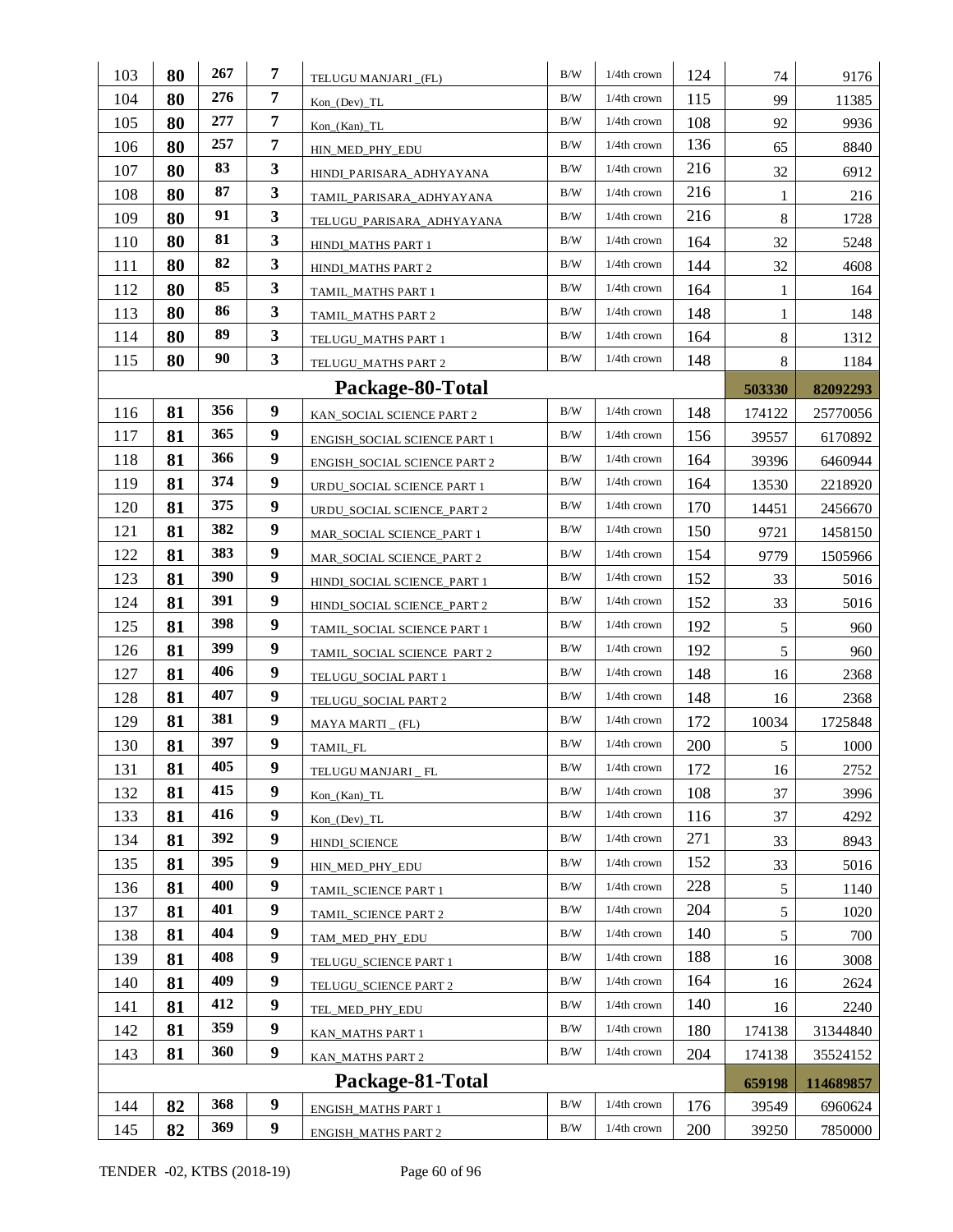| 103 | 80 | 267 | 7 | TELUGU MANJARI _(FL) | B/W | 1/4th crown | 124 | 74 | 9176 |
|---|---|---|---|---|---|---|---|---|---|
| 104 | 80 | 276 | 7 | Kon_(Dev)_TL | B/W | 1/4th crown | 115 | 99 | 11385 |
| 105 | 80 | 277 | 7 | Kon_(Kan)_TL | B/W | 1/4th crown | 108 | 92 | 9936 |
| 106 | 80 | 257 | 7 | HIN_MED_PHY_EDU | B/W | 1/4th crown | 136 | 65 | 8840 |
| 107 | 80 | 83 | 3 | HINDI_PARISARA_ADHYAYANA | B/W | 1/4th crown | 216 | 32 | 6912 |
| 108 | 80 | 87 | 3 | TAMIL_PARISARA_ADHYAYANA | B/W | 1/4th crown | 216 | 1 | 216 |
| 109 | 80 | 91 | 3 | TELUGU_PARISARA_ADHYAYANA | B/W | 1/4th crown | 216 | 8 | 1728 |
| 110 | 80 | 81 | 3 | HINDI_MATHS PART 1 | B/W | 1/4th crown | 164 | 32 | 5248 |
| 111 | 80 | 82 | 3 | HINDI_MATHS PART 2 | B/W | 1/4th crown | 144 | 32 | 4608 |
| 112 | 80 | 85 | 3 | TAMIL_MATHS PART 1 | B/W | 1/4th crown | 164 | 1 | 164 |
| 113 | 80 | 86 | 3 | TAMIL_MATHS PART 2 | B/W | 1/4th crown | 148 | 1 | 148 |
| 114 | 80 | 89 | 3 | TELUGU_MATHS PART 1 | B/W | 1/4th crown | 164 | 8 | 1312 |
| 115 | 80 | 90 | 3 | TELUGU_MATHS PART 2 | B/W | 1/4th crown | 148 | 8 | 1184 |
| **Package-80-Total** | | | | | | | | **503330** | **82092293** |
| 116 | 81 | 356 | 9 | KAN_SOCIAL SCIENCE PART 2 | B/W | 1/4th crown | 148 | 174122 | 25770056 |
| 117 | 81 | 365 | 9 | ENGISH_SOCIAL SCIENCE PART 1 | B/W | 1/4th crown | 156 | 39557 | 6170892 |
| 118 | 81 | 366 | 9 | ENGISH_SOCIAL SCIENCE PART 2 | B/W | 1/4th crown | 164 | 39396 | 6460944 |
| 119 | 81 | 374 | 9 | URDU_SOCIAL SCIENCE PART 1 | B/W | 1/4th crown | 164 | 13530 | 2218920 |
| 120 | 81 | 375 | 9 | URDU_SOCIAL SCIENCE_PART 2 | B/W | 1/4th crown | 170 | 14451 | 2456670 |
| 121 | 81 | 382 | 9 | MAR_SOCIAL SCIENCE_PART 1 | B/W | 1/4th crown | 150 | 9721 | 1458150 |
| 122 | 81 | 383 | 9 | MAR_SOCIAL SCIENCE_PART 2 | B/W | 1/4th crown | 154 | 9779 | 1505966 |
| 123 | 81 | 390 | 9 | HINDI_SOCIAL SCIENCE_PART 1 | B/W | 1/4th crown | 152 | 33 | 5016 |
| 124 | 81 | 391 | 9 | HINDI_SOCIAL SCIENCE_PART 2 | B/W | 1/4th crown | 152 | 33 | 5016 |
| 125 | 81 | 398 | 9 | TAMIL_SOCIAL SCIENCE PART 1 | B/W | 1/4th crown | 192 | 5 | 960 |
| 126 | 81 | 399 | 9 | TAMIL_SOCIAL SCIENCE PART 2 | B/W | 1/4th crown | 192 | 5 | 960 |
| 127 | 81 | 406 | 9 | TELUGU_SOCIAL PART 1 | B/W | 1/4th crown | 148 | 16 | 2368 |
| 128 | 81 | 407 | 9 | TELUGU_SOCIAL PART 2 | B/W | 1/4th crown | 148 | 16 | 2368 |
| 129 | 81 | 381 | 9 | MAYA MARTI _ (FL) | B/W | 1/4th crown | 172 | 10034 | 1725848 |
| 130 | 81 | 397 | 9 | TAMIL_FL | B/W | 1/4th crown | 200 | 5 | 1000 |
| 131 | 81 | 405 | 9 | TELUGU MANJARI _ FL | B/W | 1/4th crown | 172 | 16 | 2752 |
| 132 | 81 | 415 | 9 | Kon_(Kan)_TL | B/W | 1/4th crown | 108 | 37 | 3996 |
| 133 | 81 | 416 | 9 | Kon_(Dev)_TL | B/W | 1/4th crown | 116 | 37 | 4292 |
| 134 | 81 | 392 | 9 | HINDI_SCIENCE | B/W | 1/4th crown | 271 | 33 | 8943 |
| 135 | 81 | 395 | 9 | HIN_MED_PHY_EDU | B/W | 1/4th crown | 152 | 33 | 5016 |
| 136 | 81 | 400 | 9 | TAMIL_SCIENCE PART 1 | B/W | 1/4th crown | 228 | 5 | 1140 |
| 137 | 81 | 401 | 9 | TAMIL_SCIENCE PART 2 | B/W | 1/4th crown | 204 | 5 | 1020 |
| 138 | 81 | 404 | 9 | TAM_MED_PHY_EDU | B/W | 1/4th crown | 140 | 5 | 700 |
| 139 | 81 | 408 | 9 | TELUGU_SCIENCE PART 1 | B/W | 1/4th crown | 188 | 16 | 3008 |
| 140 | 81 | 409 | 9 | TELUGU_SCIENCE PART 2 | B/W | 1/4th crown | 164 | 16 | 2624 |
| 141 | 81 | 412 | 9 | TEL_MED_PHY_EDU | B/W | 1/4th crown | 140 | 16 | 2240 |
| 142 | 81 | 359 | 9 | KAN_MATHS PART 1 | B/W | 1/4th crown | 180 | 174138 | 31344840 |
| 143 | 81 | 360 | 9 | KAN_MATHS PART 2 | B/W | 1/4th crown | 204 | 174138 | 35524152 |
| **Package-81-Total** | | | | | | | | **659198** | **114689857** |
| 144 | 82 | 368 | 9 | ENGISH_MATHS PART 1 | B/W | 1/4th crown | 176 | 39549 | 6960624 |
| 145 | 82 | 369 | 9 | ENGISH_MATHS PART 2 | B/W | 1/4th crown | 200 | 39250 | 7850000 |

TENDER -02, KTBS (2018-19)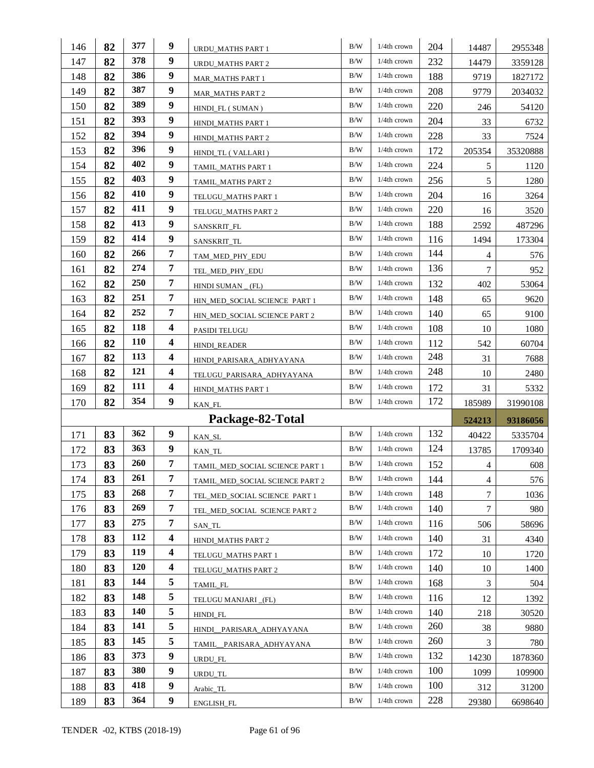| | | | | | | | | | |
|---|---|---|---|---|---|---|---|---|---|
| 146 | **82** | **377** | **9** | URDU_MATHS PART 1 | B/W | 1/4th crown | 204 | 14487 | 2955348 |
| 147 | **82** | **378** | **9** | URDU_MATHS PART 2 | B/W | 1/4th crown | 232 | 14479 | 3359128 |
| 148 | **82** | **386** | **9** | MAR_MATHS PART 1 | B/W | 1/4th crown | 188 | 9719 | 1827172 |
| 149 | **82** | **387** | **9** | MAR_MATHS PART 2 | B/W | 1/4th crown | 208 | 9779 | 2034032 |
| 150 | **82** | **389** | **9** | HINDI_FL ( SUMAN ) | B/W | 1/4th crown | 220 | 246 | 54120 |
| 151 | **82** | **393** | **9** | HINDI_MATHS PART 1 | B/W | 1/4th crown | 204 | 33 | 6732 |
| 152 | **82** | **394** | **9** | HINDI_MATHS PART 2 | B/W | 1/4th crown | 228 | 33 | 7524 |
| 153 | **82** | **396** | **9** | HINDI_TL ( VALLARI ) | B/W | 1/4th crown | 172 | 205354 | 35320888 |
| 154 | **82** | **402** | **9** | TAMIL_MATHS PART 1 | B/W | 1/4th crown | 224 | 5 | 1120 |
| 155 | **82** | **403** | **9** | TAMIL_MATHS PART 2 | B/W | 1/4th crown | 256 | 5 | 1280 |
| 156 | **82** | **410** | **9** | TELUGU_MATHS PART 1 | B/W | 1/4th crown | 204 | 16 | 3264 |
| 157 | **82** | **411** | **9** | TELUGU_MATHS PART 2 | B/W | 1/4th crown | 220 | 16 | 3520 |
| 158 | **82** | **413** | **9** | SANSKRIT_FL | B/W | 1/4th crown | 188 | 2592 | 487296 |
| 159 | **82** | **414** | **9** | SANSKRIT_TL | B/W | 1/4th crown | 116 | 1494 | 173304 |
| 160 | **82** | **266** | **7** | TAM_MED_PHY_EDU | B/W | 1/4th crown | 144 | 4 | 576 |
| 161 | **82** | **274** | **7** | TEL_MED_PHY_EDU | B/W | 1/4th crown | 136 | 7 | 952 |
| 162 | **82** | **250** | **7** | HINDI SUMAN _ (FL) | B/W | 1/4th crown | 132 | 402 | 53064 |
| 163 | **82** | **251** | **7** | HIN_MED_SOCIAL SCIENCE PART 1 | B/W | 1/4th crown | 148 | 65 | 9620 |
| 164 | **82** | **252** | **7** | HIN_MED_SOCIAL SCIENCE PART 2 | B/W | 1/4th crown | 140 | 65 | 9100 |
| 165 | **82** | **118** | **4** | PASIDI TELUGU | B/W | 1/4th crown | 108 | 10 | 1080 |
| 166 | **82** | **110** | **4** | HINDI_READER | B/W | 1/4th crown | 112 | 542 | 60704 |
| 167 | **82** | **113** | **4** | HINDI_PARISARA_ADHYAYANA | B/W | 1/4th crown | 248 | 31 | 7688 |
| 168 | **82** | **121** | **4** | TELUGU_PARISARA_ADHYAYANA | B/W | 1/4th crown | 248 | 10 | 2480 |
| 169 | **82** | **111** | **4** | HINDI_MATHS PART 1 | B/W | 1/4th crown | 172 | 31 | 5332 |
| 170 | **82** | **354** | **9** | KAN_FL | B/W | 1/4th crown | 172 | 185989 | 31990108 |
| | | | | **Package-82-Total** | | | | **524213** | **93186056** |
| 171 | **83** | **362** | **9** | KAN_SL | B/W | 1/4th crown | 132 | 40422 | 5335704 |
| 172 | **83** | **363** | **9** | KAN_TL | B/W | 1/4th crown | 124 | 13785 | 1709340 |
| 173 | **83** | **260** | **7** | TAMIL_MED_SOCIAL SCIENCE PART 1 | B/W | 1/4th crown | 152 | 4 | 608 |
| 174 | **83** | **261** | **7** | TAMIL_MED_SOCIAL SCIENCE PART 2 | B/W | 1/4th crown | 144 | 4 | 576 |
| 175 | **83** | **268** | **7** | TEL_MED_SOCIAL SCIENCE PART 1 | B/W | 1/4th crown | 148 | 7 | 1036 |
| 176 | **83** | **269** | **7** | TEL_MED_SOCIAL SCIENCE PART 2 | B/W | 1/4th crown | 140 | 7 | 980 |
| 177 | **83** | **275** | **7** | SAN_TL | B/W | 1/4th crown | 116 | 506 | 58696 |
| 178 | **83** | **112** | **4** | HINDI_MATHS PART 2 | B/W | 1/4th crown | 140 | 31 | 4340 |
| 179 | **83** | **119** | **4** | TELUGU_MATHS PART 1 | B/W | 1/4th crown | 172 | 10 | 1720 |
| 180 | **83** | **120** | **4** | TELUGU_MATHS PART 2 | B/W | 1/4th crown | 140 | 10 | 1400 |
| 181 | **83** | **144** | **5** | TAMIL_FL | B/W | 1/4th crown | 168 | 3 | 504 |
| 182 | **83** | **148** | **5** | TELUGU MANJARI _(FL) | B/W | 1/4th crown | 116 | 12 | 1392 |
| 183 | **83** | **140** | **5** | HINDI_FL | B/W | 1/4th crown | 140 | 218 | 30520 |
| 184 | **83** | **141** | **5** | HINDI__PARISARA_ADHYAYANA | B/W | 1/4th crown | 260 | 38 | 9880 |
| 185 | **83** | **145** | **5** | TAMIL__PARISARA_ADHYAYANA | B/W | 1/4th crown | 260 | 3 | 780 |
| 186 | **83** | **373** | **9** | URDU_FL | B/W | 1/4th crown | 132 | 14230 | 1878360 |
| 187 | **83** | **380** | **9** | URDU_TL | B/W | 1/4th crown | 100 | 1099 | 109900 |
| 188 | **83** | **418** | **9** | Arabic_TL | B/W | 1/4th crown | 100 | 312 | 31200 |
| 189 | **83** | **364** | **9** | ENGLISH_FL | B/W | 1/4th crown | 228 | 29380 | 6698640 |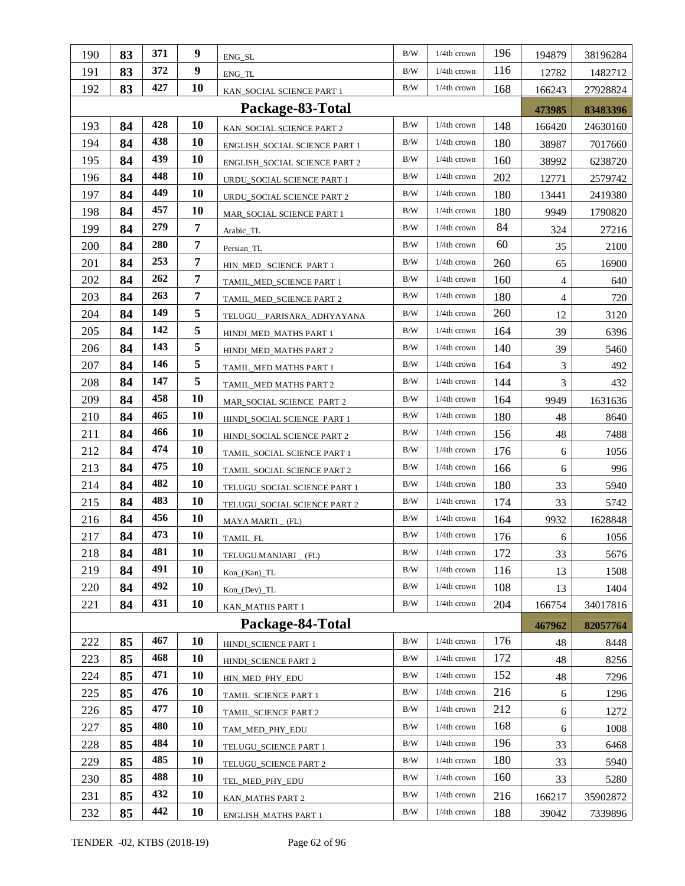| | | | | | | | | | |
|---|---|---|---|---|---|---|---|---|---|
| 190 | **83** | **371** | **9** | ENG_SL | B/W | 1/4th crown | 196 | 194879 | 38196284 |
| 191 | **83** | **372** | **9** | ENG_TL | B/W | 1/4th crown | 116 | 12782 | 1482712 |
| 192 | **83** | **427** | **10** | KAN_SOCIAL SCIENCE PART 1 | B/W | 1/4th crown | 168 | 166243 | 27928824 |
| | | | | **Package-83-Total** | | | | **473985** | **83483396** |
| 193 | **84** | **428** | **10** | KAN_SOCIAL SCIENCE PART 2 | B/W | 1/4th crown | 148 | 166420 | 24630160 |
| 194 | **84** | **438** | **10** | ENGLISH_SOCIAL SCIENCE PART 1 | B/W | 1/4th crown | 180 | 38987 | 7017660 |
| 195 | **84** | **439** | **10** | ENGLISH_SOCIAL SCIENCE PART 2 | B/W | 1/4th crown | 160 | 38992 | 6238720 |
| 196 | **84** | **448** | **10** | URDU_SOCIAL SCIENCE PART 1 | B/W | 1/4th crown | 202 | 12771 | 2579742 |
| 197 | **84** | **449** | **10** | URDU_SOCIAL SCIENCE PART 2 | B/W | 1/4th crown | 180 | 13441 | 2419380 |
| 198 | **84** | **457** | **10** | MAR_SOCIAL SCIENCE PART 1 | B/W | 1/4th crown | 180 | 9949 | 1790820 |
| 199 | **84** | **279** | **7** | Arabic_TL | B/W | 1/4th crown | 84 | 324 | 27216 |
| 200 | **84** | **280** | **7** | Persian_TL | B/W | 1/4th crown | 60 | 35 | 2100 |
| 201 | **84** | **253** | **7** | HIN_MED_ SCIENCE PART 1 | B/W | 1/4th crown | 260 | 65 | 16900 |
| 202 | **84** | **262** | **7** | TAMIL_MED_SCIENCE PART 1 | B/W | 1/4th crown | 160 | 4 | 640 |
| 203 | **84** | **263** | **7** | TAMIL_MED_SCIENCE PART 2 | B/W | 1/4th crown | 180 | 4 | 720 |
| 204 | **84** | **149** | **5** | TELUGU__PARISARA_ADHYAYANA | B/W | 1/4th crown | 260 | 12 | 3120 |
| 205 | **84** | **142** | **5** | HINDI_MED_MATHS PART 1 | B/W | 1/4th crown | 164 | 39 | 6396 |
| 206 | **84** | **143** | **5** | HINDI_MED_MATHS PART 2 | B/W | 1/4th crown | 140 | 39 | 5460 |
| 207 | **84** | **146** | **5** | TAMIL_MED MATHS PART 1 | B/W | 1/4th crown | 164 | 3 | 492 |
| 208 | **84** | **147** | **5** | TAMIL_MED MATHS PART 2 | B/W | 1/4th crown | 144 | 3 | 432 |
| 209 | **84** | **458** | **10** | MAR_SOCIAL SCIENCE PART 2 | B/W | 1/4th crown | 164 | 9949 | 1631636 |
| 210 | **84** | **465** | **10** | HINDI_SOCIAL SCIENCE PART 1 | B/W | 1/4th crown | 180 | 48 | 8640 |
| 211 | **84** | **466** | **10** | HINDI_SOCIAL SCIENCE PART 2 | B/W | 1/4th crown | 156 | 48 | 7488 |
| 212 | **84** | **474** | **10** | TAMIL_SOCIAL SCIENCE PART 1 | B/W | 1/4th crown | 176 | 6 | 1056 |
| 213 | **84** | **475** | **10** | TAMIL_SOCIAL SCIENCE PART 2 | B/W | 1/4th crown | 166 | 6 | 996 |
| 214 | **84** | **482** | **10** | TELUGU_SOCIAL SCIENCE PART 1 | B/W | 1/4th crown | 180 | 33 | 5940 |
| 215 | **84** | **483** | **10** | TELUGU_SOCIAL SCIENCE PART 2 | B/W | 1/4th crown | 174 | 33 | 5742 |
| 216 | **84** | **456** | **10** | MAYA MARTI _ (FL) | B/W | 1/4th crown | 164 | 9932 | 1628848 |
| 217 | **84** | **473** | **10** | TAMIL_FL | B/W | 1/4th crown | 176 | 6 | 1056 |
| 218 | **84** | **481** | **10** | TELUGU MANJARI _ (FL) | B/W | 1/4th crown | 172 | 33 | 5676 |
| 219 | **84** | **491** | **10** | Kon_(Kan)_TL | B/W | 1/4th crown | 116 | 13 | 1508 |
| 220 | **84** | **492** | **10** | Kon_(Dev)_TL | B/W | 1/4th crown | 108 | 13 | 1404 |
| 221 | **84** | **431** | **10** | KAN_MATHS PART 1 | B/W | 1/4th crown | 204 | 166754 | 34017816 |
| | | | | **Package-84-Total** | | | | **467962** | **82057764** |
| 222 | **85** | **467** | **10** | HINDI_SCIENCE PART 1 | B/W | 1/4th crown | 176 | 48 | 8448 |
| 223 | **85** | **468** | **10** | HINDI_SCIENCE PART 2 | B/W | 1/4th crown | 172 | 48 | 8256 |
| 224 | **85** | **471** | **10** | HIN_MED_PHY_EDU | B/W | 1/4th crown | 152 | 48 | 7296 |
| 225 | **85** | **476** | **10** | TAMIL_SCIENCE PART 1 | B/W | 1/4th crown | 216 | 6 | 1296 |
| 226 | **85** | **477** | **10** | TAMIL_SCIENCE PART 2 | B/W | 1/4th crown | 212 | 6 | 1272 |
| 227 | **85** | **480** | **10** | TAM_MED_PHY_EDU | B/W | 1/4th crown | 168 | 6 | 1008 |
| 228 | **85** | **484** | **10** | TELUGU_SCIENCE PART 1 | B/W | 1/4th crown | 196 | 33 | 6468 |
| 229 | **85** | **485** | **10** | TELUGU_SCIENCE PART 2 | B/W | 1/4th crown | 180 | 33 | 5940 |
| 230 | **85** | **488** | **10** | TEL_MED_PHY_EDU | B/W | 1/4th crown | 160 | 33 | 5280 |
| 231 | **85** | **432** | **10** | KAN_MATHS PART 2 | B/W | 1/4th crown | 216 | 166217 | 35902872 |
| 232 | **85** | **442** | **10** | ENGLISH_MATHS PART 1 | B/W | 1/4th crown | 188 | 39042 | 7339896 |

TENDER -02, KTBS (2018-19)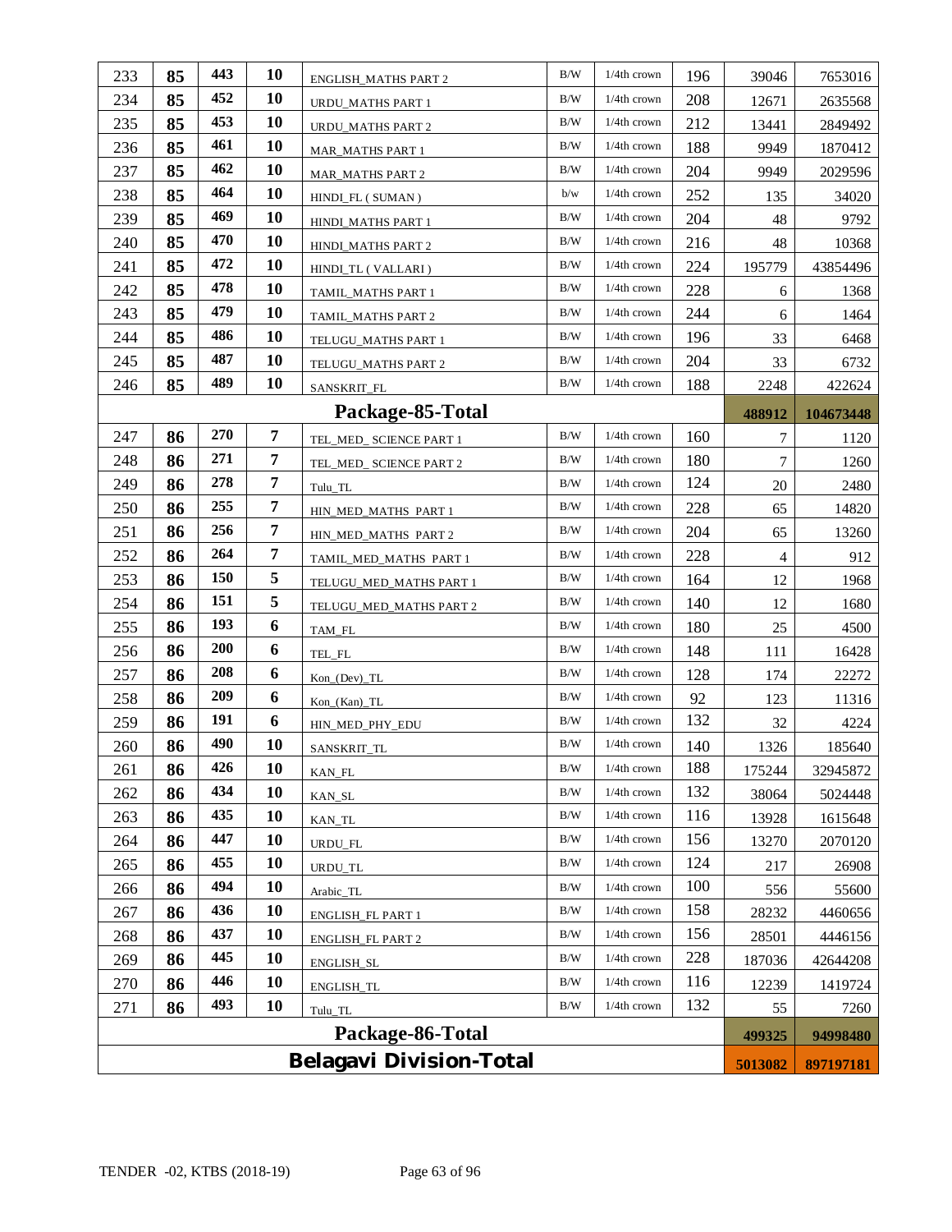| 233 | 85 | 443 | 10 | ENGLISH_MATHS PART 2 | B/W | 1/4th crown | 196 | 39046 | 7653016 |
|---|---|---|---|---|---|---|---|---|---|
| 234 | 85 | 452 | 10 | URDU_MATHS PART 1 | B/W | 1/4th crown | 208 | 12671 | 2635568 |
| 235 | 85 | 453 | 10 | URDU_MATHS PART 2 | B/W | 1/4th crown | 212 | 13441 | 2849492 |
| 236 | 85 | 461 | 10 | MAR_MATHS PART 1 | B/W | 1/4th crown | 188 | 9949 | 1870412 |
| 237 | 85 | 462 | 10 | MAR_MATHS PART 2 | B/W | 1/4th crown | 204 | 9949 | 2029596 |
| 238 | 85 | 464 | 10 | HINDI_FL ( SUMAN ) | b/w | 1/4th crown | 252 | 135 | 34020 |
| 239 | 85 | 469 | 10 | HINDI_MATHS PART 1 | B/W | 1/4th crown | 204 | 48 | 9792 |
| 240 | 85 | 470 | 10 | HINDI_MATHS PART 2 | B/W | 1/4th crown | 216 | 48 | 10368 |
| 241 | 85 | 472 | 10 | HINDI_TL ( VALLARI ) | B/W | 1/4th crown | 224 | 195779 | 43854496 |
| 242 | 85 | 478 | 10 | TAMIL_MATHS PART 1 | B/W | 1/4th crown | 228 | 6 | 1368 |
| 243 | 85 | 479 | 10 | TAMIL_MATHS PART 2 | B/W | 1/4th crown | 244 | 6 | 1464 |
| 244 | 85 | 486 | 10 | TELUGU_MATHS PART 1 | B/W | 1/4th crown | 196 | 33 | 6468 |
| 245 | 85 | 487 | 10 | TELUGU_MATHS PART 2 | B/W | 1/4th crown | 204 | 33 | 6732 |
| 246 | 85 | 489 | 10 | SANSKRIT_FL | B/W | 1/4th crown | 188 | 2248 | 422624 |
| **Package-85-Total** | | | | | | | | **488912** | **104673448** |
| 247 | 86 | 270 | 7 | TEL_MED_ SCIENCE PART 1 | B/W | 1/4th crown | 160 | 7 | 1120 |
| 248 | 86 | 271 | 7 | TEL_MED_ SCIENCE PART 2 | B/W | 1/4th crown | 180 | 7 | 1260 |
| 249 | 86 | 278 | 7 | Tulu_TL | B/W | 1/4th crown | 124 | 20 | 2480 |
| 250 | 86 | 255 | 7 | HIN_MED_MATHS PART 1 | B/W | 1/4th crown | 228 | 65 | 14820 |
| 251 | 86 | 256 | 7 | HIN_MED_MATHS PART 2 | B/W | 1/4th crown | 204 | 65 | 13260 |
| 252 | 86 | 264 | 7 | TAMIL_MED_MATHS PART 1 | B/W | 1/4th crown | 228 | 4 | 912 |
| 253 | 86 | 150 | 5 | TELUGU_MED_MATHS PART 1 | B/W | 1/4th crown | 164 | 12 | 1968 |
| 254 | 86 | 151 | 5 | TELUGU_MED_MATHS PART 2 | B/W | 1/4th crown | 140 | 12 | 1680 |
| 255 | 86 | 193 | 6 | TAM_FL | B/W | 1/4th crown | 180 | 25 | 4500 |
| 256 | 86 | 200 | 6 | TEL_FL | B/W | 1/4th crown | 148 | 111 | 16428 |
| 257 | 86 | 208 | 6 | Kon_(Dev)_TL | B/W | 1/4th crown | 128 | 174 | 22272 |
| 258 | 86 | 209 | 6 | Kon_(Kan)_TL | B/W | 1/4th crown | 92 | 123 | 11316 |
| 259 | 86 | 191 | 6 | HIN_MED_PHY_EDU | B/W | 1/4th crown | 132 | 32 | 4224 |
| 260 | 86 | 490 | 10 | SANSKRIT_TL | B/W | 1/4th crown | 140 | 1326 | 185640 |
| 261 | 86 | 426 | 10 | KAN_FL | B/W | 1/4th crown | 188 | 175244 | 32945872 |
| 262 | 86 | 434 | 10 | KAN_SL | B/W | 1/4th crown | 132 | 38064 | 5024448 |
| 263 | 86 | 435 | 10 | KAN_TL | B/W | 1/4th crown | 116 | 13928 | 1615648 |
| 264 | 86 | 447 | 10 | URDU_FL | B/W | 1/4th crown | 156 | 13270 | 2070120 |
| 265 | 86 | 455 | 10 | URDU_TL | B/W | 1/4th crown | 124 | 217 | 26908 |
| 266 | 86 | 494 | 10 | Arabic_TL | B/W | 1/4th crown | 100 | 556 | 55600 |
| 267 | 86 | 436 | 10 | ENGLISH_FL PART 1 | B/W | 1/4th crown | 158 | 28232 | 4460656 |
| 268 | 86 | 437 | 10 | ENGLISH_FL PART 2 | B/W | 1/4th crown | 156 | 28501 | 4446156 |
| 269 | 86 | 445 | 10 | ENGLISH_SL | B/W | 1/4th crown | 228 | 187036 | 42644208 |
| 270 | 86 | 446 | 10 | ENGLISH_TL | B/W | 1/4th crown | 116 | 12239 | 1419724 |
| 271 | 86 | 493 | 10 | Tulu_TL | B/W | 1/4th crown | 132 | 55 | 7260 |
| **Package-86-Total** | | | | | | | | **499325** | **94998480** |
| **Belagavi Division-Total** | | | | | | | | **5013082** | **897197181** |

TENDER -02, KTBS (2018-19)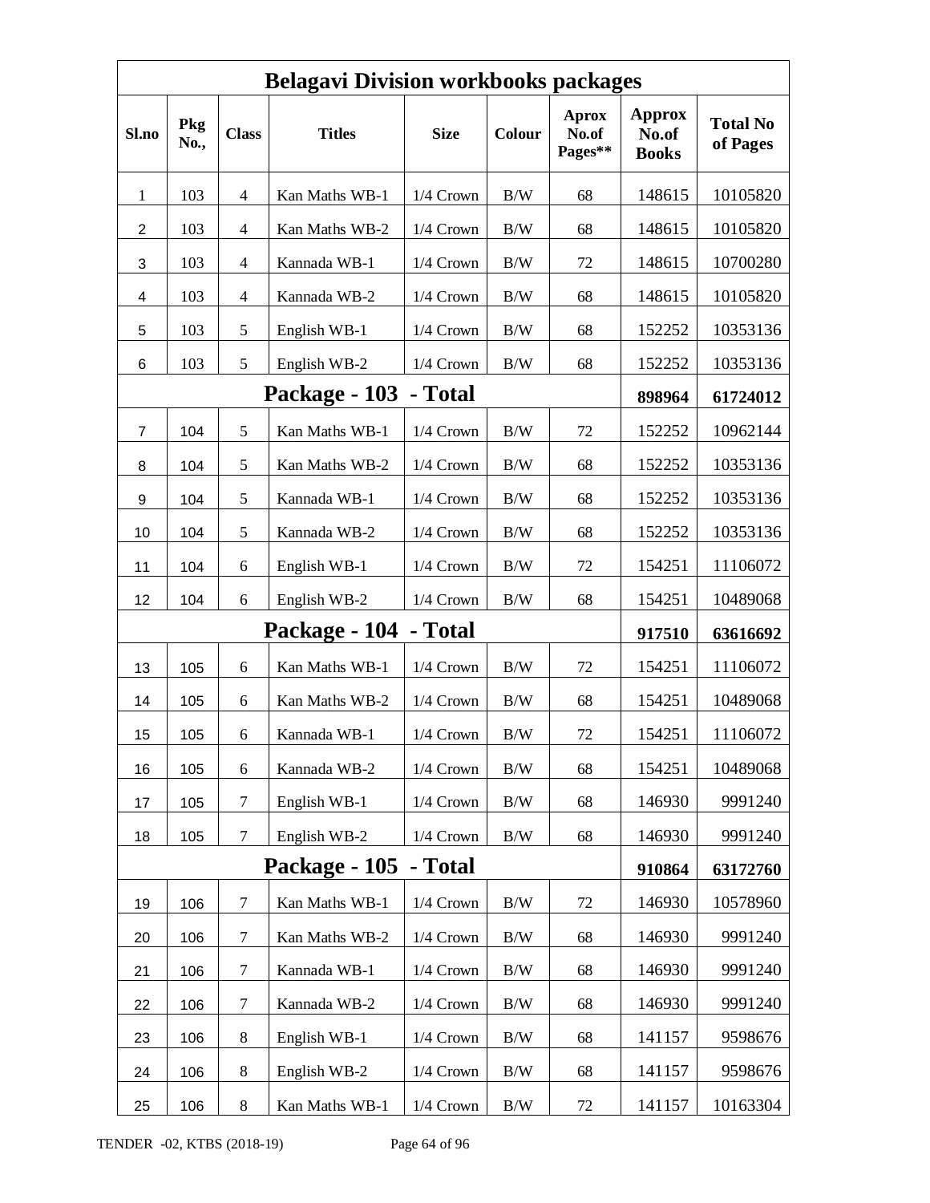| Belagavi Division workbooks packages | | | | | | | | |
|---|---|---|---|---|---|---|---|---|
| **Sl.no** | **Pkg No.,** | **Class** | **Titles** | **Size** | **Colour** | **Aprox No.of Pages**** | **Approx No.of Books** | **Total No of Pages** |
| 1 | 103 | 4 | Kan Maths WB-1 | 1/4 Crown | B/W | 68 | 148615 | 10105820 |
| 2 | 103 | 4 | Kan Maths WB-2 | 1/4 Crown | B/W | 68 | 148615 | 10105820 |
| 3 | 103 | 4 | Kannada WB-1 | 1/4 Crown | B/W | 72 | 148615 | 10700280 |
| 4 | 103 | 4 | Kannada WB-2 | 1/4 Crown | B/W | 68 | 148615 | 10105820 |
| 5 | 103 | 5 | English WB-1 | 1/4 Crown | B/W | 68 | 152252 | 10353136 |
| 6 | 103 | 5 | English WB-2 | 1/4 Crown | B/W | 68 | 152252 | 10353136 |
| **Package - 103 - Total** | | | | | | | **898964** | **61724012** |
| 7 | 104 | 5 | Kan Maths WB-1 | 1/4 Crown | B/W | 72 | 152252 | 10962144 |
| 8 | 104 | 5 | Kan Maths WB-2 | 1/4 Crown | B/W | 68 | 152252 | 10353136 |
| 9 | 104 | 5 | Kannada WB-1 | 1/4 Crown | B/W | 68 | 152252 | 10353136 |
| 10 | 104 | 5 | Kannada WB-2 | 1/4 Crown | B/W | 68 | 152252 | 10353136 |
| 11 | 104 | 6 | English WB-1 | 1/4 Crown | B/W | 72 | 154251 | 11106072 |
| 12 | 104 | 6 | English WB-2 | 1/4 Crown | B/W | 68 | 154251 | 10489068 |
| **Package - 104 - Total** | | | | | | | **917510** | **63616692** |
| 13 | 105 | 6 | Kan Maths WB-1 | 1/4 Crown | B/W | 72 | 154251 | 11106072 |
| 14 | 105 | 6 | Kan Maths WB-2 | 1/4 Crown | B/W | 68 | 154251 | 10489068 |
| 15 | 105 | 6 | Kannada WB-1 | 1/4 Crown | B/W | 72 | 154251 | 11106072 |
| 16 | 105 | 6 | Kannada WB-2 | 1/4 Crown | B/W | 68 | 154251 | 10489068 |
| 17 | 105 | 7 | English WB-1 | 1/4 Crown | B/W | 68 | 146930 | 9991240 |
| 18 | 105 | 7 | English WB-2 | 1/4 Crown | B/W | 68 | 146930 | 9991240 |
| **Package - 105 - Total** | | | | | | | **910864** | **63172760** |
| 19 | 106 | 7 | Kan Maths WB-1 | 1/4 Crown | B/W | 72 | 146930 | 10578960 |
| 20 | 106 | 7 | Kan Maths WB-2 | 1/4 Crown | B/W | 68 | 146930 | 9991240 |
| 21 | 106 | 7 | Kannada WB-1 | 1/4 Crown | B/W | 68 | 146930 | 9991240 |
| 22 | 106 | 7 | Kannada WB-2 | 1/4 Crown | B/W | 68 | 146930 | 9991240 |
| 23 | 106 | 8 | English WB-1 | 1/4 Crown | B/W | 68 | 141157 | 9598676 |
| 24 | 106 | 8 | English WB-2 | 1/4 Crown | B/W | 68 | 141157 | 9598676 |
| 25 | 106 | 8 | Kan Maths WB-1 | 1/4 Crown | B/W | 72 | 141157 | 10163304 |

TENDER -02, KTBS (2018-19)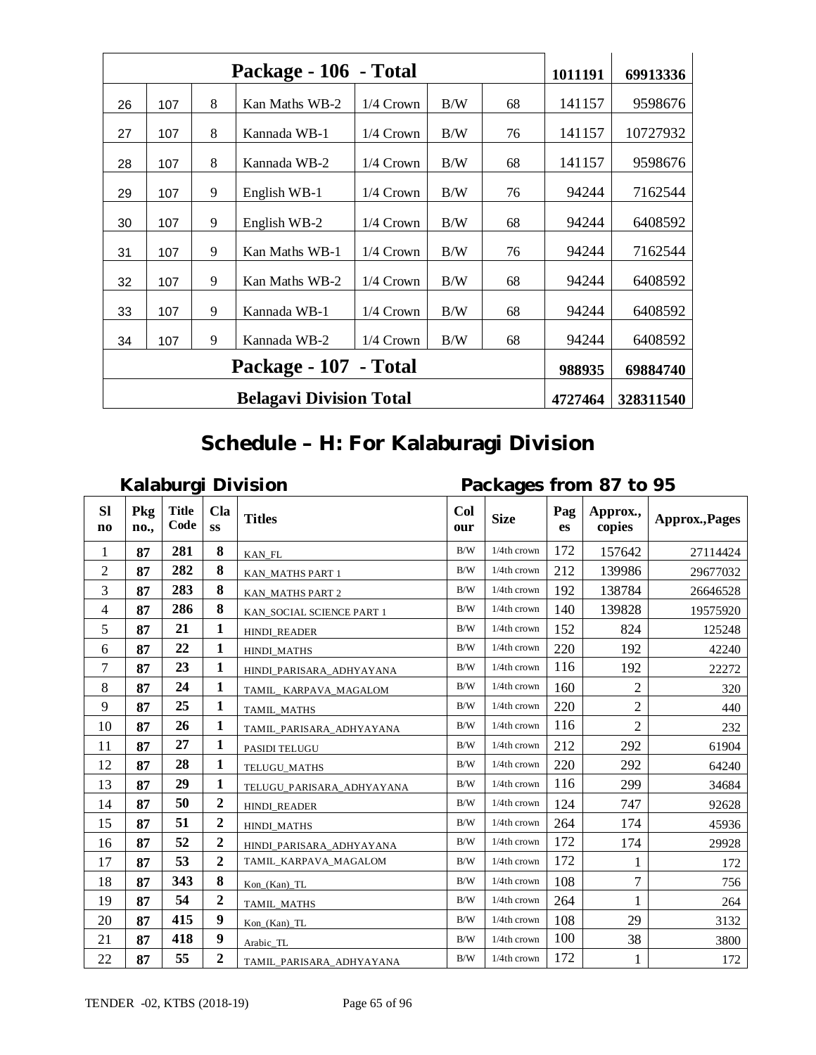| | | | | | | | | |
|---|---|---|---|---|---|---|---|---|
| **Package - 106 - Total** | | | | | | | **1011191** | **69913336** |
| 26 | 107 | 8 | Kan Maths WB-2 | 1/4 Crown | B/W | 68 | 141157 | 9598676 |
| 27 | 107 | 8 | Kannada WB-1 | 1/4 Crown | B/W | 76 | 141157 | 10727932 |
| 28 | 107 | 8 | Kannada WB-2 | 1/4 Crown | B/W | 68 | 141157 | 9598676 |
| 29 | 107 | 9 | English WB-1 | 1/4 Crown | B/W | 76 | 94244 | 7162544 |
| 30 | 107 | 9 | English WB-2 | 1/4 Crown | B/W | 68 | 94244 | 6408592 |
| 31 | 107 | 9 | Kan Maths WB-1 | 1/4 Crown | B/W | 76 | 94244 | 7162544 |
| 32 | 107 | 9 | Kan Maths WB-2 | 1/4 Crown | B/W | 68 | 94244 | 6408592 |
| 33 | 107 | 9 | Kannada WB-1 | 1/4 Crown | B/W | 68 | 94244 | 6408592 |
| 34 | 107 | 9 | Kannada WB-2 | 1/4 Crown | B/W | 68 | 94244 | 6408592 |
| **Package - 107 - Total** | | | | | | | **988935** | **69884740** |
| **Belagavi Division Total** | | | | | | | **4727464** | **328311540** |

# Schedule – H: For Kalaburagi Division

**Kalaburgi Division** — **Packages from 87 to 95**

| Sl no | Pkg no., | Title Code | Class | Titles | Colour | Size | Pages | Approx., copies | Approx.,Pages |
|---|---|---|---|---|---|---|---|---|---|
| 1 | **87** | **281** | **8** | KAN_FL | B/W | 1/4th crown | 172 | 157642 | 27114424 |
| 2 | **87** | **282** | **8** | KAN_MATHS PART 1 | B/W | 1/4th crown | 212 | 139986 | 29677032 |
| 3 | **87** | **283** | **8** | KAN_MATHS PART 2 | B/W | 1/4th crown | 192 | 138784 | 26646528 |
| 4 | **87** | **286** | **8** | KAN_SOCIAL SCIENCE PART 1 | B/W | 1/4th crown | 140 | 139828 | 19575920 |
| 5 | **87** | **21** | **1** | HINDI_READER | B/W | 1/4th crown | 152 | 824 | 125248 |
| 6 | **87** | **22** | **1** | HINDI_MATHS | B/W | 1/4th crown | 220 | 192 | 42240 |
| 7 | **87** | **23** | **1** | HINDI_PARISARA_ADHYAYANA | B/W | 1/4th crown | 116 | 192 | 22272 |
| 8 | **87** | **24** | **1** | TAMIL_ KARPAVA_MAGALOM | B/W | 1/4th crown | 160 | 2 | 320 |
| 9 | **87** | **25** | **1** | TAMIL_MATHS | B/W | 1/4th crown | 220 | 2 | 440 |
| 10 | **87** | **26** | **1** | TAMIL_PARISARA_ADHYAYANA | B/W | 1/4th crown | 116 | 2 | 232 |
| 11 | **87** | **27** | **1** | PASIDI TELUGU | B/W | 1/4th crown | 212 | 292 | 61904 |
| 12 | **87** | **28** | **1** | TELUGU_MATHS | B/W | 1/4th crown | 220 | 292 | 64240 |
| 13 | **87** | **29** | **1** | TELUGU_PARISARA_ADHYAYANA | B/W | 1/4th crown | 116 | 299 | 34684 |
| 14 | **87** | **50** | **2** | HINDI_READER | B/W | 1/4th crown | 124 | 747 | 92628 |
| 15 | **87** | **51** | **2** | HINDI_MATHS | B/W | 1/4th crown | 264 | 174 | 45936 |
| 16 | **87** | **52** | **2** | HINDI_PARISARA_ADHYAYANA | B/W | 1/4th crown | 172 | 174 | 29928 |
| 17 | **87** | **53** | **2** | TAMIL_KARPAVA_MAGALOM | B/W | 1/4th crown | 172 | 1 | 172 |
| 18 | **87** | **343** | **8** | Kon_(Kan)_TL | B/W | 1/4th crown | 108 | 7 | 756 |
| 19 | **87** | **54** | **2** | TAMIL_MATHS | B/W | 1/4th crown | 264 | 1 | 264 |
| 20 | **87** | **415** | **9** | Kon_(Kan)_TL | B/W | 1/4th crown | 108 | 29 | 3132 |
| 21 | **87** | **418** | **9** | Arabic_TL | B/W | 1/4th crown | 100 | 38 | 3800 |
| 22 | **87** | **55** | **2** | TAMIL_PARISARA_ADHYAYANA | B/W | 1/4th crown | 172 | 1 | 172 |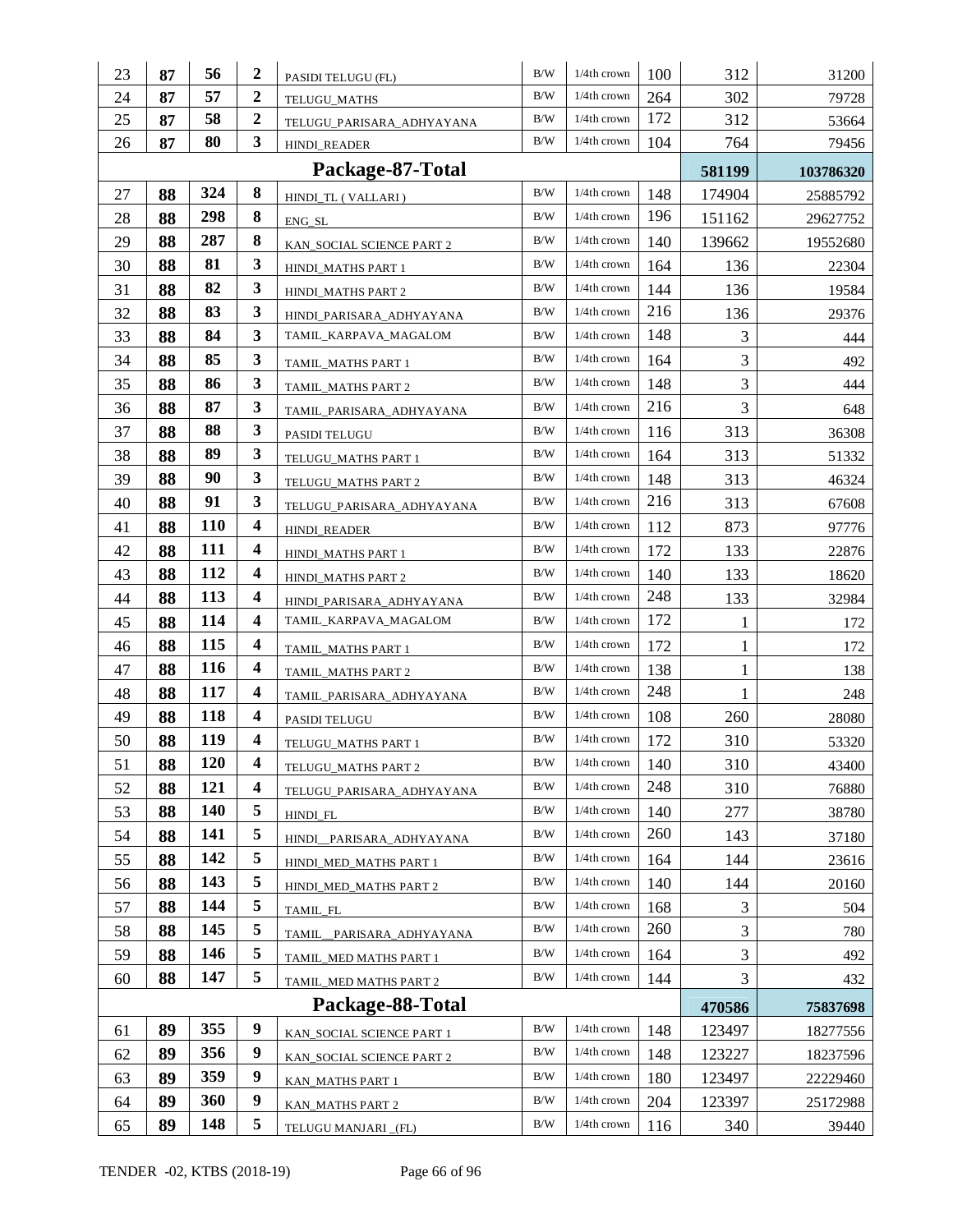| | | | | | | | | | |
|---|---|---|---|---|---|---|---|---|---|
| 23 | **87** | **56** | **2** | PASIDI TELUGU (FL) | B/W | 1/4th crown | 100 | 312 | 31200 |
| 24 | **87** | **57** | **2** | TELUGU_MATHS | B/W | 1/4th crown | 264 | 302 | 79728 |
| 25 | **87** | **58** | **2** | TELUGU_PARISARA_ADHYAYANA | B/W | 1/4th crown | 172 | 312 | 53664 |
| 26 | **87** | **80** | **3** | HINDI_READER | B/W | 1/4th crown | 104 | 764 | 79456 |
| **Package-87-Total** | | | | | | | | **581199** | **103786320** |
| 27 | **88** | **324** | **8** | HINDI_TL ( VALLARI ) | B/W | 1/4th crown | 148 | 174904 | 25885792 |
| 28 | **88** | **298** | **8** | ENG_SL | B/W | 1/4th crown | 196 | 151162 | 29627752 |
| 29 | **88** | **287** | **8** | KAN_SOCIAL SCIENCE PART 2 | B/W | 1/4th crown | 140 | 139662 | 19552680 |
| 30 | **88** | **81** | **3** | HINDI_MATHS PART 1 | B/W | 1/4th crown | 164 | 136 | 22304 |
| 31 | **88** | **82** | **3** | HINDI_MATHS PART 2 | B/W | 1/4th crown | 144 | 136 | 19584 |
| 32 | **88** | **83** | **3** | HINDI_PARISARA_ADHYAYANA | B/W | 1/4th crown | 216 | 136 | 29376 |
| 33 | **88** | **84** | **3** | TAMIL_KARPAVA_MAGALOM | B/W | 1/4th crown | 148 | 3 | 444 |
| 34 | **88** | **85** | **3** | TAMIL_MATHS PART 1 | B/W | 1/4th crown | 164 | 3 | 492 |
| 35 | **88** | **86** | **3** | TAMIL_MATHS PART 2 | B/W | 1/4th crown | 148 | 3 | 444 |
| 36 | **88** | **87** | **3** | TAMIL_PARISARA_ADHYAYANA | B/W | 1/4th crown | 216 | 3 | 648 |
| 37 | **88** | **88** | **3** | PASIDI TELUGU | B/W | 1/4th crown | 116 | 313 | 36308 |
| 38 | **88** | **89** | **3** | TELUGU_MATHS PART 1 | B/W | 1/4th crown | 164 | 313 | 51332 |
| 39 | **88** | **90** | **3** | TELUGU_MATHS PART 2 | B/W | 1/4th crown | 148 | 313 | 46324 |
| 40 | **88** | **91** | **3** | TELUGU_PARISARA_ADHYAYANA | B/W | 1/4th crown | 216 | 313 | 67608 |
| 41 | **88** | **110** | **4** | HINDI_READER | B/W | 1/4th crown | 112 | 873 | 97776 |
| 42 | **88** | **111** | **4** | HINDI_MATHS PART 1 | B/W | 1/4th crown | 172 | 133 | 22876 |
| 43 | **88** | **112** | **4** | HINDI_MATHS PART 2 | B/W | 1/4th crown | 140 | 133 | 18620 |
| 44 | **88** | **113** | **4** | HINDI_PARISARA_ADHYAYANA | B/W | 1/4th crown | 248 | 133 | 32984 |
| 45 | **88** | **114** | **4** | TAMIL_KARPAVA_MAGALOM | B/W | 1/4th crown | 172 | 1 | 172 |
| 46 | **88** | **115** | **4** | TAMIL_MATHS PART 1 | B/W | 1/4th crown | 172 | 1 | 172 |
| 47 | **88** | **116** | **4** | TAMIL_MATHS PART 2 | B/W | 1/4th crown | 138 | 1 | 138 |
| 48 | **88** | **117** | **4** | TAMIL_PARISARA_ADHYAYANA | B/W | 1/4th crown | 248 | 1 | 248 |
| 49 | **88** | **118** | **4** | PASIDI TELUGU | B/W | 1/4th crown | 108 | 260 | 28080 |
| 50 | **88** | **119** | **4** | TELUGU_MATHS PART 1 | B/W | 1/4th crown | 172 | 310 | 53320 |
| 51 | **88** | **120** | **4** | TELUGU_MATHS PART 2 | B/W | 1/4th crown | 140 | 310 | 43400 |
| 52 | **88** | **121** | **4** | TELUGU_PARISARA_ADHYAYANA | B/W | 1/4th crown | 248 | 310 | 76880 |
| 53 | **88** | **140** | **5** | HINDI_FL | B/W | 1/4th crown | 140 | 277 | 38780 |
| 54 | **88** | **141** | **5** | HINDI__PARISARA_ADHYAYANA | B/W | 1/4th crown | 260 | 143 | 37180 |
| 55 | **88** | **142** | **5** | HINDI_MED_MATHS PART 1 | B/W | 1/4th crown | 164 | 144 | 23616 |
| 56 | **88** | **143** | **5** | HINDI_MED_MATHS PART 2 | B/W | 1/4th crown | 140 | 144 | 20160 |
| 57 | **88** | **144** | **5** | TAMIL_FL | B/W | 1/4th crown | 168 | 3 | 504 |
| 58 | **88** | **145** | **5** | TAMIL__PARISARA_ADHYAYANA | B/W | 1/4th crown | 260 | 3 | 780 |
| 59 | **88** | **146** | **5** | TAMIL_MED MATHS PART 1 | B/W | 1/4th crown | 164 | 3 | 492 |
| 60 | **88** | **147** | **5** | TAMIL_MED MATHS PART 2 | B/W | 1/4th crown | 144 | 3 | 432 |
| **Package-88-Total** | | | | | | | | **470586** | **75837698** |
| 61 | **89** | **355** | **9** | KAN_SOCIAL SCIENCE PART 1 | B/W | 1/4th crown | 148 | 123497 | 18277556 |
| 62 | **89** | **356** | **9** | KAN_SOCIAL SCIENCE PART 2 | B/W | 1/4th crown | 148 | 123227 | 18237596 |
| 63 | **89** | **359** | **9** | KAN_MATHS PART 1 | B/W | 1/4th crown | 180 | 123497 | 22229460 |
| 64 | **89** | **360** | **9** | KAN_MATHS PART 2 | B/W | 1/4th crown | 204 | 123397 | 25172988 |
| 65 | **89** | **148** | **5** | TELUGU MANJARI _(FL) | B/W | 1/4th crown | 116 | 340 | 39440 |

TENDER -02, KTBS (2018-19)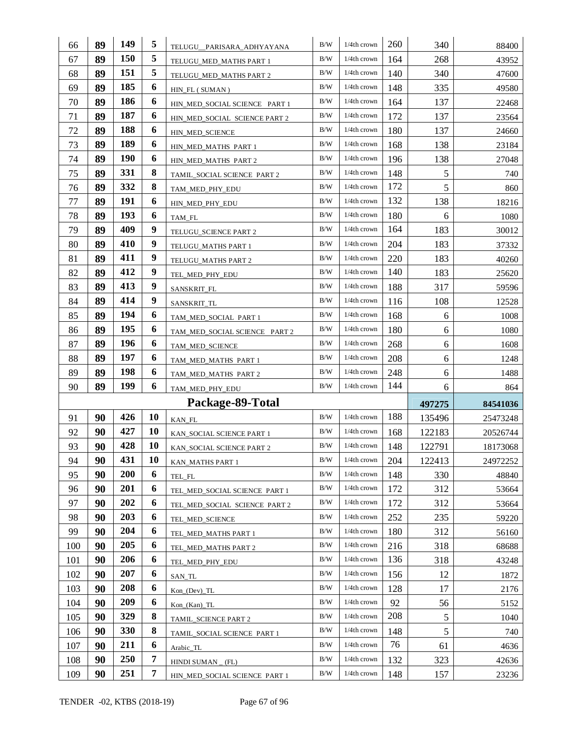| | | | | | | | | | |
|---|---|---|---|---|---|---|---|---|---|
| 66 | **89** | **149** | **5** | TELUGU__PARISARA_ADHYAYANA | B/W | 1/4th crown | 260 | 340 | 88400 |
| 67 | **89** | **150** | **5** | TELUGU_MED_MATHS PART 1 | B/W | 1/4th crown | 164 | 268 | 43952 |
| 68 | **89** | **151** | **5** | TELUGU_MED_MATHS PART 2 | B/W | 1/4th crown | 140 | 340 | 47600 |
| 69 | **89** | **185** | **6** | HIN_FL ( SUMAN ) | B/W | 1/4th crown | 148 | 335 | 49580 |
| 70 | **89** | **186** | **6** | HIN_MED_SOCIAL SCIENCE PART 1 | B/W | 1/4th crown | 164 | 137 | 22468 |
| 71 | **89** | **187** | **6** | HIN_MED_SOCIAL SCIENCE PART 2 | B/W | 1/4th crown | 172 | 137 | 23564 |
| 72 | **89** | **188** | **6** | HIN_MED_SCIENCE | B/W | 1/4th crown | 180 | 137 | 24660 |
| 73 | **89** | **189** | **6** | HIN_MED_MATHS PART 1 | B/W | 1/4th crown | 168 | 138 | 23184 |
| 74 | **89** | **190** | **6** | HIN_MED_MATHS PART 2 | B/W | 1/4th crown | 196 | 138 | 27048 |
| 75 | **89** | **331** | **8** | TAMIL_SOCIAL SCIENCE PART 2 | B/W | 1/4th crown | 148 | 5 | 740 |
| 76 | **89** | **332** | **8** | TAM_MED_PHY_EDU | B/W | 1/4th crown | 172 | 5 | 860 |
| 77 | **89** | **191** | **6** | HIN_MED_PHY_EDU | B/W | 1/4th crown | 132 | 138 | 18216 |
| 78 | **89** | **193** | **6** | TAM_FL | B/W | 1/4th crown | 180 | 6 | 1080 |
| 79 | **89** | **409** | **9** | TELUGU_SCIENCE PART 2 | B/W | 1/4th crown | 164 | 183 | 30012 |
| 80 | **89** | **410** | **9** | TELUGU_MATHS PART 1 | B/W | 1/4th crown | 204 | 183 | 37332 |
| 81 | **89** | **411** | **9** | TELUGU_MATHS PART 2 | B/W | 1/4th crown | 220 | 183 | 40260 |
| 82 | **89** | **412** | **9** | TEL_MED_PHY_EDU | B/W | 1/4th crown | 140 | 183 | 25620 |
| 83 | **89** | **413** | **9** | SANSKRIT_FL | B/W | 1/4th crown | 188 | 317 | 59596 |
| 84 | **89** | **414** | **9** | SANSKRIT_TL | B/W | 1/4th crown | 116 | 108 | 12528 |
| 85 | **89** | **194** | **6** | TAM_MED_SOCIAL PART 1 | B/W | 1/4th crown | 168 | 6 | 1008 |
| 86 | **89** | **195** | **6** | TAM_MED_SOCIAL SCIENCE PART 2 | B/W | 1/4th crown | 180 | 6 | 1080 |
| 87 | **89** | **196** | **6** | TAM_MED_SCIENCE | B/W | 1/4th crown | 268 | 6 | 1608 |
| 88 | **89** | **197** | **6** | TAM_MED_MATHS PART 1 | B/W | 1/4th crown | 208 | 6 | 1248 |
| 89 | **89** | **198** | **6** | TAM_MED_MATHS PART 2 | B/W | 1/4th crown | 248 | 6 | 1488 |
| 90 | **89** | **199** | **6** | TAM_MED_PHY_EDU | B/W | 1/4th crown | 144 | 6 | 864 |
| **Package-89-Total** | | | | | | | | **497275** | **84541036** |
| 91 | **90** | **426** | **10** | KAN_FL | B/W | 1/4th crown | 188 | 135496 | 25473248 |
| 92 | **90** | **427** | **10** | KAN_SOCIAL SCIENCE PART 1 | B/W | 1/4th crown | 168 | 122183 | 20526744 |
| 93 | **90** | **428** | **10** | KAN_SOCIAL SCIENCE PART 2 | B/W | 1/4th crown | 148 | 122791 | 18173068 |
| 94 | **90** | **431** | **10** | KAN_MATHS PART 1 | B/W | 1/4th crown | 204 | 122413 | 24972252 |
| 95 | **90** | **200** | **6** | TEL_FL | B/W | 1/4th crown | 148 | 330 | 48840 |
| 96 | **90** | **201** | **6** | TEL_MED_SOCIAL SCIENCE PART 1 | B/W | 1/4th crown | 172 | 312 | 53664 |
| 97 | **90** | **202** | **6** | TEL_MED_SOCIAL SCIENCE PART 2 | B/W | 1/4th crown | 172 | 312 | 53664 |
| 98 | **90** | **203** | **6** | TEL_MED_SCIENCE | B/W | 1/4th crown | 252 | 235 | 59220 |
| 99 | **90** | **204** | **6** | TEL_MED_MATHS PART 1 | B/W | 1/4th crown | 180 | 312 | 56160 |
| 100 | **90** | **205** | **6** | TEL_MED_MATHS PART 2 | B/W | 1/4th crown | 216 | 318 | 68688 |
| 101 | **90** | **206** | **6** | TEL_MED_PHY_EDU | B/W | 1/4th crown | 136 | 318 | 43248 |
| 102 | **90** | **207** | **6** | SAN_TL | B/W | 1/4th crown | 156 | 12 | 1872 |
| 103 | **90** | **208** | **6** | Kon_(Dev)_TL | B/W | 1/4th crown | 128 | 17 | 2176 |
| 104 | **90** | **209** | **6** | Kon_(Kan)_TL | B/W | 1/4th crown | 92 | 56 | 5152 |
| 105 | **90** | **329** | **8** | TAMIL_SCIENCE PART 2 | B/W | 1/4th crown | 208 | 5 | 1040 |
| 106 | **90** | **330** | **8** | TAMIL_SOCIAL SCIENCE PART 1 | B/W | 1/4th crown | 148 | 5 | 740 |
| 107 | **90** | **211** | **6** | Arabic_TL | B/W | 1/4th crown | 76 | 61 | 4636 |
| 108 | **90** | **250** | **7** | HINDI SUMAN _ (FL) | B/W | 1/4th crown | 132 | 323 | 42636 |
| 109 | **90** | **251** | **7** | HIN_MED_SOCIAL SCIENCE PART 1 | B/W | 1/4th crown | 148 | 157 | 23236 |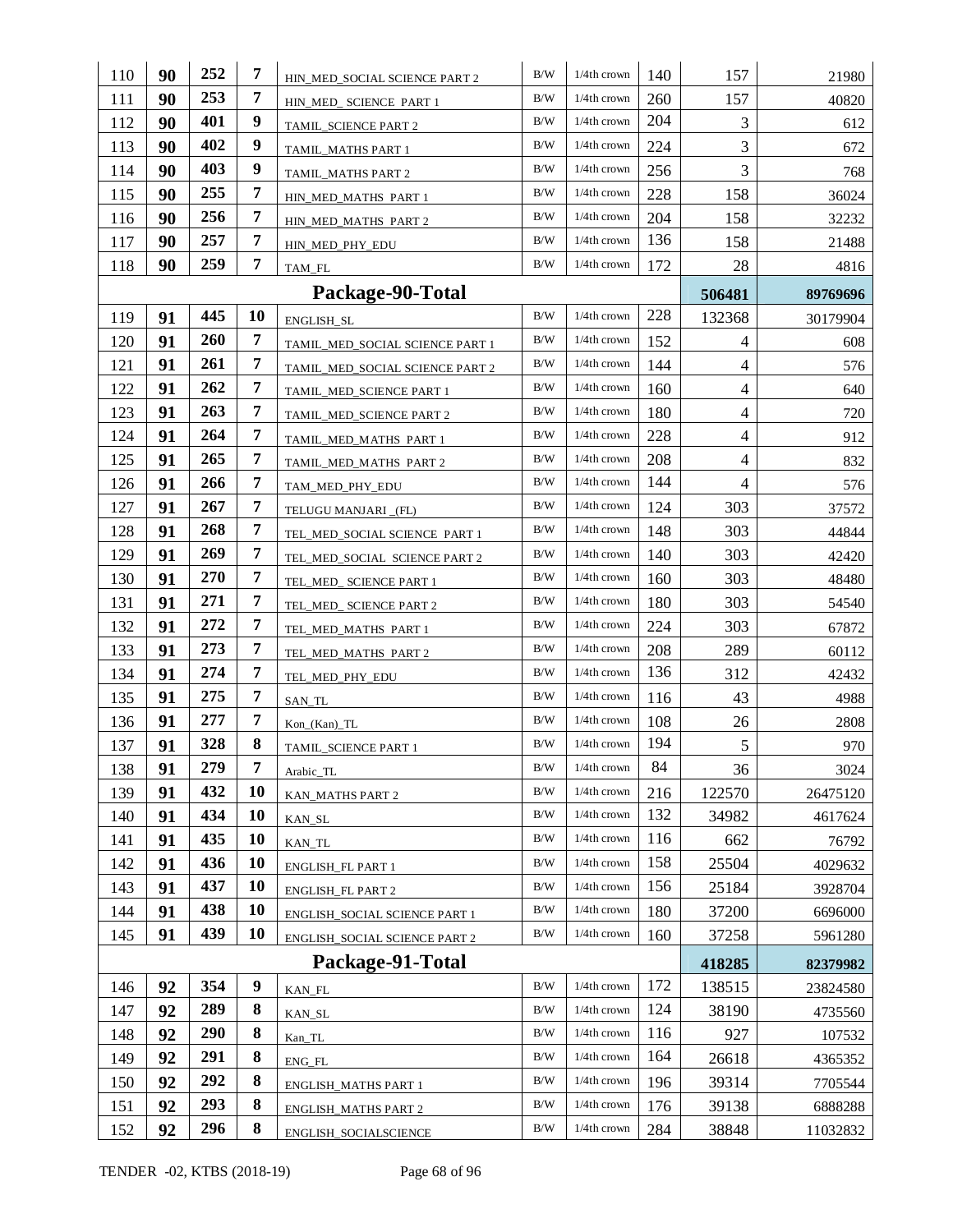| | | | | | | | | | |
|---|---|---|---|---|---|---|---|---|---|
| 110 | **90** | **252** | **7** | HIN_MED_SOCIAL SCIENCE PART 2 | B/W | 1/4th crown | 140 | 157 | 21980 |
| 111 | **90** | **253** | **7** | HIN_MED_ SCIENCE PART 1 | B/W | 1/4th crown | 260 | 157 | 40820 |
| 112 | **90** | **401** | **9** | TAMIL_SCIENCE PART 2 | B/W | 1/4th crown | 204 | 3 | 612 |
| 113 | **90** | **402** | **9** | TAMIL_MATHS PART 1 | B/W | 1/4th crown | 224 | 3 | 672 |
| 114 | **90** | **403** | **9** | TAMIL_MATHS PART 2 | B/W | 1/4th crown | 256 | 3 | 768 |
| 115 | **90** | **255** | **7** | HIN_MED_MATHS PART 1 | B/W | 1/4th crown | 228 | 158 | 36024 |
| 116 | **90** | **256** | **7** | HIN_MED_MATHS PART 2 | B/W | 1/4th crown | 204 | 158 | 32232 |
| 117 | **90** | **257** | **7** | HIN_MED_PHY_EDU | B/W | 1/4th crown | 136 | 158 | 21488 |
| 118 | **90** | **259** | **7** | TAM_FL | B/W | 1/4th crown | 172 | 28 | 4816 |
| **Package-90-Total** | | | | | | | | **506481** | **89769696** |
| 119 | **91** | **445** | **10** | ENGLISH_SL | B/W | 1/4th crown | 228 | 132368 | 30179904 |
| 120 | **91** | **260** | **7** | TAMIL_MED_SOCIAL SCIENCE PART 1 | B/W | 1/4th crown | 152 | 4 | 608 |
| 121 | **91** | **261** | **7** | TAMIL_MED_SOCIAL SCIENCE PART 2 | B/W | 1/4th crown | 144 | 4 | 576 |
| 122 | **91** | **262** | **7** | TAMIL_MED_SCIENCE PART 1 | B/W | 1/4th crown | 160 | 4 | 640 |
| 123 | **91** | **263** | **7** | TAMIL_MED_SCIENCE PART 2 | B/W | 1/4th crown | 180 | 4 | 720 |
| 124 | **91** | **264** | **7** | TAMIL_MED_MATHS PART 1 | B/W | 1/4th crown | 228 | 4 | 912 |
| 125 | **91** | **265** | **7** | TAMIL_MED_MATHS PART 2 | B/W | 1/4th crown | 208 | 4 | 832 |
| 126 | **91** | **266** | **7** | TAM_MED_PHY_EDU | B/W | 1/4th crown | 144 | 4 | 576 |
| 127 | **91** | **267** | **7** | TELUGU MANJARI _(FL) | B/W | 1/4th crown | 124 | 303 | 37572 |
| 128 | **91** | **268** | **7** | TEL_MED_SOCIAL SCIENCE PART 1 | B/W | 1/4th crown | 148 | 303 | 44844 |
| 129 | **91** | **269** | **7** | TEL_MED_SOCIAL SCIENCE PART 2 | B/W | 1/4th crown | 140 | 303 | 42420 |
| 130 | **91** | **270** | **7** | TEL_MED_ SCIENCE PART 1 | B/W | 1/4th crown | 160 | 303 | 48480 |
| 131 | **91** | **271** | **7** | TEL_MED_ SCIENCE PART 2 | B/W | 1/4th crown | 180 | 303 | 54540 |
| 132 | **91** | **272** | **7** | TEL_MED_MATHS PART 1 | B/W | 1/4th crown | 224 | 303 | 67872 |
| 133 | **91** | **273** | **7** | TEL_MED_MATHS PART 2 | B/W | 1/4th crown | 208 | 289 | 60112 |
| 134 | **91** | **274** | **7** | TEL_MED_PHY_EDU | B/W | 1/4th crown | 136 | 312 | 42432 |
| 135 | **91** | **275** | **7** | SAN_TL | B/W | 1/4th crown | 116 | 43 | 4988 |
| 136 | **91** | **277** | **7** | Kon_(Kan)_TL | B/W | 1/4th crown | 108 | 26 | 2808 |
| 137 | **91** | **328** | **8** | TAMIL_SCIENCE PART 1 | B/W | 1/4th crown | 194 | 5 | 970 |
| 138 | **91** | **279** | **7** | Arabic_TL | B/W | 1/4th crown | 84 | 36 | 3024 |
| 139 | **91** | **432** | **10** | KAN_MATHS PART 2 | B/W | 1/4th crown | 216 | 122570 | 26475120 |
| 140 | **91** | **434** | **10** | KAN_SL | B/W | 1/4th crown | 132 | 34982 | 4617624 |
| 141 | **91** | **435** | **10** | KAN_TL | B/W | 1/4th crown | 116 | 662 | 76792 |
| 142 | **91** | **436** | **10** | ENGLISH_FL PART 1 | B/W | 1/4th crown | 158 | 25504 | 4029632 |
| 143 | **91** | **437** | **10** | ENGLISH_FL PART 2 | B/W | 1/4th crown | 156 | 25184 | 3928704 |
| 144 | **91** | **438** | **10** | ENGLISH_SOCIAL SCIENCE PART 1 | B/W | 1/4th crown | 180 | 37200 | 6696000 |
| 145 | **91** | **439** | **10** | ENGLISH_SOCIAL SCIENCE PART 2 | B/W | 1/4th crown | 160 | 37258 | 5961280 |
| **Package-91-Total** | | | | | | | | **418285** | **82379982** |
| 146 | **92** | **354** | **9** | KAN_FL | B/W | 1/4th crown | 172 | 138515 | 23824580 |
| 147 | **92** | **289** | **8** | KAN_SL | B/W | 1/4th crown | 124 | 38190 | 4735560 |
| 148 | **92** | **290** | **8** | Kan_TL | B/W | 1/4th crown | 116 | 927 | 107532 |
| 149 | **92** | **291** | **8** | ENG_FL | B/W | 1/4th crown | 164 | 26618 | 4365352 |
| 150 | **92** | **292** | **8** | ENGLISH_MATHS PART 1 | B/W | 1/4th crown | 196 | 39314 | 7705544 |
| 151 | **92** | **293** | **8** | ENGLISH_MATHS PART 2 | B/W | 1/4th crown | 176 | 39138 | 6888288 |
| 152 | **92** | **296** | **8** | ENGLISH_SOCIALSCIENCE | B/W | 1/4th crown | 284 | 38848 | 11032832 |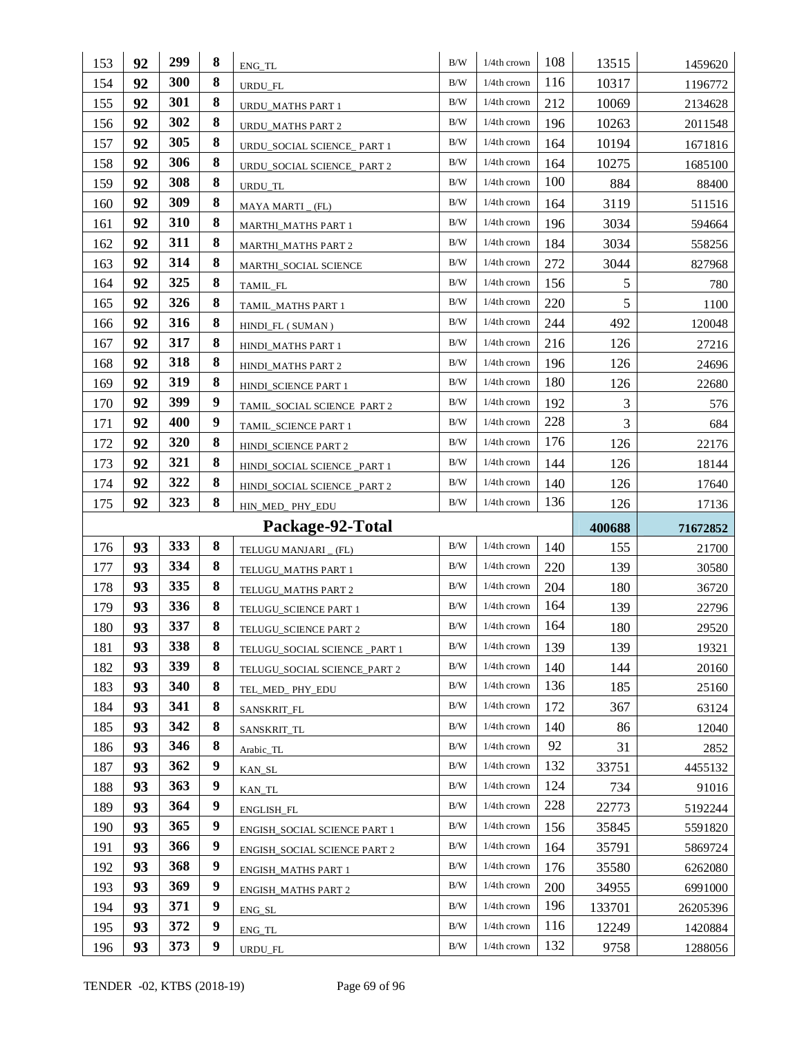| | | | | | | | | | |
|---|---|---|---|---|---|---|---|---|---|
| 153 | **92** | **299** | **8** | ENG_TL | B/W | 1/4th crown | 108 | 13515 | 1459620 |
| 154 | **92** | **300** | **8** | URDU_FL | B/W | 1/4th crown | 116 | 10317 | 1196772 |
| 155 | **92** | **301** | **8** | URDU_MATHS PART 1 | B/W | 1/4th crown | 212 | 10069 | 2134628 |
| 156 | **92** | **302** | **8** | URDU_MATHS PART 2 | B/W | 1/4th crown | 196 | 10263 | 2011548 |
| 157 | **92** | **305** | **8** | URDU_SOCIAL SCIENCE_ PART 1 | B/W | 1/4th crown | 164 | 10194 | 1671816 |
| 158 | **92** | **306** | **8** | URDU_SOCIAL SCIENCE_ PART 2 | B/W | 1/4th crown | 164 | 10275 | 1685100 |
| 159 | **92** | **308** | **8** | URDU_TL | B/W | 1/4th crown | 100 | 884 | 88400 |
| 160 | **92** | **309** | **8** | MAYA MARTI _ (FL) | B/W | 1/4th crown | 164 | 3119 | 511516 |
| 161 | **92** | **310** | **8** | MARTHI_MATHS PART 1 | B/W | 1/4th crown | 196 | 3034 | 594664 |
| 162 | **92** | **311** | **8** | MARTHI_MATHS PART 2 | B/W | 1/4th crown | 184 | 3034 | 558256 |
| 163 | **92** | **314** | **8** | MARTHI_SOCIAL SCIENCE | B/W | 1/4th crown | 272 | 3044 | 827968 |
| 164 | **92** | **325** | **8** | TAMIL_FL | B/W | 1/4th crown | 156 | 5 | 780 |
| 165 | **92** | **326** | **8** | TAMIL_MATHS PART 1 | B/W | 1/4th crown | 220 | 5 | 1100 |
| 166 | **92** | **316** | **8** | HINDI_FL ( SUMAN ) | B/W | 1/4th crown | 244 | 492 | 120048 |
| 167 | **92** | **317** | **8** | HINDI_MATHS PART 1 | B/W | 1/4th crown | 216 | 126 | 27216 |
| 168 | **92** | **318** | **8** | HINDI_MATHS PART 2 | B/W | 1/4th crown | 196 | 126 | 24696 |
| 169 | **92** | **319** | **8** | HINDI_SCIENCE PART 1 | B/W | 1/4th crown | 180 | 126 | 22680 |
| 170 | **92** | **399** | **9** | TAMIL_SOCIAL SCIENCE PART 2 | B/W | 1/4th crown | 192 | 3 | 576 |
| 171 | **92** | **400** | **9** | TAMIL_SCIENCE PART 1 | B/W | 1/4th crown | 228 | 3 | 684 |
| 172 | **92** | **320** | **8** | HINDI_SCIENCE PART 2 | B/W | 1/4th crown | 176 | 126 | 22176 |
| 173 | **92** | **321** | **8** | HINDI_SOCIAL SCIENCE _PART 1 | B/W | 1/4th crown | 144 | 126 | 18144 |
| 174 | **92** | **322** | **8** | HINDI_SOCIAL SCIENCE _PART 2 | B/W | 1/4th crown | 140 | 126 | 17640 |
| 175 | **92** | **323** | **8** | HIN_MED_ PHY_EDU | B/W | 1/4th crown | 136 | 126 | 17136 |
| | | | | **Package-92-Total** | | | | **400688** | **71672852** |
| 176 | **93** | **333** | **8** | TELUGU MANJARI _ (FL) | B/W | 1/4th crown | 140 | 155 | 21700 |
| 177 | **93** | **334** | **8** | TELUGU_MATHS PART 1 | B/W | 1/4th crown | 220 | 139 | 30580 |
| 178 | **93** | **335** | **8** | TELUGU_MATHS PART 2 | B/W | 1/4th crown | 204 | 180 | 36720 |
| 179 | **93** | **336** | **8** | TELUGU_SCIENCE PART 1 | B/W | 1/4th crown | 164 | 139 | 22796 |
| 180 | **93** | **337** | **8** | TELUGU_SCIENCE PART 2 | B/W | 1/4th crown | 164 | 180 | 29520 |
| 181 | **93** | **338** | **8** | TELUGU_SOCIAL SCIENCE _PART 1 | B/W | 1/4th crown | 139 | 139 | 19321 |
| 182 | **93** | **339** | **8** | TELUGU_SOCIAL SCIENCE_PART 2 | B/W | 1/4th crown | 140 | 144 | 20160 |
| 183 | **93** | **340** | **8** | TEL_MED_ PHY_EDU | B/W | 1/4th crown | 136 | 185 | 25160 |
| 184 | **93** | **341** | **8** | SANSKRIT_FL | B/W | 1/4th crown | 172 | 367 | 63124 |
| 185 | **93** | **342** | **8** | SANSKRIT_TL | B/W | 1/4th crown | 140 | 86 | 12040 |
| 186 | **93** | **346** | **8** | Arabic_TL | B/W | 1/4th crown | 92 | 31 | 2852 |
| 187 | **93** | **362** | **9** | KAN_SL | B/W | 1/4th crown | 132 | 33751 | 4455132 |
| 188 | **93** | **363** | **9** | KAN_TL | B/W | 1/4th crown | 124 | 734 | 91016 |
| 189 | **93** | **364** | **9** | ENGLISH_FL | B/W | 1/4th crown | 228 | 22773 | 5192244 |
| 190 | **93** | **365** | **9** | ENGISH_SOCIAL SCIENCE PART 1 | B/W | 1/4th crown | 156 | 35845 | 5591820 |
| 191 | **93** | **366** | **9** | ENGISH_SOCIAL SCIENCE PART 2 | B/W | 1/4th crown | 164 | 35791 | 5869724 |
| 192 | **93** | **368** | **9** | ENGISH_MATHS PART 1 | B/W | 1/4th crown | 176 | 35580 | 6262080 |
| 193 | **93** | **369** | **9** | ENGISH_MATHS PART 2 | B/W | 1/4th crown | 200 | 34955 | 6991000 |
| 194 | **93** | **371** | **9** | ENG_SL | B/W | 1/4th crown | 196 | 133701 | 26205396 |
| 195 | **93** | **372** | **9** | ENG_TL | B/W | 1/4th crown | 116 | 12249 | 1420884 |
| 196 | **93** | **373** | **9** | URDU_FL | B/W | 1/4th crown | 132 | 9758 | 1288056 |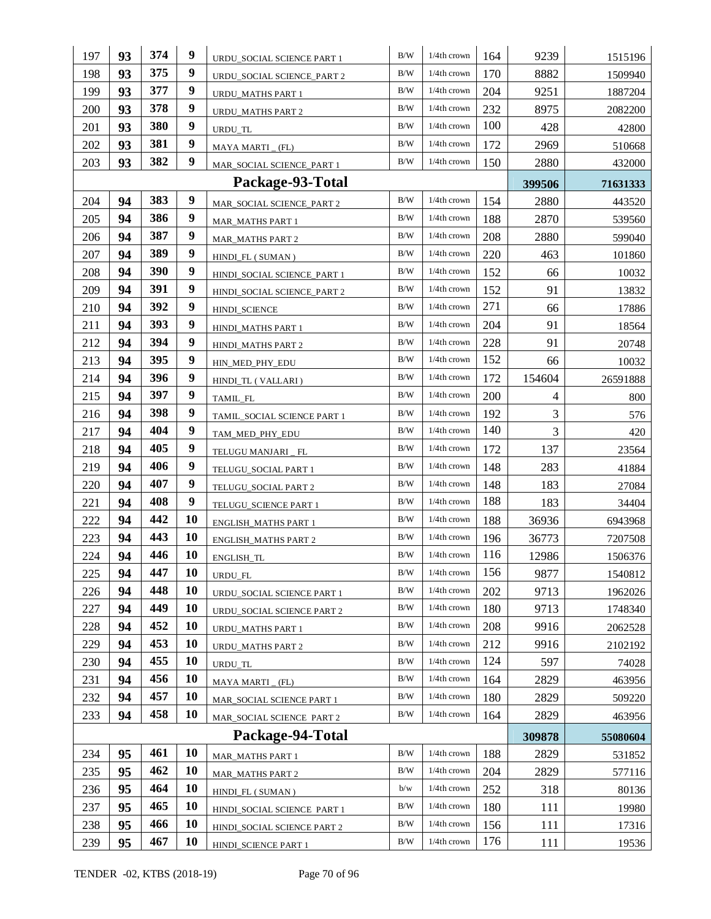| 197 | 93 | 374 | 9 | URDU_SOCIAL SCIENCE PART 1 | B/W | 1/4th crown | 164 | 9239 | 1515196 |
|---|---|---|---|---|---|---|---|---|---|
| 198 | 93 | 375 | 9 | URDU_SOCIAL SCIENCE_PART 2 | B/W | 1/4th crown | 170 | 8882 | 1509940 |
| 199 | 93 | 377 | 9 | URDU_MATHS PART 1 | B/W | 1/4th crown | 204 | 9251 | 1887204 |
| 200 | 93 | 378 | 9 | URDU_MATHS PART 2 | B/W | 1/4th crown | 232 | 8975 | 2082200 |
| 201 | 93 | 380 | 9 | URDU_TL | B/W | 1/4th crown | 100 | 428 | 42800 |
| 202 | 93 | 381 | 9 | MAYA MARTI _ (FL) | B/W | 1/4th crown | 172 | 2969 | 510668 |
| 203 | 93 | 382 | 9 | MAR_SOCIAL SCIENCE_PART 1 | B/W | 1/4th crown | 150 | 2880 | 432000 |
| | | | | **Package-93-Total** | | | | **399506** | **71631333** |
| 204 | 94 | 383 | 9 | MAR_SOCIAL SCIENCE_PART 2 | B/W | 1/4th crown | 154 | 2880 | 443520 |
| 205 | 94 | 386 | 9 | MAR_MATHS PART 1 | B/W | 1/4th crown | 188 | 2870 | 539560 |
| 206 | 94 | 387 | 9 | MAR_MATHS PART 2 | B/W | 1/4th crown | 208 | 2880 | 599040 |
| 207 | 94 | 389 | 9 | HINDI_FL ( SUMAN ) | B/W | 1/4th crown | 220 | 463 | 101860 |
| 208 | 94 | 390 | 9 | HINDI_SOCIAL SCIENCE_PART 1 | B/W | 1/4th crown | 152 | 66 | 10032 |
| 209 | 94 | 391 | 9 | HINDI_SOCIAL SCIENCE_PART 2 | B/W | 1/4th crown | 152 | 91 | 13832 |
| 210 | 94 | 392 | 9 | HINDI_SCIENCE | B/W | 1/4th crown | 271 | 66 | 17886 |
| 211 | 94 | 393 | 9 | HINDI_MATHS PART 1 | B/W | 1/4th crown | 204 | 91 | 18564 |
| 212 | 94 | 394 | 9 | HINDI_MATHS PART 2 | B/W | 1/4th crown | 228 | 91 | 20748 |
| 213 | 94 | 395 | 9 | HIN_MED_PHY_EDU | B/W | 1/4th crown | 152 | 66 | 10032 |
| 214 | 94 | 396 | 9 | HINDI_TL ( VALLARI ) | B/W | 1/4th crown | 172 | 154604 | 26591888 |
| 215 | 94 | 397 | 9 | TAMIL_FL | B/W | 1/4th crown | 200 | 4 | 800 |
| 216 | 94 | 398 | 9 | TAMIL_SOCIAL SCIENCE PART 1 | B/W | 1/4th crown | 192 | 3 | 576 |
| 217 | 94 | 404 | 9 | TAM_MED_PHY_EDU | B/W | 1/4th crown | 140 | 3 | 420 |
| 218 | 94 | 405 | 9 | TELUGU MANJARI _ FL | B/W | 1/4th crown | 172 | 137 | 23564 |
| 219 | 94 | 406 | 9 | TELUGU_SOCIAL PART 1 | B/W | 1/4th crown | 148 | 283 | 41884 |
| 220 | 94 | 407 | 9 | TELUGU_SOCIAL PART 2 | B/W | 1/4th crown | 148 | 183 | 27084 |
| 221 | 94 | 408 | 9 | TELUGU_SCIENCE PART 1 | B/W | 1/4th crown | 188 | 183 | 34404 |
| 222 | 94 | 442 | 10 | ENGLISH_MATHS PART 1 | B/W | 1/4th crown | 188 | 36936 | 6943968 |
| 223 | 94 | 443 | 10 | ENGLISH_MATHS PART 2 | B/W | 1/4th crown | 196 | 36773 | 7207508 |
| 224 | 94 | 446 | 10 | ENGLISH_TL | B/W | 1/4th crown | 116 | 12986 | 1506376 |
| 225 | 94 | 447 | 10 | URDU_FL | B/W | 1/4th crown | 156 | 9877 | 1540812 |
| 226 | 94 | 448 | 10 | URDU_SOCIAL SCIENCE PART 1 | B/W | 1/4th crown | 202 | 9713 | 1962026 |
| 227 | 94 | 449 | 10 | URDU_SOCIAL SCIENCE PART 2 | B/W | 1/4th crown | 180 | 9713 | 1748340 |
| 228 | 94 | 452 | 10 | URDU_MATHS PART 1 | B/W | 1/4th crown | 208 | 9916 | 2062528 |
| 229 | 94 | 453 | 10 | URDU_MATHS PART 2 | B/W | 1/4th crown | 212 | 9916 | 2102192 |
| 230 | 94 | 455 | 10 | URDU_TL | B/W | 1/4th crown | 124 | 597 | 74028 |
| 231 | 94 | 456 | 10 | MAYA MARTI _ (FL) | B/W | 1/4th crown | 164 | 2829 | 463956 |
| 232 | 94 | 457 | 10 | MAR_SOCIAL SCIENCE PART 1 | B/W | 1/4th crown | 180 | 2829 | 509220 |
| 233 | 94 | 458 | 10 | MAR_SOCIAL SCIENCE PART 2 | B/W | 1/4th crown | 164 | 2829 | 463956 |
| | | | | **Package-94-Total** | | | | **309878** | **55080604** |
| 234 | 95 | 461 | 10 | MAR_MATHS PART 1 | B/W | 1/4th crown | 188 | 2829 | 531852 |
| 235 | 95 | 462 | 10 | MAR_MATHS PART 2 | B/W | 1/4th crown | 204 | 2829 | 577116 |
| 236 | 95 | 464 | 10 | HINDI_FL ( SUMAN ) | b/w | 1/4th crown | 252 | 318 | 80136 |
| 237 | 95 | 465 | 10 | HINDI_SOCIAL SCIENCE PART 1 | B/W | 1/4th crown | 180 | 111 | 19980 |
| 238 | 95 | 466 | 10 | HINDI_SOCIAL SCIENCE PART 2 | B/W | 1/4th crown | 156 | 111 | 17316 |
| 239 | 95 | 467 | 10 | HINDI_SCIENCE PART 1 | B/W | 1/4th crown | 176 | 111 | 19536 |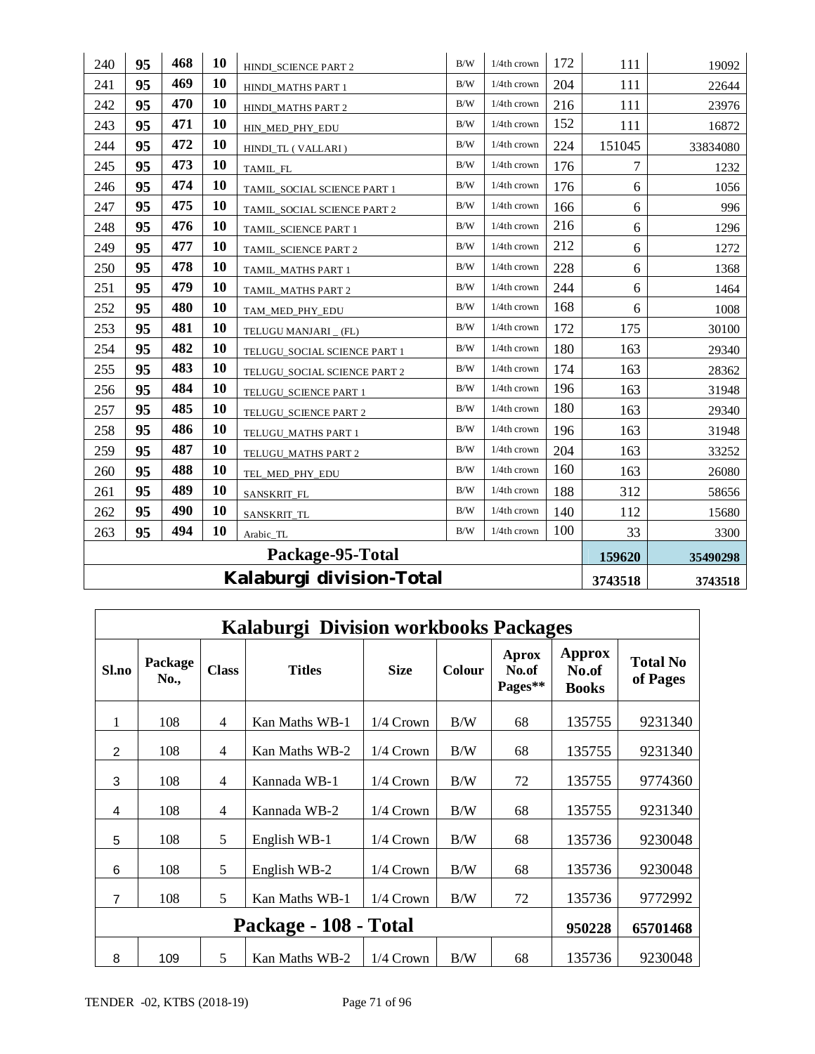| | | | | | | | | | |
|---|---|---|---|---|---|---|---|---|---|
| 240 | **95** | **468** | **10** | HINDI_SCIENCE PART 2 | B/W | 1/4th crown | 172 | 111 | 19092 |
| 241 | **95** | **469** | **10** | HINDI_MATHS PART 1 | B/W | 1/4th crown | 204 | 111 | 22644 |
| 242 | **95** | **470** | **10** | HINDI_MATHS PART 2 | B/W | 1/4th crown | 216 | 111 | 23976 |
| 243 | **95** | **471** | **10** | HIN_MED_PHY_EDU | B/W | 1/4th crown | 152 | 111 | 16872 |
| 244 | **95** | **472** | **10** | HINDI_TL ( VALLARI ) | B/W | 1/4th crown | 224 | 151045 | 33834080 |
| 245 | **95** | **473** | **10** | TAMIL_FL | B/W | 1/4th crown | 176 | 7 | 1232 |
| 246 | **95** | **474** | **10** | TAMIL_SOCIAL SCIENCE PART 1 | B/W | 1/4th crown | 176 | 6 | 1056 |
| 247 | **95** | **475** | **10** | TAMIL_SOCIAL SCIENCE PART 2 | B/W | 1/4th crown | 166 | 6 | 996 |
| 248 | **95** | **476** | **10** | TAMIL_SCIENCE PART 1 | B/W | 1/4th crown | 216 | 6 | 1296 |
| 249 | **95** | **477** | **10** | TAMIL_SCIENCE PART 2 | B/W | 1/4th crown | 212 | 6 | 1272 |
| 250 | **95** | **478** | **10** | TAMIL_MATHS PART 1 | B/W | 1/4th crown | 228 | 6 | 1368 |
| 251 | **95** | **479** | **10** | TAMIL_MATHS PART 2 | B/W | 1/4th crown | 244 | 6 | 1464 |
| 252 | **95** | **480** | **10** | TAM_MED_PHY_EDU | B/W | 1/4th crown | 168 | 6 | 1008 |
| 253 | **95** | **481** | **10** | TELUGU MANJARI _ (FL) | B/W | 1/4th crown | 172 | 175 | 30100 |
| 254 | **95** | **482** | **10** | TELUGU_SOCIAL SCIENCE PART 1 | B/W | 1/4th crown | 180 | 163 | 29340 |
| 255 | **95** | **483** | **10** | TELUGU_SOCIAL SCIENCE PART 2 | B/W | 1/4th crown | 174 | 163 | 28362 |
| 256 | **95** | **484** | **10** | TELUGU_SCIENCE PART 1 | B/W | 1/4th crown | 196 | 163 | 31948 |
| 257 | **95** | **485** | **10** | TELUGU_SCIENCE PART 2 | B/W | 1/4th crown | 180 | 163 | 29340 |
| 258 | **95** | **486** | **10** | TELUGU_MATHS PART 1 | B/W | 1/4th crown | 196 | 163 | 31948 |
| 259 | **95** | **487** | **10** | TELUGU_MATHS PART 2 | B/W | 1/4th crown | 204 | 163 | 33252 |
| 260 | **95** | **488** | **10** | TEL_MED_PHY_EDU | B/W | 1/4th crown | 160 | 163 | 26080 |
| 261 | **95** | **489** | **10** | SANSKRIT_FL | B/W | 1/4th crown | 188 | 312 | 58656 |
| 262 | **95** | **490** | **10** | SANSKRIT_TL | B/W | 1/4th crown | 140 | 112 | 15680 |
| 263 | **95** | **494** | **10** | Arabic_TL | B/W | 1/4th crown | 100 | 33 | 3300 |
| **Package-95-Total** | | | | | | | | **159620** | **35490298** |
| **Kalaburgi division-Total** | | | | | | | | **3743518** | **3743518** |

## Kalaburgi Division workbooks Packages

| Sl.no | Package No., | Class | Titles | Size | Colour | Aprox No.of Pages** | Approx No.of Books | Total No of Pages |
|---|---|---|---|---|---|---|---|---|
| 1 | 108 | 4 | Kan Maths WB-1 | 1/4 Crown | B/W | 68 | 135755 | 9231340 |
| 2 | 108 | 4 | Kan Maths WB-2 | 1/4 Crown | B/W | 68 | 135755 | 9231340 |
| 3 | 108 | 4 | Kannada WB-1 | 1/4 Crown | B/W | 72 | 135755 | 9774360 |
| 4 | 108 | 4 | Kannada WB-2 | 1/4 Crown | B/W | 68 | 135755 | 9231340 |
| 5 | 108 | 5 | English WB-1 | 1/4 Crown | B/W | 68 | 135736 | 9230048 |
| 6 | 108 | 5 | English WB-2 | 1/4 Crown | B/W | 68 | 135736 | 9230048 |
| 7 | 108 | 5 | Kan Maths WB-1 | 1/4 Crown | B/W | 72 | 135736 | 9772992 |
| **Package - 108 - Total** | | | | | | | **950228** | **65701468** |
| 8 | 109 | 5 | Kan Maths WB-2 | 1/4 Crown | B/W | 68 | 135736 | 9230048 |

TENDER -02, KTBS (2018-19)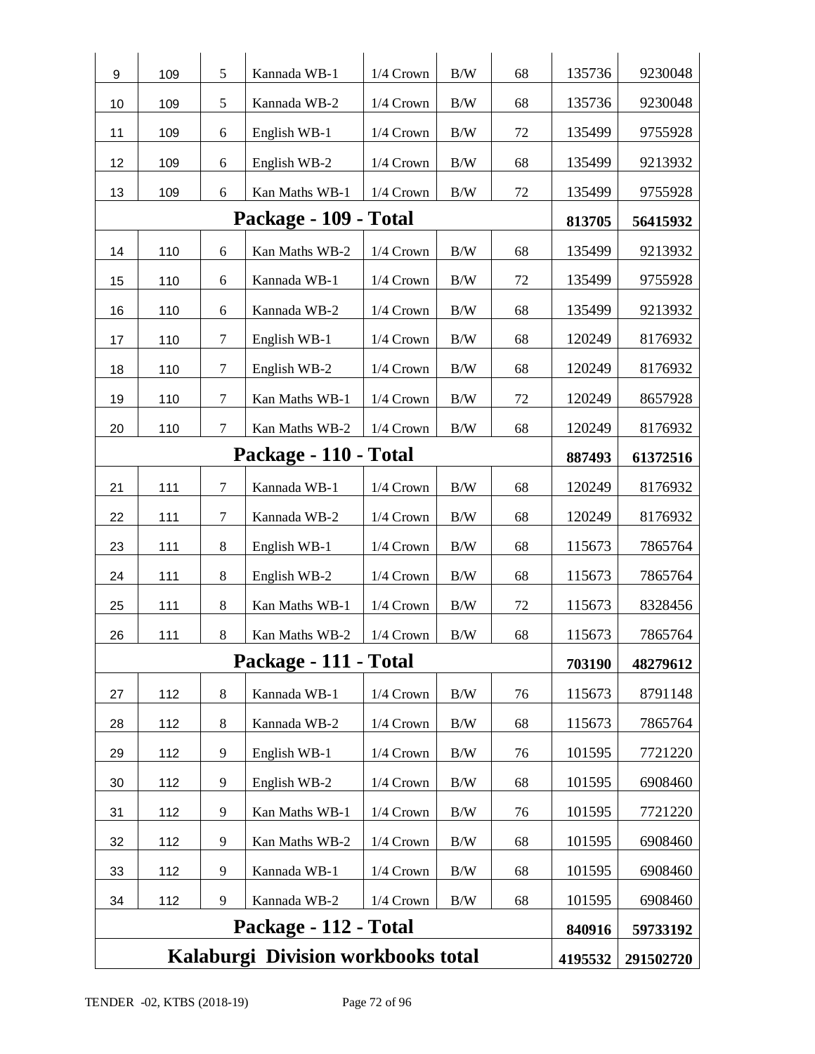| 9 | 109 | 5 | Kannada WB-1 | 1/4 Crown | B/W | 68 | 135736 | 9230048 |
|---|---|---|---|---|---|---|---|---|
| 10 | 109 | 5 | Kannada WB-2 | 1/4 Crown | B/W | 68 | 135736 | 9230048 |
| 11 | 109 | 6 | English WB-1 | 1/4 Crown | B/W | 72 | 135499 | 9755928 |
| 12 | 109 | 6 | English WB-2 | 1/4 Crown | B/W | 68 | 135499 | 9213932 |
| 13 | 109 | 6 | Kan Maths WB-1 | 1/4 Crown | B/W | 72 | 135499 | 9755928 |
| **Package - 109 - Total** | | | | | | | **813705** | **56415932** |
| 14 | 110 | 6 | Kan Maths WB-2 | 1/4 Crown | B/W | 68 | 135499 | 9213932 |
| 15 | 110 | 6 | Kannada WB-1 | 1/4 Crown | B/W | 72 | 135499 | 9755928 |
| 16 | 110 | 6 | Kannada WB-2 | 1/4 Crown | B/W | 68 | 135499 | 9213932 |
| 17 | 110 | 7 | English WB-1 | 1/4 Crown | B/W | 68 | 120249 | 8176932 |
| 18 | 110 | 7 | English WB-2 | 1/4 Crown | B/W | 68 | 120249 | 8176932 |
| 19 | 110 | 7 | Kan Maths WB-1 | 1/4 Crown | B/W | 72 | 120249 | 8657928 |
| 20 | 110 | 7 | Kan Maths WB-2 | 1/4 Crown | B/W | 68 | 120249 | 8176932 |
| **Package - 110 - Total** | | | | | | | **887493** | **61372516** |
| 21 | 111 | 7 | Kannada WB-1 | 1/4 Crown | B/W | 68 | 120249 | 8176932 |
| 22 | 111 | 7 | Kannada WB-2 | 1/4 Crown | B/W | 68 | 120249 | 8176932 |
| 23 | 111 | 8 | English WB-1 | 1/4 Crown | B/W | 68 | 115673 | 7865764 |
| 24 | 111 | 8 | English WB-2 | 1/4 Crown | B/W | 68 | 115673 | 7865764 |
| 25 | 111 | 8 | Kan Maths WB-1 | 1/4 Crown | B/W | 72 | 115673 | 8328456 |
| 26 | 111 | 8 | Kan Maths WB-2 | 1/4 Crown | B/W | 68 | 115673 | 7865764 |
| **Package - 111 - Total** | | | | | | | **703190** | **48279612** |
| 27 | 112 | 8 | Kannada WB-1 | 1/4 Crown | B/W | 76 | 115673 | 8791148 |
| 28 | 112 | 8 | Kannada WB-2 | 1/4 Crown | B/W | 68 | 115673 | 7865764 |
| 29 | 112 | 9 | English WB-1 | 1/4 Crown | B/W | 76 | 101595 | 7721220 |
| 30 | 112 | 9 | English WB-2 | 1/4 Crown | B/W | 68 | 101595 | 6908460 |
| 31 | 112 | 9 | Kan Maths WB-1 | 1/4 Crown | B/W | 76 | 101595 | 7721220 |
| 32 | 112 | 9 | Kan Maths WB-2 | 1/4 Crown | B/W | 68 | 101595 | 6908460 |
| 33 | 112 | 9 | Kannada WB-1 | 1/4 Crown | B/W | 68 | 101595 | 6908460 |
| 34 | 112 | 9 | Kannada WB-2 | 1/4 Crown | B/W | 68 | 101595 | 6908460 |
| **Package - 112 - Total** | | | | | | | **840916** | **59733192** |
| **Kalaburgi Division workbooks total** | | | | | | | **4195532** | **291502720** |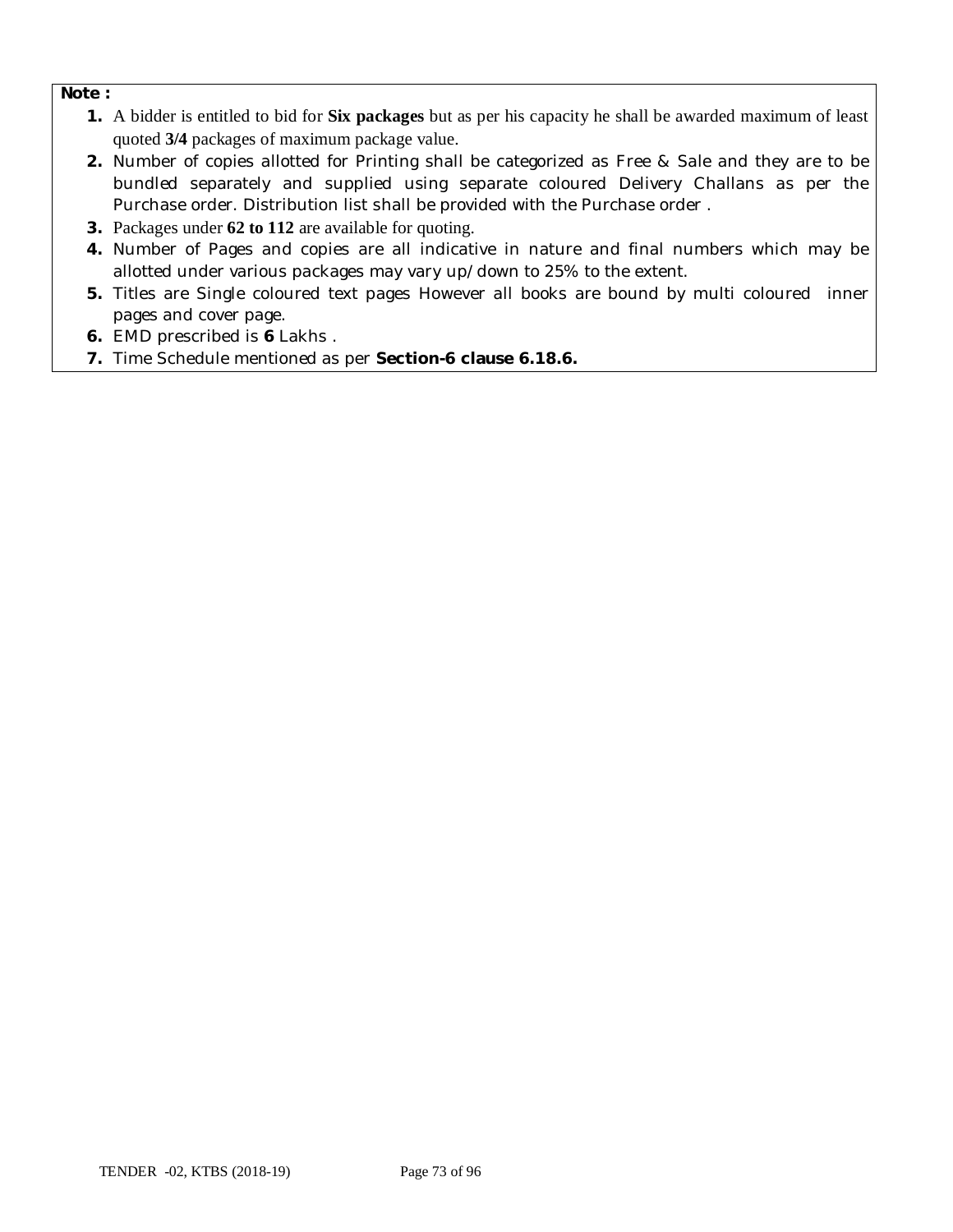**Note :**

1. A bidder is entitled to bid for **Six packages** but as per his capacity he shall be awarded maximum of least quoted **3/4** packages of maximum package value.
2. Number of copies allotted for Printing shall be categorized as Free & Sale and they are to be bundled separately and supplied using separate coloured Delivery Challans as per the Purchase order. Distribution list shall be provided with the Purchase order .
3. Packages under **62 to 112** are available for quoting.
4. Number of Pages and copies are all indicative in nature and final numbers which may be allotted under various packages may vary up/down to 25% to the extent.
5. Titles are Single coloured text pages However all books are bound by multi coloured inner pages and cover page.
6. EMD prescribed is **6** Lakhs .
7. Time Schedule mentioned as per **Section-6 clause 6.18.6.**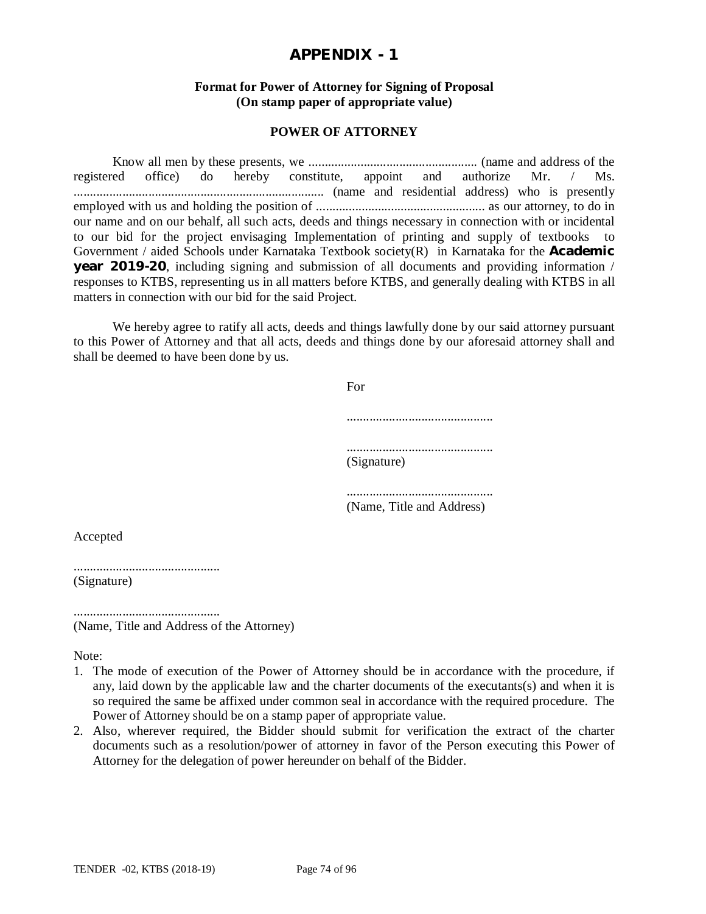# APPENDIX - 1

**Format for Power of Attorney for Signing of Proposal**
**(On stamp paper of appropriate value)**

**POWER OF ATTORNEY**

Know all men by these presents, we .................................................... (name and address of the registered office) do hereby constitute, appoint and authorize Mr. / Ms. ............................................................................ (name and residential address) who is presently employed with us and holding the position of .................................................... as our attorney, to do in our name and on our behalf, all such acts, deeds and things necessary in connection with or incidental to our bid for the project envisaging Implementation of printing and supply of textbooks to Government / aided Schools under Karnataka Textbook society(R) in Karnataka for the **Academic year 2019-20**, including signing and submission of all documents and providing information / responses to KTBS, representing us in all matters before KTBS, and generally dealing with KTBS in all matters in connection with our bid for the said Project.

We hereby agree to ratify all acts, deeds and things lawfully done by our said attorney pursuant to this Power of Attorney and that all acts, deeds and things done by our aforesaid attorney shall and shall be deemed to have been done by us.

For

.............................................

.............................................
(Signature)

.............................................
(Name, Title and Address)

Accepted

.............................................
(Signature)

.............................................
(Name, Title and Address of the Attorney)

Note:

1. The mode of execution of the Power of Attorney should be in accordance with the procedure, if any, laid down by the applicable law and the charter documents of the executants(s) and when it is so required the same be affixed under common seal in accordance with the required procedure. The Power of Attorney should be on a stamp paper of appropriate value.
2. Also, wherever required, the Bidder should submit for verification the extract of the charter documents such as a resolution/power of attorney in favor of the Person executing this Power of Attorney for the delegation of power hereunder on behalf of the Bidder.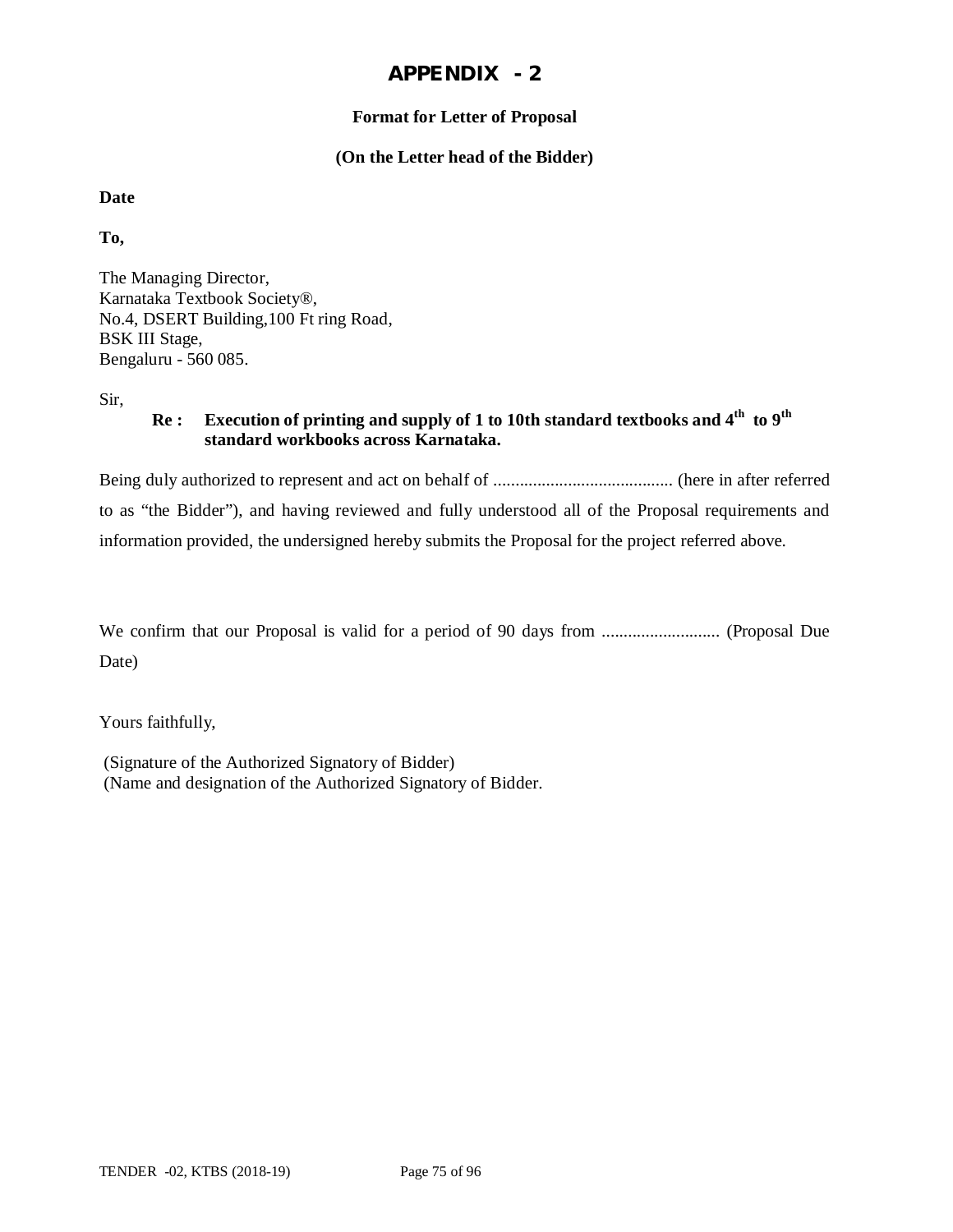# APPENDIX - 2

**Format for Letter of Proposal**

**(On the Letter head of the Bidder)**

**Date**

**To,**

The Managing Director,
Karnataka Textbook Society®,
No.4, DSERT Building,100 Ft ring Road,
BSK III Stage,
Bengaluru - 560 085.

Sir,

**Re : Execution of printing and supply of 1 to 10th standard textbooks and 4th to 9th standard workbooks across Karnataka.**

Being duly authorized to represent and act on behalf of ......................................... (here in after referred to as "the Bidder"), and having reviewed and fully understood all of the Proposal requirements and information provided, the undersigned hereby submits the Proposal for the project referred above.

We confirm that our Proposal is valid for a period of 90 days from ........................... (Proposal Due Date)

Yours faithfully,

(Signature of the Authorized Signatory of Bidder)
(Name and designation of the Authorized Signatory of Bidder.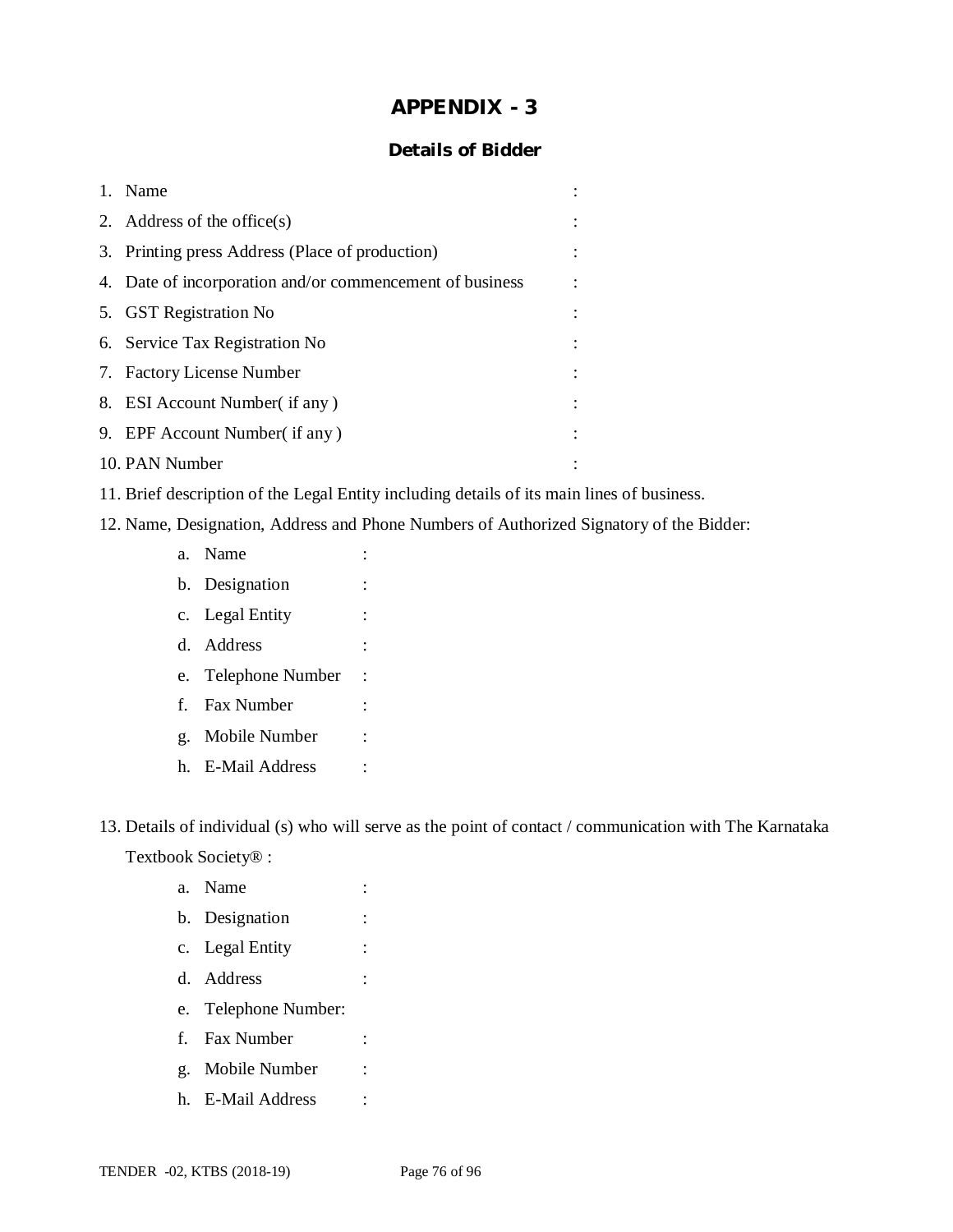# APPENDIX - 3

## Details of Bidder

1. Name :
2. Address of the office(s) :
3. Printing press Address (Place of production) :
4. Date of incorporation and/or commencement of business :
5. GST Registration No :
6. Service Tax Registration No :
7. Factory License Number :
8. ESI Account Number( if any ) :
9. EPF Account Number( if any ) :
10. PAN Number :
11. Brief description of the Legal Entity including details of its main lines of business.
12. Name, Designation, Address and Phone Numbers of Authorized Signatory of the Bidder:
    a. Name :
    b. Designation :
    c. Legal Entity :
    d. Address :
    e. Telephone Number :
    f. Fax Number :
    g. Mobile Number :
    h. E-Mail Address :

13. Details of individual (s) who will serve as the point of contact / communication with The Karnataka Textbook Society® :
    a. Name :
    b. Designation :
    c. Legal Entity :
    d. Address :
    e. Telephone Number:
    f. Fax Number :
    g. Mobile Number :
    h. E-Mail Address :

TENDER -02, KTBS (2018-19)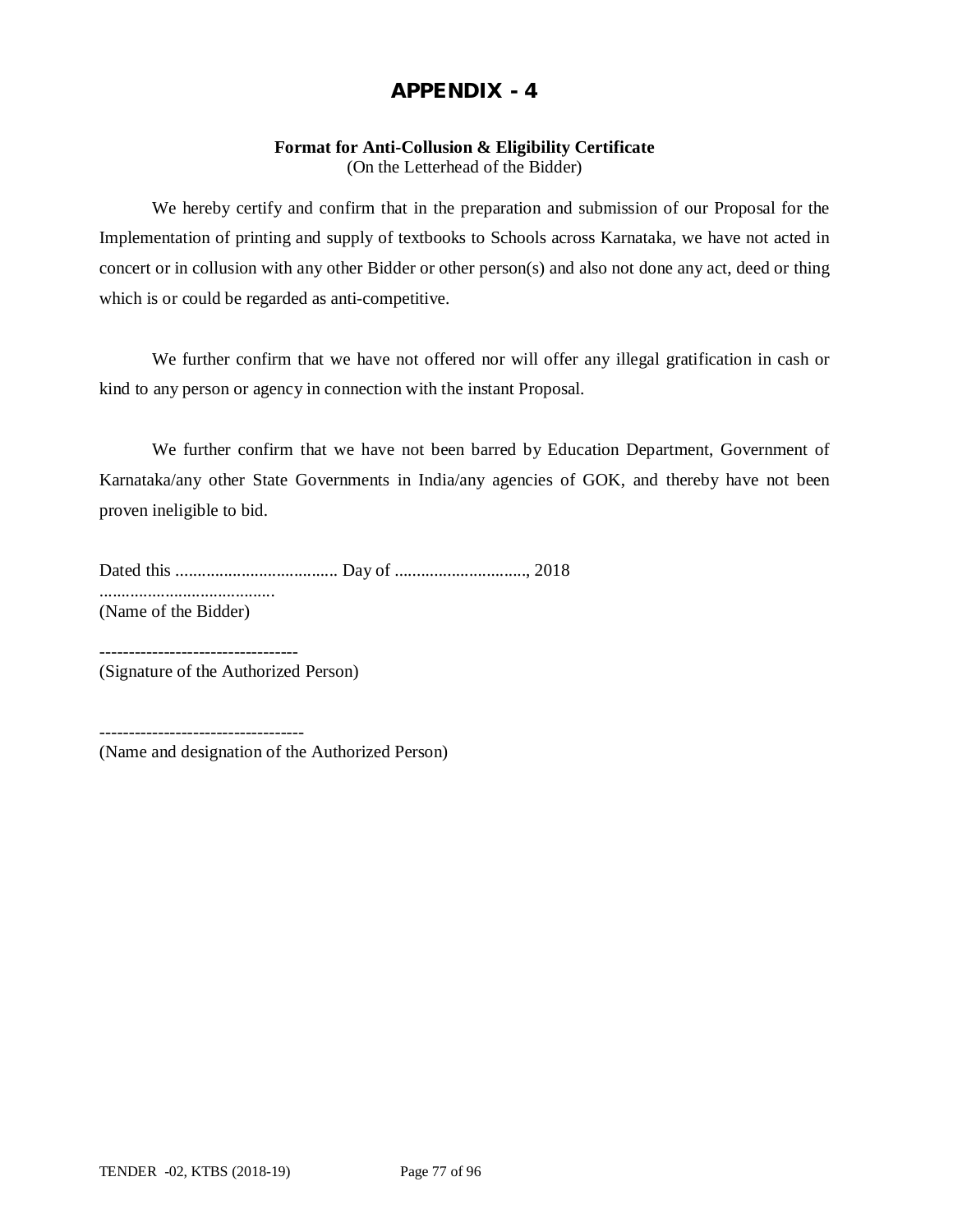# APPENDIX - 4

**Format for Anti-Collusion & Eligibility Certificate**
(On the Letterhead of the Bidder)

We hereby certify and confirm that in the preparation and submission of our Proposal for the Implementation of printing and supply of textbooks to Schools across Karnataka, we have not acted in concert or in collusion with any other Bidder or other person(s) and also not done any act, deed or thing which is or could be regarded as anti-competitive.

We further confirm that we have not offered nor will offer any illegal gratification in cash or kind to any person or agency in connection with the instant Proposal.

We further confirm that we have not been barred by Education Department, Government of Karnataka/any other State Governments in India/any agencies of GOK, and thereby have not been proven ineligible to bid.

Dated this ..................................... Day of .............................., 2018

........................................
(Name of the Bidder)

----------------------------------
(Signature of the Authorized Person)

-----------------------------------
(Name and designation of the Authorized Person)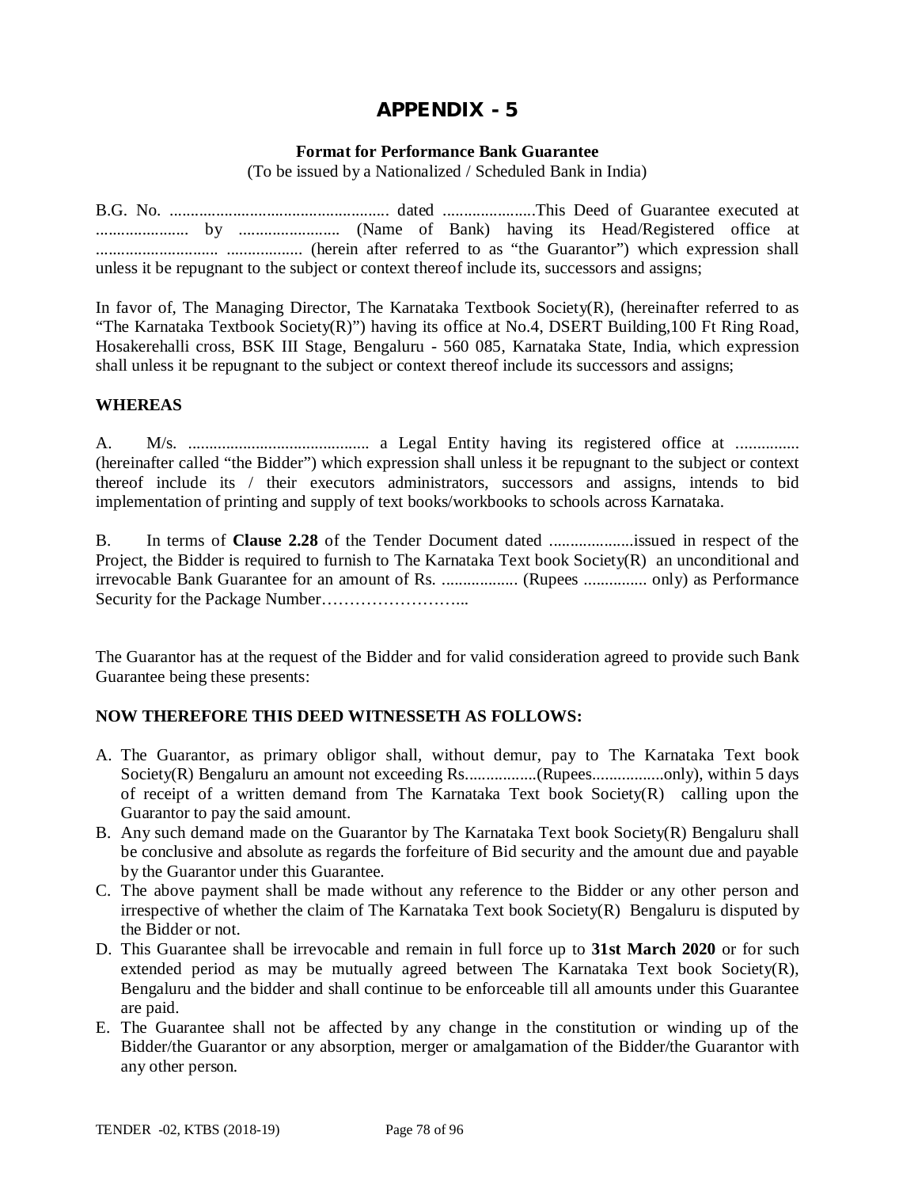# APPENDIX - 5

**Format for Performance Bank Guarantee**

(To be issued by a Nationalized / Scheduled Bank in India)

B.G. No. .................................................... dated ......................This Deed of Guarantee executed at ...................... by ........................ (Name of Bank) having its Head/Registered office at ............................. .................. (herein after referred to as "the Guarantor") which expression shall unless it be repugnant to the subject or context thereof include its, successors and assigns;

In favor of, The Managing Director, The Karnataka Textbook Society(R), (hereinafter referred to as "The Karnataka Textbook Society(R)") having its office at No.4, DSERT Building,100 Ft Ring Road, Hosakerehalli cross, BSK III Stage, Bengaluru - 560 085, Karnataka State, India, which expression shall unless it be repugnant to the subject or context thereof include its successors and assigns;

**WHEREAS**

A. M/s. ........................................... a Legal Entity having its registered office at ............... (hereinafter called "the Bidder") which expression shall unless it be repugnant to the subject or context thereof include its / their executors administrators, successors and assigns, intends to bid implementation of printing and supply of text books/workbooks to schools across Karnataka.

B. In terms of **Clause 2.28** of the Tender Document dated ....................issued in respect of the Project, the Bidder is required to furnish to The Karnataka Text book Society(R) an unconditional and irrevocable Bank Guarantee for an amount of Rs. .................. (Rupees ............... only) as Performance Security for the Package Number……………………..

The Guarantor has at the request of the Bidder and for valid consideration agreed to provide such Bank Guarantee being these presents:

**NOW THEREFORE THIS DEED WITNESSETH AS FOLLOWS:**

A. The Guarantor, as primary obligor shall, without demur, pay to The Karnataka Text book Society(R) Bengaluru an amount not exceeding Rs.................(Rupees.................only), within 5 days of receipt of a written demand from The Karnataka Text book Society(R) calling upon the Guarantor to pay the said amount.
B. Any such demand made on the Guarantor by The Karnataka Text book Society(R) Bengaluru shall be conclusive and absolute as regards the forfeiture of Bid security and the amount due and payable by the Guarantor under this Guarantee.
C. The above payment shall be made without any reference to the Bidder or any other person and irrespective of whether the claim of The Karnataka Text book Society(R) Bengaluru is disputed by the Bidder or not.
D. This Guarantee shall be irrevocable and remain in full force up to **31st March 2020** or for such extended period as may be mutually agreed between The Karnataka Text book Society(R), Bengaluru and the bidder and shall continue to be enforceable till all amounts under this Guarantee are paid.
E. The Guarantee shall not be affected by any change in the constitution or winding up of the Bidder/the Guarantor or any absorption, merger or amalgamation of the Bidder/the Guarantor with any other person.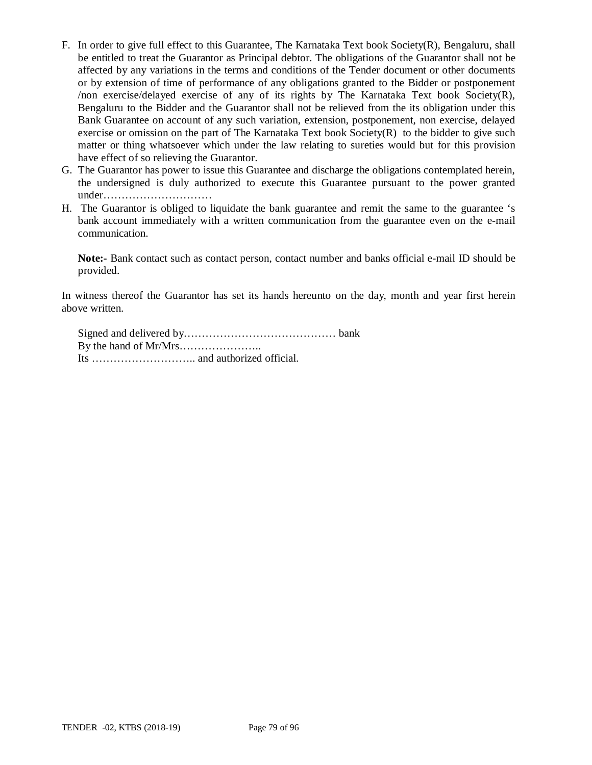F. In order to give full effect to this Guarantee, The Karnataka Text book Society(R), Bengaluru, shall be entitled to treat the Guarantor as Principal debtor. The obligations of the Guarantor shall not be affected by any variations in the terms and conditions of the Tender document or other documents or by extension of time of performance of any obligations granted to the Bidder or postponement /non exercise/delayed exercise of any of its rights by The Karnataka Text book Society(R), Bengaluru to the Bidder and the Guarantor shall not be relieved from the its obligation under this Bank Guarantee on account of any such variation, extension, postponement, non exercise, delayed exercise or omission on the part of The Karnataka Text book Society(R) to the bidder to give such matter or thing whatsoever which under the law relating to sureties would but for this provision have effect of so relieving the Guarantor.
G. The Guarantor has power to issue this Guarantee and discharge the obligations contemplated herein, the undersigned is duly authorized to execute this Guarantee pursuant to the power granted under…………………………
H. The Guarantor is obliged to liquidate the bank guarantee and remit the same to the guarantee 's bank account immediately with a written communication from the guarantee even on the e-mail communication.

   **Note:-** Bank contact such as contact person, contact number and banks official e-mail ID should be provided.

In witness thereof the Guarantor has set its hands hereunto on the day, month and year first herein above written.

Signed and delivered by…………………………………… bank
By the hand of Mr/Mrs…………………..
Its ……………………….. and authorized official.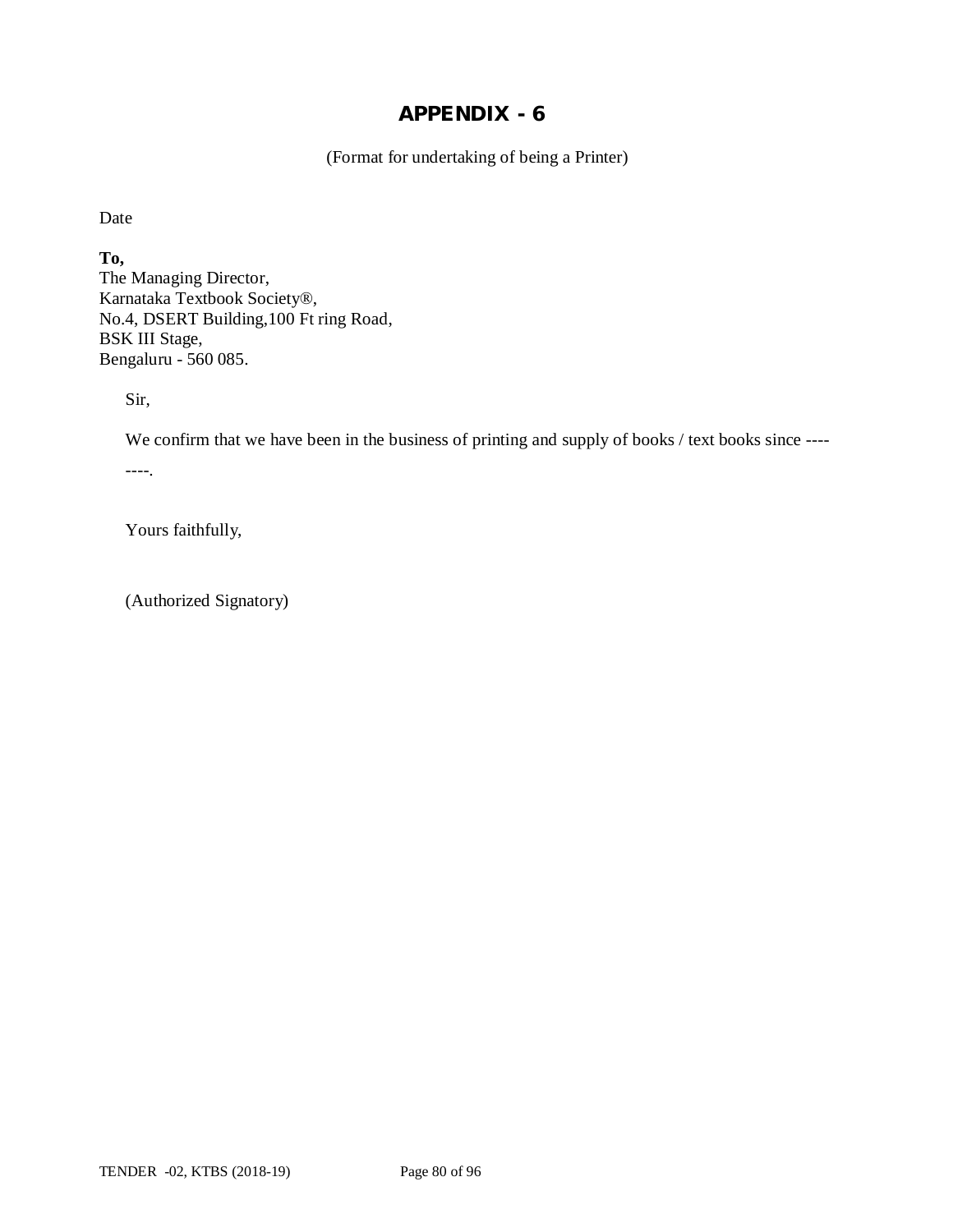# APPENDIX - 6

(Format for undertaking of being a Printer)

Date

**To,**
The Managing Director,
Karnataka Textbook Society®,
No.4, DSERT Building,100 Ft ring Road,
BSK III Stage,
Bengaluru - 560 085.

Sir,

We confirm that we have been in the business of printing and supply of books / text books since --------.

Yours faithfully,

(Authorized Signatory)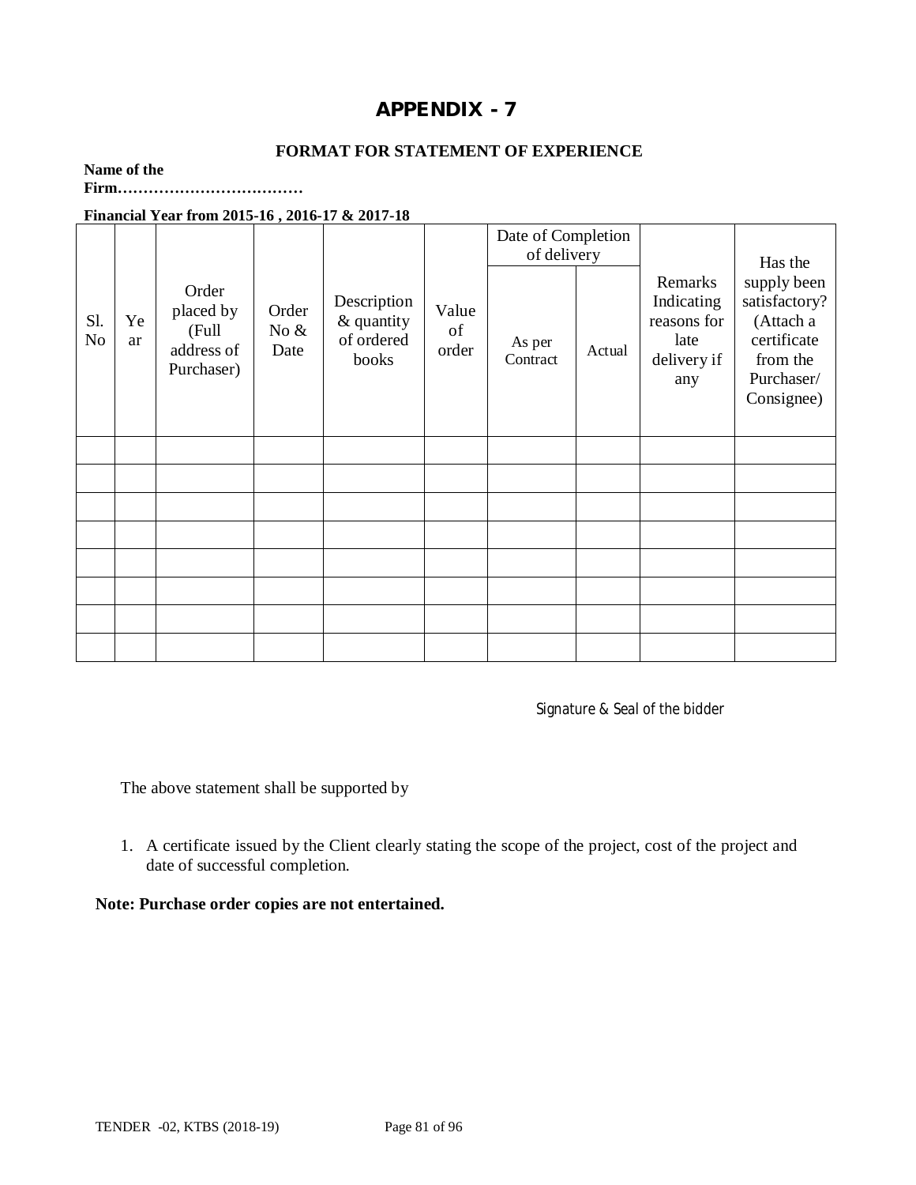# APPENDIX - 7

**FORMAT FOR STATEMENT OF EXPERIENCE**

**Name of the Firm………………………………**

**Financial Year from 2015-16 , 2016-17 & 2017-18**

| Sl. No | Year | Order placed by (Full address of Purchaser) | Order No & Date | Description & quantity of ordered books | Value of order | Date of Completion of delivery | | Remarks Indicating reasons for late delivery if any | Has the supply been satisfactory? (Attach a certificate from the Purchaser/ Consignee) |
|---|---|---|---|---|---|---|---|---|---|
| | | | | | | As per Contract | Actual | | |
| | | | | | | | | | |
| | | | | | | | | | |
| | | | | | | | | | |
| | | | | | | | | | |
| | | | | | | | | | |
| | | | | | | | | | |
| | | | | | | | | | |
| | | | | | | | | | |

Signature & Seal of the bidder

The above statement shall be supported by

1. A certificate issued by the Client clearly stating the scope of the project, cost of the project and date of successful completion.

**Note: Purchase order copies are not entertained.**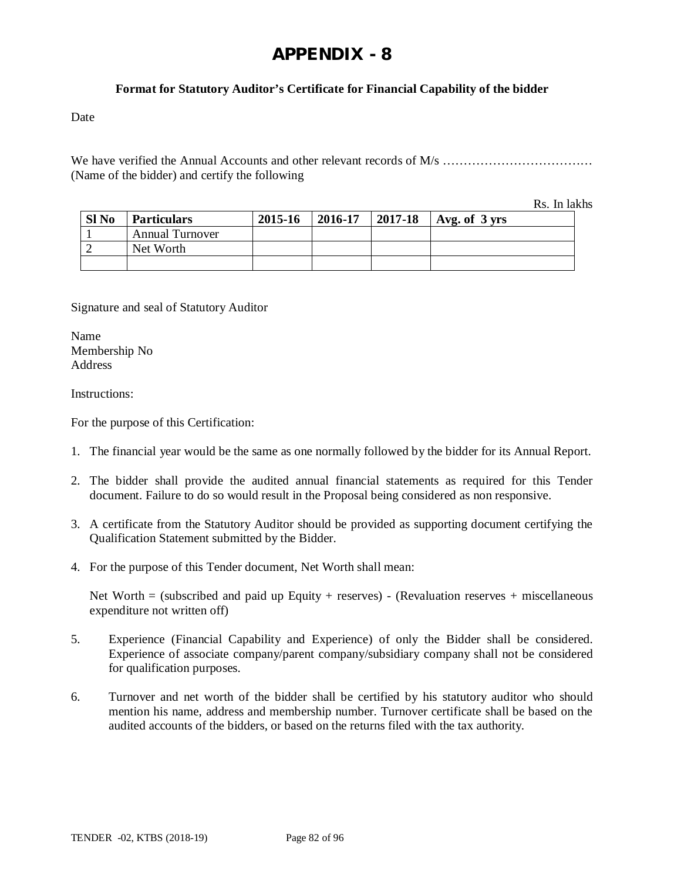# APPENDIX - 8

**Format for Statutory Auditor's Certificate for Financial Capability of the bidder**

Date

We have verified the Annual Accounts and other relevant records of M/s ……………………………… (Name of the bidder) and certify the following

Rs. In lakhs

| Sl No | Particulars | 2015-16 | 2016-17 | 2017-18 | Avg. of 3 yrs |
|---|---|---|---|---|---|
| 1 | Annual Turnover | | | | |
| 2 | Net Worth | | | | |
| | | | | | |

Signature and seal of Statutory Auditor

Name
Membership No
Address

Instructions:

For the purpose of this Certification:

1. The financial year would be the same as one normally followed by the bidder for its Annual Report.
2. The bidder shall provide the audited annual financial statements as required for this Tender document. Failure to do so would result in the Proposal being considered as non responsive.
3. A certificate from the Statutory Auditor should be provided as supporting document certifying the Qualification Statement submitted by the Bidder.
4. For the purpose of this Tender document, Net Worth shall mean:

   Net Worth = (subscribed and paid up Equity + reserves) - (Revaluation reserves + miscellaneous expenditure not written off)

5. Experience (Financial Capability and Experience) of only the Bidder shall be considered. Experience of associate company/parent company/subsidiary company shall not be considered for qualification purposes.
6. Turnover and net worth of the bidder shall be certified by his statutory auditor who should mention his name, address and membership number. Turnover certificate shall be based on the audited accounts of the bidders, or based on the returns filed with the tax authority.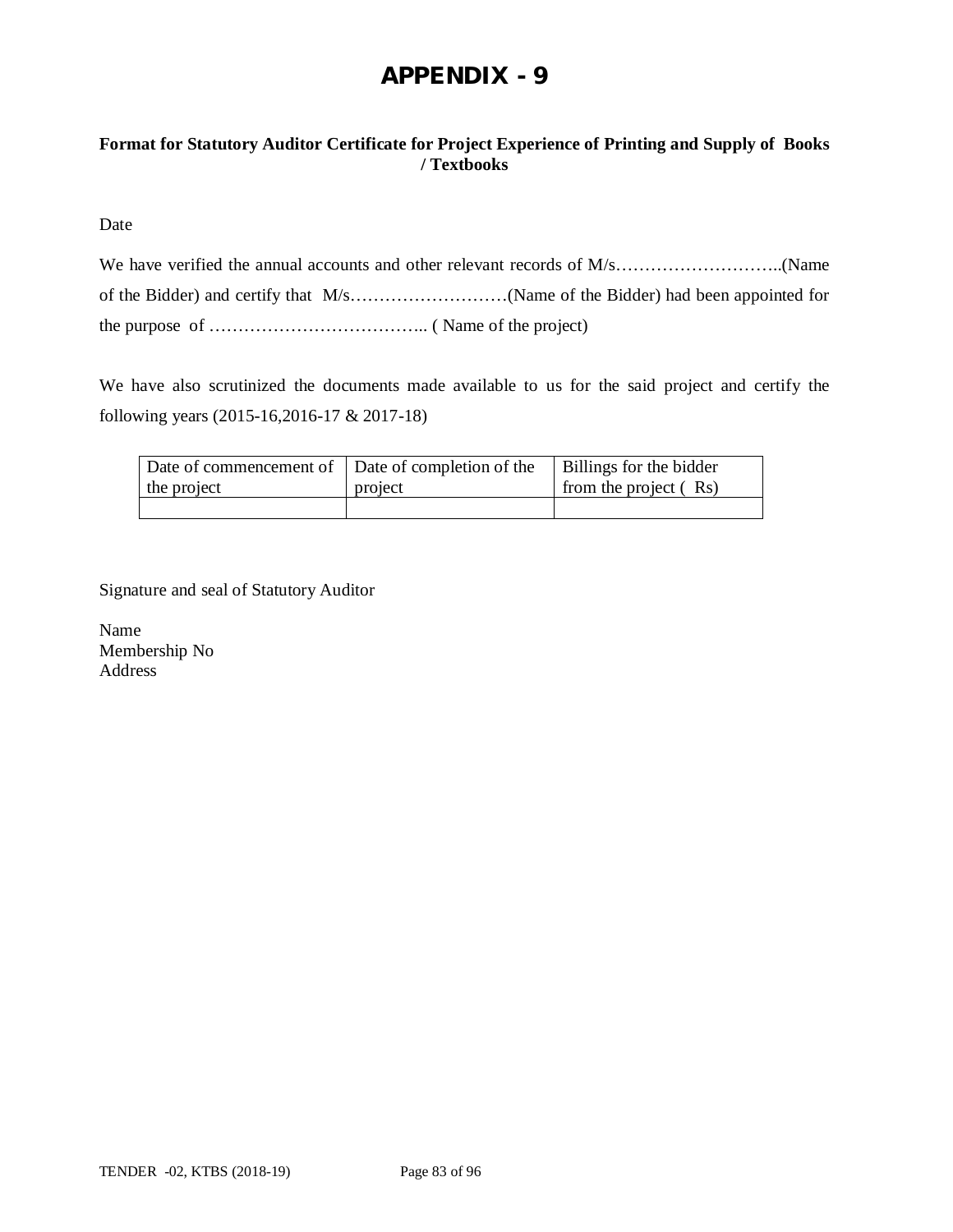# APPENDIX - 9

**Format for Statutory Auditor Certificate for Project Experience of Printing and Supply of Books / Textbooks**

Date

We have verified the annual accounts and other relevant records of M/s………………………..(Name of the Bidder) and certify that M/s………………………(Name of the Bidder) had been appointed for the purpose of ……………………………….. ( Name of the project)

We have also scrutinized the documents made available to us for the said project and certify the following years (2015-16,2016-17 & 2017-18)

| Date of commencement of the project | Date of completion of the project | Billings for the bidder from the project ( Rs) |
|---|---|---|
| | | |

Signature and seal of Statutory Auditor

Name
Membership No
Address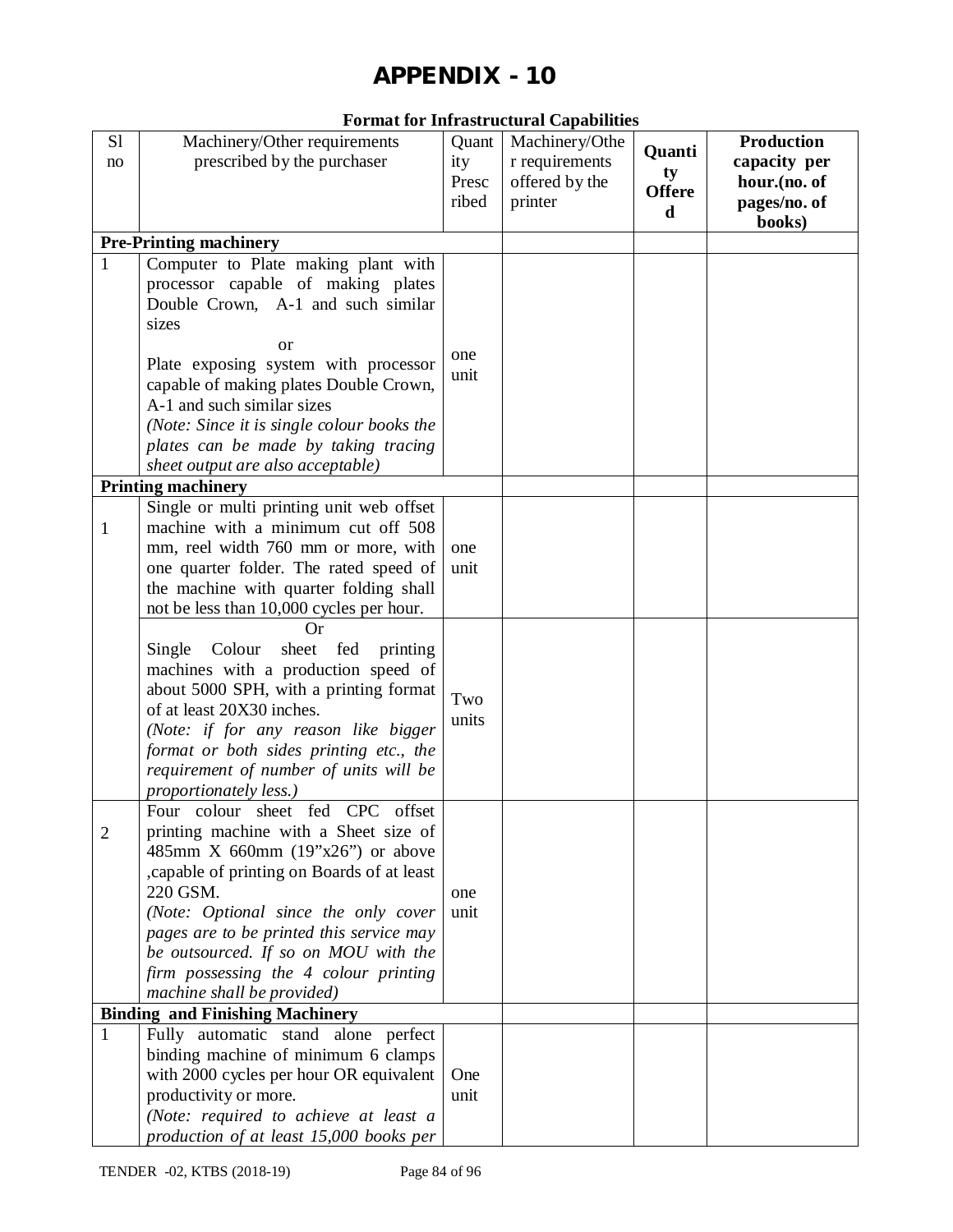# APPENDIX - 10

**Format for Infrastructural Capabilities**

| Sl no | Machinery/Other requirements prescribed by the purchaser | Quantity Prescribed | Machinery/Other requirements offered by the printer | **Quantity Offered** | **Production capacity per hour.(no. of pages/no. of books)** |
|---|---|---|---|---|---|
| **Pre-Printing machinery** | | | | | |
| 1 | Computer to Plate making plant with processor capable of making plates Double Crown, A-1 and such similar sizes<br>or<br>Plate exposing system with processor capable of making plates Double Crown, A-1 and such similar sizes<br>*(Note: Since it is single colour books the plates can be made by taking tracing sheet output are also acceptable)* | one unit | | | |
| **Printing machinery** | | | | | |
| 1 | Single or multi printing unit web offset machine with a minimum cut off 508 mm, reel width 760 mm or more, with one quarter folder. The rated speed of the machine with quarter folding shall not be less than 10,000 cycles per hour. | one unit | | | |
| | Or<br>Single Colour sheet fed printing machines with a production speed of about 5000 SPH, with a printing format of at least 20X30 inches.<br>*(Note: if for any reason like bigger format or both sides printing etc., the requirement of number of units will be proportionately less.)* | Two units | | | |
| 2 | Four colour sheet fed CPC offset printing machine with a Sheet size of 485mm X 660mm (19"x26") or above ,capable of printing on Boards of at least 220 GSM.<br>*(Note: Optional since the only cover pages are to be printed this service may be outsourced. If so on MOU with the firm possessing the 4 colour printing machine shall be provided)* | one unit | | | |
| **Binding and Finishing Machinery** | | | | | |
| 1 | Fully automatic stand alone perfect binding machine of minimum 6 clamps with 2000 cycles per hour OR equivalent productivity or more.<br>*(Note: required to achieve at least a production of at least 15,000 books per* | One unit | | | |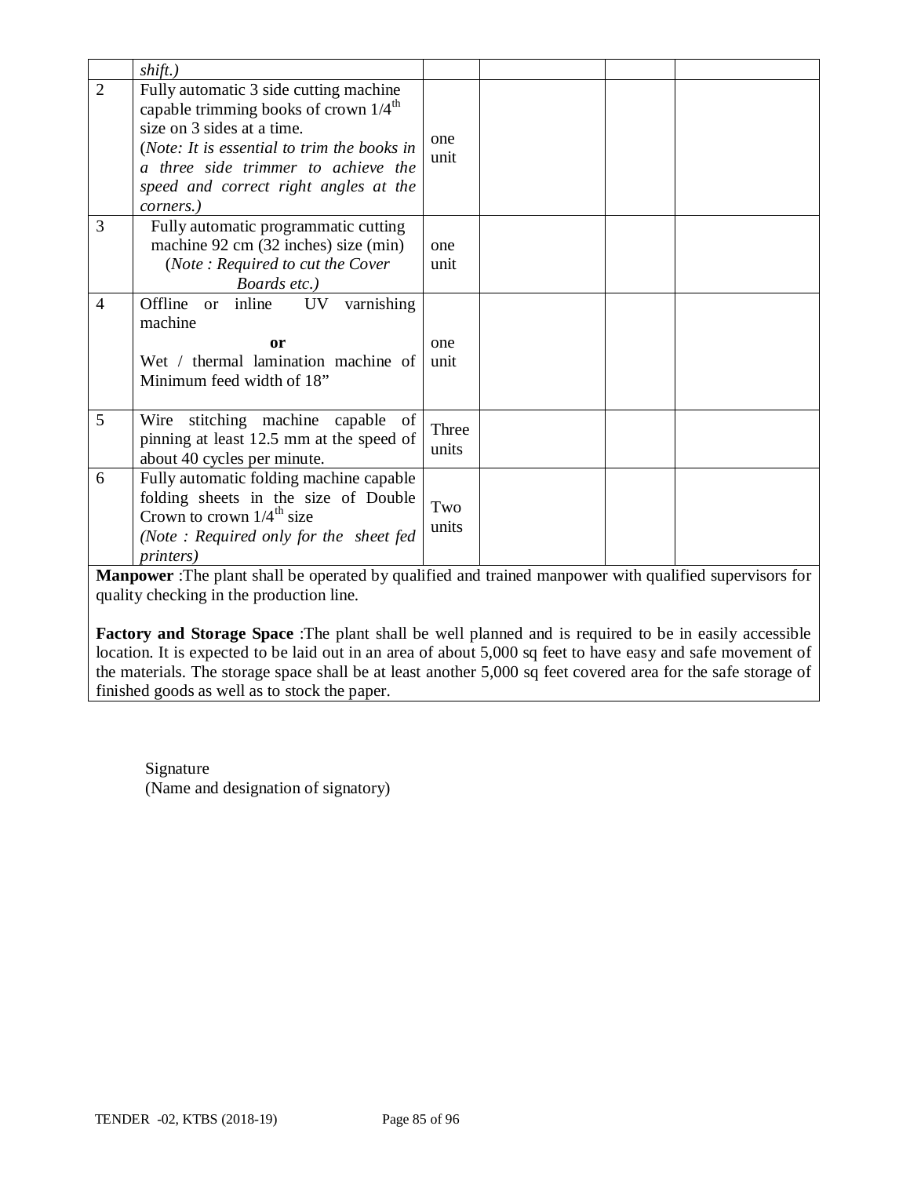| | | | | | |
|---|---|---|---|---|---|
| | *shift.)* | | | | |
| 2 | Fully automatic 3 side cutting machine capable trimming books of crown 1/4th size on 3 sides at a time. (*Note: It is essential to trim the books in a three side trimmer to achieve the speed and correct right angles at the corners.)* | one unit | | | |
| 3 | Fully automatic programmatic cutting machine 92 cm (32 inches) size (min) (*Note : Required to cut the Cover Boards etc.)* | one unit | | | |
| 4 | Offline or inline UV varnishing machine **or** Wet / thermal lamination machine of Minimum feed width of 18” | one unit | | | |
| 5 | Wire stitching machine capable of pinning at least 12.5 mm at the speed of about 40 cycles per minute. | Three units | | | |
| 6 | Fully automatic folding machine capable folding sheets in the size of Double Crown to crown 1/4th size *(Note : Required only for the sheet fed printers)* | Two units | | | |

**Manpower** :The plant shall be operated by qualified and trained manpower with qualified supervisors for quality checking in the production line.

**Factory and Storage Space** :The plant shall be well planned and is required to be in easily accessible location. It is expected to be laid out in an area of about 5,000 sq feet to have easy and safe movement of the materials. The storage space shall be at least another 5,000 sq feet covered area for the safe storage of finished goods as well as to stock the paper.

Signature
(Name and designation of signatory)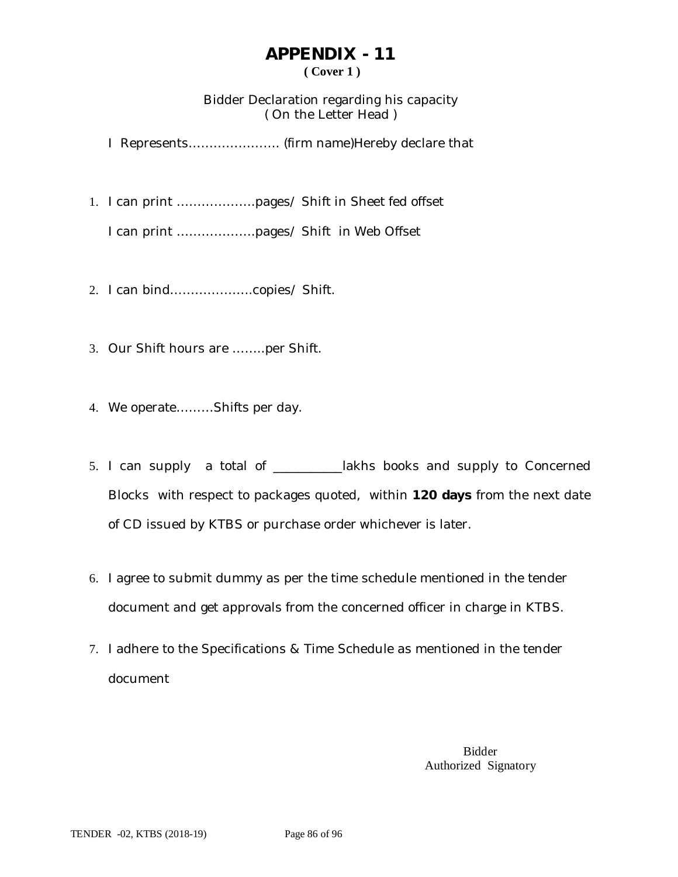# APPENDIX - 11

**( Cover 1 )**

Bidder Declaration regarding his capacity
( On the Letter Head )

I Represents…………………. (firm name)Hereby declare that

1. I can print ……………….pages/ Shift in Sheet fed offset

   I can print ……………….pages/ Shift in Web Offset

2. I can bind………………..copies/ Shift.

3. Our Shift hours are ……..per Shift.

4. We operate………Shifts per day.

5. I can supply a total of __________lakhs books and supply to Concerned Blocks with respect to packages quoted, within **120 days** from the next date of CD issued by KTBS or purchase order whichever is later.

6. I agree to submit dummy as per the time schedule mentioned in the tender document and get approvals from the concerned officer in charge in KTBS.

7. I adhere to the Specifications & Time Schedule as mentioned in the tender document

Bidder
Authorized Signatory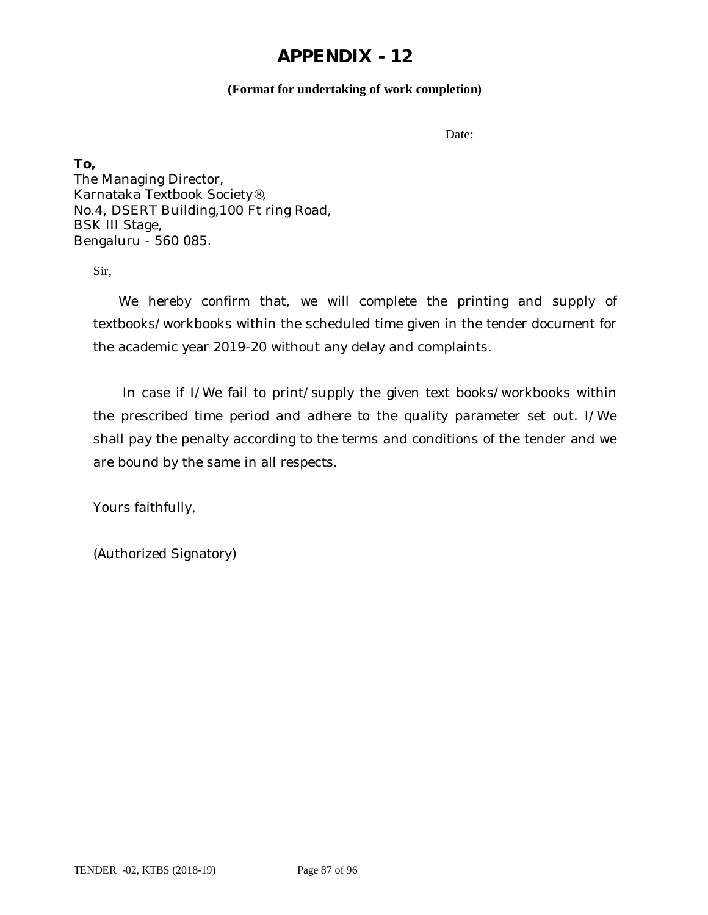# APPENDIX - 12

**(Format for undertaking of work completion)**

Date:

**To,**
The Managing Director,
Karnataka Textbook Society®,
No.4, DSERT Building,100 Ft ring Road,
BSK III Stage,
Bengaluru - 560 085.

Sir,

We hereby confirm that, we will complete the printing and supply of textbooks/workbooks within the scheduled time given in the tender document for the academic year 2019-20 without any delay and complaints.

In case if I/We fail to print/supply the given text books/workbooks within the prescribed time period and adhere to the quality parameter set out. I/We shall pay the penalty according to the terms and conditions of the tender and we are bound by the same in all respects.

Yours faithfully,

(Authorized Signatory)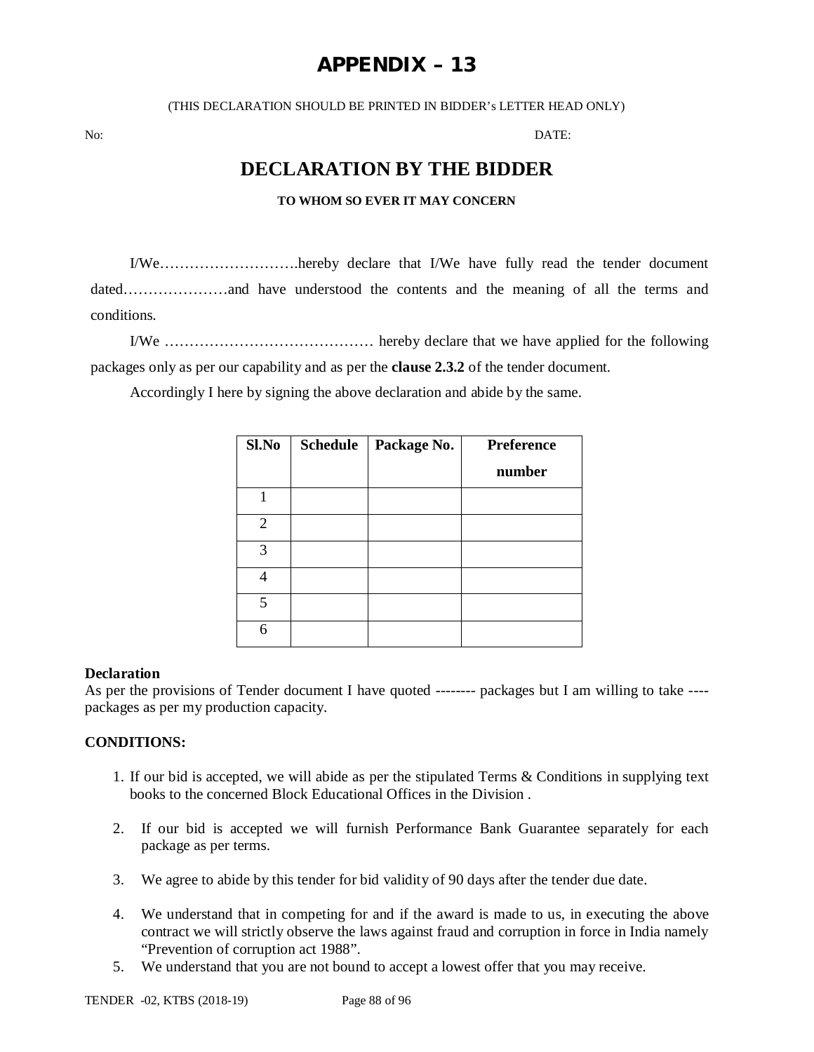# APPENDIX – 13

(THIS DECLARATION SHOULD BE PRINTED IN BIDDER's LETTER HEAD ONLY)

No: DATE:

## DECLARATION BY THE BIDDER

**TO WHOM SO EVER IT MAY CONCERN**

I/We……………………….hereby declare that I/We have fully read the tender document dated…………………and have understood the contents and the meaning of all the terms and conditions.

I/We …………………………………… hereby declare that we have applied for the following packages only as per our capability and as per the **clause 2.3.2** of the tender document.

Accordingly I here by signing the above declaration and abide by the same.

| Sl.No | Schedule | Package No. | Preference number |
|---|---|---|---|
| 1 | | | |
| 2 | | | |
| 3 | | | |
| 4 | | | |
| 5 | | | |
| 6 | | | |

**Declaration**

As per the provisions of Tender document I have quoted -------- packages but I am willing to take ---- packages as per my production capacity.

**CONDITIONS:**

1. If our bid is accepted, we will abide as per the stipulated Terms & Conditions in supplying text books to the concerned Block Educational Offices in the Division .
2. If our bid is accepted we will furnish Performance Bank Guarantee separately for each package as per terms.
3. We agree to abide by this tender for bid validity of 90 days after the tender due date.
4. We understand that in competing for and if the award is made to us, in executing the above contract we will strictly observe the laws against fraud and corruption in force in India namely "Prevention of corruption act 1988".
5. We understand that you are not bound to accept a lowest offer that you may receive.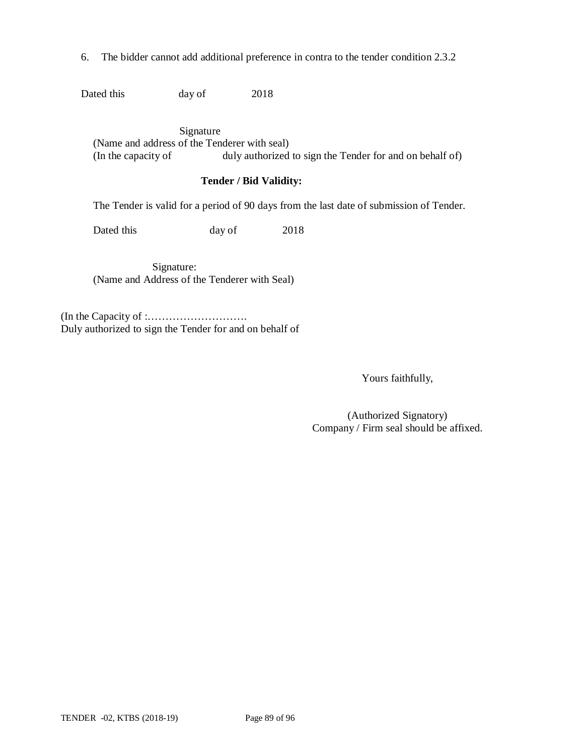6. The bidder cannot add additional preference in contra to the tender condition 2.3.2

Dated this day of 2018

Signature
(Name and address of the Tenderer with seal)
(In the capacity of duly authorized to sign the Tender for and on behalf of)

**Tender / Bid Validity:**

The Tender is valid for a period of 90 days from the last date of submission of Tender.

Dated this day of 2018

Signature:
(Name and Address of the Tenderer with Seal)

(In the Capacity of :……………………….
Duly authorized to sign the Tender for and on behalf of

Yours faithfully,

(Authorized Signatory)
Company / Firm seal should be affixed.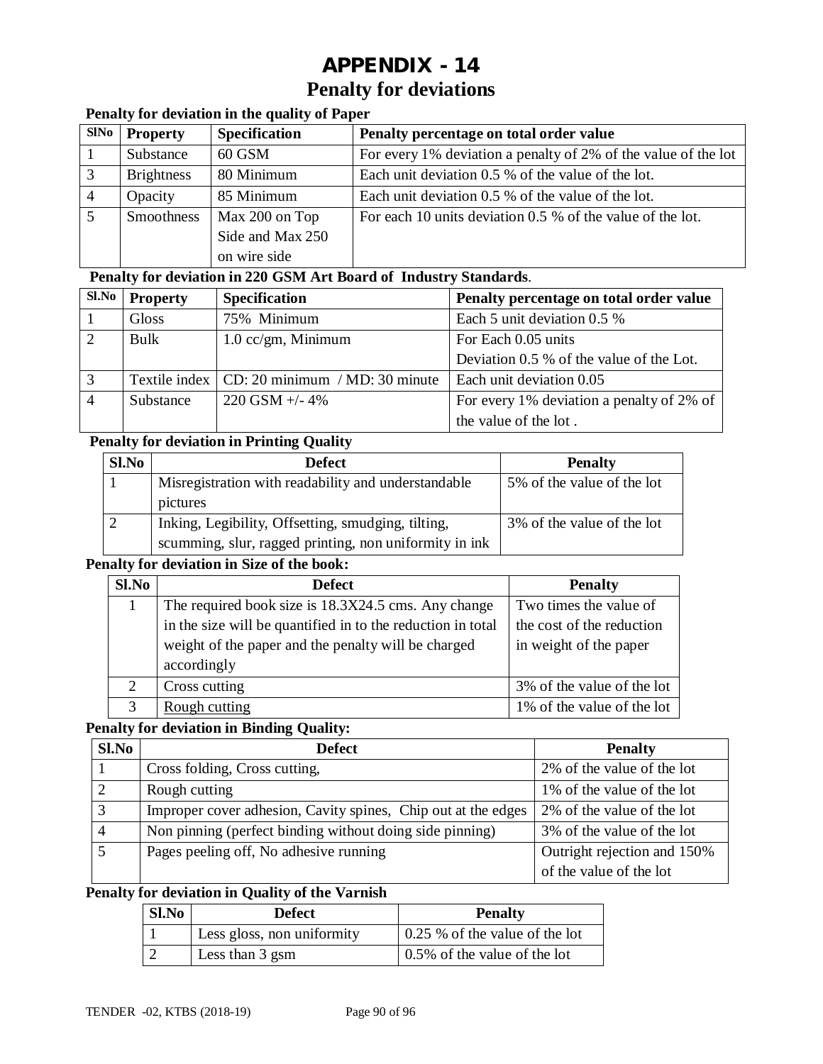# APPENDIX - 14

## Penalty for deviations

**Penalty for deviation in the quality of Paper**

| SlNo | Property | Specification | Penalty percentage on total order value |
|---|---|---|---|
| 1 | Substance | 60 GSM | For every 1% deviation a penalty of 2% of the value of the lot |
| 3 | Brightness | 80 Minimum | Each unit deviation 0.5 % of the value of the lot. |
| 4 | Opacity | 85 Minimum | Each unit deviation 0.5 % of the value of the lot. |
| 5 | Smoothness | Max 200 on Top Side and Max 250 on wire side | For each 10 units deviation 0.5 % of the value of the lot. |

**Penalty for deviation in 220 GSM Art Board of Industry Standards**.

| Sl.No | Property | Specification | Penalty percentage on total order value |
|---|---|---|---|
| 1 | Gloss | 75% Minimum | Each 5 unit deviation 0.5 % |
| 2 | Bulk | 1.0 cc/gm, Minimum | For Each 0.05 units Deviation 0.5 % of the value of the Lot. |
| 3 | Textile index | CD: 20 minimum / MD: 30 minute | Each unit deviation 0.05 |
| 4 | Substance | 220 GSM +/- 4% | For every 1% deviation a penalty of 2% of the value of the lot . |

**Penalty for deviation in Printing Quality**

| Sl.No | Defect | Penalty |
|---|---|---|
| 1 | Misregistration with readability and understandable pictures | 5% of the value of the lot |
| 2 | Inking, Legibility, Offsetting, smudging, tilting, scumming, slur, ragged printing, non uniformity in ink | 3% of the value of the lot |

**Penalty for deviation in Size of the book:**

| Sl.No | Defect | Penalty |
|---|---|---|
| 1 | The required book size is 18.3X24.5 cms. Any change in the size will be quantified in to the reduction in total weight of the paper and the penalty will be charged accordingly | Two times the value of the cost of the reduction in weight of the paper |
| 2 | Cross cutting | 3% of the value of the lot |
| 3 | Rough cutting | 1% of the value of the lot |

**Penalty for deviation in Binding Quality:**

| Sl.No | Defect | Penalty |
|---|---|---|
| 1 | Cross folding, Cross cutting, | 2% of the value of the lot |
| 2 | Rough cutting | 1% of the value of the lot |
| 3 | Improper cover adhesion, Cavity spines, Chip out at the edges | 2% of the value of the lot |
| 4 | Non pinning (perfect binding without doing side pinning) | 3% of the value of the lot |
| 5 | Pages peeling off, No adhesive running | Outright rejection and 150% of the value of the lot |

**Penalty for deviation in Quality of the Varnish**

| Sl.No | Defect | Penalty |
|---|---|---|
| 1 | Less gloss, non uniformity | 0.25 % of the value of the lot |
| 2 | Less than 3 gsm | 0.5% of the value of the lot |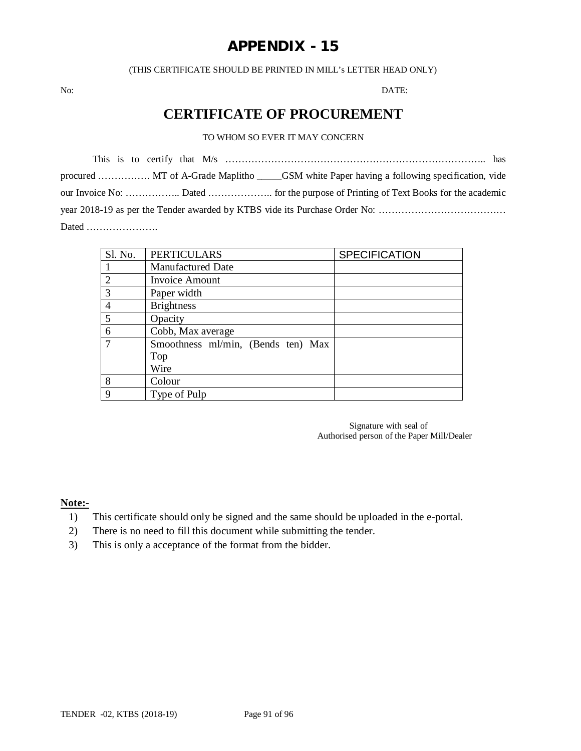# APPENDIX - 15

(THIS CERTIFICATE SHOULD BE PRINTED IN MILL's LETTER HEAD ONLY)

No: DATE:

## CERTIFICATE OF PROCUREMENT

TO WHOM SO EVER IT MAY CONCERN

This is to certify that M/s ……………………………………………………………………….. has procured ……………. MT of A-Grade Maplitho _____GSM white Paper having a following specification, vide our Invoice No: …………….. Dated ……………….. for the purpose of Printing of Text Books for the academic year 2018-19 as per the Tender awarded by KTBS vide its Purchase Order No: ………………………………… Dated ………………….

| Sl. No. | PERTICULARS | SPECIFICATION |
|---|---|---|
| 1 | Manufactured Date | |
| 2 | Invoice Amount | |
| 3 | Paper width | |
| 4 | Brightness | |
| 5 | Opacity | |
| 6 | Cobb, Max average | |
| 7 | Smoothness ml/min, (Bends ten) Max<br>Top<br>Wire | |
| 8 | Colour | |
| 9 | Type of Pulp | |

Signature with seal of
Authorised person of the Paper Mill/Dealer

**Note:-**

1) This certificate should only be signed and the same should be uploaded in the e-portal.
2) There is no need to fill this document while submitting the tender.
3) This is only a acceptance of the format from the bidder.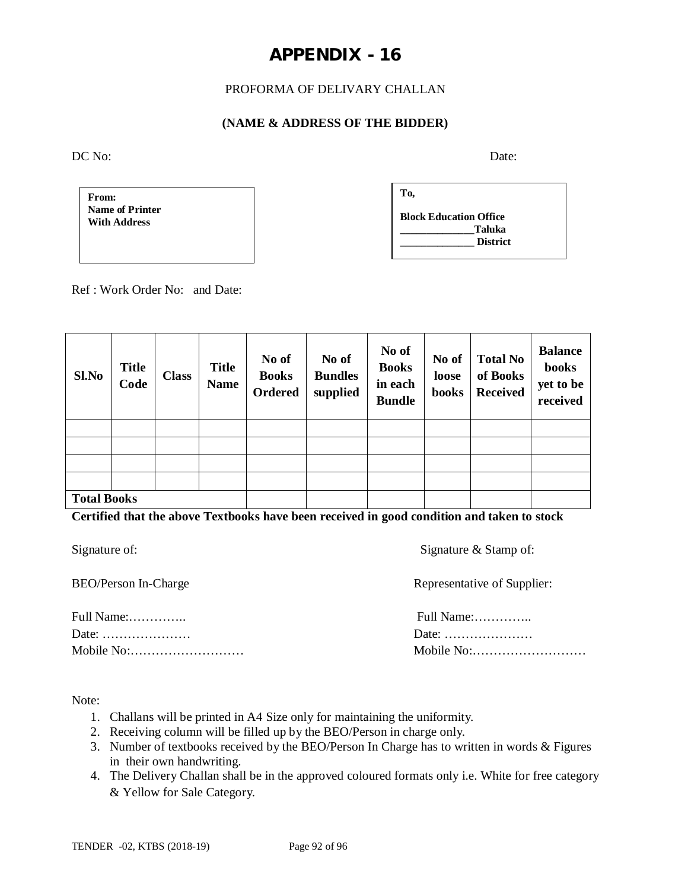# APPENDIX - 16

PROFORMA OF DELIVARY CHALLAN

**(NAME & ADDRESS OF THE BIDDER)**

DC No: Date:

**From:**
**Name of Printer**
**With Address**

**To,**

**Block Education Office**
**\_\_\_\_\_\_\_\_\_\_\_\_\_\_Taluka**
**\_\_\_\_\_\_\_\_\_\_\_\_\_\_ District**

Ref : Work Order No: and Date:

| Sl.No | Title Code | Class | Title Name | No of Books Ordered | No of Bundles supplied | No of Books in each Bundle | No of loose books | Total No of Books Received | Balance books yet to be received |
|---|---|---|---|---|---|---|---|---|---|
| | | | | | | | | | |
| | | | | | | | | | |
| | | | | | | | | | |
| | | | | | | | | | |
| **Total Books** | | | | | | | | | |

**Certified that the above Textbooks have been received in good condition and taken to stock**

Signature of:

BEO/Person In-Charge

Full Name:…………..
Date: …………………
Mobile No:………………………

Signature & Stamp of:

Representative of Supplier:

Full Name:…………..
Date: …………………
Mobile No:………………………

Note:

1. Challans will be printed in A4 Size only for maintaining the uniformity.
2. Receiving column will be filled up by the BEO/Person in charge only.
3. Number of textbooks received by the BEO/Person In Charge has to written in words & Figures in their own handwriting.
4. The Delivery Challan shall be in the approved coloured formats only i.e. White for free category & Yellow for Sale Category.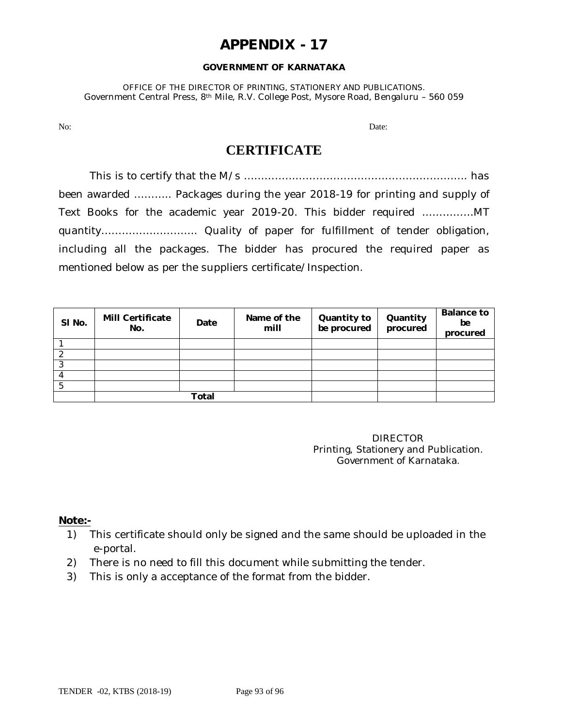# APPENDIX - 17

**GOVERNMENT OF KARNATAKA**

OFFICE OF THE DIRECTOR OF PRINTING, STATIONERY AND PUBLICATIONS.
Government Central Press, 8th Mile, R.V. College Post, Mysore Road, Bengaluru – 560 059

No: Date:

## CERTIFICATE

This is to certify that the M/s ……………………………………………………… has been awarded ……….. Packages during the year 2018-19 for printing and supply of Text Books for the academic year 2019-20. This bidder required ……………MT quantity……………………… Quality of paper for fulfillment of tender obligation, including all the packages. The bidder has procured the required paper as mentioned below as per the suppliers certificate/Inspection.

| Sl No. | Mill Certificate No. | Date | Name of the mill | Quantity to be procured | Quantity procured | Balance to be procured |
|---|---|---|---|---|---|---|
| 1 | | | | | | |
| 2 | | | | | | |
| 3 | | | | | | |
| 4 | | | | | | |
| 5 | | | | | | |
| | Total | | | | | |

DIRECTOR
Printing, Stationery and Publication.
Government of Karnataka.

**Note:-**

1) This certificate should only be signed and the same should be uploaded in the e-portal.
2) There is no need to fill this document while submitting the tender.
3) This is only a acceptance of the format from the bidder.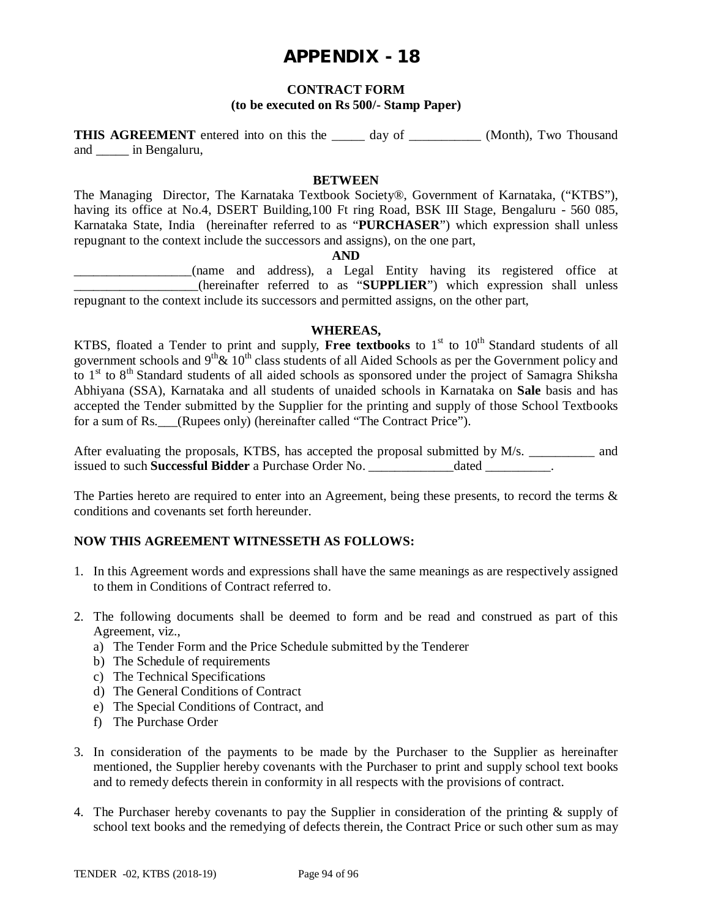# APPENDIX - 18

**CONTRACT FORM**
**(to be executed on Rs 500/- Stamp Paper)**

**THIS AGREEMENT** entered into on this the _____ day of ___________ (Month), Two Thousand and _____ in Bengaluru,

**BETWEEN**

The Managing Director, The Karnataka Textbook Society®, Government of Karnataka, ("KTBS"), having its office at No.4, DSERT Building,100 Ft ring Road, BSK III Stage, Bengaluru - 560 085, Karnataka State, India (hereinafter referred to as "**PURCHASER**") which expression shall unless repugnant to the context include the successors and assigns), on the one part,

**AND**

__________________(name and address), a Legal Entity having its registered office at ___________________(hereinafter referred to as "**SUPPLIER**") which expression shall unless repugnant to the context include its successors and permitted assigns, on the other part,

**WHEREAS,**

KTBS, floated a Tender to print and supply, **Free textbooks** to 1st to 10th Standard students of all government schools and 9th& 10th class students of all Aided Schools as per the Government policy and to 1st to 8th Standard students of all aided schools as sponsored under the project of Samagra Shiksha Abhiyana (SSA), Karnataka and all students of unaided schools in Karnataka on **Sale** basis and has accepted the Tender submitted by the Supplier for the printing and supply of those School Textbooks for a sum of Rs.___(Rupees only) (hereinafter called "The Contract Price").

After evaluating the proposals, KTBS, has accepted the proposal submitted by M/s. __________ and issued to such **Successful Bidder** a Purchase Order No. _____________dated __________.

The Parties hereto are required to enter into an Agreement, being these presents, to record the terms & conditions and covenants set forth hereunder.

**NOW THIS AGREEMENT WITNESSETH AS FOLLOWS:**

1. In this Agreement words and expressions shall have the same meanings as are respectively assigned to them in Conditions of Contract referred to.

2. The following documents shall be deemed to form and be read and construed as part of this Agreement, viz.,
   a) The Tender Form and the Price Schedule submitted by the Tenderer
   b) The Schedule of requirements
   c) The Technical Specifications
   d) The General Conditions of Contract
   e) The Special Conditions of Contract, and
   f) The Purchase Order

3. In consideration of the payments to be made by the Purchaser to the Supplier as hereinafter mentioned, the Supplier hereby covenants with the Purchaser to print and supply school text books and to remedy defects therein in conformity in all respects with the provisions of contract.

4. The Purchaser hereby covenants to pay the Supplier in consideration of the printing & supply of school text books and the remedying of defects therein, the Contract Price or such other sum as may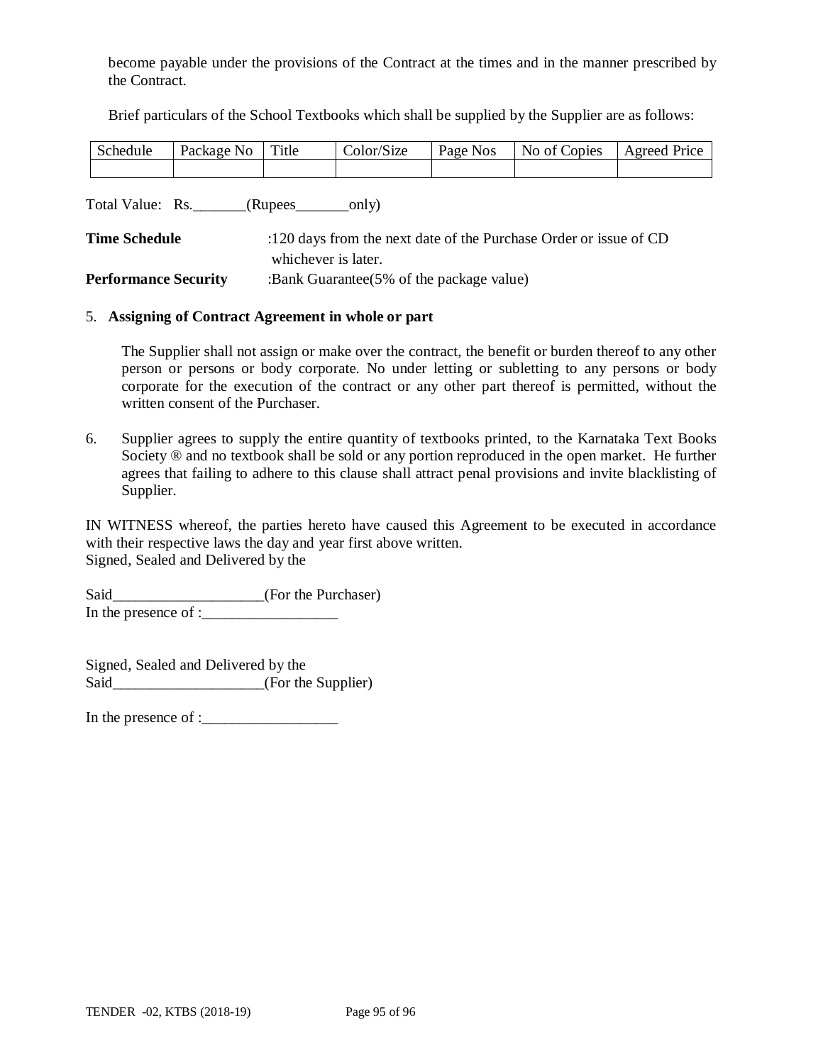become payable under the provisions of the Contract at the times and in the manner prescribed by the Contract.

Brief particulars of the School Textbooks which shall be supplied by the Supplier are as follows:

| Schedule | Package No | Title | Color/Size | Page Nos | No of Copies | Agreed Price |
|---|---|---|---|---|---|---|
| | | | | | | |

Total Value: Rs._______(Rupees_______only)

**Time Schedule** :120 days from the next date of the Purchase Order or issue of CD whichever is later.

**Performance Security** :Bank Guarantee(5% of the package value)

5. **Assigning of Contract Agreement in whole or part**

   The Supplier shall not assign or make over the contract, the benefit or burden thereof to any other person or persons or body corporate. No under letting or subletting to any persons or body corporate for the execution of the contract or any other part thereof is permitted, without the written consent of the Purchaser.

6. Supplier agrees to supply the entire quantity of textbooks printed, to the Karnataka Text Books Society ® and no textbook shall be sold or any portion reproduced in the open market. He further agrees that failing to adhere to this clause shall attract penal provisions and invite blacklisting of Supplier.

IN WITNESS whereof, the parties hereto have caused this Agreement to be executed in accordance with their respective laws the day and year first above written.
Signed, Sealed and Delivered by the

Said___________________(For the Purchaser)
In the presence of :_________________

Signed, Sealed and Delivered by the
Said___________________(For the Supplier)

In the presence of :_________________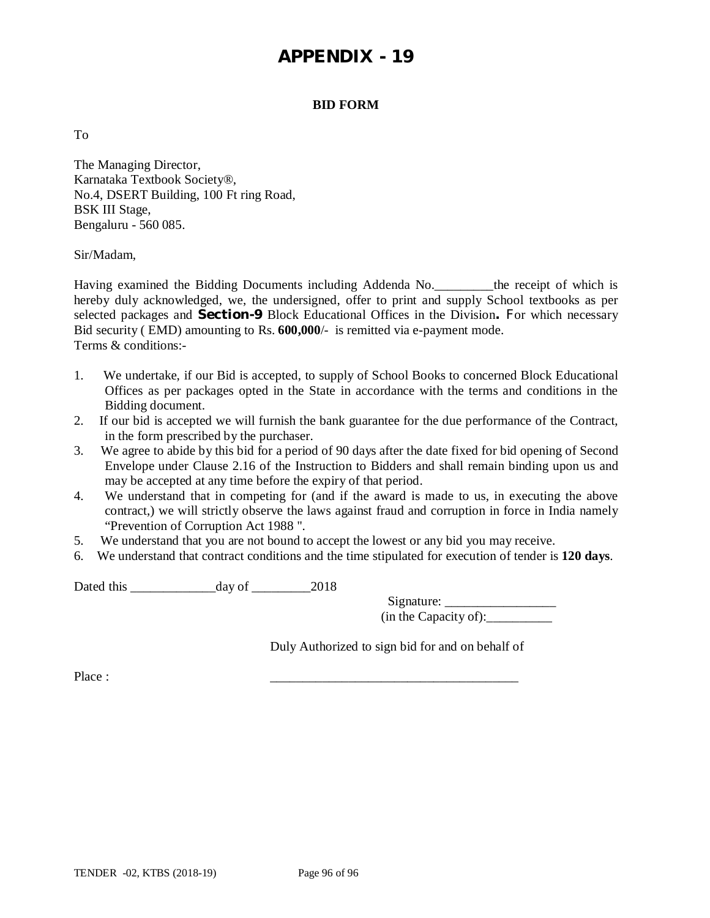# APPENDIX - 19

**BID FORM**

To

The Managing Director,
Karnataka Textbook Society®,
No.4, DSERT Building, 100 Ft ring Road,
BSK III Stage,
Bengaluru - 560 085.

Sir/Madam,

Having examined the Bidding Documents including Addenda No._________the receipt of which is hereby duly acknowledged, we, the undersigned, offer to print and supply School textbooks as per selected packages and **Section-9** Block Educational Offices in the Division**.** For which necessary Bid security ( EMD) amounting to Rs. **600,000**/- is remitted via e-payment mode.
Terms & conditions:-

1. We undertake, if our Bid is accepted, to supply of School Books to concerned Block Educational Offices as per packages opted in the State in accordance with the terms and conditions in the Bidding document.
2. If our bid is accepted we will furnish the bank guarantee for the due performance of the Contract, in the form prescribed by the purchaser.
3. We agree to abide by this bid for a period of 90 days after the date fixed for bid opening of Second Envelope under Clause 2.16 of the Instruction to Bidders and shall remain binding upon us and may be accepted at any time before the expiry of that period.
4. We understand that in competing for (and if the award is made to us, in executing the above contract,) we will strictly observe the laws against fraud and corruption in force in India namely "Prevention of Corruption Act 1988 ".
5. We understand that you are not bound to accept the lowest or any bid you may receive.
6. We understand that contract conditions and the time stipulated for execution of tender is **120 days**.

Dated this _____________day of _________2018

Signature: ________________
(in the Capacity of):__________

Duly Authorized to sign bid for and on behalf of

Place : ______________________________________